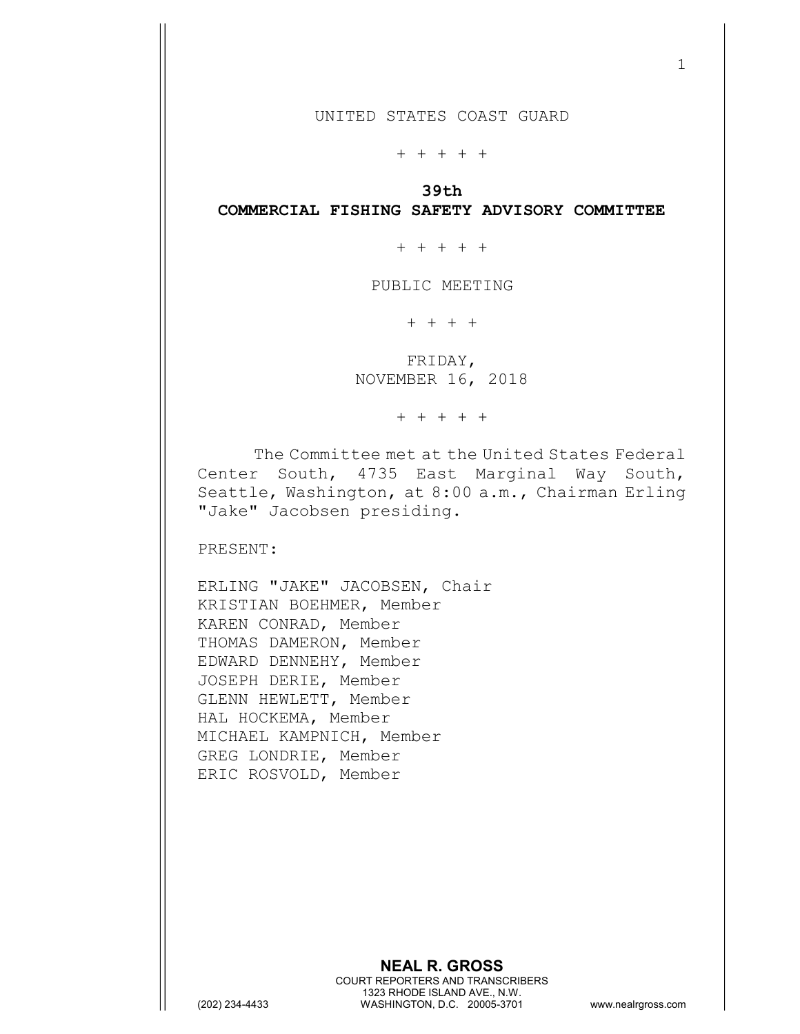UNITED STATES COAST GUARD

+ + + + +

**39th**

**COMMERCIAL FISHING SAFETY ADVISORY COMMITTEE**

+ + + + +

PUBLIC MEETING

+ + + +

FRIDAY,
NOVEMBER 16, 2018

+ + + + +

The Committee met at the United States Federal Center South, 4735 East Marginal Way South, Seattle, Washington, at 8:00 a.m., Chairman Erling "Jake" Jacobsen presiding.

PRESENT:

ERLING "JAKE" JACOBSEN, Chair
KRISTIAN BOEHMER, Member
KAREN CONRAD, Member
THOMAS DAMERON, Member
EDWARD DENNEHY, Member
JOSEPH DERIE, Member
GLENN HEWLETT, Member
HAL HOCKEMA, Member
MICHAEL KAMPNICH, Member
GREG LONDRIE, Member
ERIC ROSVOLD, Member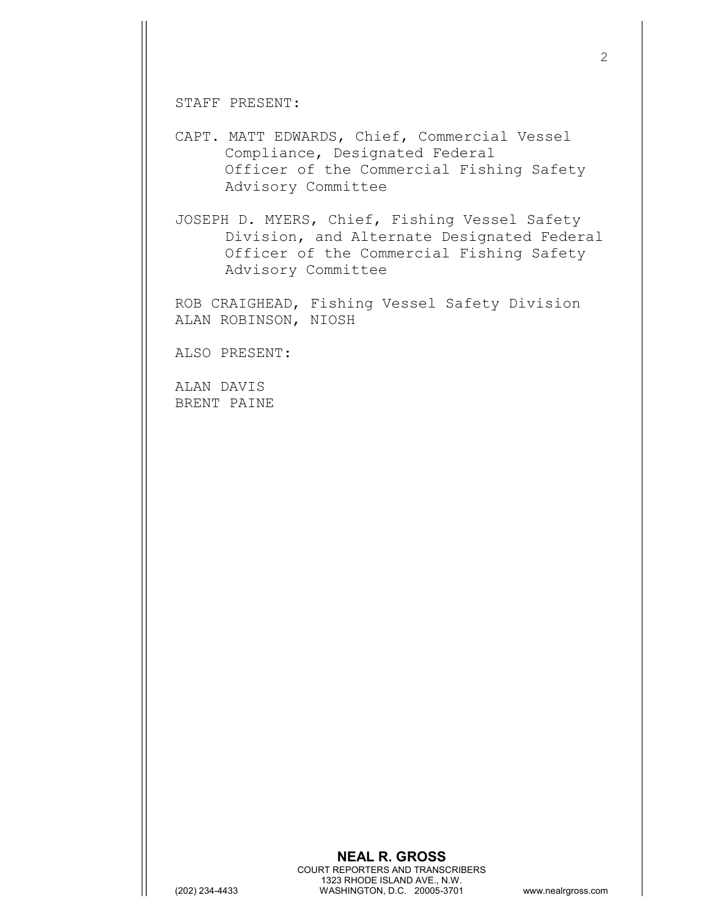STAFF PRESENT:

CAPT. MATT EDWARDS, Chief, Commercial Vessel Compliance, Designated Federal Officer of the Commercial Fishing Safety Advisory Committee

JOSEPH D. MYERS, Chief, Fishing Vessel Safety Division, and Alternate Designated Federal Officer of the Commercial Fishing Safety Advisory Committee

ROB CRAIGHEAD, Fishing Vessel Safety Division
ALAN ROBINSON, NIOSH

ALSO PRESENT:

ALAN DAVIS
BRENT PAINE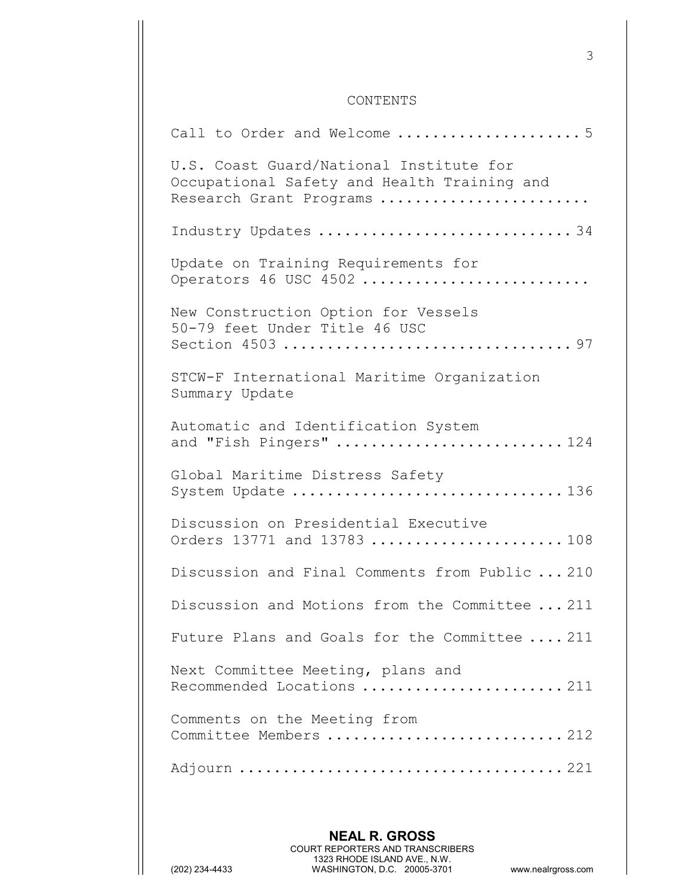# CONTENTS

Call to Order and Welcome .................... 5

U.S. Coast Guard/National Institute for Occupational Safety and Health Training and Research Grant Programs .......................

Industry Updates ............................ 34

Update on Training Requirements for Operators 46 USC 4502 .........................

New Construction Option for Vessels 50-79 feet Under Title 46 USC Section 4503 ............................... 97

STCW-F International Maritime Organization Summary Update

Automatic and Identification System and "Fish Pingers" ......................... 124

Global Maritime Distress Safety System Update .............................. 136

Discussion on Presidential Executive Orders 13771 and 13783 ...................... 108

Discussion and Final Comments from Public ... 210

Discussion and Motions from the Committee ... 211

Future Plans and Goals for the Committee .... 211

Next Committee Meeting, plans and Recommended Locations ...................... 211

Comments on the Meeting from Committee Members .......................... 212

Adjourn .................................... 221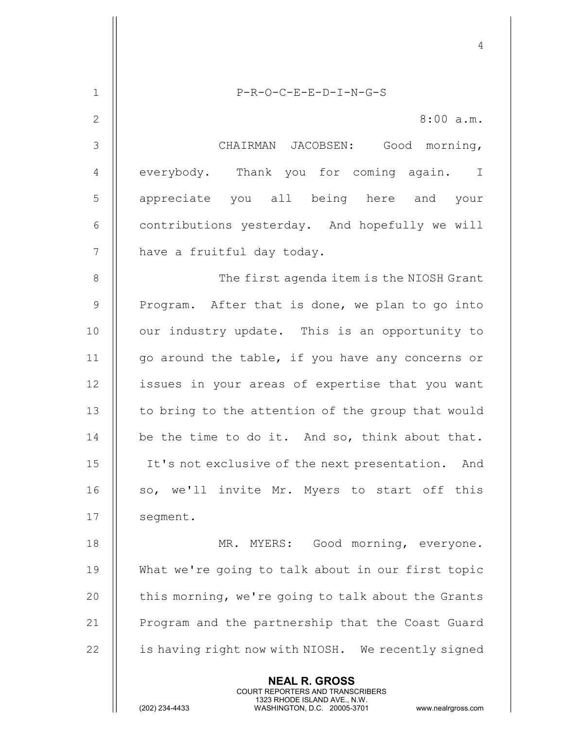P-R-O-C-E-E-D-I-N-G-S

8:00 a.m.

CHAIRMAN JACOBSEN: Good morning, everybody. Thank you for coming again. I appreciate you all being here and your contributions yesterday. And hopefully we will have a fruitful day today.

The first agenda item is the NIOSH Grant Program. After that is done, we plan to go into our industry update. This is an opportunity to go around the table, if you have any concerns or issues in your areas of expertise that you want to bring to the attention of the group that would be the time to do it. And so, think about that. It's not exclusive of the next presentation. And so, we'll invite Mr. Myers to start off this segment.

MR. MYERS: Good morning, everyone. What we're going to talk about in our first topic this morning, we're going to talk about the Grants Program and the partnership that the Coast Guard is having right now with NIOSH. We recently signed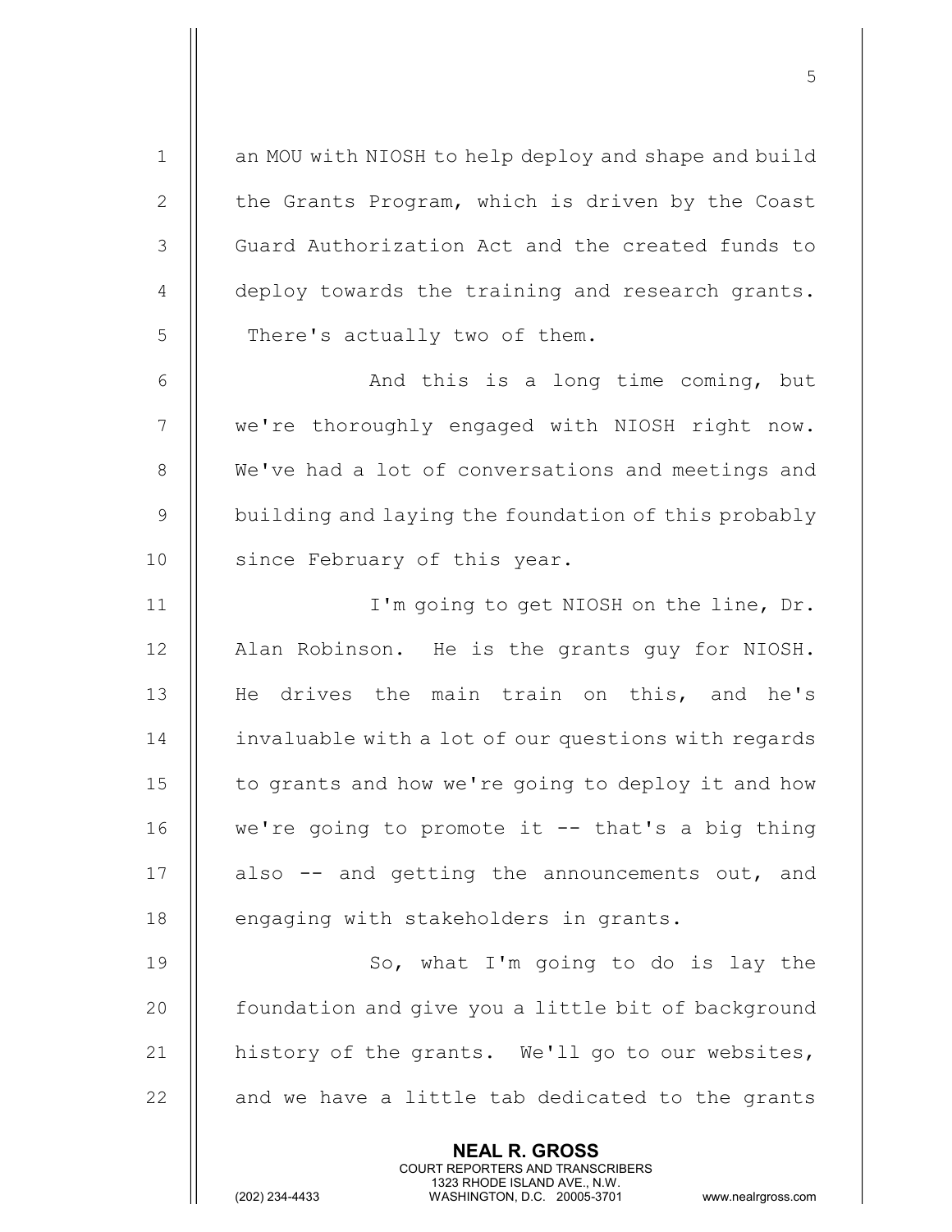an MOU with NIOSH to help deploy and shape and build the Grants Program, which is driven by the Coast Guard Authorization Act and the created funds to deploy towards the training and research grants. There's actually two of them.

And this is a long time coming, but we're thoroughly engaged with NIOSH right now. We've had a lot of conversations and meetings and building and laying the foundation of this probably since February of this year.

I'm going to get NIOSH on the line, Dr. Alan Robinson. He is the grants guy for NIOSH. He drives the main train on this, and he's invaluable with a lot of our questions with regards to grants and how we're going to deploy it and how we're going to promote it -- that's a big thing also -- and getting the announcements out, and engaging with stakeholders in grants.

So, what I'm going to do is lay the foundation and give you a little bit of background history of the grants. We'll go to our websites, and we have a little tab dedicated to the grants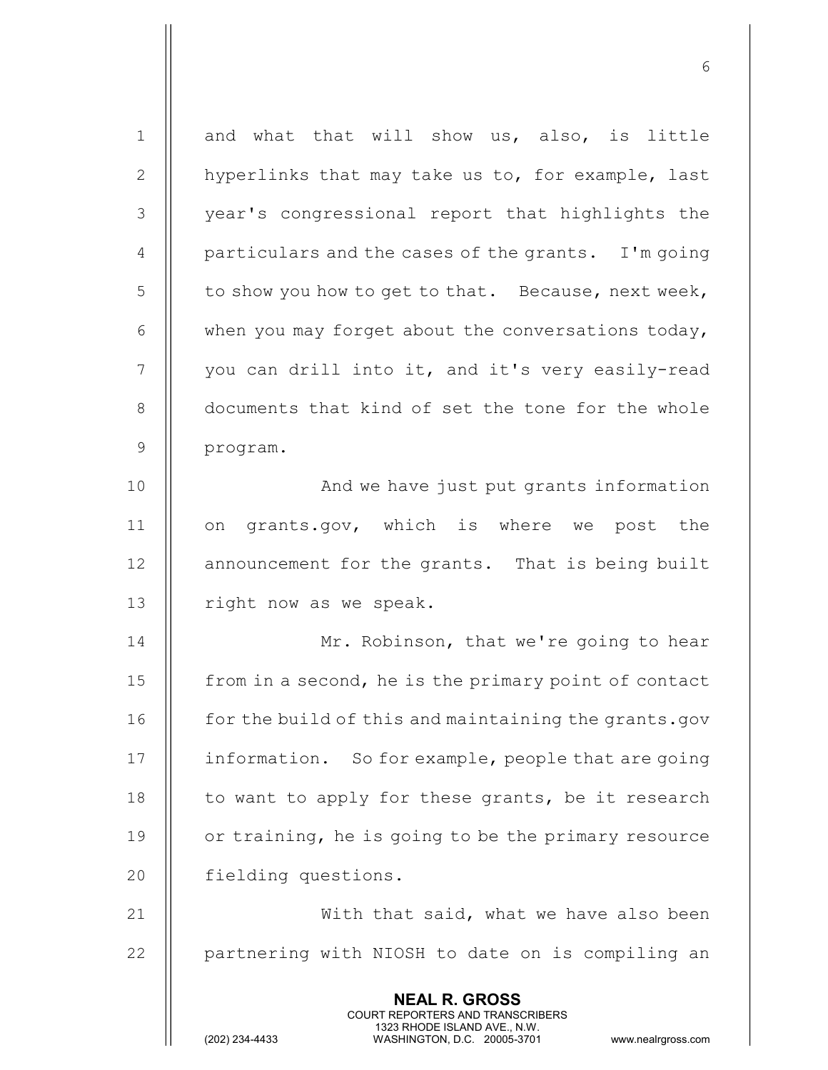and what that will show us, also, is little hyperlinks that may take us to, for example, last year's congressional report that highlights the particulars and the cases of the grants. I'm going to show you how to get to that. Because, next week, when you may forget about the conversations today, you can drill into it, and it's very easily-read documents that kind of set the tone for the whole program.

And we have just put grants information on grants.gov, which is where we post the announcement for the grants. That is being built right now as we speak.

Mr. Robinson, that we're going to hear from in a second, he is the primary point of contact for the build of this and maintaining the grants.gov information. So for example, people that are going to want to apply for these grants, be it research or training, he is going to be the primary resource fielding questions.

With that said, what we have also been partnering with NIOSH to date on is compiling an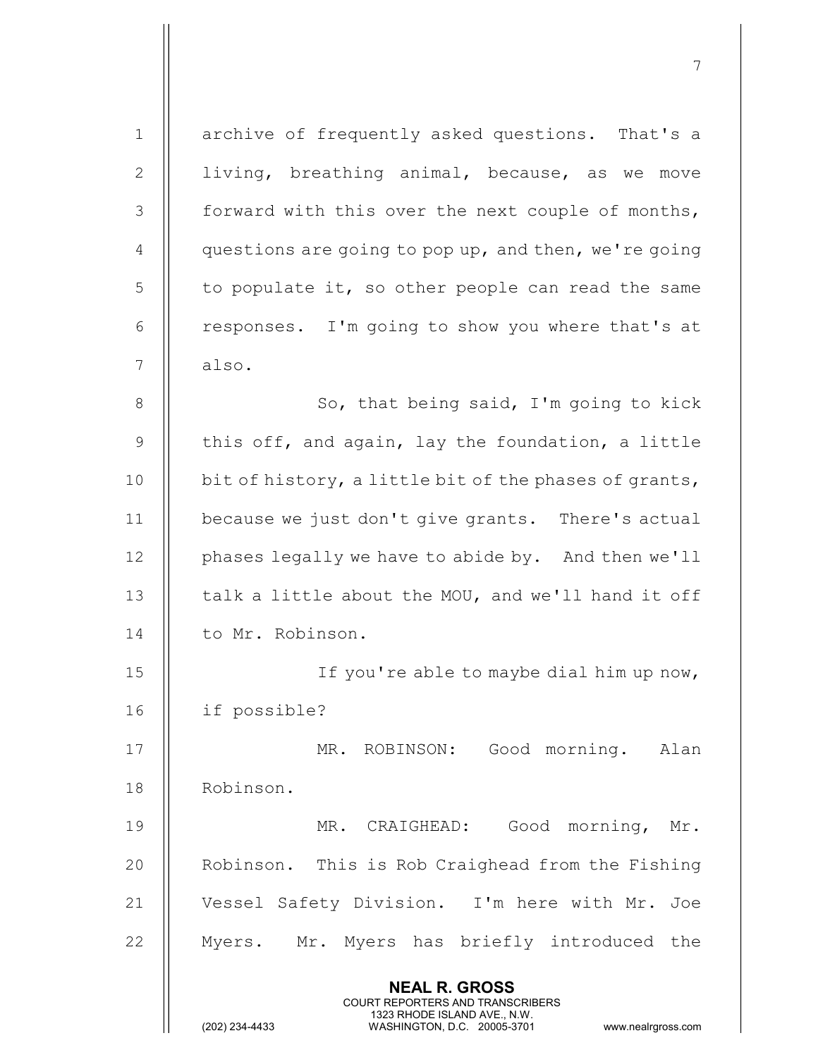archive of frequently asked questions. That's a living, breathing animal, because, as we move forward with this over the next couple of months, questions are going to pop up, and then, we're going to populate it, so other people can read the same responses. I'm going to show you where that's at also.

So, that being said, I'm going to kick this off, and again, lay the foundation, a little bit of history, a little bit of the phases of grants, because we just don't give grants. There's actual phases legally we have to abide by. And then we'll talk a little about the MOU, and we'll hand it off to Mr. Robinson.

If you're able to maybe dial him up now, if possible?

MR. ROBINSON: Good morning. Alan Robinson.

MR. CRAIGHEAD: Good morning, Mr. Robinson. This is Rob Craighead from the Fishing Vessel Safety Division. I'm here with Mr. Joe Myers. Mr. Myers has briefly introduced the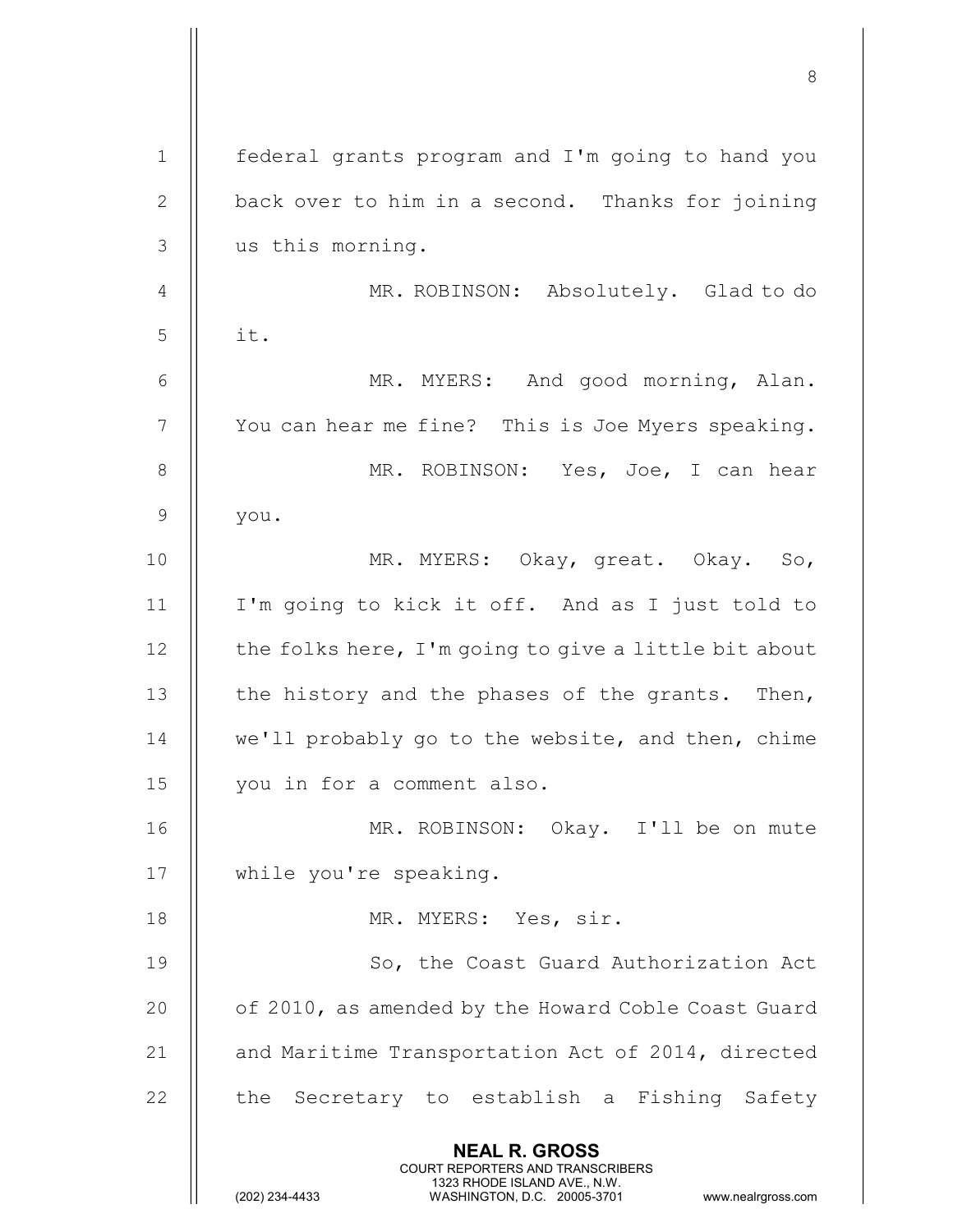federal grants program and I'm going to hand you back over to him in a second. Thanks for joining us this morning.

MR. ROBINSON: Absolutely. Glad to do it.

MR. MYERS: And good morning, Alan. You can hear me fine? This is Joe Myers speaking.

MR. ROBINSON: Yes, Joe, I can hear you.

MR. MYERS: Okay, great. Okay. So, I'm going to kick it off. And as I just told to the folks here, I'm going to give a little bit about the history and the phases of the grants. Then, we'll probably go to the website, and then, chime you in for a comment also.

MR. ROBINSON: Okay. I'll be on mute while you're speaking.

MR. MYERS: Yes, sir.

So, the Coast Guard Authorization Act of 2010, as amended by the Howard Coble Coast Guard and Maritime Transportation Act of 2014, directed the Secretary to establish a Fishing Safety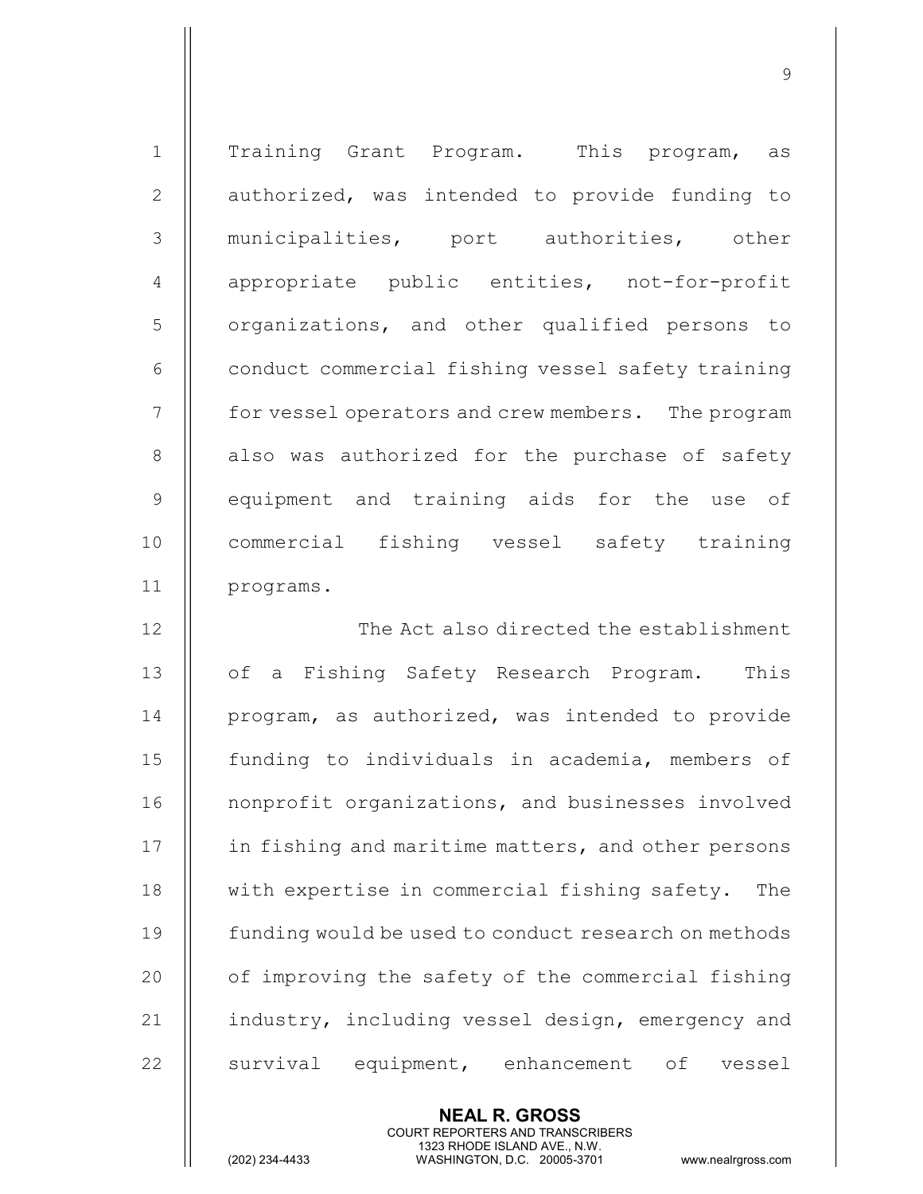Training Grant Program. This program, as authorized, was intended to provide funding to municipalities, port authorities, other appropriate public entities, not-for-profit organizations, and other qualified persons to conduct commercial fishing vessel safety training for vessel operators and crew members. The program also was authorized for the purchase of safety equipment and training aids for the use of commercial fishing vessel safety training programs.

The Act also directed the establishment of a Fishing Safety Research Program. This program, as authorized, was intended to provide funding to individuals in academia, members of nonprofit organizations, and businesses involved in fishing and maritime matters, and other persons with expertise in commercial fishing safety. The funding would be used to conduct research on methods of improving the safety of the commercial fishing industry, including vessel design, emergency and survival equipment, enhancement of vessel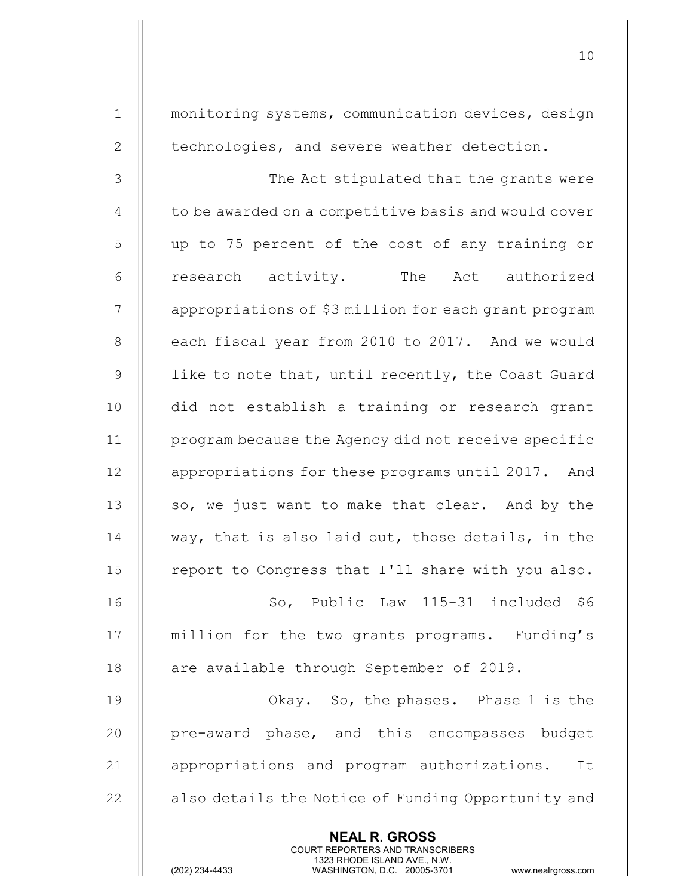monitoring systems, communication devices, design technologies, and severe weather detection.

The Act stipulated that the grants were to be awarded on a competitive basis and would cover up to 75 percent of the cost of any training or research activity. The Act authorized appropriations of $3 million for each grant program each fiscal year from 2010 to 2017. And we would like to note that, until recently, the Coast Guard did not establish a training or research grant program because the Agency did not receive specific appropriations for these programs until 2017. And so, we just want to make that clear. And by the way, that is also laid out, those details, in the report to Congress that I'll share with you also.

So, Public Law 115-31 included $6 million for the two grants programs. Funding's are available through September of 2019.

Okay. So, the phases. Phase 1 is the pre-award phase, and this encompasses budget appropriations and program authorizations. It also details the Notice of Funding Opportunity and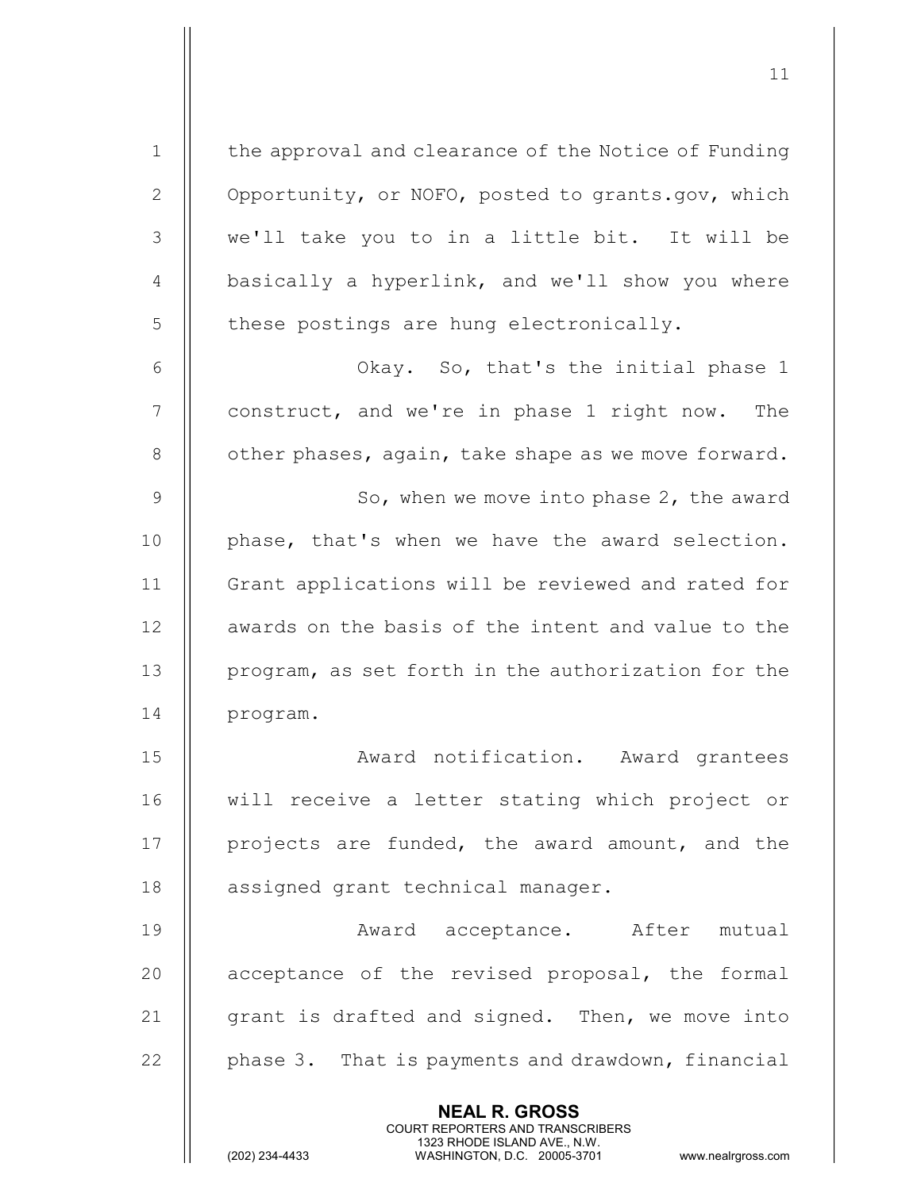the approval and clearance of the Notice of Funding Opportunity, or NOFO, posted to grants.gov, which we'll take you to in a little bit. It will be basically a hyperlink, and we'll show you where these postings are hung electronically.

Okay. So, that's the initial phase 1 construct, and we're in phase 1 right now. The other phases, again, take shape as we move forward.

So, when we move into phase 2, the award phase, that's when we have the award selection. Grant applications will be reviewed and rated for awards on the basis of the intent and value to the program, as set forth in the authorization for the program.

Award notification. Award grantees will receive a letter stating which project or projects are funded, the award amount, and the assigned grant technical manager.

Award acceptance. After mutual acceptance of the revised proposal, the formal grant is drafted and signed. Then, we move into phase 3. That is payments and drawdown, financial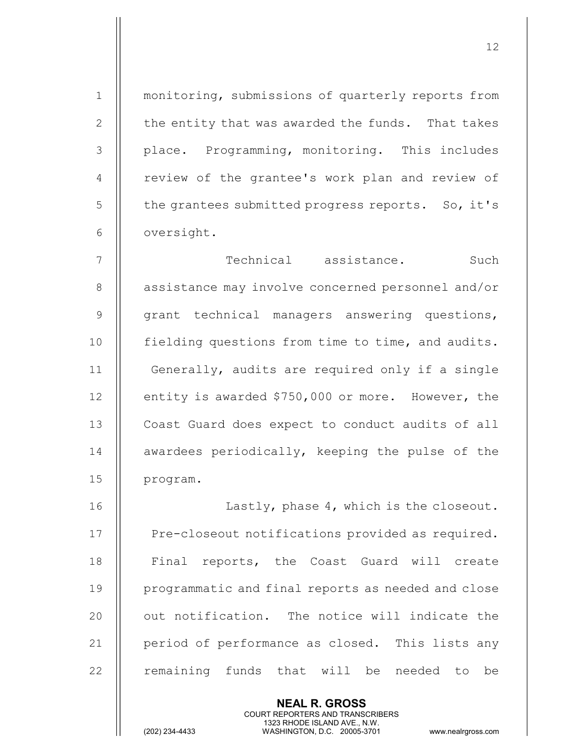monitoring, submissions of quarterly reports from the entity that was awarded the funds. That takes place. Programming, monitoring. This includes review of the grantee's work plan and review of the grantees submitted progress reports. So, it's oversight.

Technical assistance. Such assistance may involve concerned personnel and/or grant technical managers answering questions, fielding questions from time to time, and audits. Generally, audits are required only if a single entity is awarded $750,000 or more. However, the Coast Guard does expect to conduct audits of all awardees periodically, keeping the pulse of the program.

Lastly, phase 4, which is the closeout. Pre-closeout notifications provided as required. Final reports, the Coast Guard will create programmatic and final reports as needed and close out notification. The notice will indicate the period of performance as closed. This lists any remaining funds that will be needed to be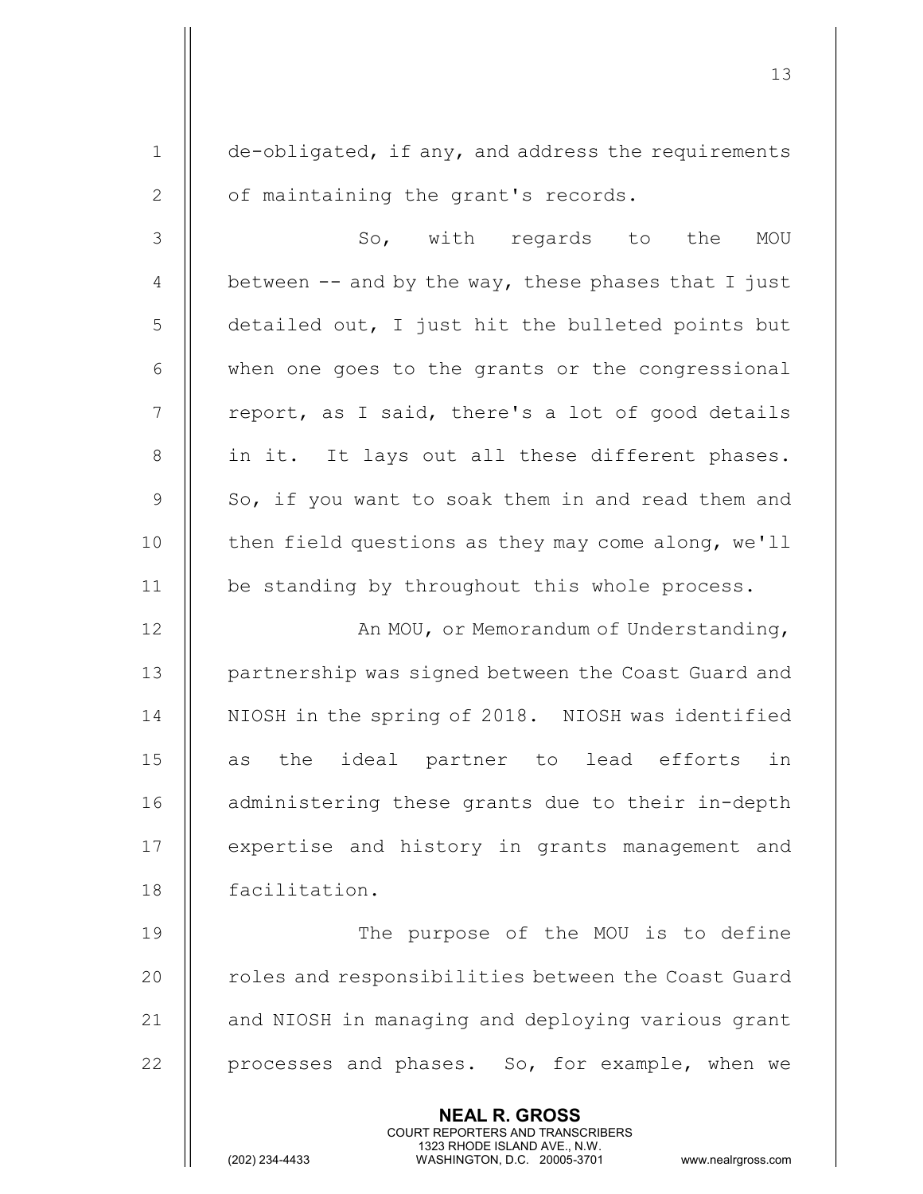de-obligated, if any, and address the requirements of maintaining the grant's records.

So, with regards to the MOU between -- and by the way, these phases that I just detailed out, I just hit the bulleted points but when one goes to the grants or the congressional report, as I said, there's a lot of good details in it. It lays out all these different phases. So, if you want to soak them in and read them and then field questions as they may come along, we'll be standing by throughout this whole process.

An MOU, or Memorandum of Understanding, partnership was signed between the Coast Guard and NIOSH in the spring of 2018. NIOSH was identified as the ideal partner to lead efforts in administering these grants due to their in-depth expertise and history in grants management and facilitation.

The purpose of the MOU is to define roles and responsibilities between the Coast Guard and NIOSH in managing and deploying various grant processes and phases. So, for example, when we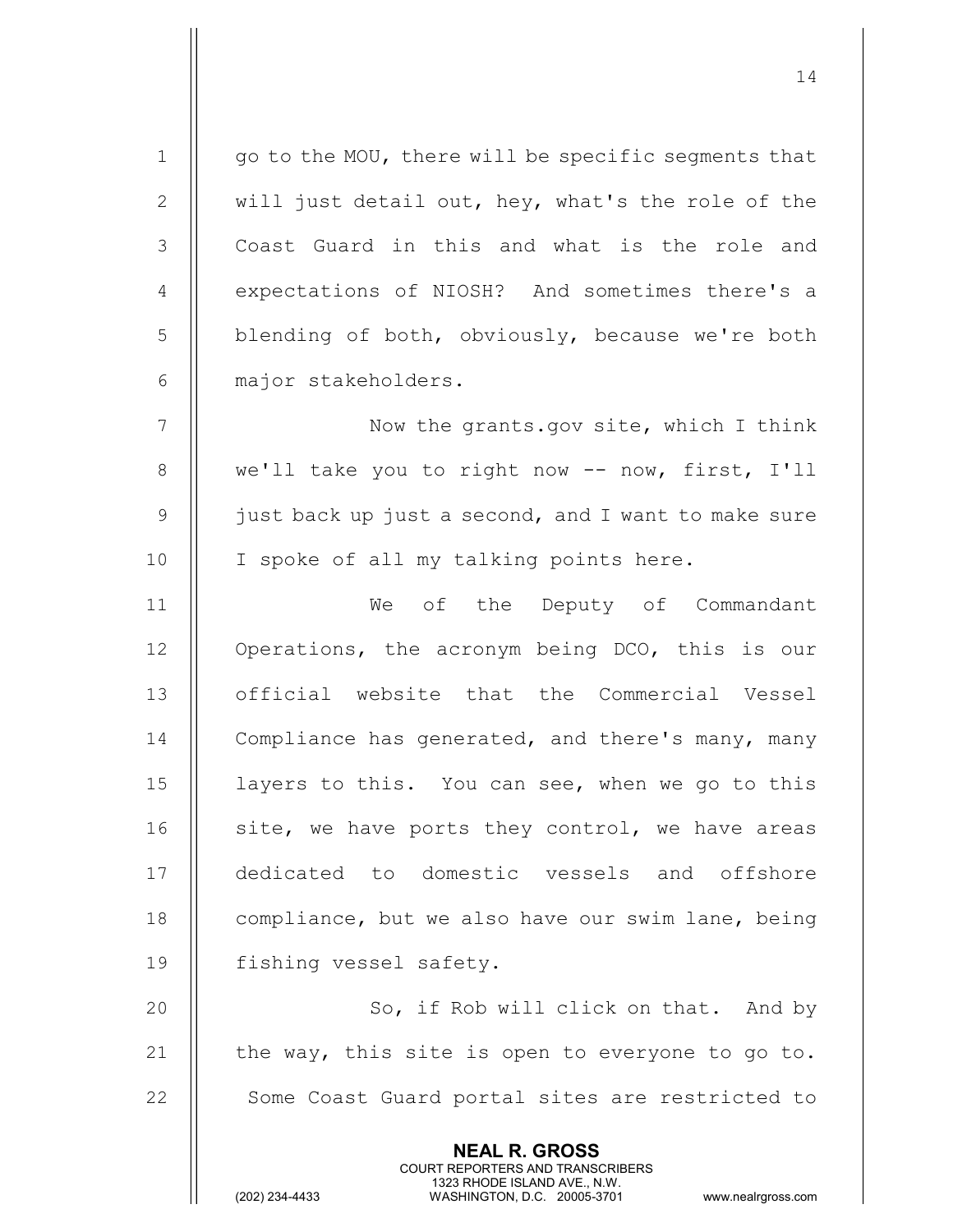go to the MOU, there will be specific segments that will just detail out, hey, what's the role of the Coast Guard in this and what is the role and expectations of NIOSH? And sometimes there's a blending of both, obviously, because we're both major stakeholders.

Now the grants.gov site, which I think we'll take you to right now -- now, first, I'll just back up just a second, and I want to make sure I spoke of all my talking points here.

We of the Deputy of Commandant Operations, the acronym being DCO, this is our official website that the Commercial Vessel Compliance has generated, and there's many, many layers to this. You can see, when we go to this site, we have ports they control, we have areas dedicated to domestic vessels and offshore compliance, but we also have our swim lane, being fishing vessel safety.

So, if Rob will click on that. And by the way, this site is open to everyone to go to. Some Coast Guard portal sites are restricted to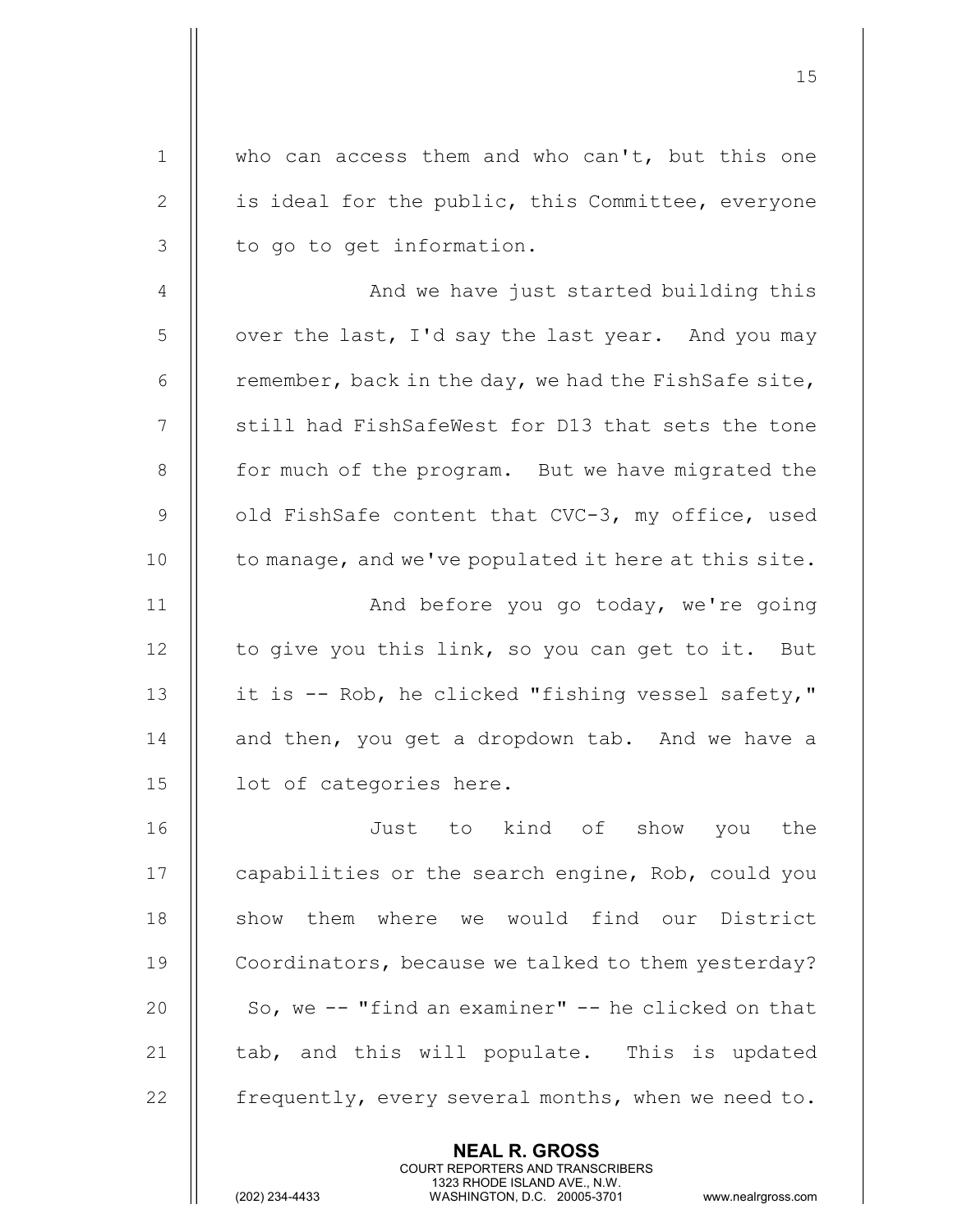who can access them and who can't, but this one is ideal for the public, this Committee, everyone to go to get information.

And we have just started building this over the last, I'd say the last year. And you may remember, back in the day, we had the FishSafe site, still had FishSafeWest for D13 that sets the tone for much of the program. But we have migrated the old FishSafe content that CVC-3, my office, used to manage, and we've populated it here at this site.

And before you go today, we're going to give you this link, so you can get to it. But it is -- Rob, he clicked "fishing vessel safety," and then, you get a dropdown tab. And we have a lot of categories here.

Just to kind of show you the capabilities or the search engine, Rob, could you show them where we would find our District Coordinators, because we talked to them yesterday? So, we -- "find an examiner" -- he clicked on that tab, and this will populate. This is updated frequently, every several months, when we need to.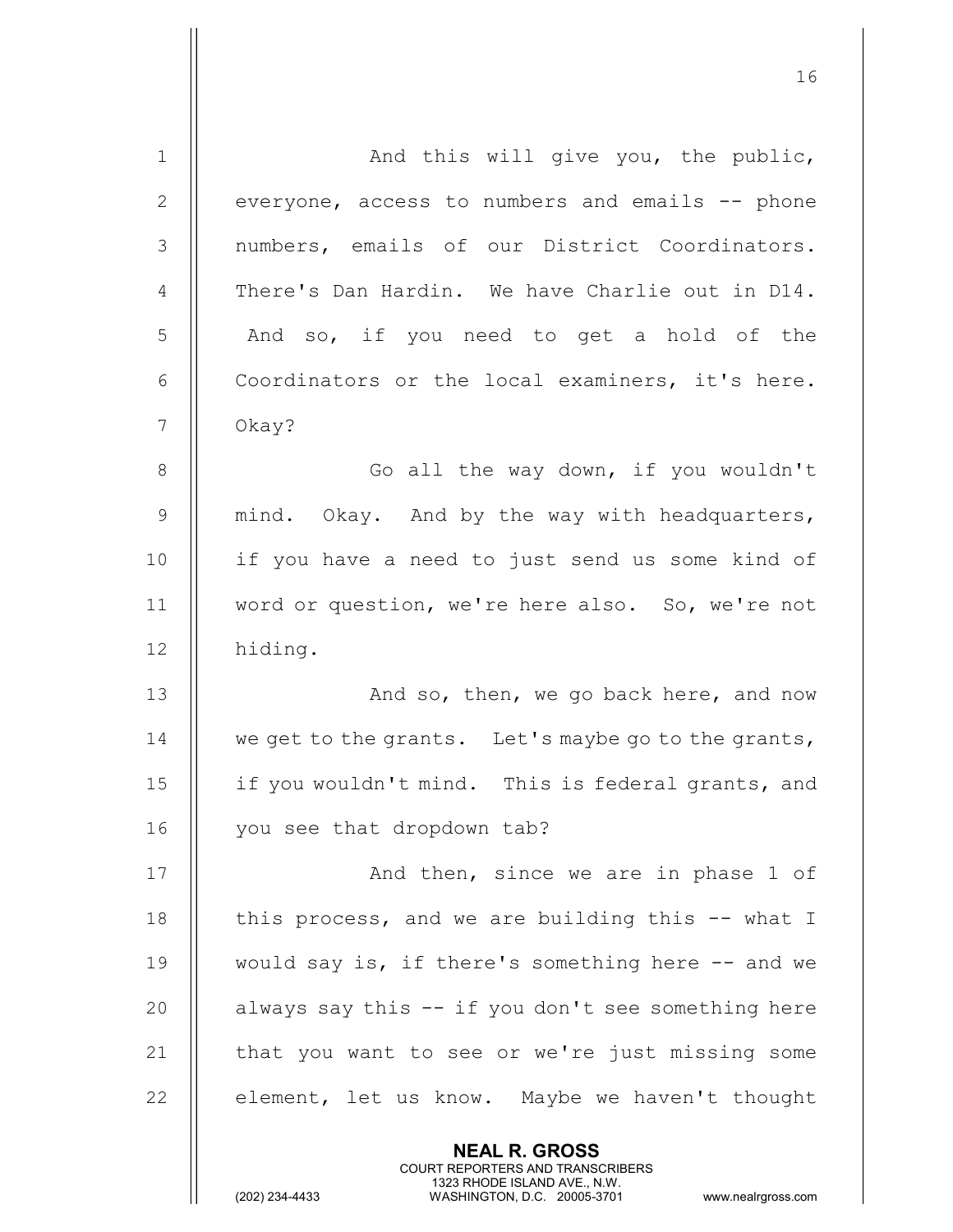And this will give you, the public, everyone, access to numbers and emails -- phone numbers, emails of our District Coordinators. There's Dan Hardin. We have Charlie out in D14. And so, if you need to get a hold of the Coordinators or the local examiners, it's here. Okay?

Go all the way down, if you wouldn't mind. Okay. And by the way with headquarters, if you have a need to just send us some kind of word or question, we're here also. So, we're not hiding.

And so, then, we go back here, and now we get to the grants. Let's maybe go to the grants, if you wouldn't mind. This is federal grants, and you see that dropdown tab?

And then, since we are in phase 1 of this process, and we are building this -- what I would say is, if there's something here -- and we always say this -- if you don't see something here that you want to see or we're just missing some element, let us know. Maybe we haven't thought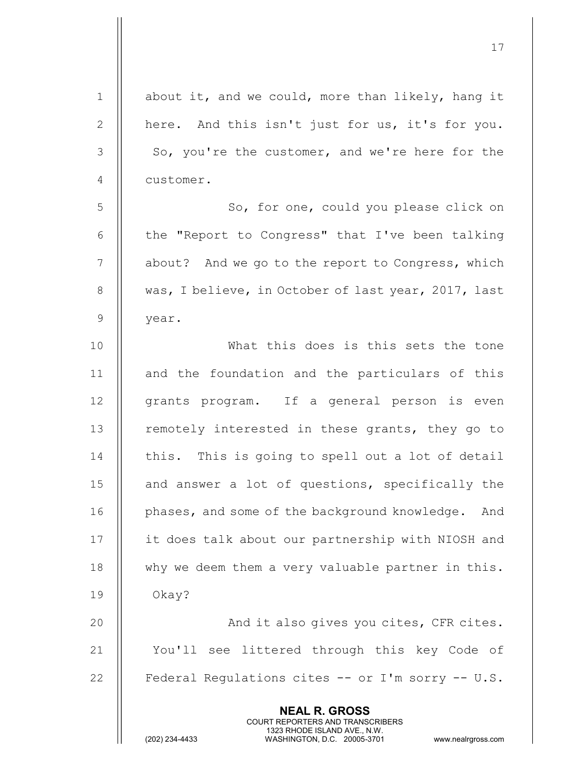about it, and we could, more than likely, hang it here. And this isn't just for us, it's for you. So, you're the customer, and we're here for the customer.

So, for one, could you please click on the "Report to Congress" that I've been talking about? And we go to the report to Congress, which was, I believe, in October of last year, 2017, last year.

What this does is this sets the tone and the foundation and the particulars of this grants program. If a general person is even remotely interested in these grants, they go to this. This is going to spell out a lot of detail and answer a lot of questions, specifically the phases, and some of the background knowledge. And it does talk about our partnership with NIOSH and why we deem them a very valuable partner in this. Okay?

And it also gives you cites, CFR cites. You'll see littered through this key Code of Federal Regulations cites -- or I'm sorry -- U.S.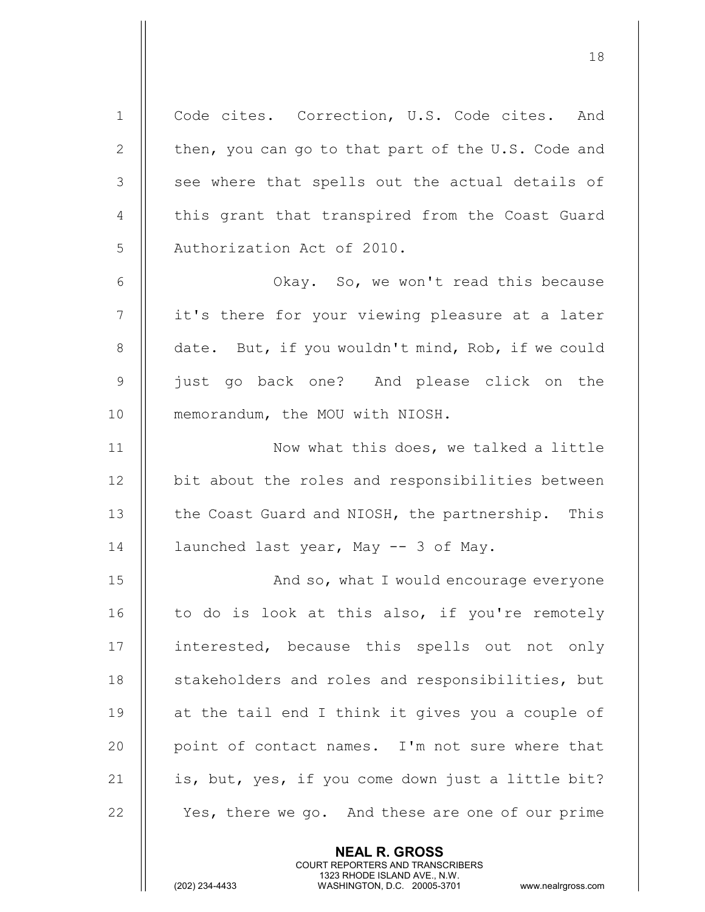Code cites. Correction, U.S. Code cites. And then, you can go to that part of the U.S. Code and see where that spells out the actual details of this grant that transpired from the Coast Guard Authorization Act of 2010.

Okay. So, we won't read this because it's there for your viewing pleasure at a later date. But, if you wouldn't mind, Rob, if we could just go back one? And please click on the memorandum, the MOU with NIOSH.

Now what this does, we talked a little bit about the roles and responsibilities between the Coast Guard and NIOSH, the partnership. This launched last year, May -- 3 of May.

And so, what I would encourage everyone to do is look at this also, if you're remotely interested, because this spells out not only stakeholders and roles and responsibilities, but at the tail end I think it gives you a couple of point of contact names. I'm not sure where that is, but, yes, if you come down just a little bit? Yes, there we go. And these are one of our prime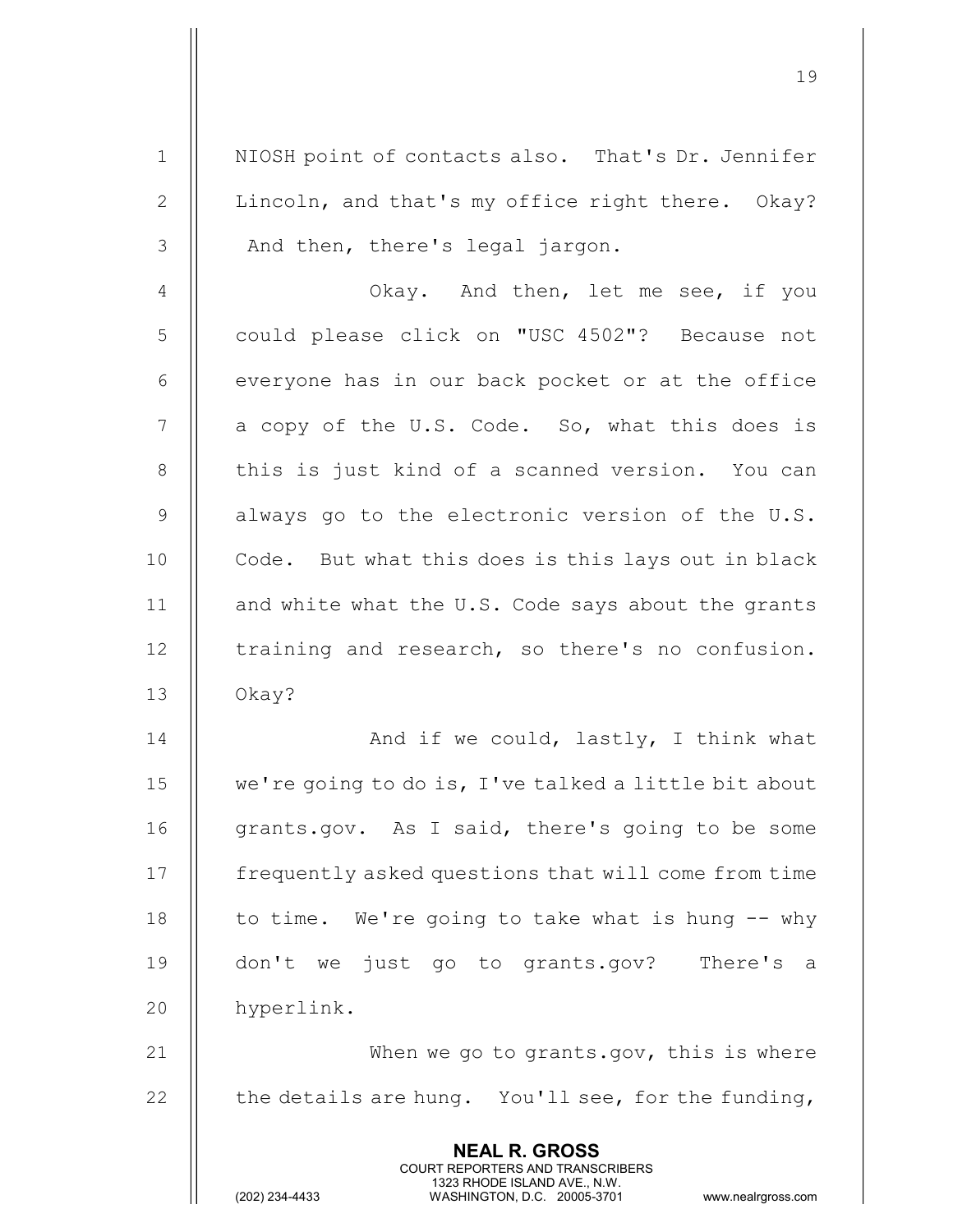NIOSH point of contacts also. That's Dr. Jennifer Lincoln, and that's my office right there. Okay? And then, there's legal jargon.

Okay. And then, let me see, if you could please click on "USC 4502"? Because not everyone has in our back pocket or at the office a copy of the U.S. Code. So, what this does is this is just kind of a scanned version. You can always go to the electronic version of the U.S. Code. But what this does is this lays out in black and white what the U.S. Code says about the grants training and research, so there's no confusion. Okay?

And if we could, lastly, I think what we're going to do is, I've talked a little bit about grants.gov. As I said, there's going to be some frequently asked questions that will come from time to time. We're going to take what is hung -- why don't we just go to grants.gov? There's a hyperlink.

When we go to grants.gov, this is where the details are hung. You'll see, for the funding,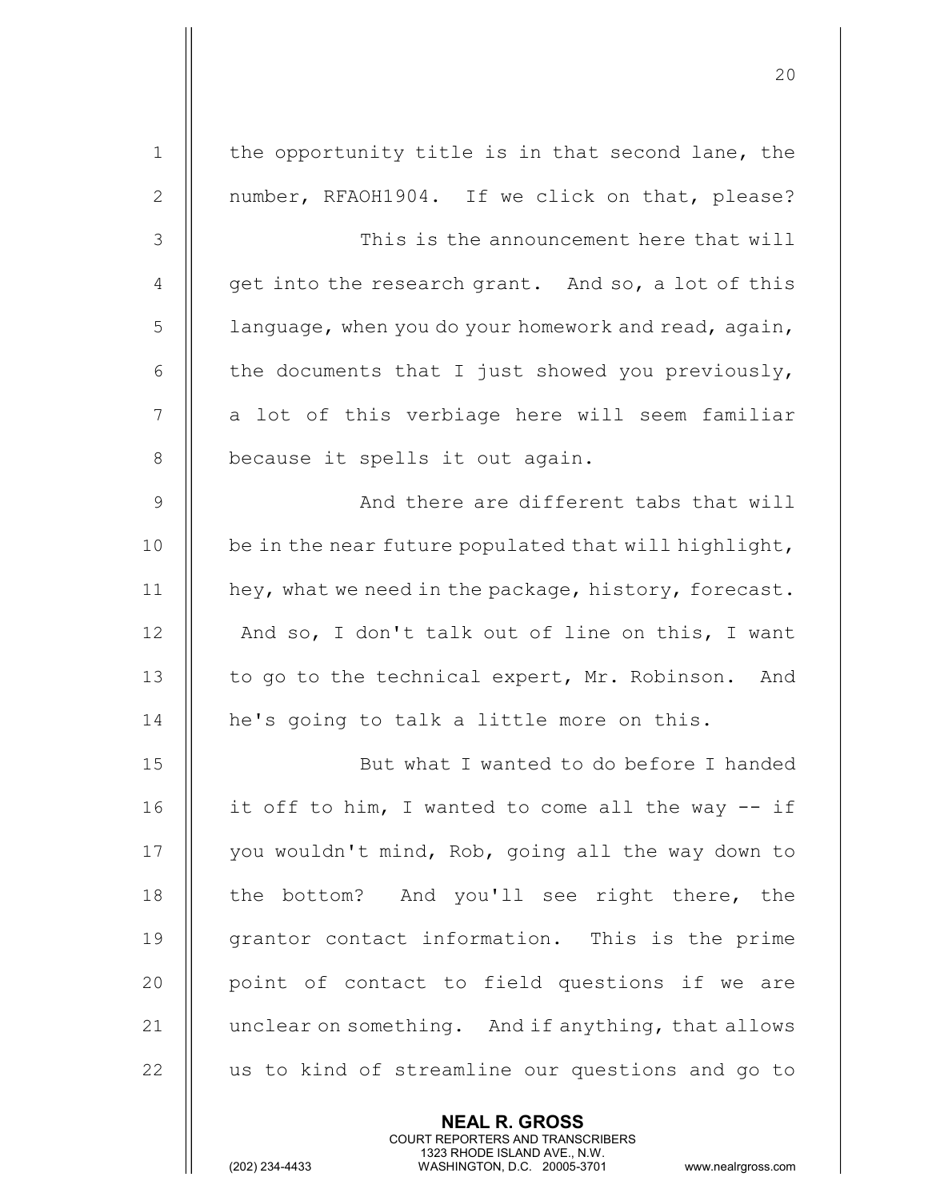the opportunity title is in that second lane, the number, RFAOH1904. If we click on that, please?

This is the announcement here that will get into the research grant. And so, a lot of this language, when you do your homework and read, again, the documents that I just showed you previously, a lot of this verbiage here will seem familiar because it spells it out again.

And there are different tabs that will be in the near future populated that will highlight, hey, what we need in the package, history, forecast. And so, I don't talk out of line on this, I want to go to the technical expert, Mr. Robinson. And he's going to talk a little more on this.

But what I wanted to do before I handed it off to him, I wanted to come all the way -- if you wouldn't mind, Rob, going all the way down to the bottom? And you'll see right there, the grantor contact information. This is the prime point of contact to field questions if we are unclear on something. And if anything, that allows us to kind of streamline our questions and go to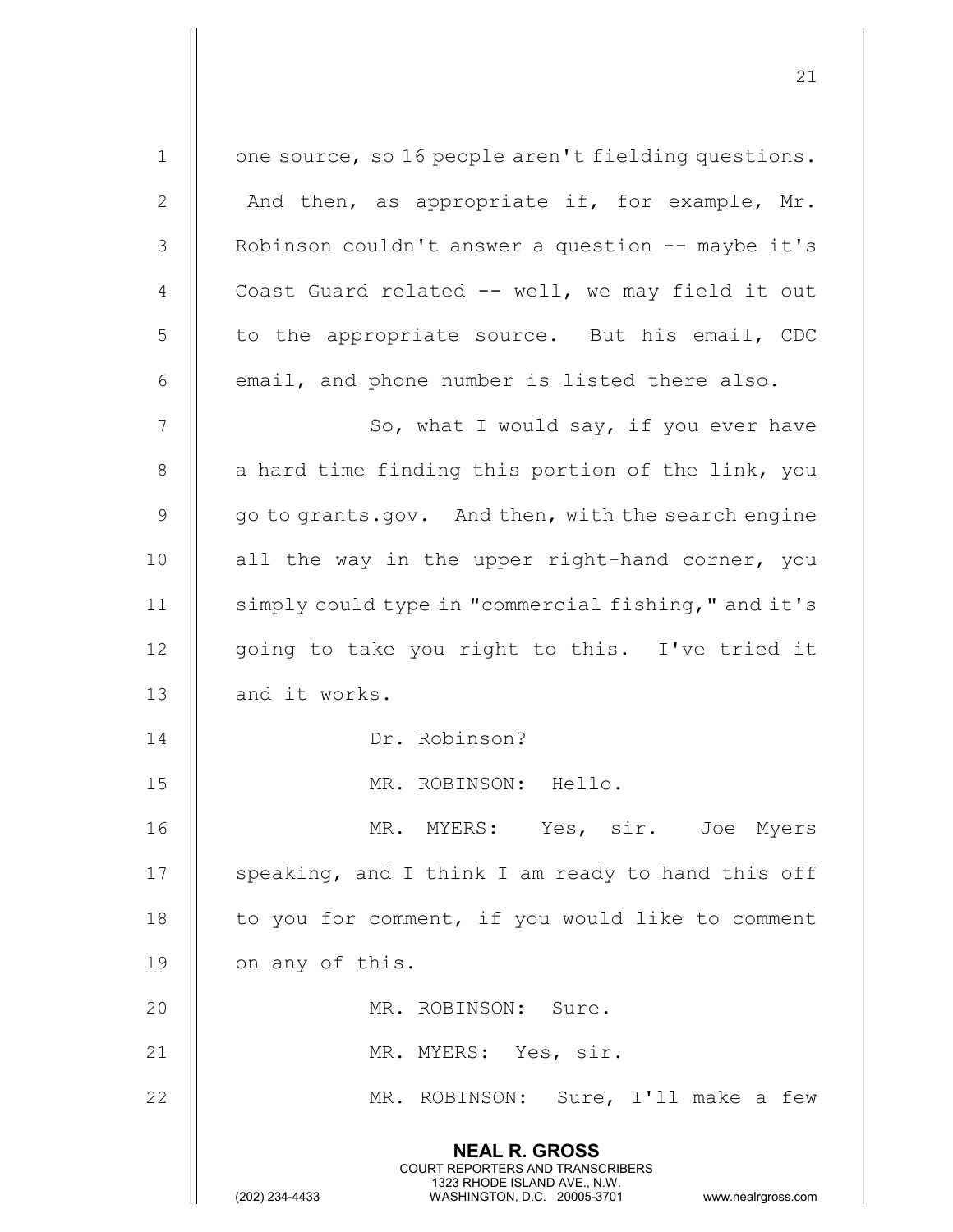one source, so 16 people aren't fielding questions. And then, as appropriate if, for example, Mr. Robinson couldn't answer a question -- maybe it's Coast Guard related -- well, we may field it out to the appropriate source. But his email, CDC email, and phone number is listed there also.

So, what I would say, if you ever have a hard time finding this portion of the link, you go to grants.gov. And then, with the search engine all the way in the upper right-hand corner, you simply could type in "commercial fishing," and it's going to take you right to this. I've tried it and it works.

Dr. Robinson?

MR. ROBINSON: Hello.

MR. MYERS: Yes, sir. Joe Myers speaking, and I think I am ready to hand this off to you for comment, if you would like to comment on any of this.

MR. ROBINSON: Sure.

MR. MYERS: Yes, sir.

MR. ROBINSON: Sure, I'll make a few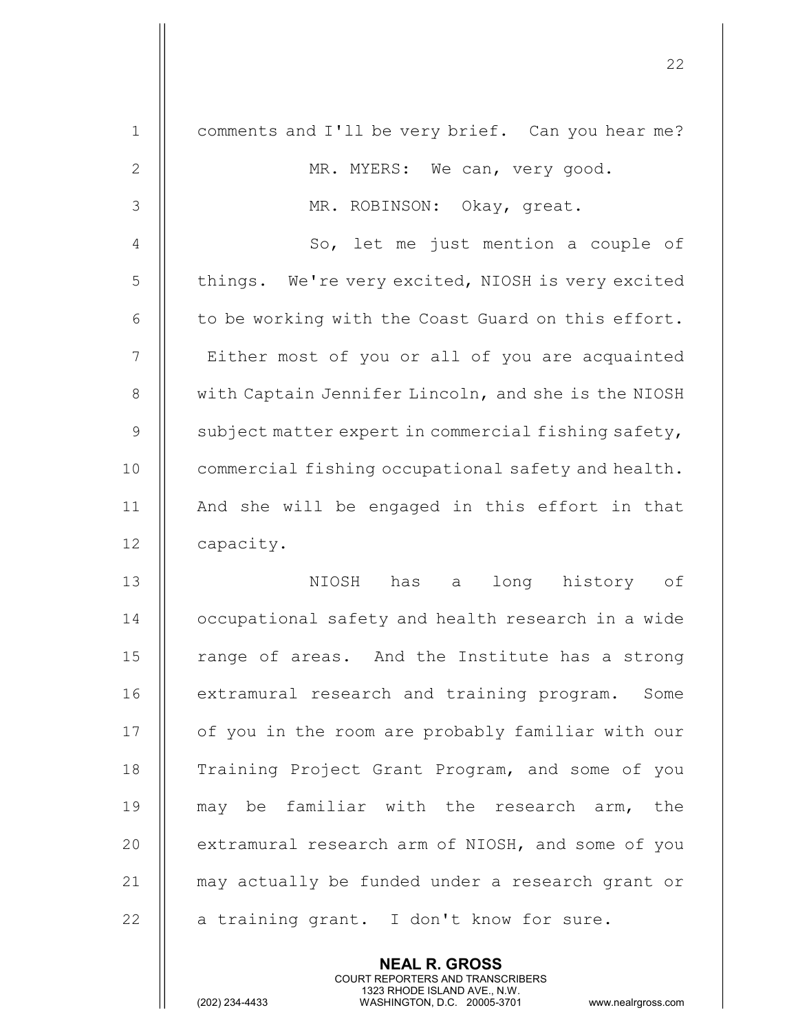comments and I'll be very brief. Can you hear me?

MR. MYERS: We can, very good.

MR. ROBINSON: Okay, great.

So, let me just mention a couple of things. We're very excited, NIOSH is very excited to be working with the Coast Guard on this effort. Either most of you or all of you are acquainted with Captain Jennifer Lincoln, and she is the NIOSH subject matter expert in commercial fishing safety, commercial fishing occupational safety and health. And she will be engaged in this effort in that capacity.

NIOSH has a long history of occupational safety and health research in a wide range of areas. And the Institute has a strong extramural research and training program. Some of you in the room are probably familiar with our Training Project Grant Program, and some of you may be familiar with the research arm, the extramural research arm of NIOSH, and some of you may actually be funded under a research grant or a training grant. I don't know for sure.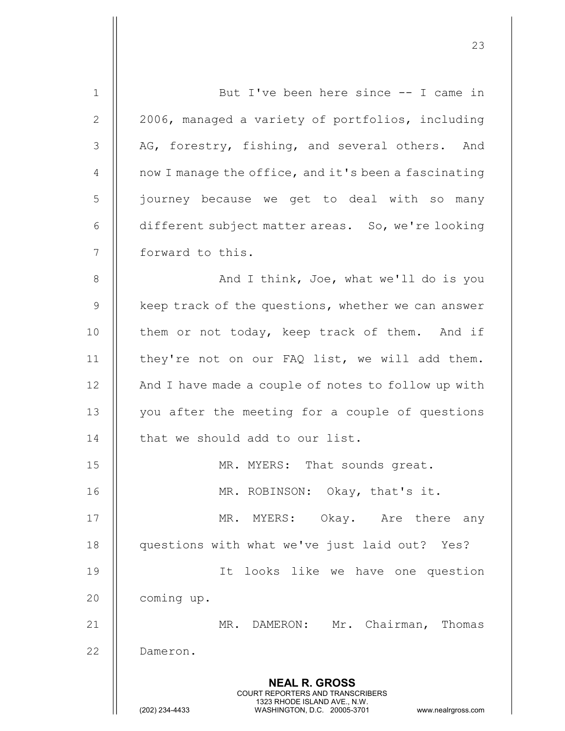But I've been here since -- I came in 2006, managed a variety of portfolios, including AG, forestry, fishing, and several others. And now I manage the office, and it's been a fascinating journey because we get to deal with so many different subject matter areas. So, we're looking forward to this.

And I think, Joe, what we'll do is you keep track of the questions, whether we can answer them or not today, keep track of them. And if they're not on our FAQ list, we will add them. And I have made a couple of notes to follow up with you after the meeting for a couple of questions that we should add to our list.

MR. MYERS: That sounds great.

MR. ROBINSON: Okay, that's it.

MR. MYERS: Okay. Are there any questions with what we've just laid out? Yes?

It looks like we have one question coming up.

MR. DAMERON: Mr. Chairman, Thomas Dameron.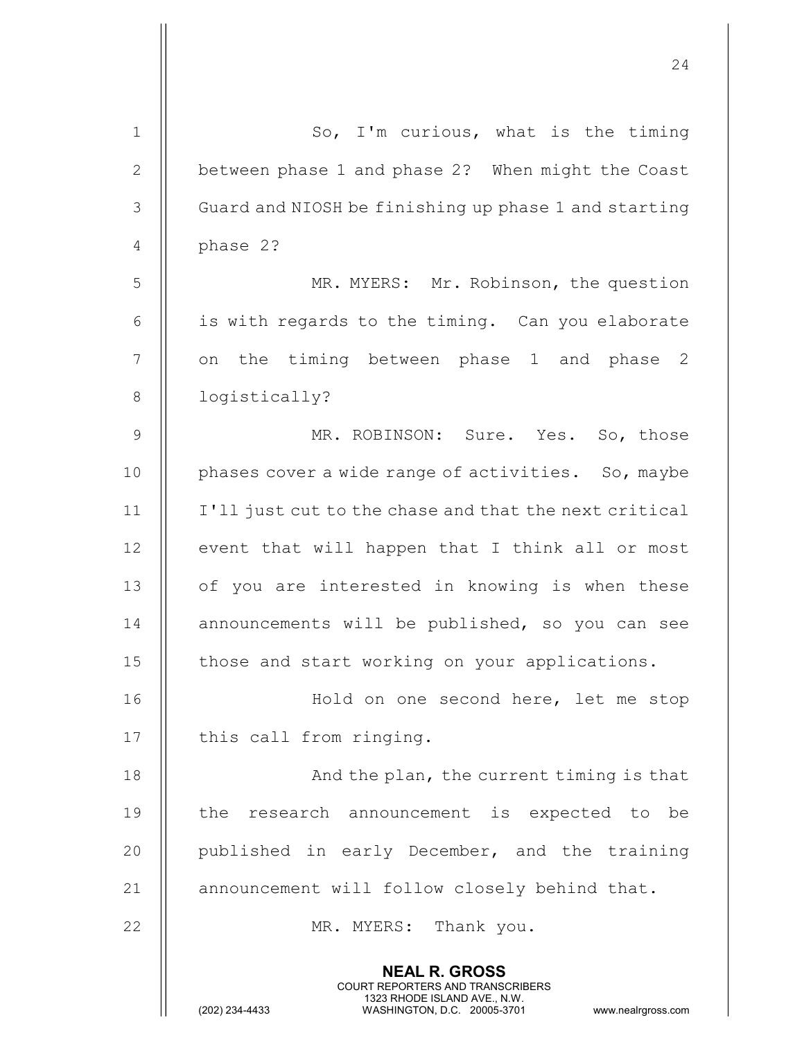So, I'm curious, what is the timing between phase 1 and phase 2? When might the Coast Guard and NIOSH be finishing up phase 1 and starting phase 2?

MR. MYERS: Mr. Robinson, the question is with regards to the timing. Can you elaborate on the timing between phase 1 and phase 2 logistically?

MR. ROBINSON: Sure. Yes. So, those phases cover a wide range of activities. So, maybe I'll just cut to the chase and that the next critical event that will happen that I think all or most of you are interested in knowing is when these announcements will be published, so you can see those and start working on your applications.

Hold on one second here, let me stop this call from ringing.

And the plan, the current timing is that the research announcement is expected to be published in early December, and the training announcement will follow closely behind that.

MR. MYERS: Thank you.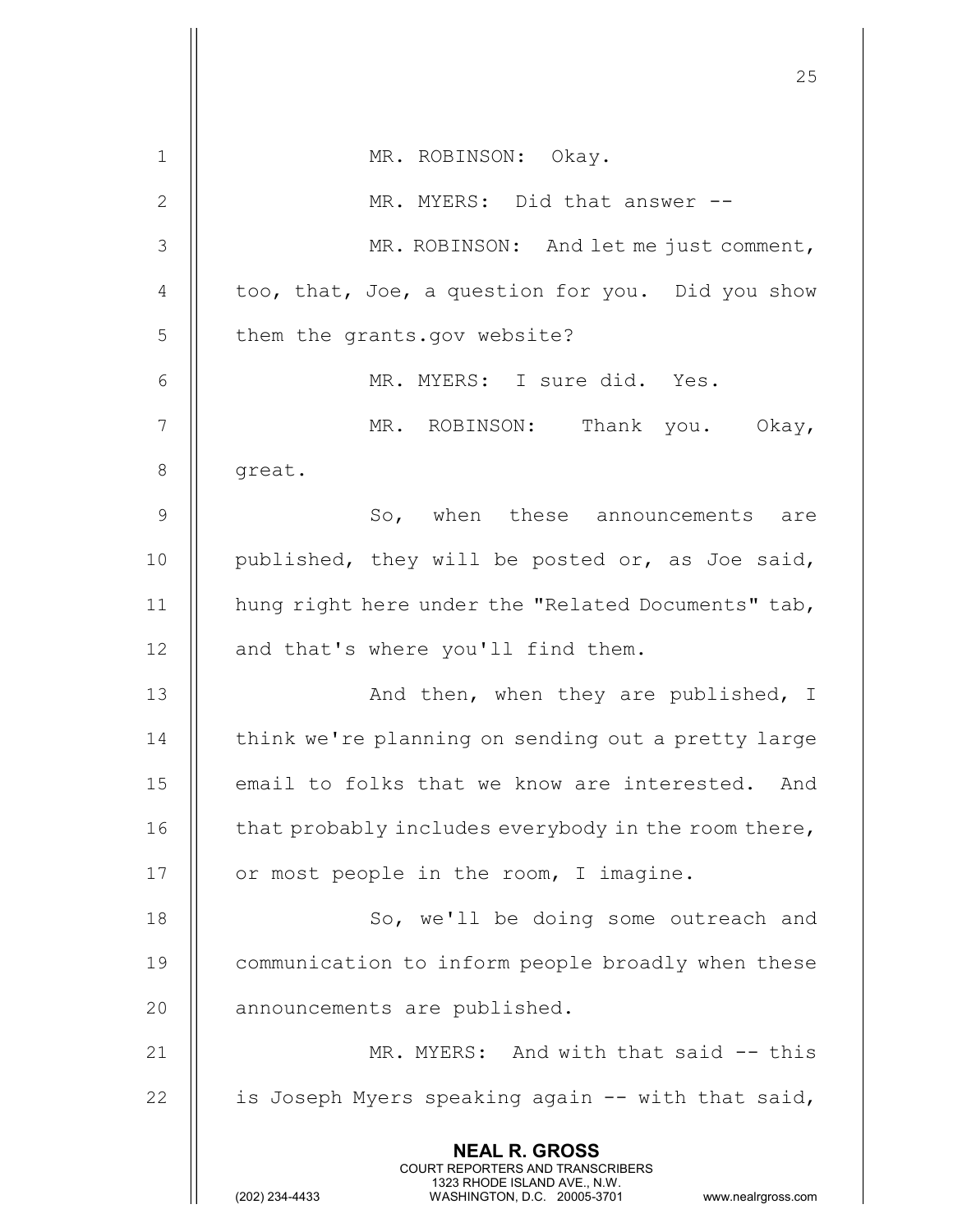MR. ROBINSON: Okay.

MR. MYERS: Did that answer --

MR. ROBINSON: And let me just comment, too, that, Joe, a question for you. Did you show them the grants.gov website?

MR. MYERS: I sure did. Yes.

MR. ROBINSON: Thank you. Okay, great.

So, when these announcements are published, they will be posted or, as Joe said, hung right here under the "Related Documents" tab, and that's where you'll find them.

And then, when they are published, I think we're planning on sending out a pretty large email to folks that we know are interested. And that probably includes everybody in the room there, or most people in the room, I imagine.

So, we'll be doing some outreach and communication to inform people broadly when these announcements are published.

MR. MYERS: And with that said -- this is Joseph Myers speaking again -- with that said,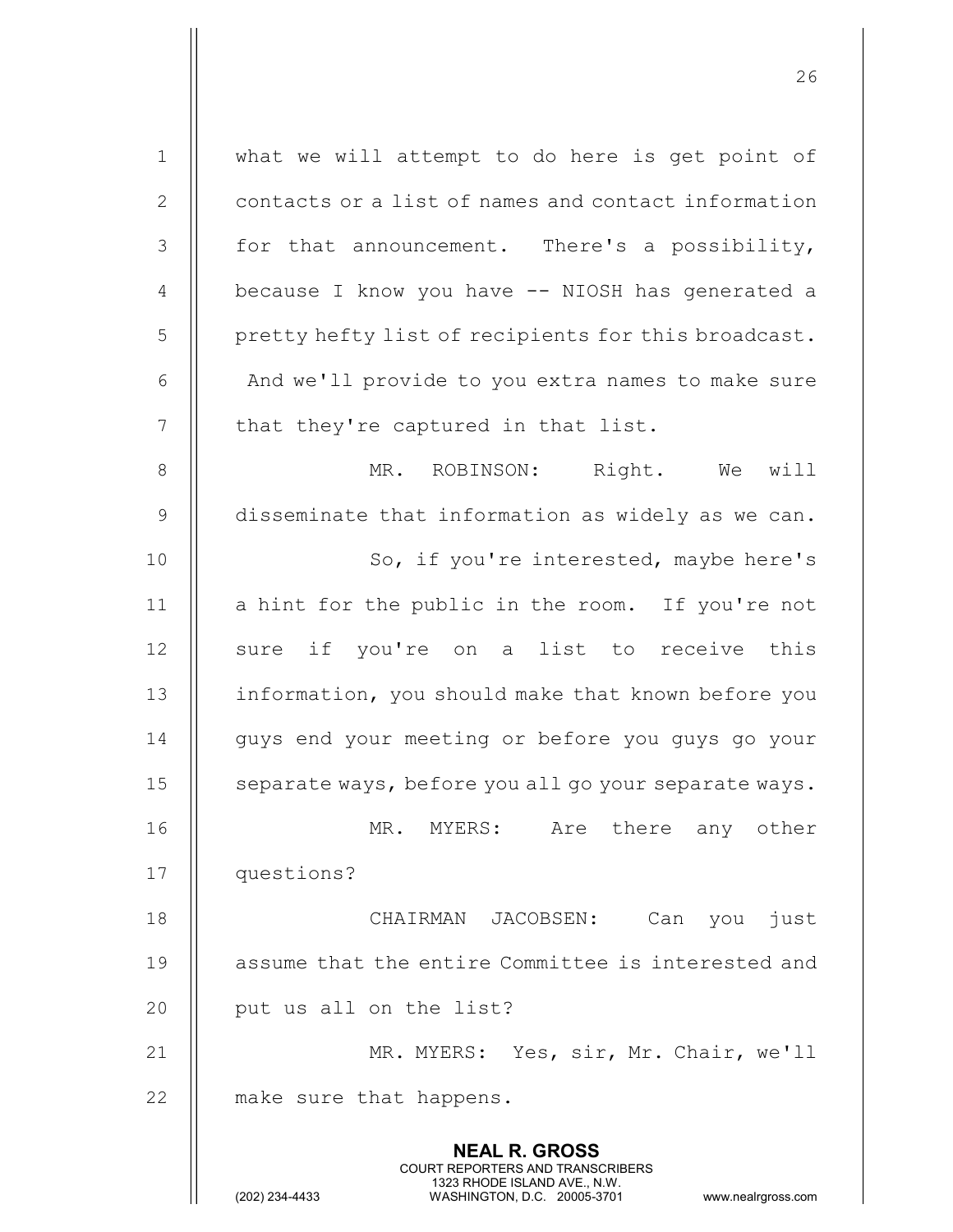what we will attempt to do here is get point of contacts or a list of names and contact information for that announcement. There's a possibility, because I know you have -- NIOSH has generated a pretty hefty list of recipients for this broadcast. And we'll provide to you extra names to make sure that they're captured in that list.

MR. ROBINSON: Right. We will disseminate that information as widely as we can.

So, if you're interested, maybe here's a hint for the public in the room. If you're not sure if you're on a list to receive this information, you should make that known before you guys end your meeting or before you guys go your separate ways, before you all go your separate ways.

MR. MYERS: Are there any other questions?

CHAIRMAN JACOBSEN: Can you just assume that the entire Committee is interested and put us all on the list?

MR. MYERS: Yes, sir, Mr. Chair, we'll make sure that happens.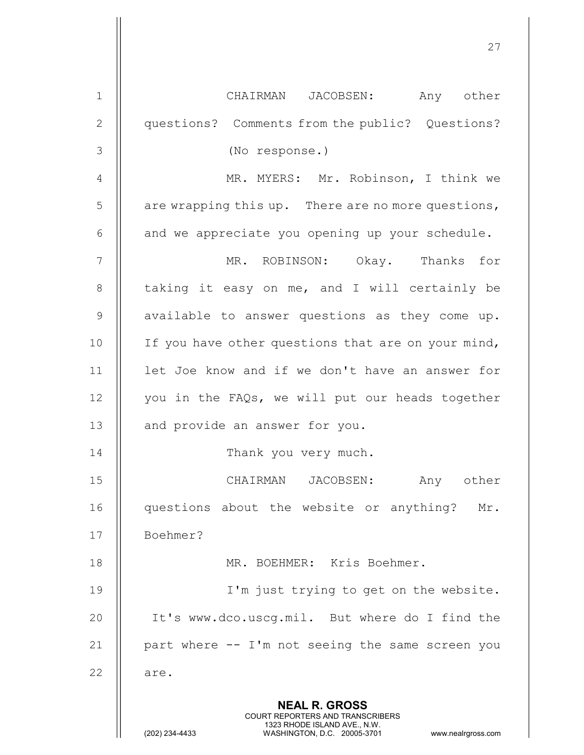CHAIRMAN JACOBSEN: Any other questions? Comments from the public? Questions?

(No response.)

MR. MYERS: Mr. Robinson, I think we are wrapping this up. There are no more questions, and we appreciate you opening up your schedule.

MR. ROBINSON: Okay. Thanks for taking it easy on me, and I will certainly be available to answer questions as they come up. If you have other questions that are on your mind, let Joe know and if we don't have an answer for you in the FAQs, we will put our heads together and provide an answer for you.

Thank you very much.

CHAIRMAN JACOBSEN: Any other questions about the website or anything? Mr. Boehmer?

MR. BOEHMER: Kris Boehmer.

I'm just trying to get on the website. It's www.dco.uscg.mil. But where do I find the part where -- I'm not seeing the same screen you are.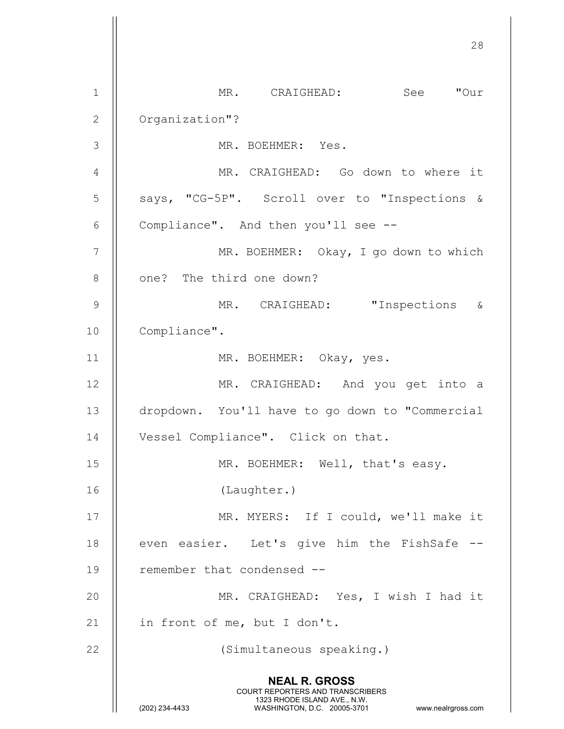MR. CRAIGHEAD: See "Our Organization"?

MR. BOEHMER: Yes.

MR. CRAIGHEAD: Go down to where it says, "CG-5P". Scroll over to "Inspections & Compliance". And then you'll see --

MR. BOEHMER: Okay, I go down to which one? The third one down?

MR. CRAIGHEAD: "Inspections & Compliance".

MR. BOEHMER: Okay, yes.

MR. CRAIGHEAD: And you get into a dropdown. You'll have to go down to "Commercial Vessel Compliance". Click on that.

MR. BOEHMER: Well, that's easy.

(Laughter.)

MR. MYERS: If I could, we'll make it even easier. Let's give him the FishSafe -- remember that condensed --

MR. CRAIGHEAD: Yes, I wish I had it in front of me, but I don't.

(Simultaneous speaking.)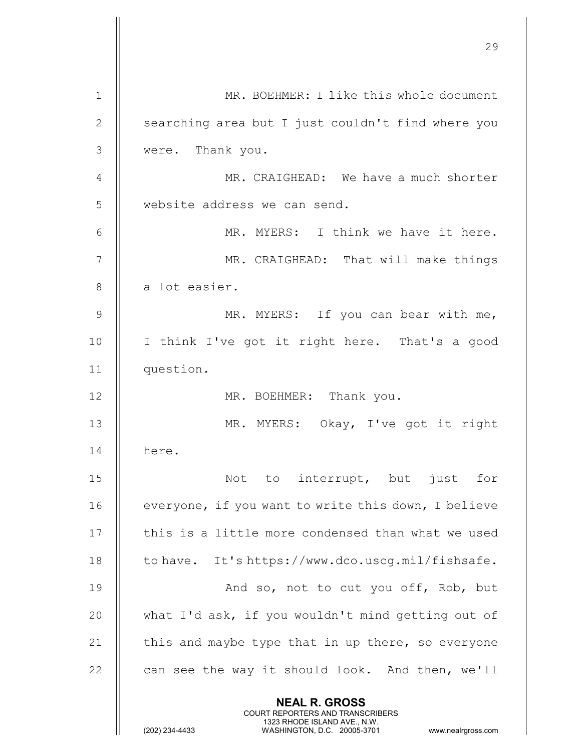MR. BOEHMER: I like this whole document searching area but I just couldn't find where you were. Thank you.

MR. CRAIGHEAD: We have a much shorter website address we can send.

MR. MYERS: I think we have it here.

MR. CRAIGHEAD: That will make things a lot easier.

MR. MYERS: If you can bear with me, I think I've got it right here. That's a good question.

MR. BOEHMER: Thank you.

MR. MYERS: Okay, I've got it right here.

Not to interrupt, but just for everyone, if you want to write this down, I believe this is a little more condensed than what we used to have. It's https://www.dco.uscg.mil/fishsafe.

And so, not to cut you off, Rob, but what I'd ask, if you wouldn't mind getting out of this and maybe type that in up there, so everyone can see the way it should look. And then, we'll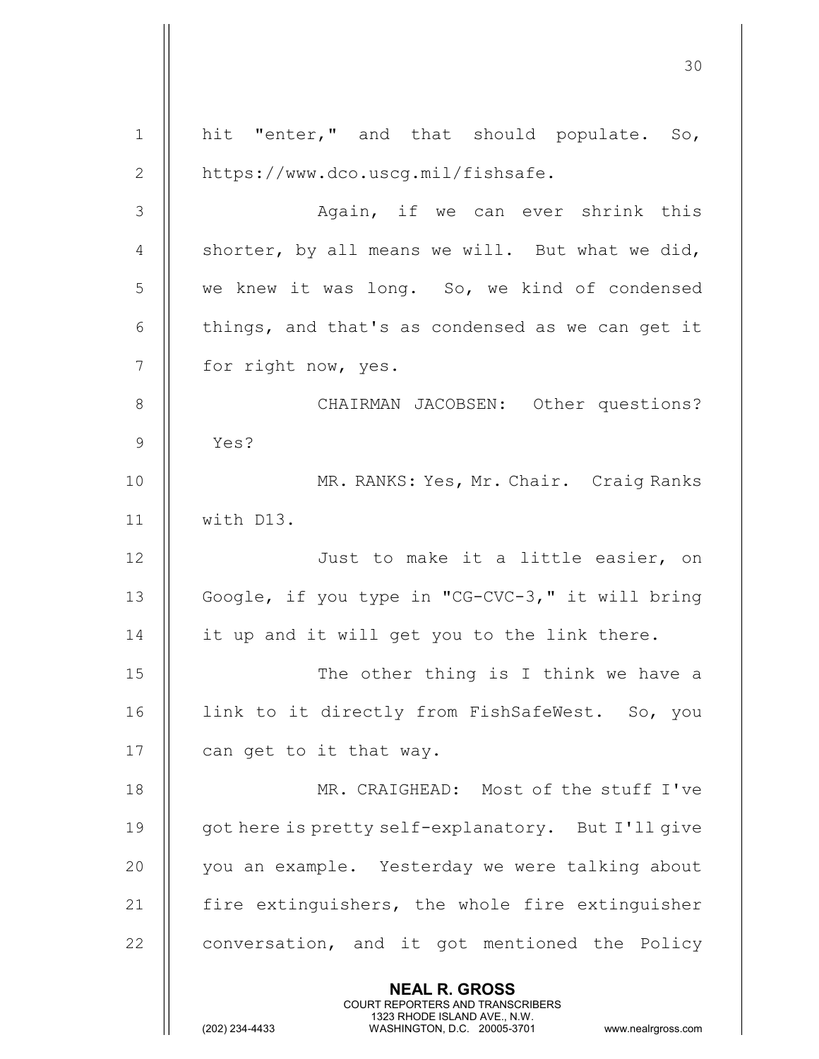hit "enter," and that should populate. So, https://www.dco.uscg.mil/fishsafe.

Again, if we can ever shrink this shorter, by all means we will. But what we did, we knew it was long. So, we kind of condensed things, and that's as condensed as we can get it for right now, yes.

CHAIRMAN JACOBSEN: Other questions? Yes?

MR. RANKS: Yes, Mr. Chair. Craig Ranks with D13.

Just to make it a little easier, on Google, if you type in "CG-CVC-3," it will bring it up and it will get you to the link there.

The other thing is I think we have a link to it directly from FishSafeWest. So, you can get to it that way.

MR. CRAIGHEAD: Most of the stuff I've got here is pretty self-explanatory. But I'll give you an example. Yesterday we were talking about fire extinguishers, the whole fire extinguisher conversation, and it got mentioned the Policy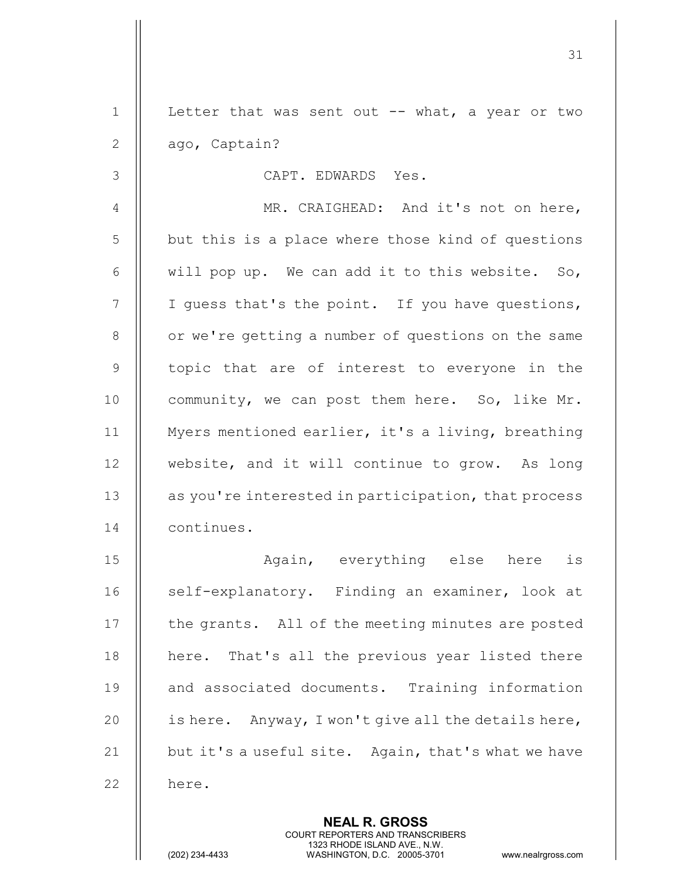Letter that was sent out -- what, a year or two ago, Captain?

CAPT. EDWARDS Yes.

MR. CRAIGHEAD: And it's not on here, but this is a place where those kind of questions will pop up. We can add it to this website. So, I guess that's the point. If you have questions, or we're getting a number of questions on the same topic that are of interest to everyone in the community, we can post them here. So, like Mr. Myers mentioned earlier, it's a living, breathing website, and it will continue to grow. As long as you're interested in participation, that process continues.

Again, everything else here is self-explanatory. Finding an examiner, look at the grants. All of the meeting minutes are posted here. That's all the previous year listed there and associated documents. Training information is here. Anyway, I won't give all the details here, but it's a useful site. Again, that's what we have here.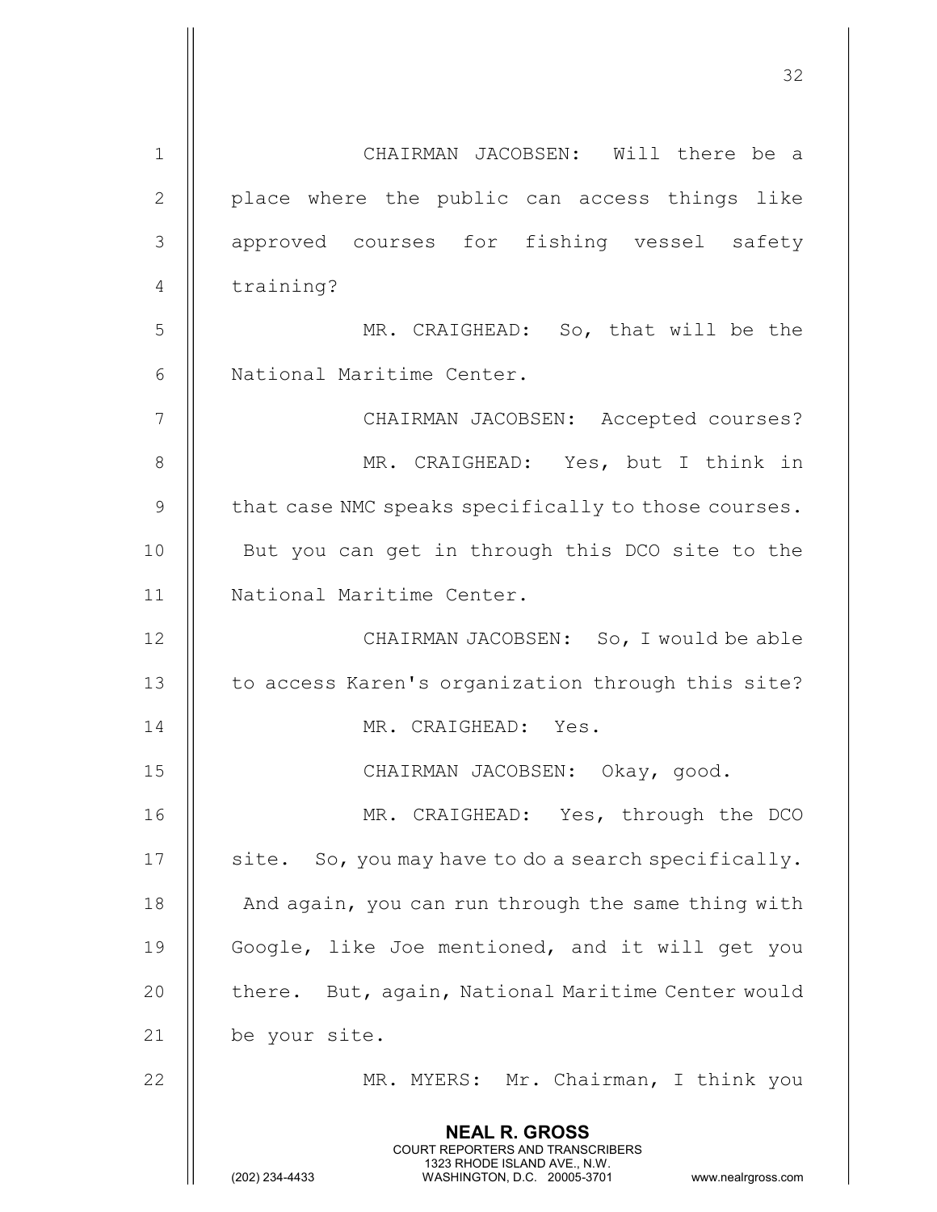CHAIRMAN JACOBSEN: Will there be a place where the public can access things like approved courses for fishing vessel safety training?

MR. CRAIGHEAD: So, that will be the National Maritime Center.

CHAIRMAN JACOBSEN: Accepted courses?

MR. CRAIGHEAD: Yes, but I think in that case NMC speaks specifically to those courses. But you can get in through this DCO site to the National Maritime Center.

CHAIRMAN JACOBSEN: So, I would be able to access Karen's organization through this site?

MR. CRAIGHEAD: Yes.

CHAIRMAN JACOBSEN: Okay, good.

MR. CRAIGHEAD: Yes, through the DCO site. So, you may have to do a search specifically. And again, you can run through the same thing with Google, like Joe mentioned, and it will get you there. But, again, National Maritime Center would be your site.

MR. MYERS: Mr. Chairman, I think you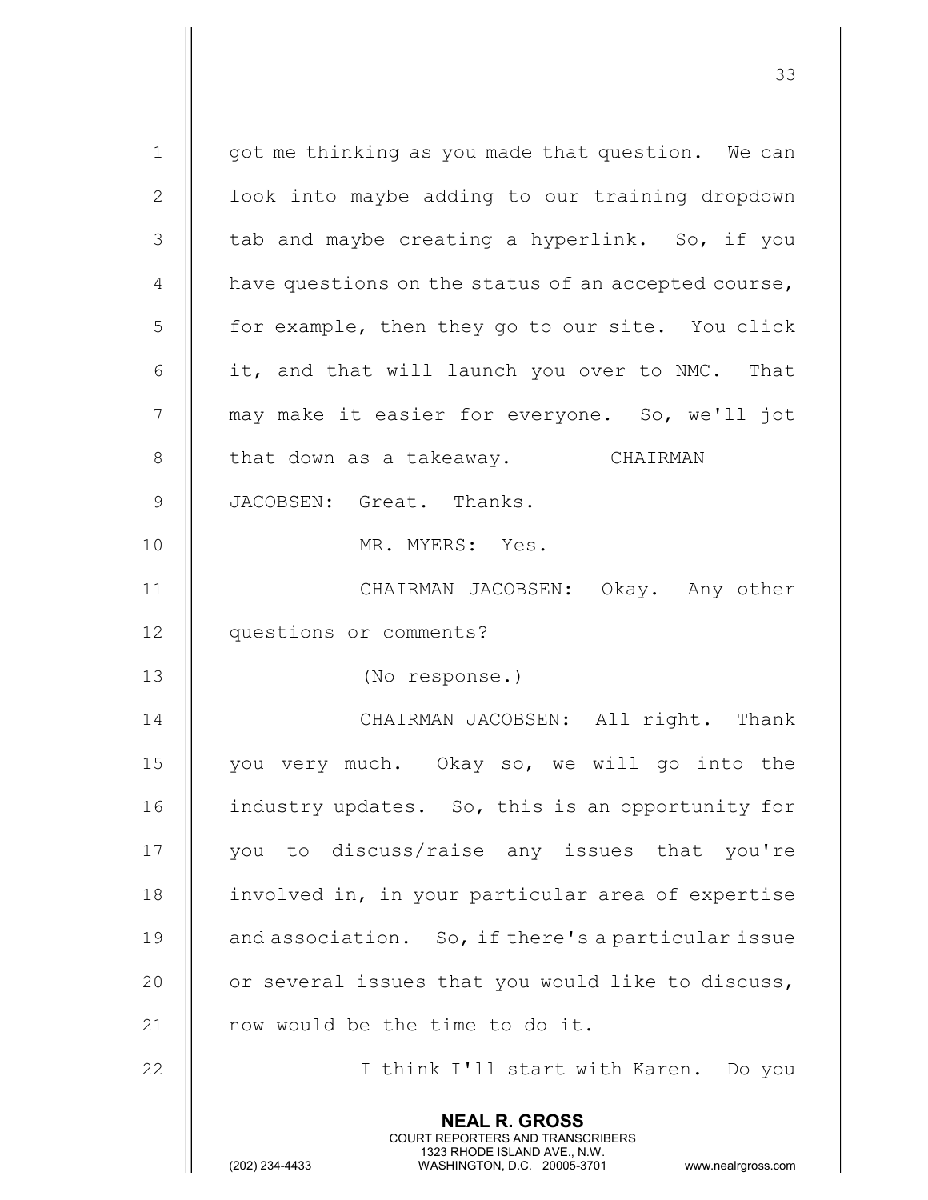got me thinking as you made that question. We can look into maybe adding to our training dropdown tab and maybe creating a hyperlink. So, if you have questions on the status of an accepted course, for example, then they go to our site. You click it, and that will launch you over to NMC. That may make it easier for everyone. So, we'll jot that down as a takeaway.

CHAIRMAN JACOBSEN: Great. Thanks.

MR. MYERS: Yes.

CHAIRMAN JACOBSEN: Okay. Any other questions or comments?

(No response.)

CHAIRMAN JACOBSEN: All right. Thank you very much. Okay so, we will go into the industry updates. So, this is an opportunity for you to discuss/raise any issues that you're involved in, in your particular area of expertise and association. So, if there's a particular issue or several issues that you would like to discuss, now would be the time to do it.

I think I'll start with Karen. Do you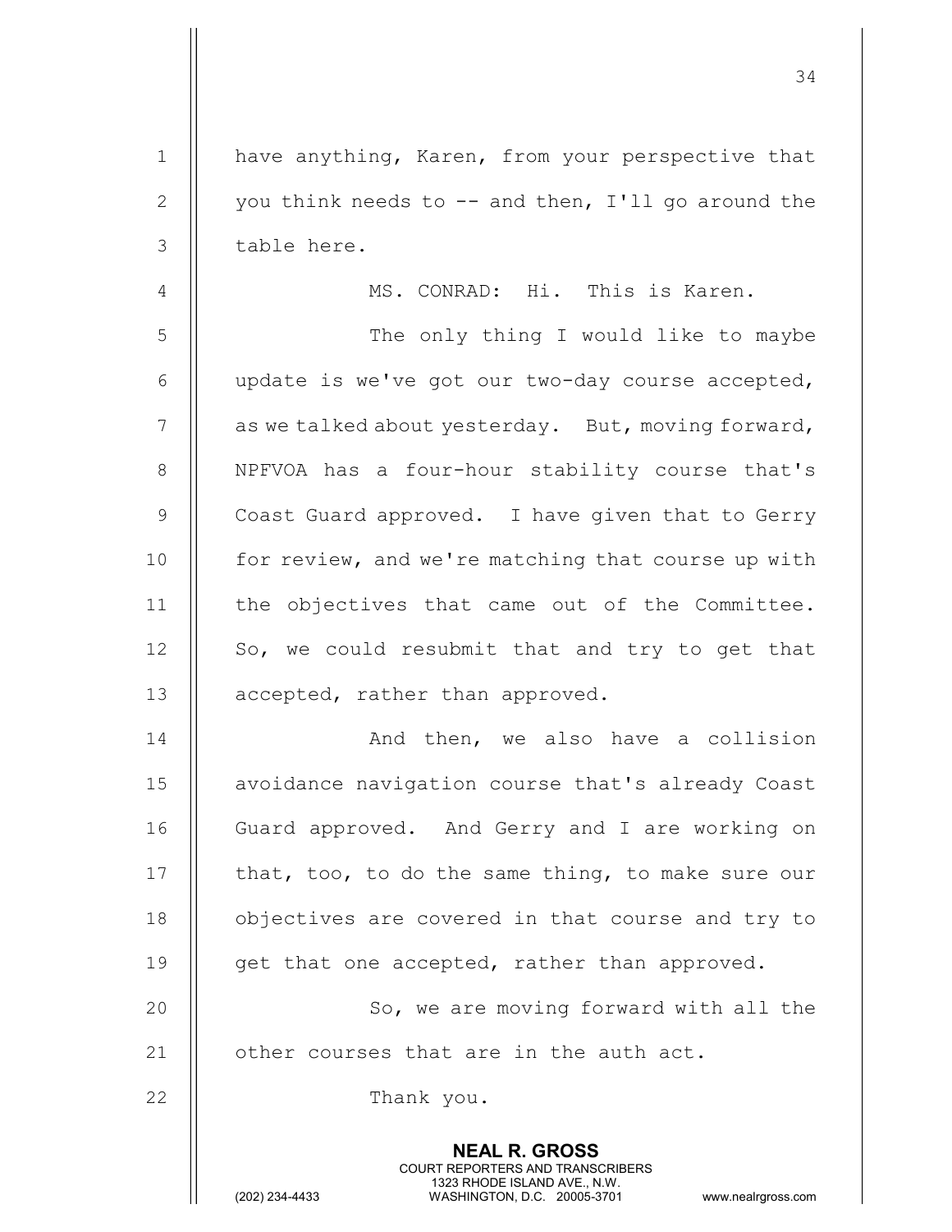have anything, Karen, from your perspective that you think needs to -- and then, I'll go around the table here.

MS. CONRAD: Hi. This is Karen.

The only thing I would like to maybe update is we've got our two-day course accepted, as we talked about yesterday. But, moving forward, NPFVOA has a four-hour stability course that's Coast Guard approved. I have given that to Gerry for review, and we're matching that course up with the objectives that came out of the Committee. So, we could resubmit that and try to get that accepted, rather than approved.

And then, we also have a collision avoidance navigation course that's already Coast Guard approved. And Gerry and I are working on that, too, to do the same thing, to make sure our objectives are covered in that course and try to get that one accepted, rather than approved.

So, we are moving forward with all the other courses that are in the auth act.

Thank you.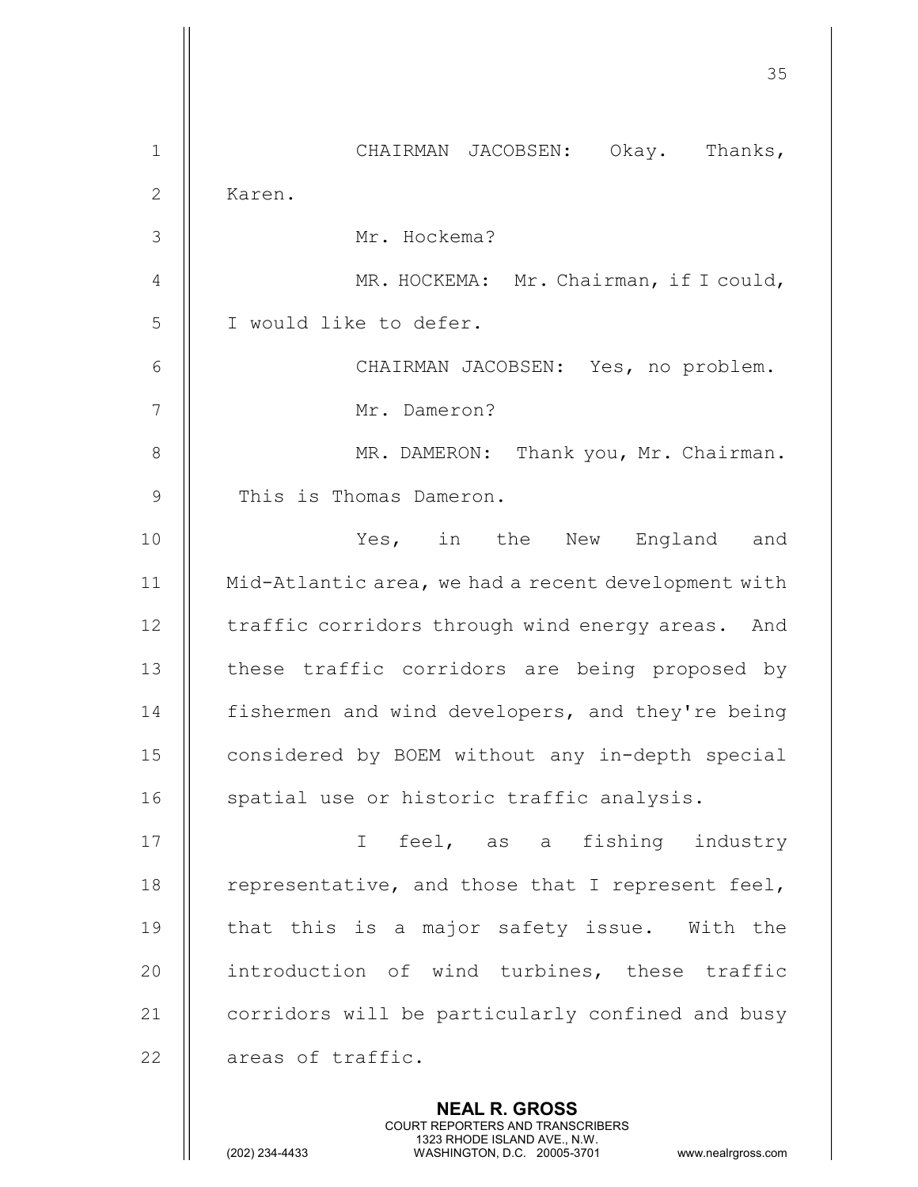CHAIRMAN JACOBSEN: Okay. Thanks, Karen.

Mr. Hockema?

MR. HOCKEMA: Mr. Chairman, if I could, I would like to defer.

CHAIRMAN JACOBSEN: Yes, no problem.

Mr. Dameron?

MR. DAMERON: Thank you, Mr. Chairman. This is Thomas Dameron.

Yes, in the New England and Mid-Atlantic area, we had a recent development with traffic corridors through wind energy areas. And these traffic corridors are being proposed by fishermen and wind developers, and they're being considered by BOEM without any in-depth special spatial use or historic traffic analysis.

I feel, as a fishing industry representative, and those that I represent feel, that this is a major safety issue. With the introduction of wind turbines, these traffic corridors will be particularly confined and busy areas of traffic.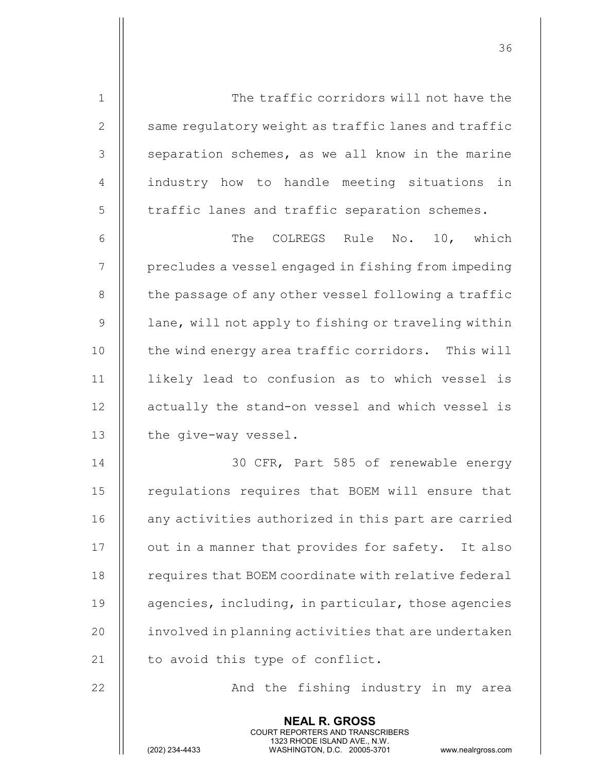The traffic corridors will not have the same regulatory weight as traffic lanes and traffic separation schemes, as we all know in the marine industry how to handle meeting situations in traffic lanes and traffic separation schemes.

The COLREGS Rule No. 10, which precludes a vessel engaged in fishing from impeding the passage of any other vessel following a traffic lane, will not apply to fishing or traveling within the wind energy area traffic corridors. This will likely lead to confusion as to which vessel is actually the stand-on vessel and which vessel is the give-way vessel.

30 CFR, Part 585 of renewable energy regulations requires that BOEM will ensure that any activities authorized in this part are carried out in a manner that provides for safety. It also requires that BOEM coordinate with relative federal agencies, including, in particular, those agencies involved in planning activities that are undertaken to avoid this type of conflict.

And the fishing industry in my area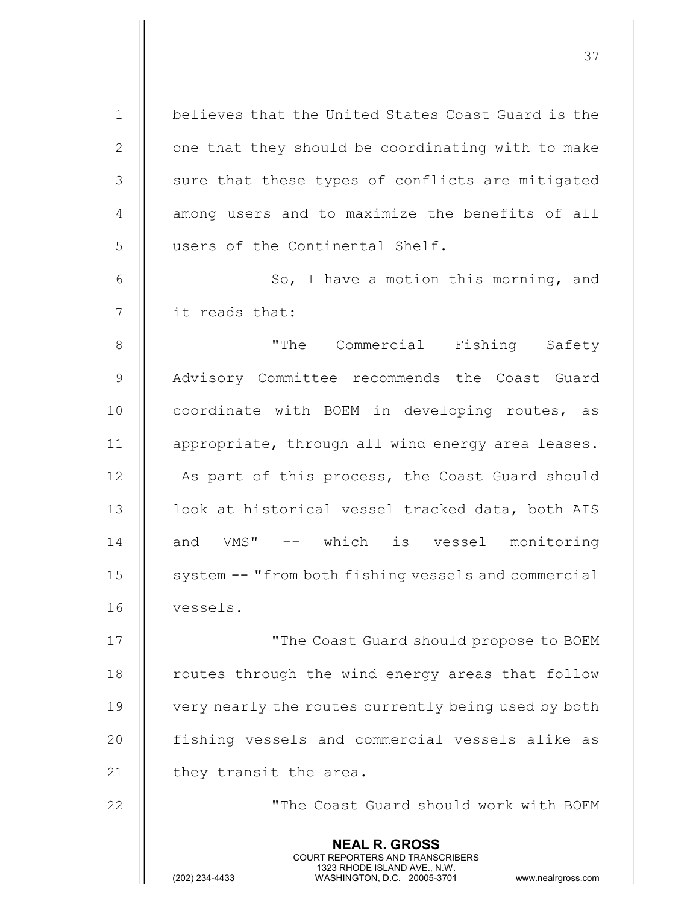believes that the United States Coast Guard is the one that they should be coordinating with to make sure that these types of conflicts are mitigated among users and to maximize the benefits of all users of the Continental Shelf.

So, I have a motion this morning, and it reads that:

"The Commercial Fishing Safety Advisory Committee recommends the Coast Guard coordinate with BOEM in developing routes, as appropriate, through all wind energy area leases. As part of this process, the Coast Guard should look at historical vessel tracked data, both AIS and VMS" -- which is vessel monitoring system -- "from both fishing vessels and commercial vessels.

"The Coast Guard should propose to BOEM routes through the wind energy areas that follow very nearly the routes currently being used by both fishing vessels and commercial vessels alike as they transit the area.

"The Coast Guard should work with BOEM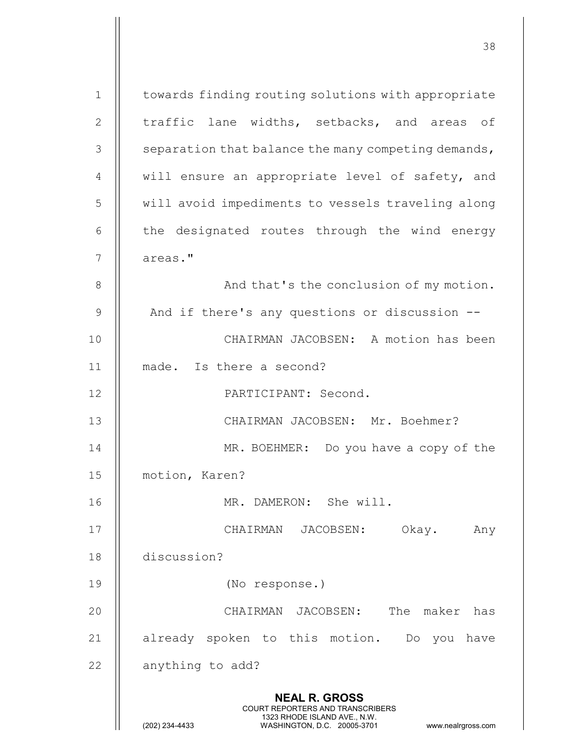towards finding routing solutions with appropriate traffic lane widths, setbacks, and areas of separation that balance the many competing demands, will ensure an appropriate level of safety, and will avoid impediments to vessels traveling along the designated routes through the wind energy areas."

And that's the conclusion of my motion. And if there's any questions or discussion --

CHAIRMAN JACOBSEN: A motion has been made. Is there a second?

PARTICIPANT: Second.

CHAIRMAN JACOBSEN: Mr. Boehmer?

MR. BOEHMER: Do you have a copy of the motion, Karen?

MR. DAMERON: She will.

CHAIRMAN JACOBSEN: Okay. Any discussion?

(No response.)

CHAIRMAN JACOBSEN: The maker has already spoken to this motion. Do you have anything to add?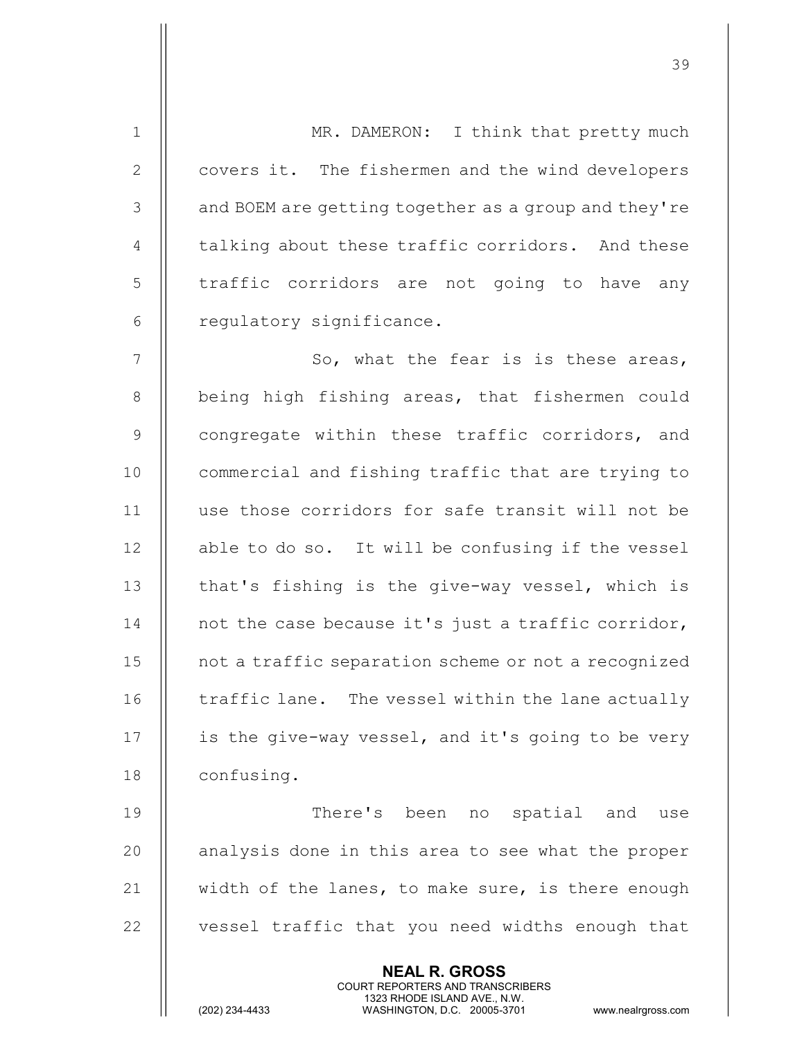MR. DAMERON: I think that pretty much covers it. The fishermen and the wind developers and BOEM are getting together as a group and they're talking about these traffic corridors. And these traffic corridors are not going to have any regulatory significance.

So, what the fear is is these areas, being high fishing areas, that fishermen could congregate within these traffic corridors, and commercial and fishing traffic that are trying to use those corridors for safe transit will not be able to do so. It will be confusing if the vessel that's fishing is the give-way vessel, which is not the case because it's just a traffic corridor, not a traffic separation scheme or not a recognized traffic lane. The vessel within the lane actually is the give-way vessel, and it's going to be very confusing.

There's been no spatial and use analysis done in this area to see what the proper width of the lanes, to make sure, is there enough vessel traffic that you need widths enough that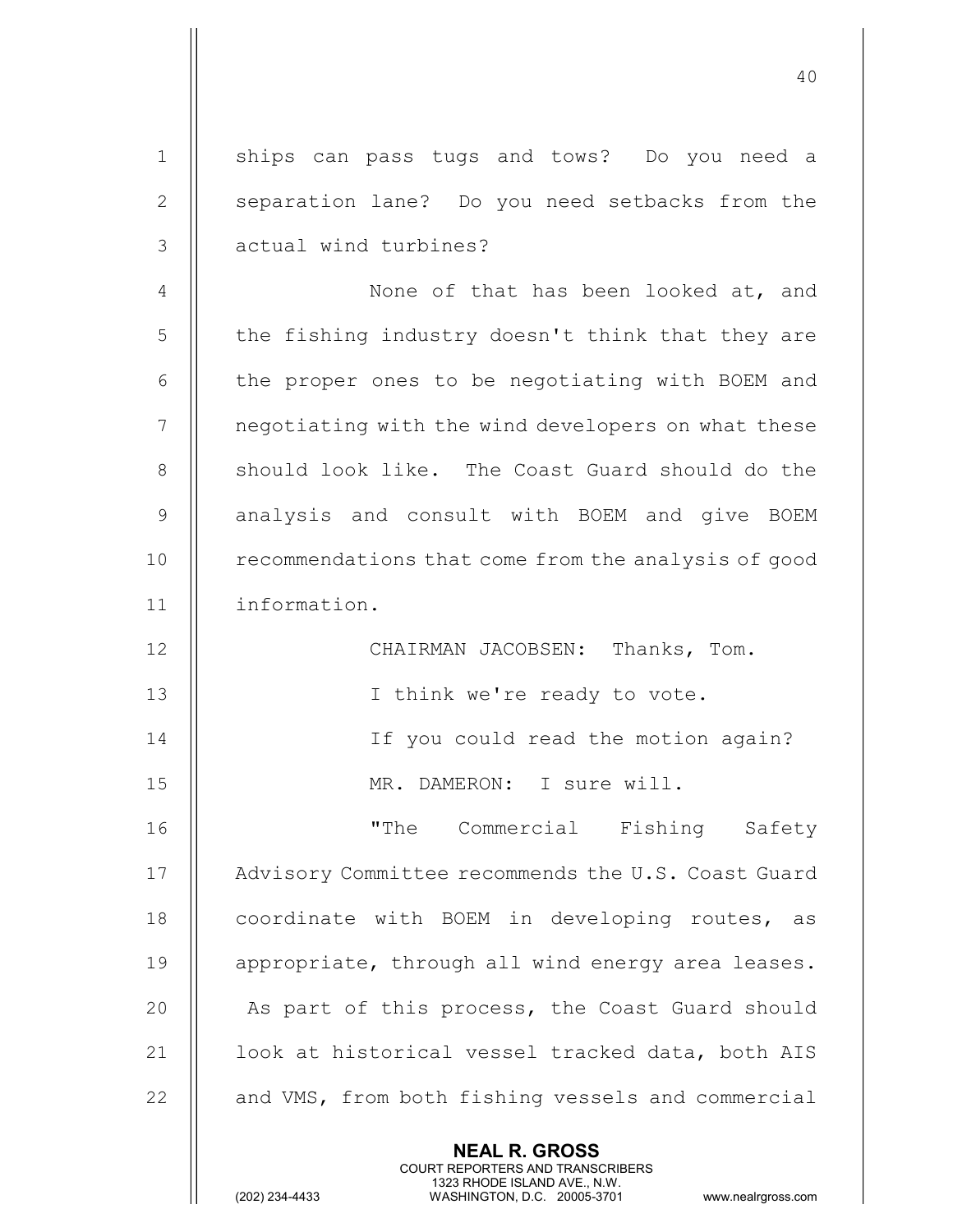ships can pass tugs and tows? Do you need a separation lane? Do you need setbacks from the actual wind turbines?

None of that has been looked at, and the fishing industry doesn't think that they are the proper ones to be negotiating with BOEM and negotiating with the wind developers on what these should look like. The Coast Guard should do the analysis and consult with BOEM and give BOEM recommendations that come from the analysis of good information.

CHAIRMAN JACOBSEN: Thanks, Tom.

I think we're ready to vote.

If you could read the motion again?

MR. DAMERON: I sure will.

"The Commercial Fishing Safety Advisory Committee recommends the U.S. Coast Guard coordinate with BOEM in developing routes, as appropriate, through all wind energy area leases. As part of this process, the Coast Guard should look at historical vessel tracked data, both AIS and VMS, from both fishing vessels and commercial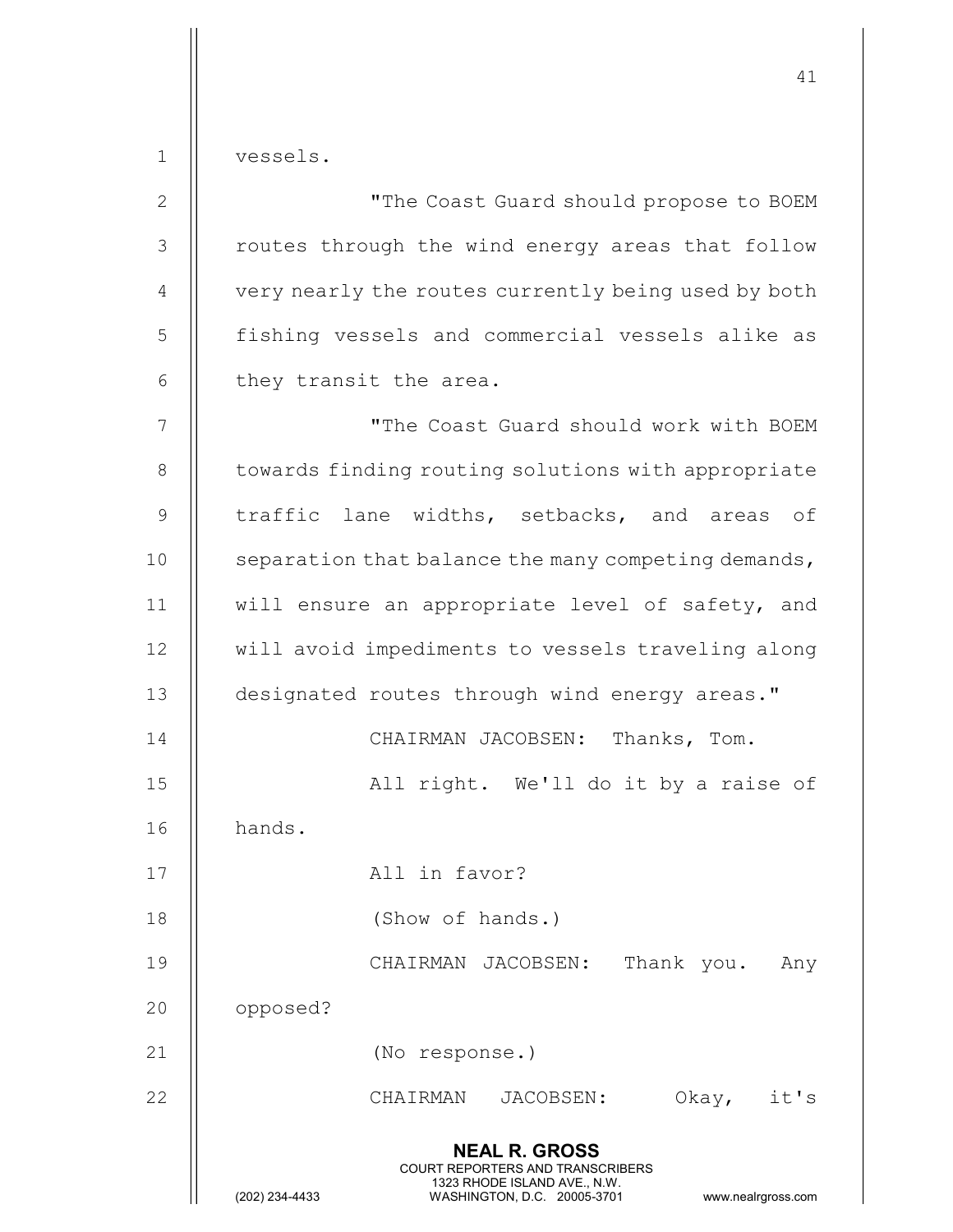vessels.

"The Coast Guard should propose to BOEM routes through the wind energy areas that follow very nearly the routes currently being used by both fishing vessels and commercial vessels alike as they transit the area.

"The Coast Guard should work with BOEM towards finding routing solutions with appropriate traffic lane widths, setbacks, and areas of separation that balance the many competing demands, will ensure an appropriate level of safety, and will avoid impediments to vessels traveling along designated routes through wind energy areas."

CHAIRMAN JACOBSEN: Thanks, Tom.

All right. We'll do it by a raise of hands.

All in favor?

(Show of hands.)

CHAIRMAN JACOBSEN: Thank you. Any opposed?

(No response.)

CHAIRMAN JACOBSEN: Okay, it's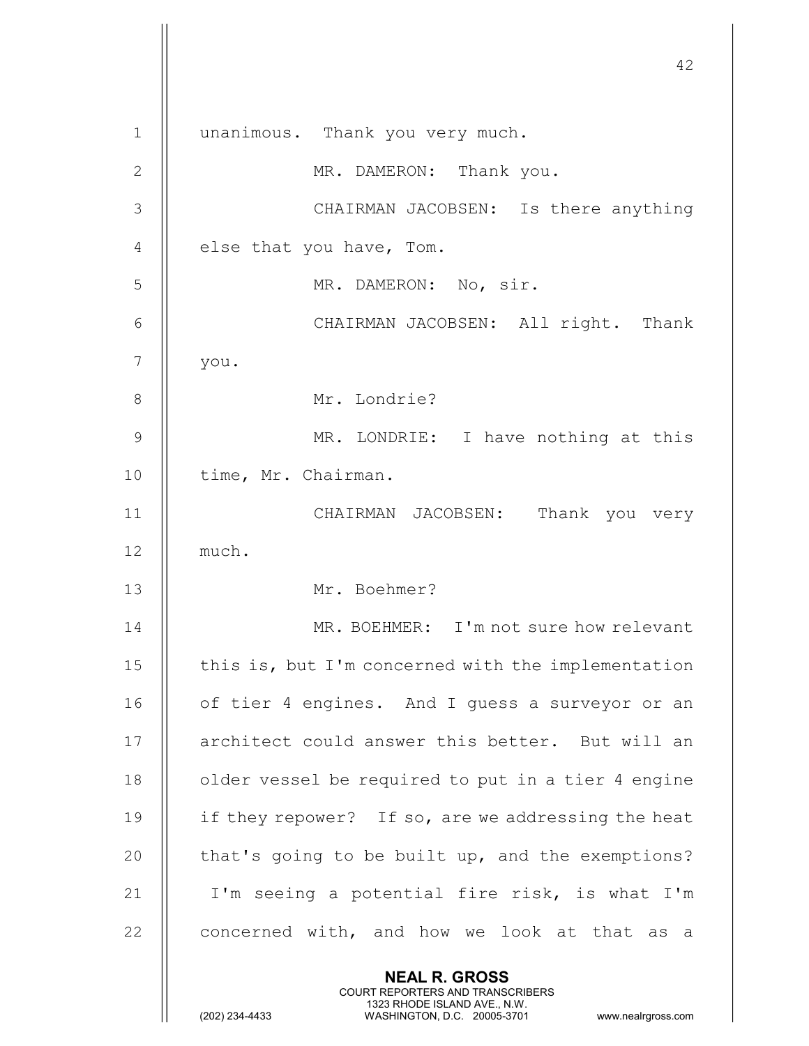unanimous. Thank you very much.

MR. DAMERON: Thank you.

CHAIRMAN JACOBSEN: Is there anything else that you have, Tom.

MR. DAMERON: No, sir.

CHAIRMAN JACOBSEN: All right. Thank you.

Mr. Londrie?

MR. LONDRIE: I have nothing at this time, Mr. Chairman.

CHAIRMAN JACOBSEN: Thank you very much.

Mr. Boehmer?

MR. BOEHMER: I'm not sure how relevant this is, but I'm concerned with the implementation of tier 4 engines. And I guess a surveyor or an architect could answer this better. But will an older vessel be required to put in a tier 4 engine if they repower? If so, are we addressing the heat that's going to be built up, and the exemptions? I'm seeing a potential fire risk, is what I'm concerned with, and how we look at that as a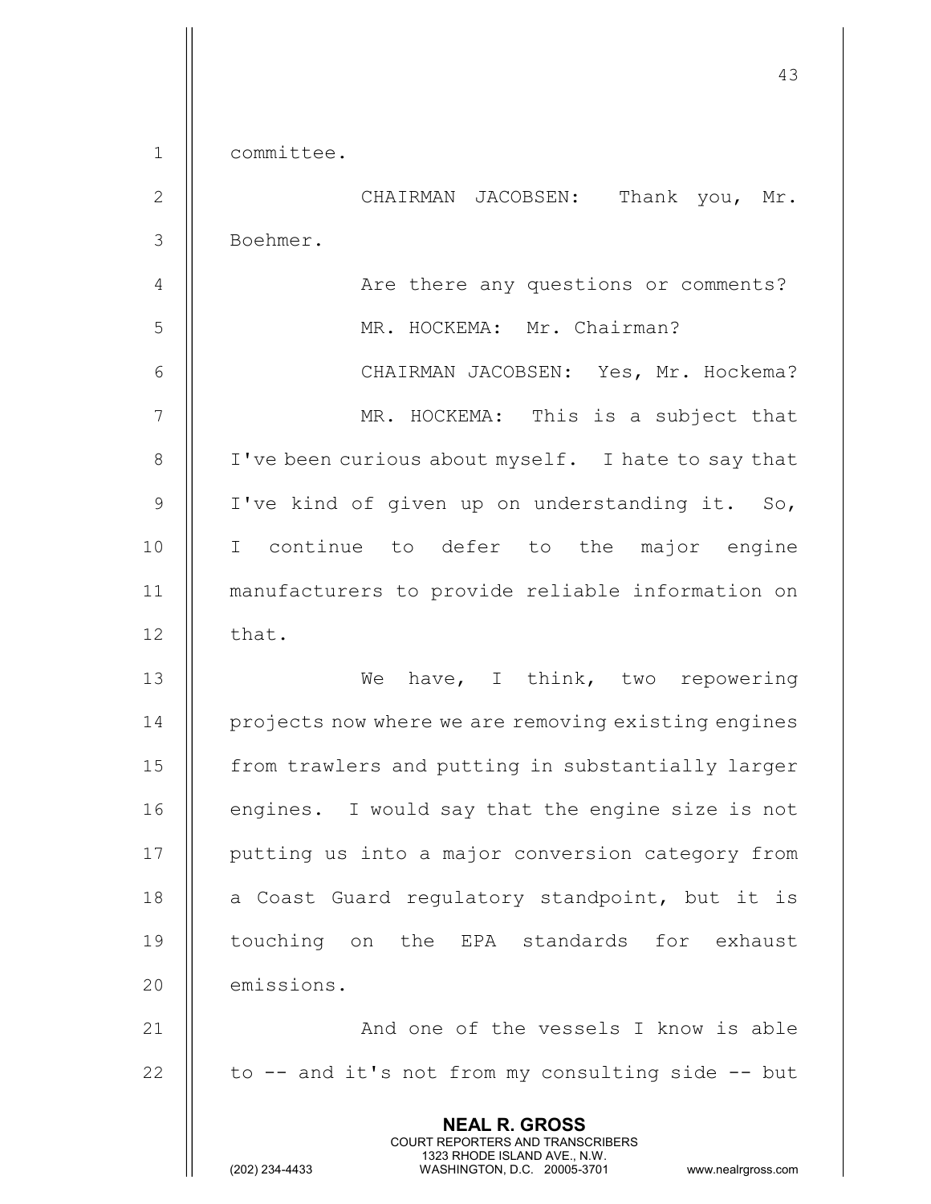committee.

CHAIRMAN JACOBSEN: Thank you, Mr. Boehmer.

Are there any questions or comments?

MR. HOCKEMA: Mr. Chairman?

CHAIRMAN JACOBSEN: Yes, Mr. Hockema?

MR. HOCKEMA: This is a subject that I've been curious about myself. I hate to say that I've kind of given up on understanding it. So, I continue to defer to the major engine manufacturers to provide reliable information on that.

We have, I think, two repowering projects now where we are removing existing engines from trawlers and putting in substantially larger engines. I would say that the engine size is not putting us into a major conversion category from a Coast Guard regulatory standpoint, but it is touching on the EPA standards for exhaust emissions.

And one of the vessels I know is able to -- and it's not from my consulting side -- but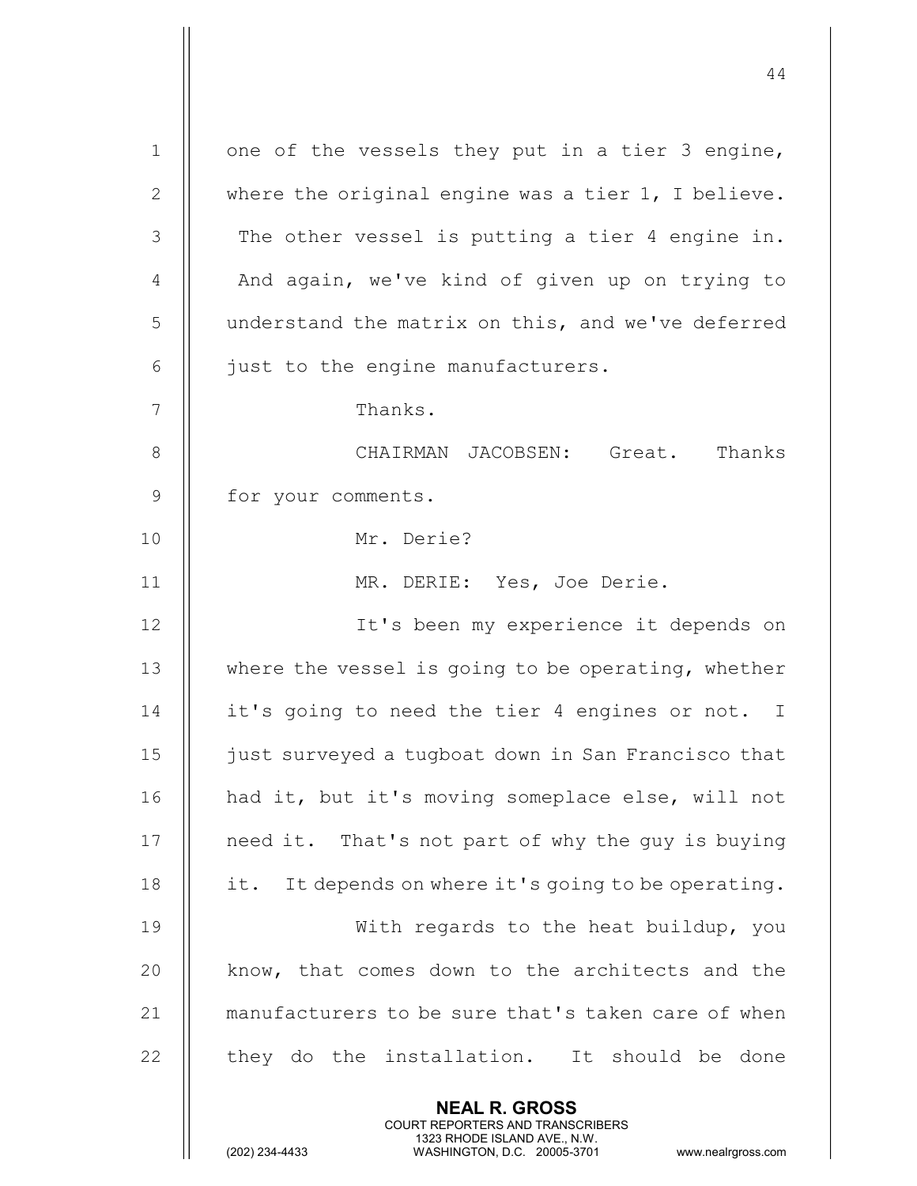one of the vessels they put in a tier 3 engine, where the original engine was a tier 1, I believe. The other vessel is putting a tier 4 engine in. And again, we've kind of given up on trying to understand the matrix on this, and we've deferred just to the engine manufacturers.

Thanks.

CHAIRMAN JACOBSEN: Great. Thanks for your comments.

Mr. Derie?

MR. DERIE: Yes, Joe Derie.

It's been my experience it depends on where the vessel is going to be operating, whether it's going to need the tier 4 engines or not. I just surveyed a tugboat down in San Francisco that had it, but it's moving someplace else, will not need it. That's not part of why the guy is buying it. It depends on where it's going to be operating.

With regards to the heat buildup, you know, that comes down to the architects and the manufacturers to be sure that's taken care of when they do the installation. It should be done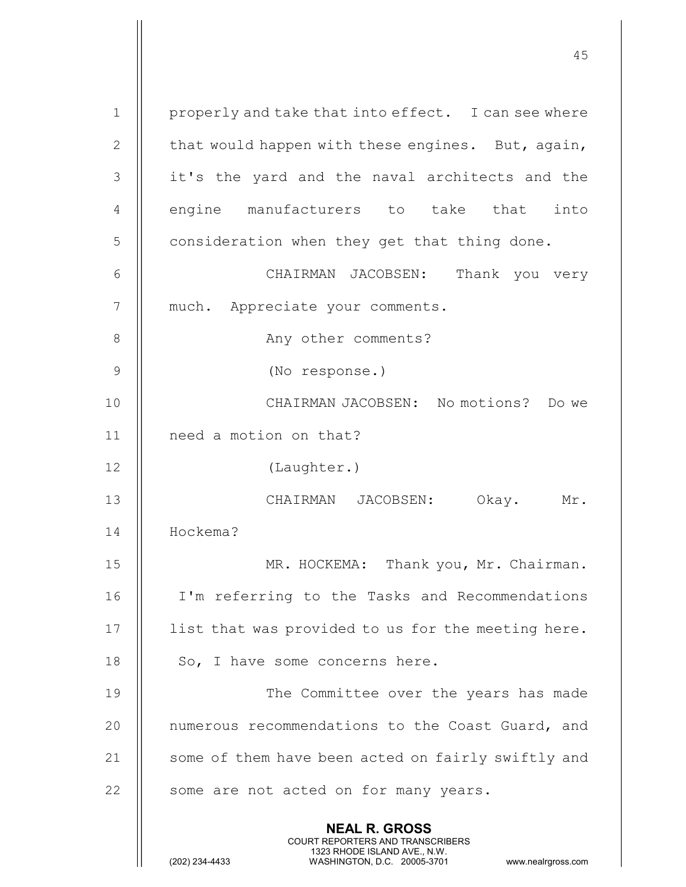properly and take that into effect. I can see where that would happen with these engines. But, again, it's the yard and the naval architects and the engine manufacturers to take that into consideration when they get that thing done.

CHAIRMAN JACOBSEN: Thank you very much. Appreciate your comments.

Any other comments?

(No response.)

CHAIRMAN JACOBSEN: No motions? Do we need a motion on that?

(Laughter.)

CHAIRMAN JACOBSEN: Okay. Mr. Hockema?

MR. HOCKEMA: Thank you, Mr. Chairman. I'm referring to the Tasks and Recommendations list that was provided to us for the meeting here. So, I have some concerns here.

The Committee over the years has made numerous recommendations to the Coast Guard, and some of them have been acted on fairly swiftly and some are not acted on for many years.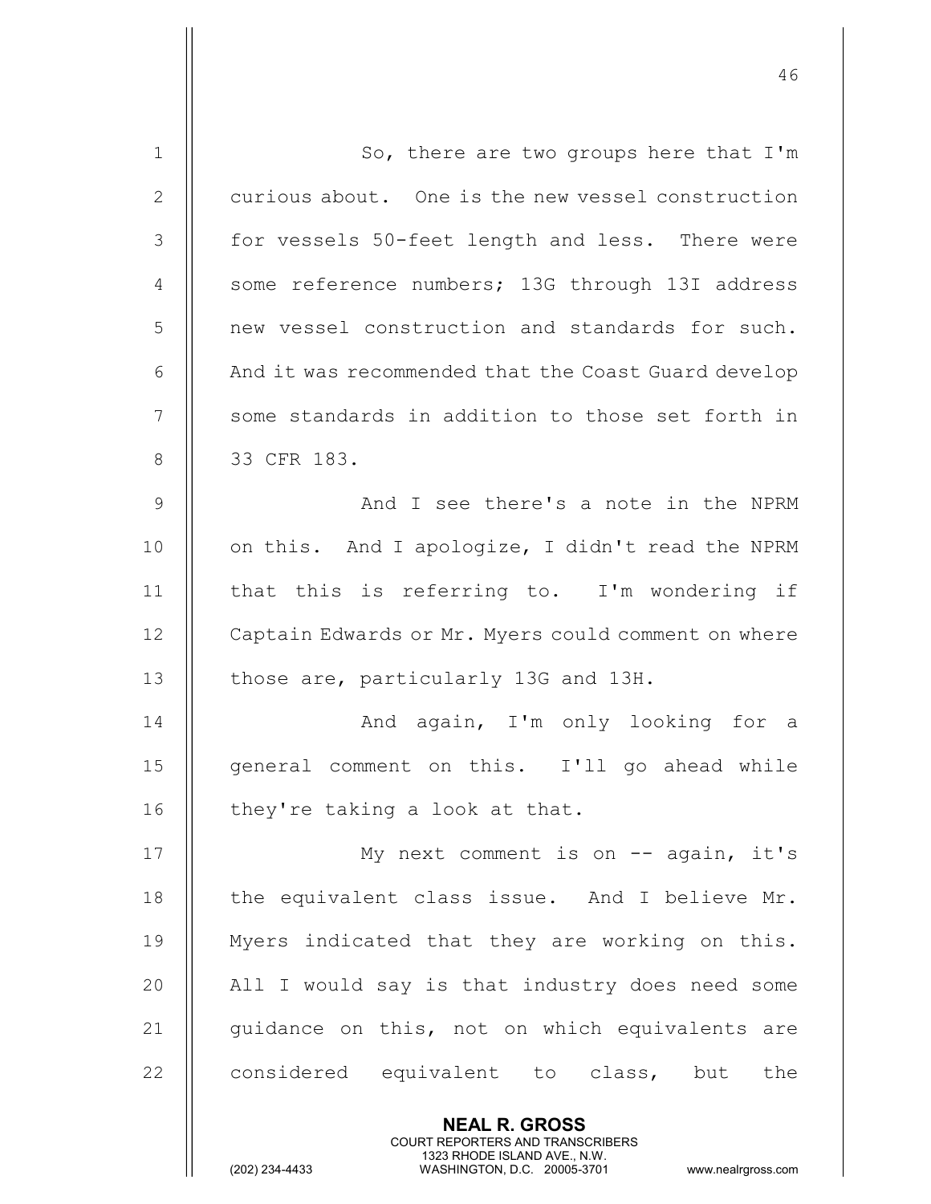So, there are two groups here that I'm curious about. One is the new vessel construction for vessels 50-feet length and less. There were some reference numbers; 13G through 13I address new vessel construction and standards for such. And it was recommended that the Coast Guard develop some standards in addition to those set forth in 33 CFR 183.

And I see there's a note in the NPRM on this. And I apologize, I didn't read the NPRM that this is referring to. I'm wondering if Captain Edwards or Mr. Myers could comment on where those are, particularly 13G and 13H.

And again, I'm only looking for a general comment on this. I'll go ahead while they're taking a look at that.

My next comment is on -- again, it's the equivalent class issue. And I believe Mr. Myers indicated that they are working on this. All I would say is that industry does need some guidance on this, not on which equivalents are considered equivalent to class, but the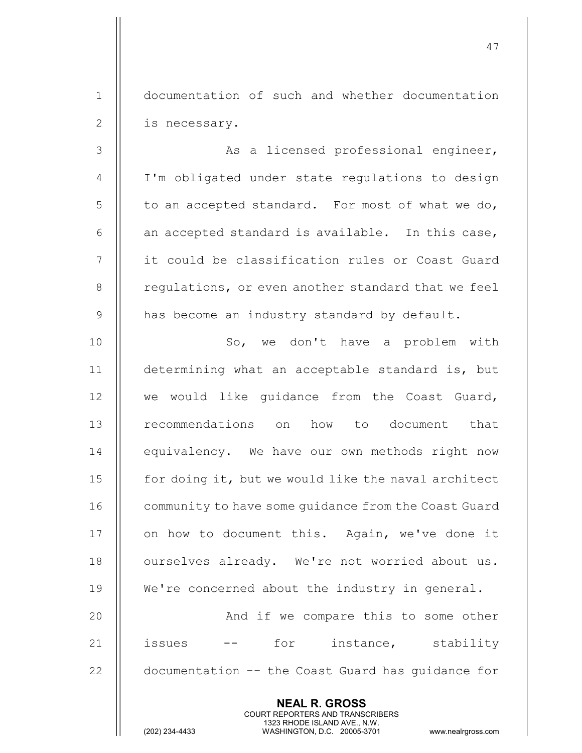documentation of such and whether documentation is necessary.

As a licensed professional engineer, I'm obligated under state regulations to design to an accepted standard. For most of what we do, an accepted standard is available. In this case, it could be classification rules or Coast Guard regulations, or even another standard that we feel has become an industry standard by default.

So, we don't have a problem with determining what an acceptable standard is, but we would like guidance from the Coast Guard, recommendations on how to document that equivalency. We have our own methods right now for doing it, but we would like the naval architect community to have some guidance from the Coast Guard on how to document this. Again, we've done it ourselves already. We're not worried about us. We're concerned about the industry in general.

And if we compare this to some other issues -- for instance, stability documentation -- the Coast Guard has guidance for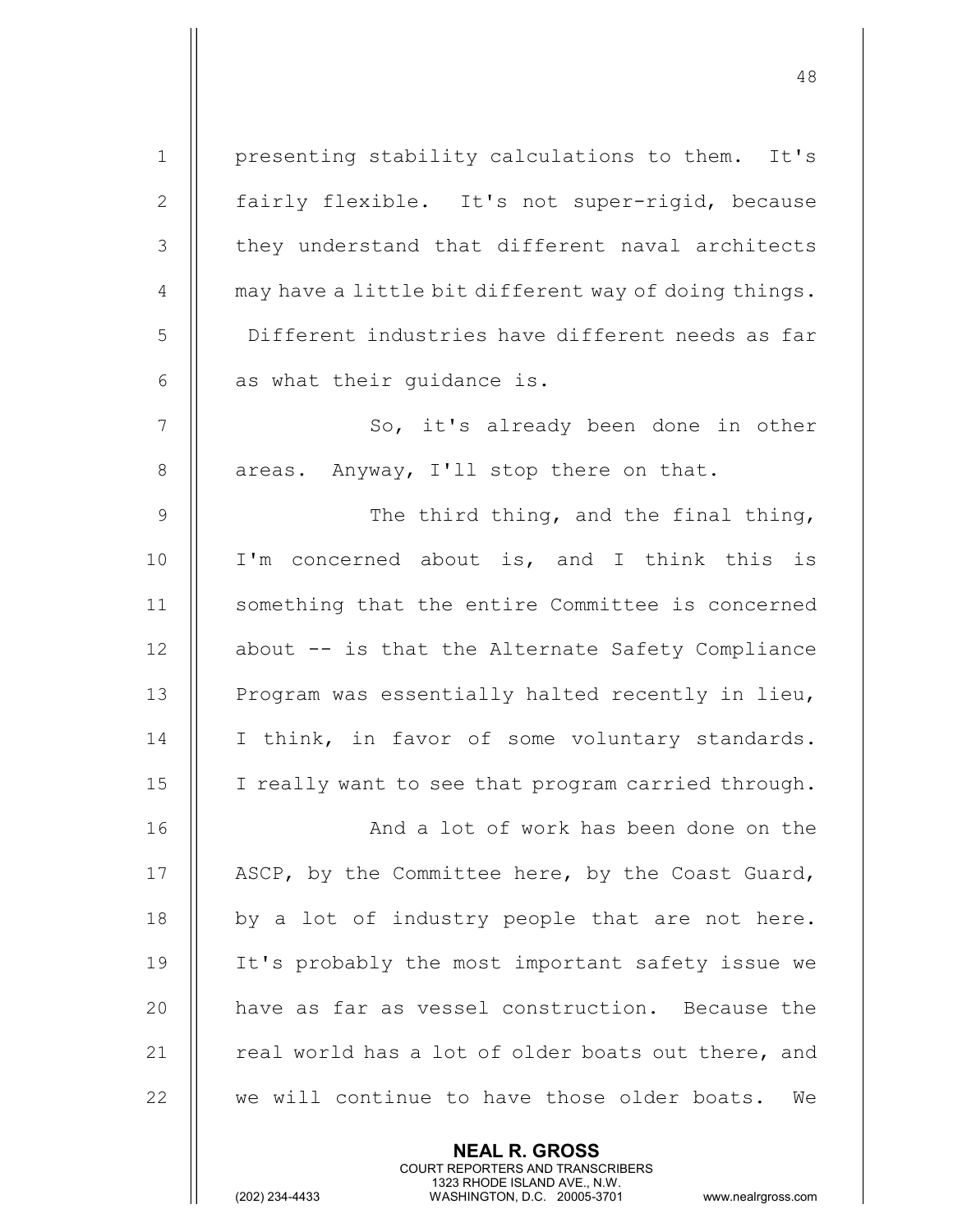presenting stability calculations to them. It's fairly flexible. It's not super-rigid, because they understand that different naval architects may have a little bit different way of doing things. Different industries have different needs as far as what their guidance is.

So, it's already been done in other areas. Anyway, I'll stop there on that.

The third thing, and the final thing, I'm concerned about is, and I think this is something that the entire Committee is concerned about -- is that the Alternate Safety Compliance Program was essentially halted recently in lieu, I think, in favor of some voluntary standards. I really want to see that program carried through.

And a lot of work has been done on the ASCP, by the Committee here, by the Coast Guard, by a lot of industry people that are not here. It's probably the most important safety issue we have as far as vessel construction. Because the real world has a lot of older boats out there, and we will continue to have those older boats. We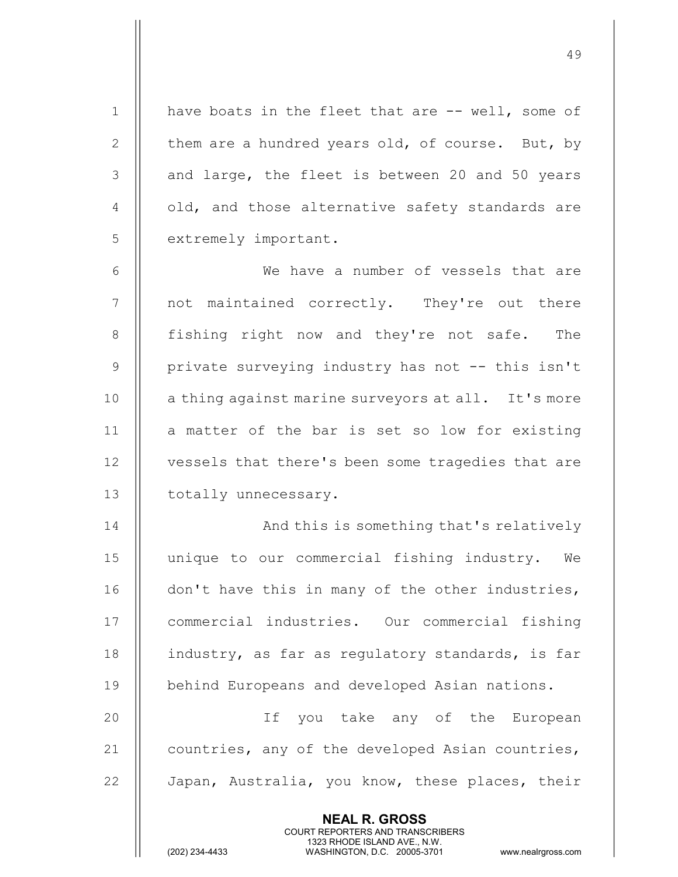have boats in the fleet that are -- well, some of them are a hundred years old, of course. But, by and large, the fleet is between 20 and 50 years old, and those alternative safety standards are extremely important.

We have a number of vessels that are not maintained correctly. They're out there fishing right now and they're not safe. The private surveying industry has not -- this isn't a thing against marine surveyors at all. It's more a matter of the bar is set so low for existing vessels that there's been some tragedies that are totally unnecessary.

And this is something that's relatively unique to our commercial fishing industry. We don't have this in many of the other industries, commercial industries. Our commercial fishing industry, as far as regulatory standards, is far behind Europeans and developed Asian nations.

If you take any of the European countries, any of the developed Asian countries, Japan, Australia, you know, these places, their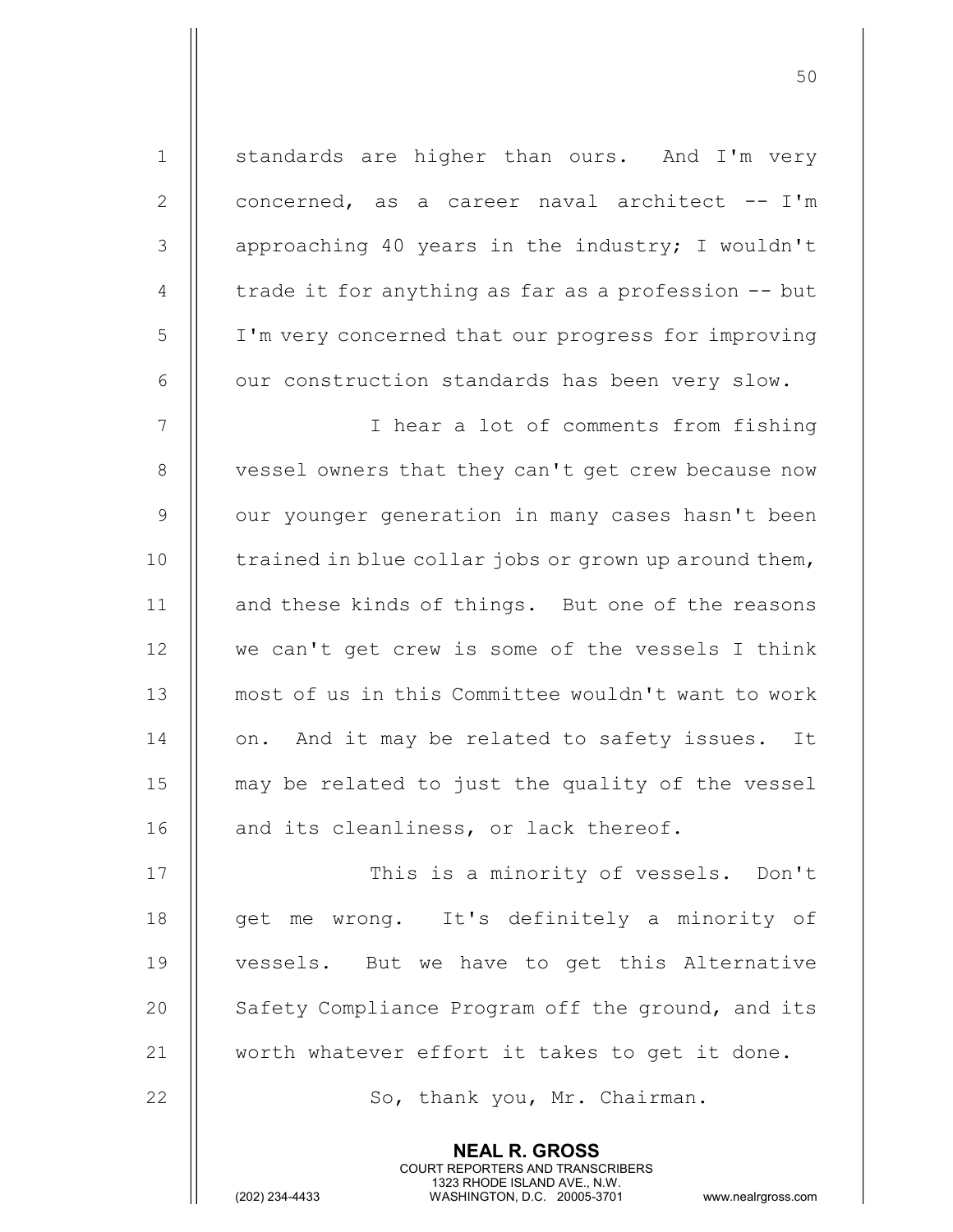standards are higher than ours. And I'm very concerned, as a career naval architect -- I'm approaching 40 years in the industry; I wouldn't trade it for anything as far as a profession -- but I'm very concerned that our progress for improving our construction standards has been very slow.

I hear a lot of comments from fishing vessel owners that they can't get crew because now our younger generation in many cases hasn't been trained in blue collar jobs or grown up around them, and these kinds of things. But one of the reasons we can't get crew is some of the vessels I think most of us in this Committee wouldn't want to work on. And it may be related to safety issues. It may be related to just the quality of the vessel and its cleanliness, or lack thereof.

This is a minority of vessels. Don't get me wrong. It's definitely a minority of vessels. But we have to get this Alternative Safety Compliance Program off the ground, and its worth whatever effort it takes to get it done.

So, thank you, Mr. Chairman.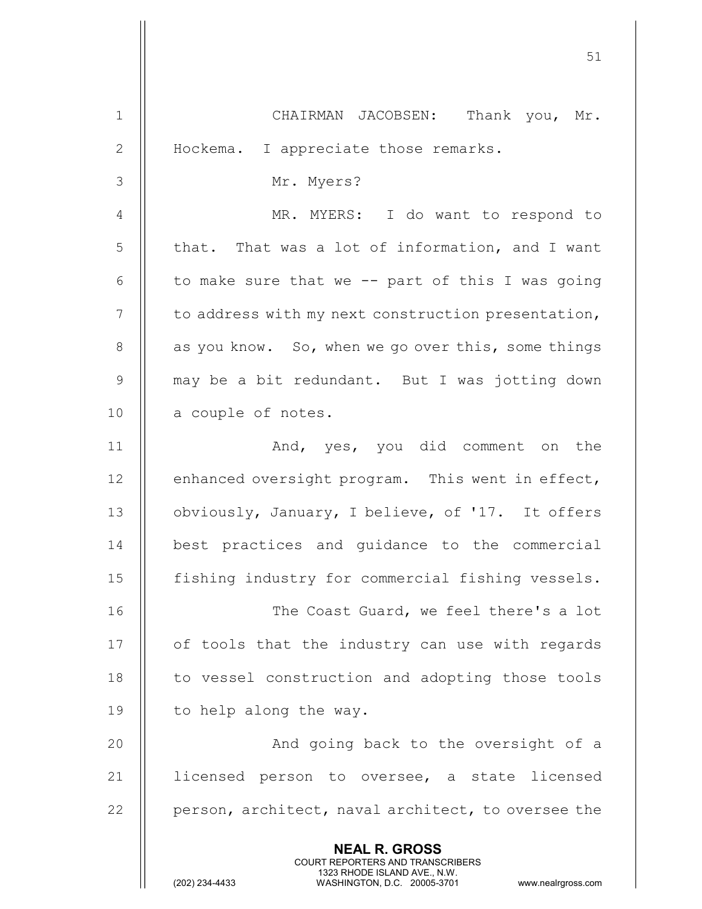CHAIRMAN JACOBSEN: Thank you, Mr. Hockema. I appreciate those remarks.

Mr. Myers?

MR. MYERS: I do want to respond to that. That was a lot of information, and I want to make sure that we -- part of this I was going to address with my next construction presentation, as you know. So, when we go over this, some things may be a bit redundant. But I was jotting down a couple of notes.

And, yes, you did comment on the enhanced oversight program. This went in effect, obviously, January, I believe, of '17. It offers best practices and guidance to the commercial fishing industry for commercial fishing vessels.

The Coast Guard, we feel there's a lot of tools that the industry can use with regards to vessel construction and adopting those tools to help along the way.

And going back to the oversight of a licensed person to oversee, a state licensed person, architect, naval architect, to oversee the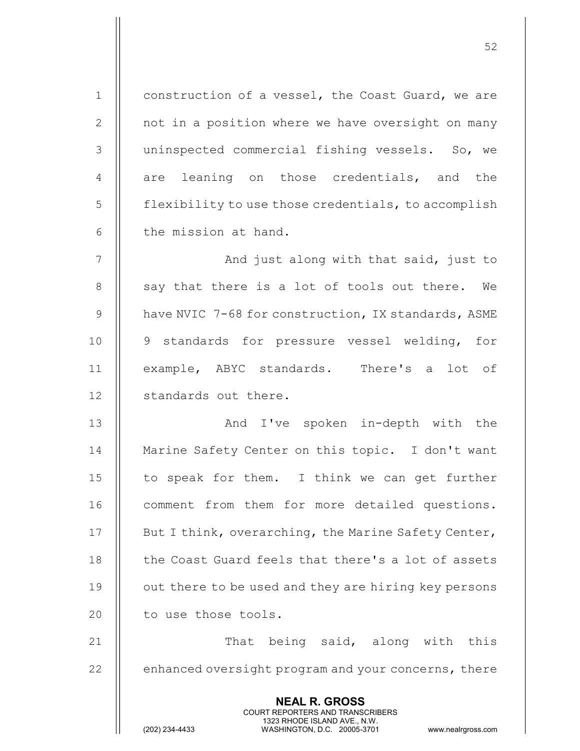construction of a vessel, the Coast Guard, we are not in a position where we have oversight on many uninspected commercial fishing vessels. So, we are leaning on those credentials, and the flexibility to use those credentials, to accomplish the mission at hand.

And just along with that said, just to say that there is a lot of tools out there. We have NVIC 7-68 for construction, IX standards, ASME 9 standards for pressure vessel welding, for example, ABYC standards. There's a lot of standards out there.

And I've spoken in-depth with the Marine Safety Center on this topic. I don't want to speak for them. I think we can get further comment from them for more detailed questions. But I think, overarching, the Marine Safety Center, the Coast Guard feels that there's a lot of assets out there to be used and they are hiring key persons to use those tools.

That being said, along with this enhanced oversight program and your concerns, there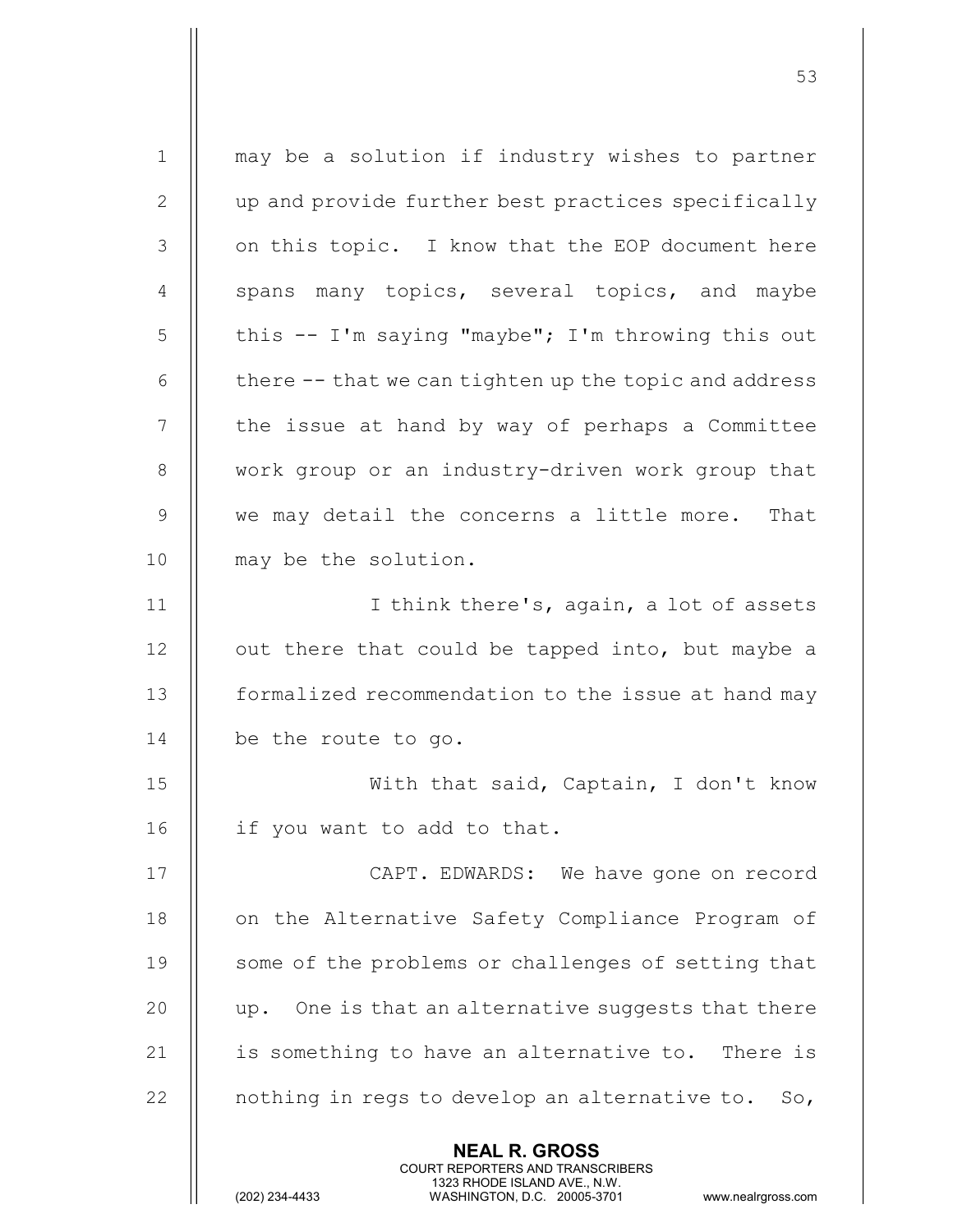may be a solution if industry wishes to partner up and provide further best practices specifically on this topic. I know that the EOP document here spans many topics, several topics, and maybe this -- I'm saying "maybe"; I'm throwing this out there -- that we can tighten up the topic and address the issue at hand by way of perhaps a Committee work group or an industry-driven work group that we may detail the concerns a little more. That may be the solution.

I think there's, again, a lot of assets out there that could be tapped into, but maybe a formalized recommendation to the issue at hand may be the route to go.

With that said, Captain, I don't know if you want to add to that.

CAPT. EDWARDS: We have gone on record on the Alternative Safety Compliance Program of some of the problems or challenges of setting that up. One is that an alternative suggests that there is something to have an alternative to. There is nothing in regs to develop an alternative to. So,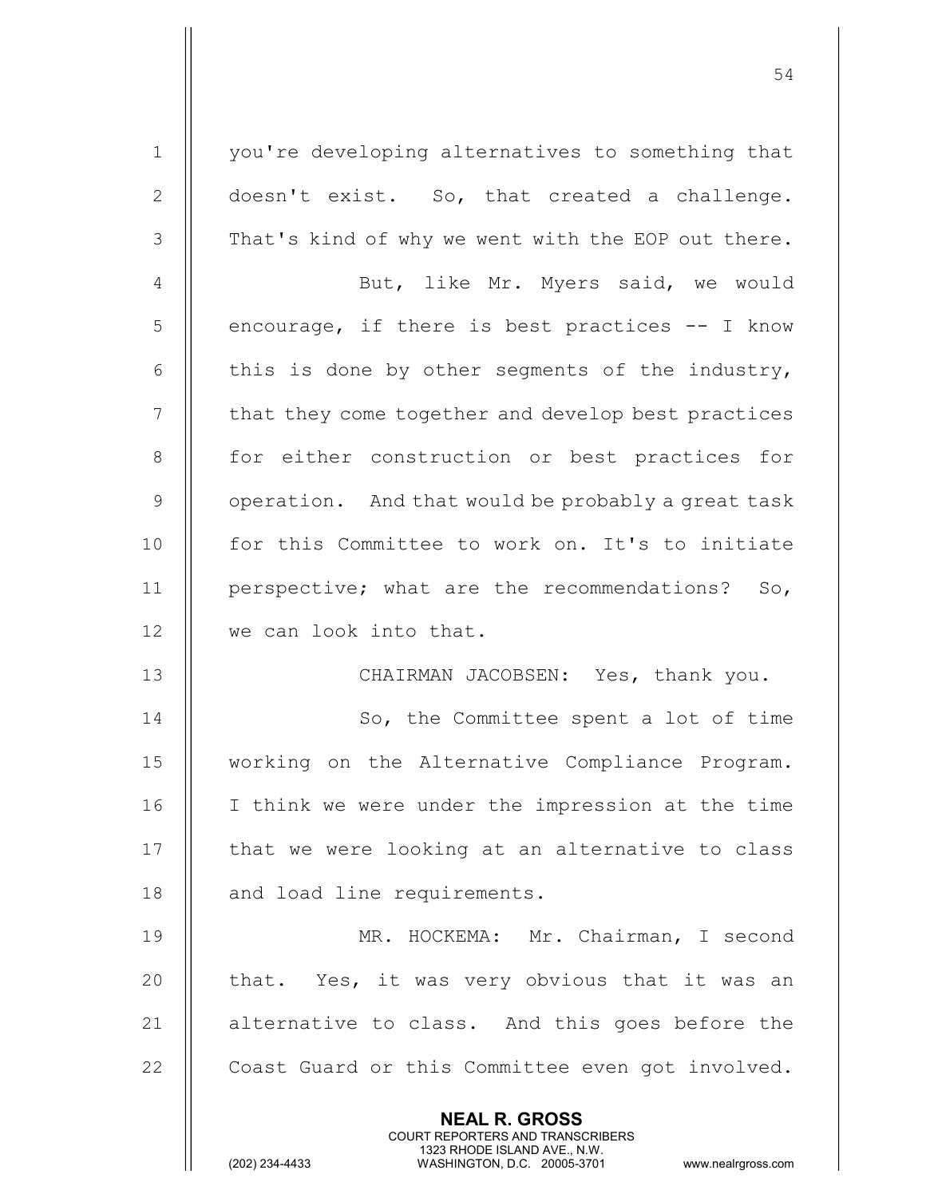you're developing alternatives to something that doesn't exist. So, that created a challenge. That's kind of why we went with the EOP out there.

But, like Mr. Myers said, we would encourage, if there is best practices -- I know this is done by other segments of the industry, that they come together and develop best practices for either construction or best practices for operation. And that would be probably a great task for this Committee to work on. It's to initiate perspective; what are the recommendations? So, we can look into that.

CHAIRMAN JACOBSEN: Yes, thank you.

So, the Committee spent a lot of time working on the Alternative Compliance Program. I think we were under the impression at the time that we were looking at an alternative to class and load line requirements.

MR. HOCKEMA: Mr. Chairman, I second that. Yes, it was very obvious that it was an alternative to class. And this goes before the Coast Guard or this Committee even got involved.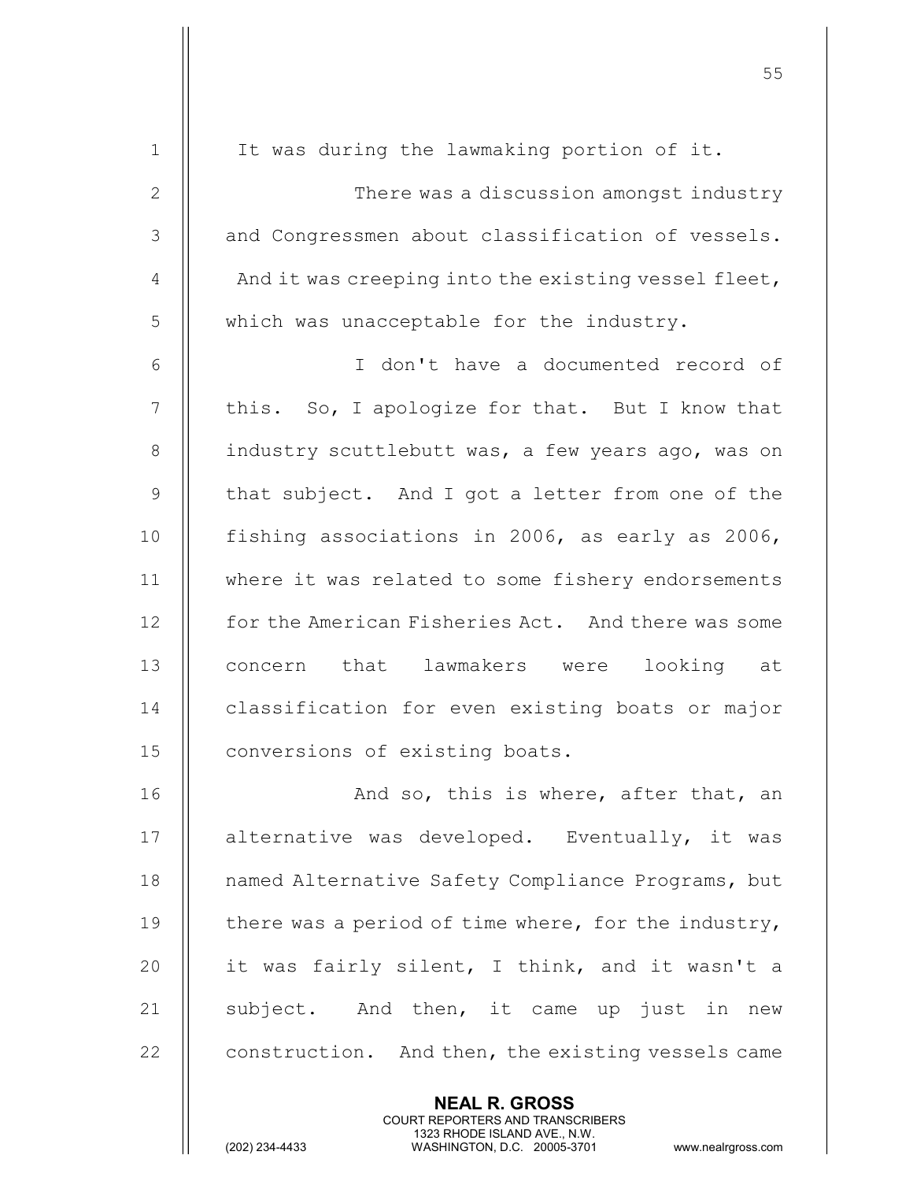It was during the lawmaking portion of it.

There was a discussion amongst industry and Congressmen about classification of vessels. And it was creeping into the existing vessel fleet, which was unacceptable for the industry.

I don't have a documented record of this. So, I apologize for that. But I know that industry scuttlebutt was, a few years ago, was on that subject. And I got a letter from one of the fishing associations in 2006, as early as 2006, where it was related to some fishery endorsements for the American Fisheries Act. And there was some concern that lawmakers were looking at classification for even existing boats or major conversions of existing boats.

And so, this is where, after that, an alternative was developed. Eventually, it was named Alternative Safety Compliance Programs, but there was a period of time where, for the industry, it was fairly silent, I think, and it wasn't a subject. And then, it came up just in new construction. And then, the existing vessels came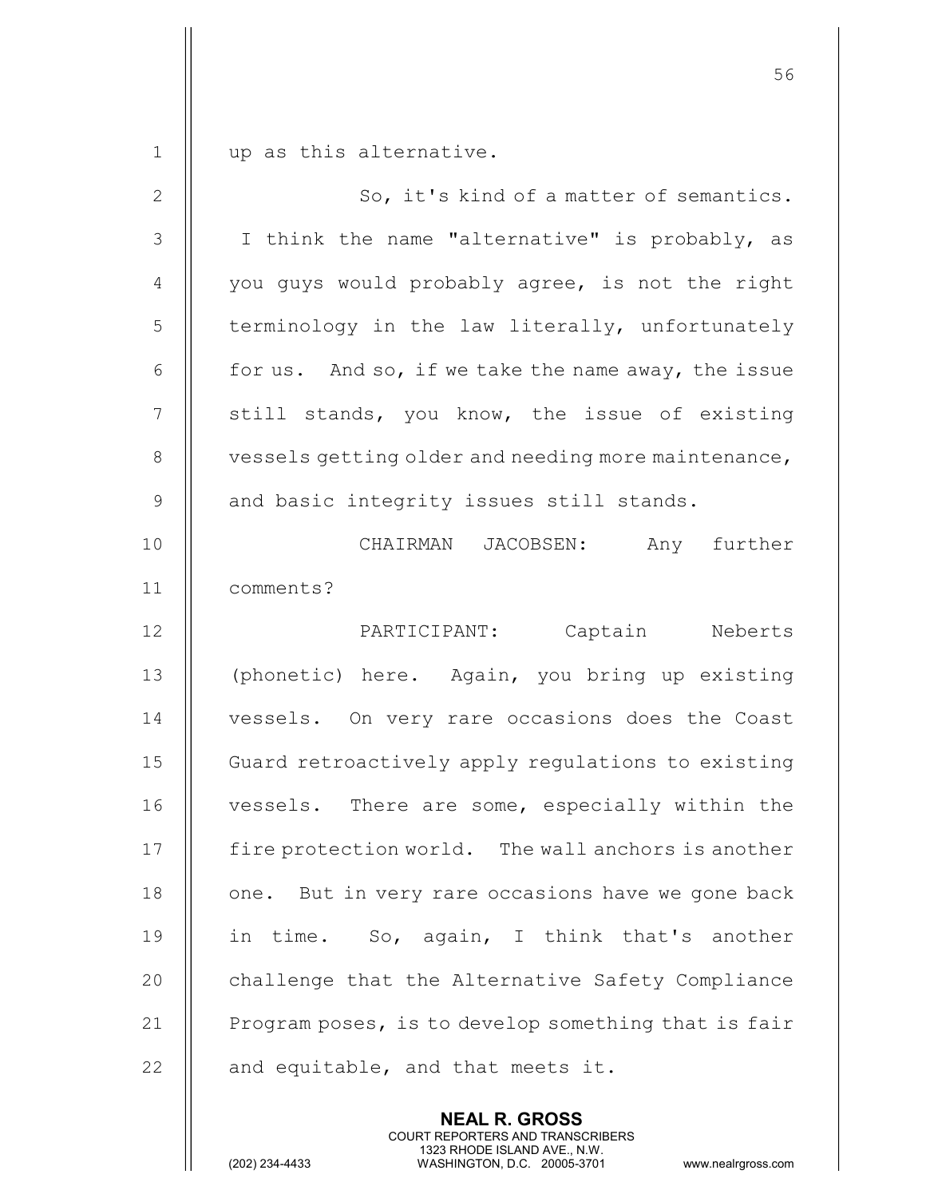up as this alternative.

So, it's kind of a matter of semantics. I think the name "alternative" is probably, as you guys would probably agree, is not the right terminology in the law literally, unfortunately for us. And so, if we take the name away, the issue still stands, you know, the issue of existing vessels getting older and needing more maintenance, and basic integrity issues still stands.

CHAIRMAN JACOBSEN: Any further comments?

PARTICIPANT: Captain Neberts (phonetic) here. Again, you bring up existing vessels. On very rare occasions does the Coast Guard retroactively apply regulations to existing vessels. There are some, especially within the fire protection world. The wall anchors is another one. But in very rare occasions have we gone back in time. So, again, I think that's another challenge that the Alternative Safety Compliance Program poses, is to develop something that is fair and equitable, and that meets it.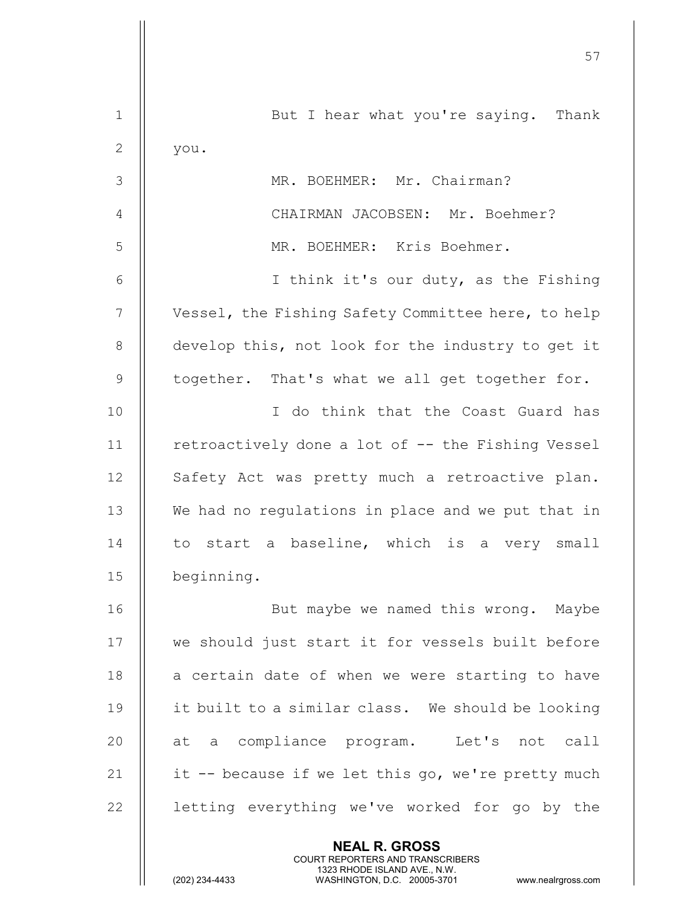But I hear what you're saying. Thank you.

MR. BOEHMER: Mr. Chairman?

CHAIRMAN JACOBSEN: Mr. Boehmer?

MR. BOEHMER: Kris Boehmer.

I think it's our duty, as the Fishing Vessel, the Fishing Safety Committee here, to help develop this, not look for the industry to get it together. That's what we all get together for.

I do think that the Coast Guard has retroactively done a lot of -- the Fishing Vessel Safety Act was pretty much a retroactive plan. We had no regulations in place and we put that in to start a baseline, which is a very small beginning.

But maybe we named this wrong. Maybe we should just start it for vessels built before a certain date of when we were starting to have it built to a similar class. We should be looking at a compliance program. Let's not call it -- because if we let this go, we're pretty much letting everything we've worked for go by the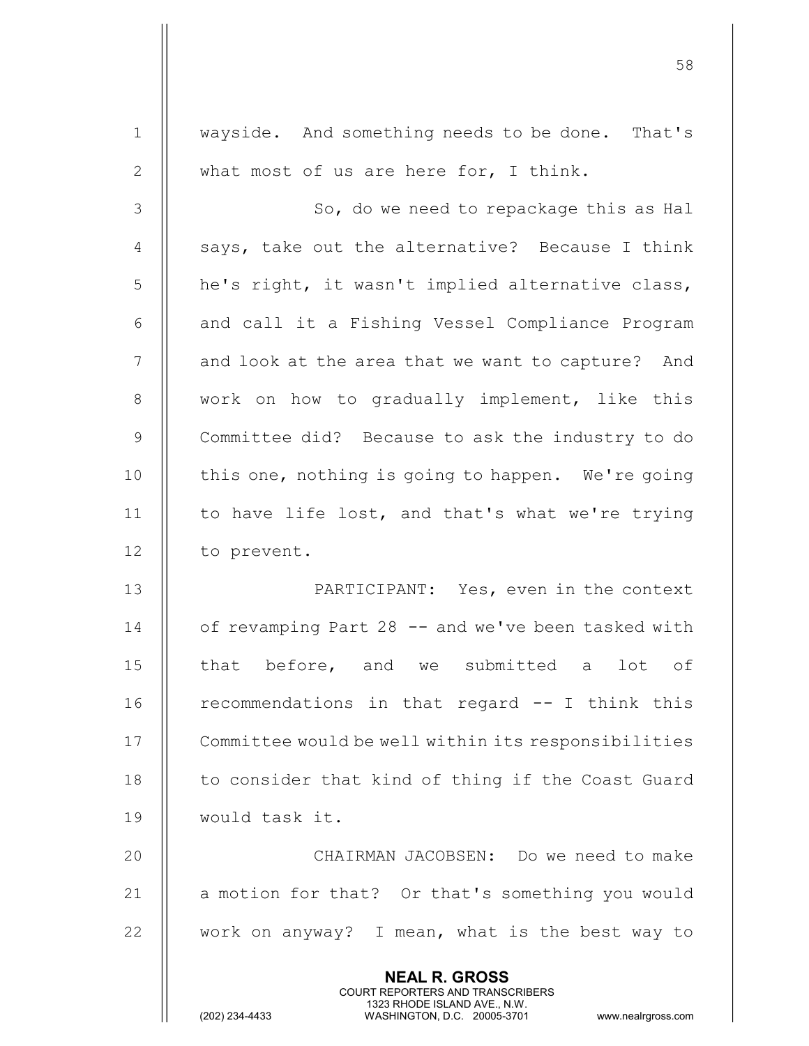wayside. And something needs to be done. That's what most of us are here for, I think.

So, do we need to repackage this as Hal says, take out the alternative? Because I think he's right, it wasn't implied alternative class, and call it a Fishing Vessel Compliance Program and look at the area that we want to capture? And work on how to gradually implement, like this Committee did? Because to ask the industry to do this one, nothing is going to happen. We're going to have life lost, and that's what we're trying to prevent.

PARTICIPANT: Yes, even in the context of revamping Part 28 -- and we've been tasked with that before, and we submitted a lot of recommendations in that regard -- I think this Committee would be well within its responsibilities to consider that kind of thing if the Coast Guard would task it.

CHAIRMAN JACOBSEN: Do we need to make a motion for that? Or that's something you would work on anyway? I mean, what is the best way to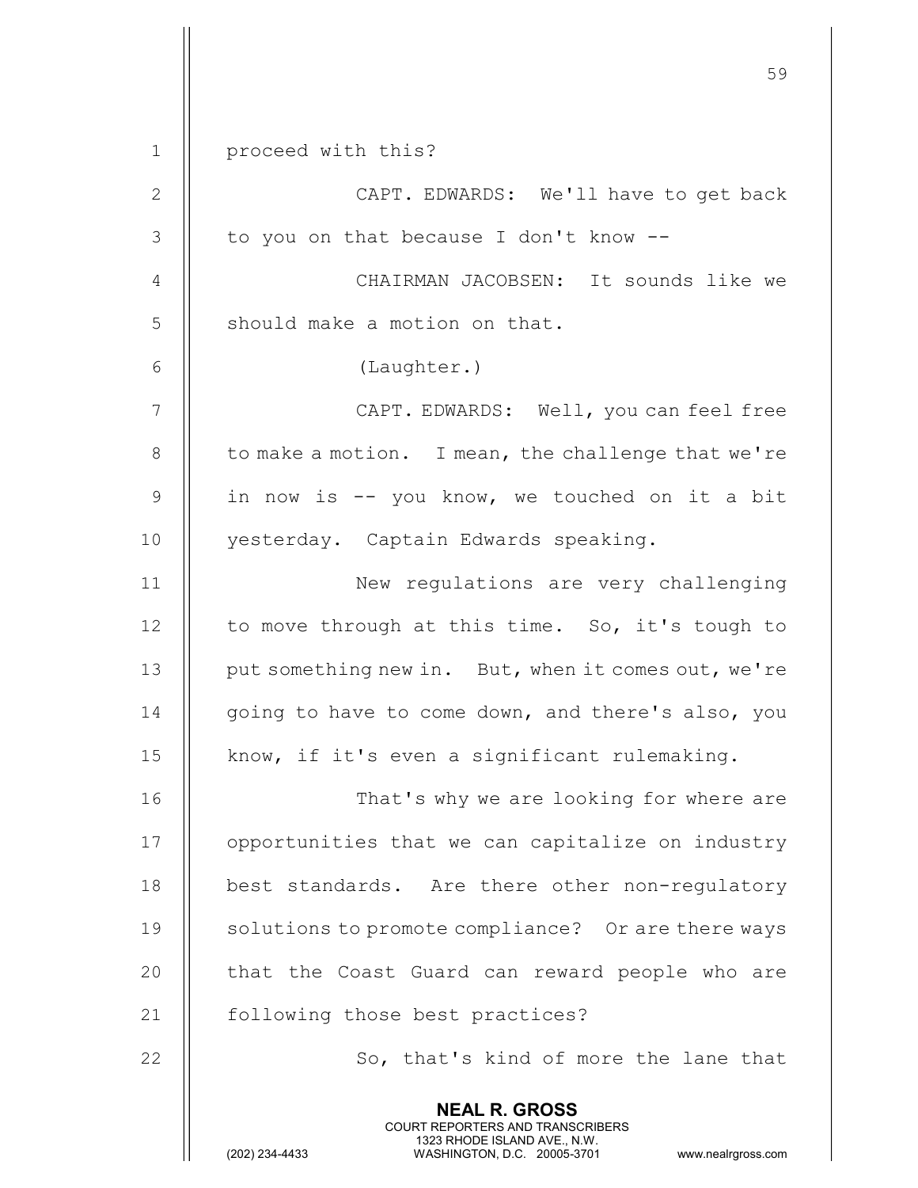proceed with this?

CAPT. EDWARDS: We'll have to get back to you on that because I don't know --

CHAIRMAN JACOBSEN: It sounds like we should make a motion on that.

(Laughter.)

CAPT. EDWARDS: Well, you can feel free to make a motion. I mean, the challenge that we're in now is -- you know, we touched on it a bit yesterday. Captain Edwards speaking.

New regulations are very challenging to move through at this time. So, it's tough to put something new in. But, when it comes out, we're going to have to come down, and there's also, you know, if it's even a significant rulemaking.

That's why we are looking for where are opportunities that we can capitalize on industry best standards. Are there other non-regulatory solutions to promote compliance? Or are there ways that the Coast Guard can reward people who are following those best practices?

So, that's kind of more the lane that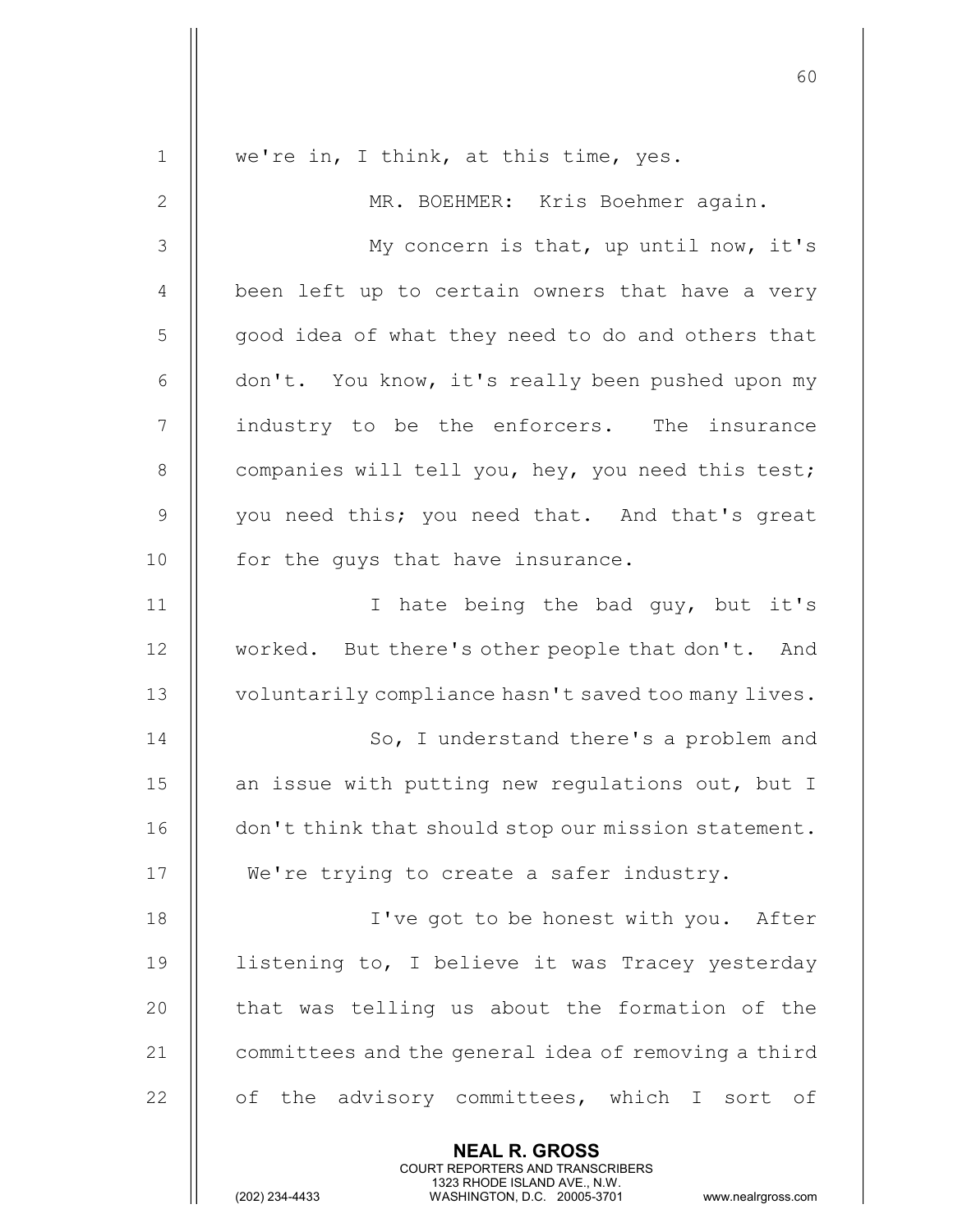we're in, I think, at this time, yes.

MR. BOEHMER: Kris Boehmer again.

My concern is that, up until now, it's been left up to certain owners that have a very good idea of what they need to do and others that don't. You know, it's really been pushed upon my industry to be the enforcers. The insurance companies will tell you, hey, you need this test; you need this; you need that. And that's great for the guys that have insurance.

I hate being the bad guy, but it's worked. But there's other people that don't. And voluntarily compliance hasn't saved too many lives.

So, I understand there's a problem and an issue with putting new regulations out, but I don't think that should stop our mission statement. We're trying to create a safer industry.

I've got to be honest with you. After listening to, I believe it was Tracey yesterday that was telling us about the formation of the committees and the general idea of removing a third of the advisory committees, which I sort of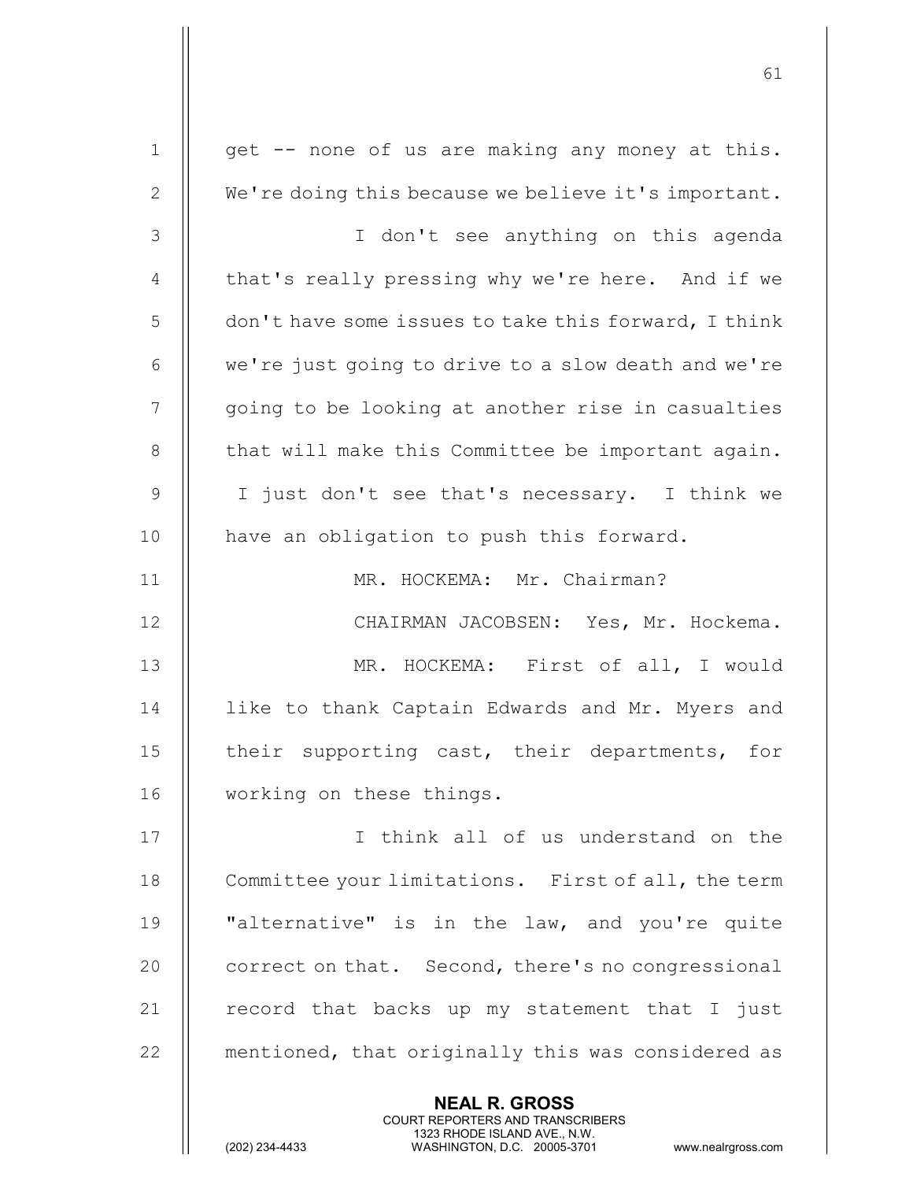get -- none of us are making any money at this. We're doing this because we believe it's important.

I don't see anything on this agenda that's really pressing why we're here. And if we don't have some issues to take this forward, I think we're just going to drive to a slow death and we're going to be looking at another rise in casualties that will make this Committee be important again. I just don't see that's necessary. I think we have an obligation to push this forward.

MR. HOCKEMA: Mr. Chairman?

CHAIRMAN JACOBSEN: Yes, Mr. Hockema.

MR. HOCKEMA: First of all, I would like to thank Captain Edwards and Mr. Myers and their supporting cast, their departments, for working on these things.

I think all of us understand on the Committee your limitations. First of all, the term "alternative" is in the law, and you're quite correct on that. Second, there's no congressional record that backs up my statement that I just mentioned, that originally this was considered as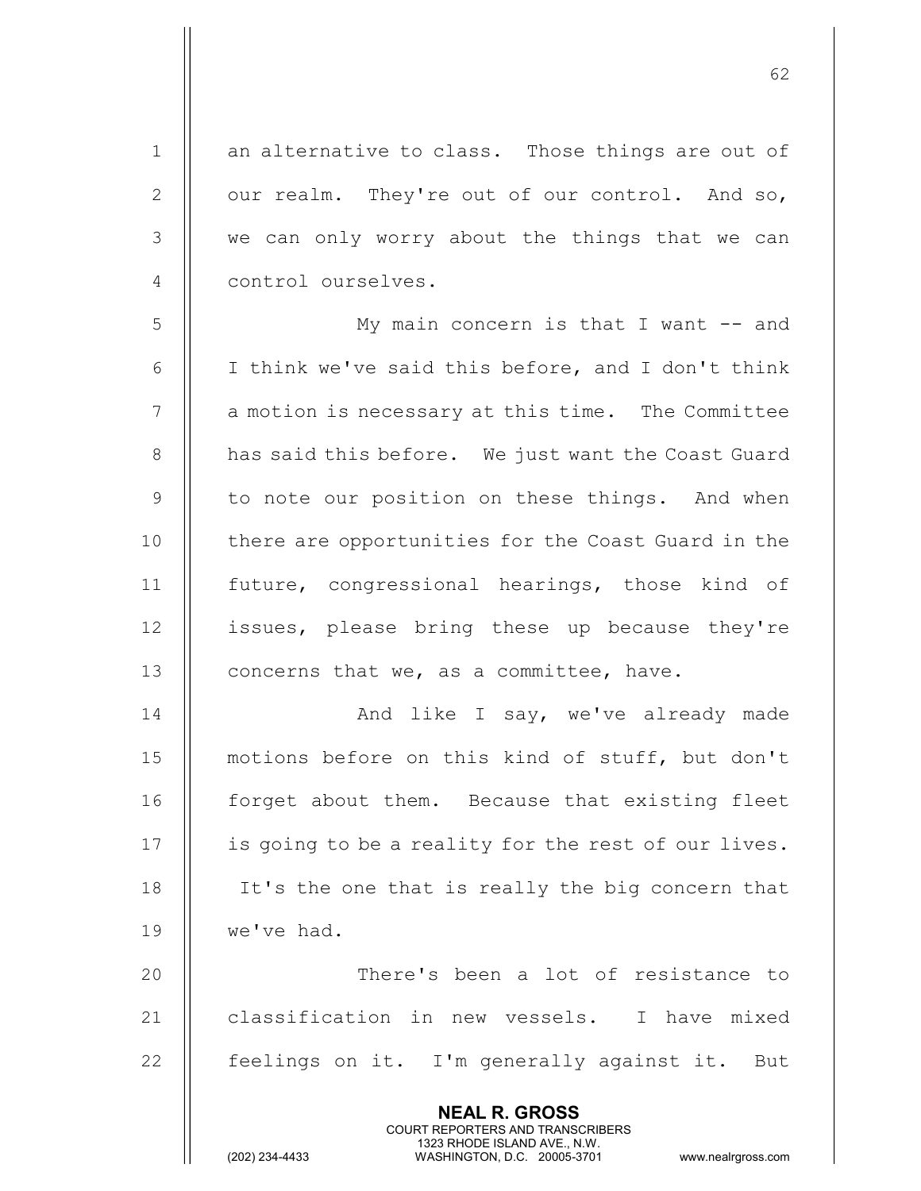an alternative to class. Those things are out of our realm. They're out of our control. And so, we can only worry about the things that we can control ourselves.

My main concern is that I want -- and I think we've said this before, and I don't think a motion is necessary at this time. The Committee has said this before. We just want the Coast Guard to note our position on these things. And when there are opportunities for the Coast Guard in the future, congressional hearings, those kind of issues, please bring these up because they're concerns that we, as a committee, have.

And like I say, we've already made motions before on this kind of stuff, but don't forget about them. Because that existing fleet is going to be a reality for the rest of our lives. It's the one that is really the big concern that we've had.

There's been a lot of resistance to classification in new vessels. I have mixed feelings on it. I'm generally against it. But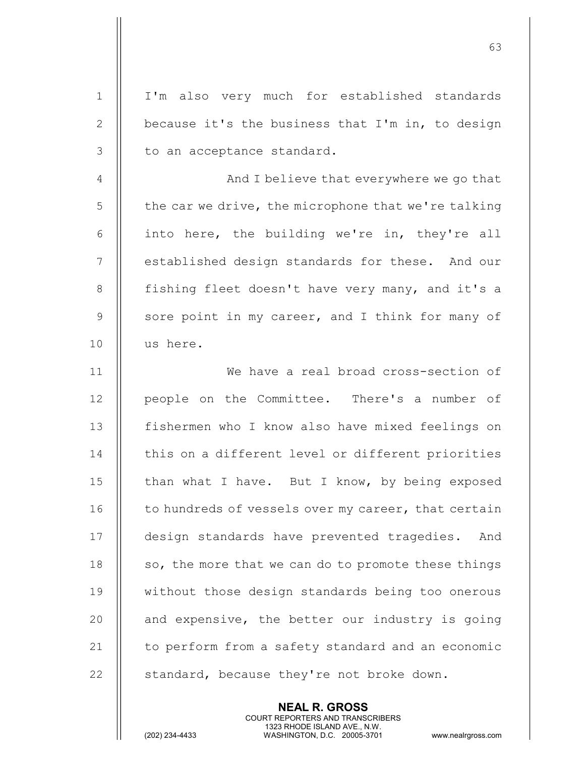I'm also very much for established standards because it's the business that I'm in, to design to an acceptance standard.

And I believe that everywhere we go that the car we drive, the microphone that we're talking into here, the building we're in, they're all established design standards for these. And our fishing fleet doesn't have very many, and it's a sore point in my career, and I think for many of us here.

We have a real broad cross-section of people on the Committee. There's a number of fishermen who I know also have mixed feelings on this on a different level or different priorities than what I have. But I know, by being exposed to hundreds of vessels over my career, that certain design standards have prevented tragedies. And so, the more that we can do to promote these things without those design standards being too onerous and expensive, the better our industry is going to perform from a safety standard and an economic standard, because they're not broke down.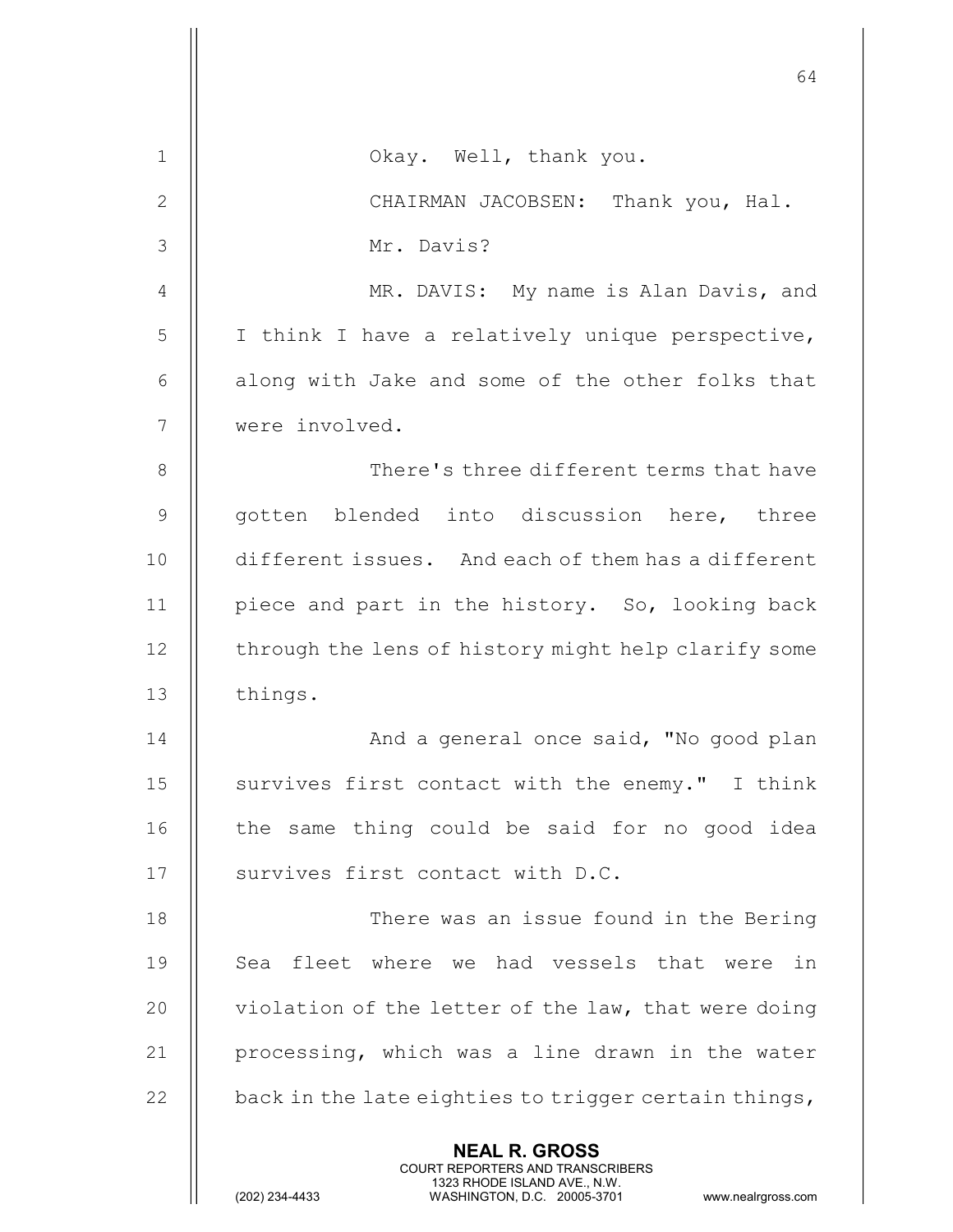Okay. Well, thank you.

CHAIRMAN JACOBSEN: Thank you, Hal.

Mr. Davis?

MR. DAVIS: My name is Alan Davis, and I think I have a relatively unique perspective, along with Jake and some of the other folks that were involved.

There's three different terms that have gotten blended into discussion here, three different issues. And each of them has a different piece and part in the history. So, looking back through the lens of history might help clarify some things.

And a general once said, "No good plan survives first contact with the enemy." I think the same thing could be said for no good idea survives first contact with D.C.

There was an issue found in the Bering Sea fleet where we had vessels that were in violation of the letter of the law, that were doing processing, which was a line drawn in the water back in the late eighties to trigger certain things,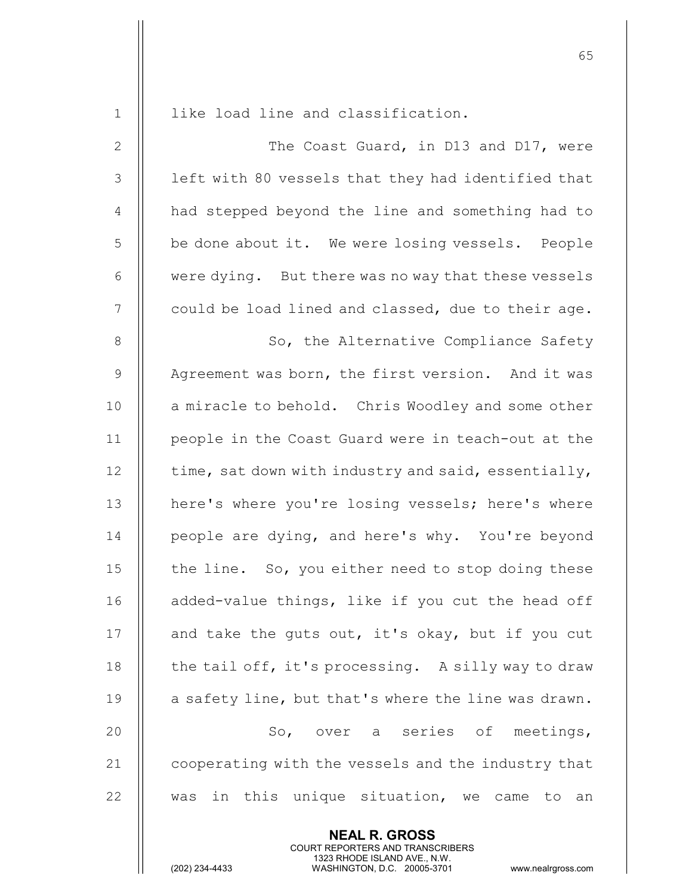like load line and classification.

The Coast Guard, in D13 and D17, were left with 80 vessels that they had identified that had stepped beyond the line and something had to be done about it. We were losing vessels. People were dying. But there was no way that these vessels could be load lined and classed, due to their age.

So, the Alternative Compliance Safety Agreement was born, the first version. And it was a miracle to behold. Chris Woodley and some other people in the Coast Guard were in teach-out at the time, sat down with industry and said, essentially, here's where you're losing vessels; here's where people are dying, and here's why. You're beyond the line. So, you either need to stop doing these added-value things, like if you cut the head off and take the guts out, it's okay, but if you cut the tail off, it's processing. A silly way to draw a safety line, but that's where the line was drawn.

So, over a series of meetings, cooperating with the vessels and the industry that was in this unique situation, we came to an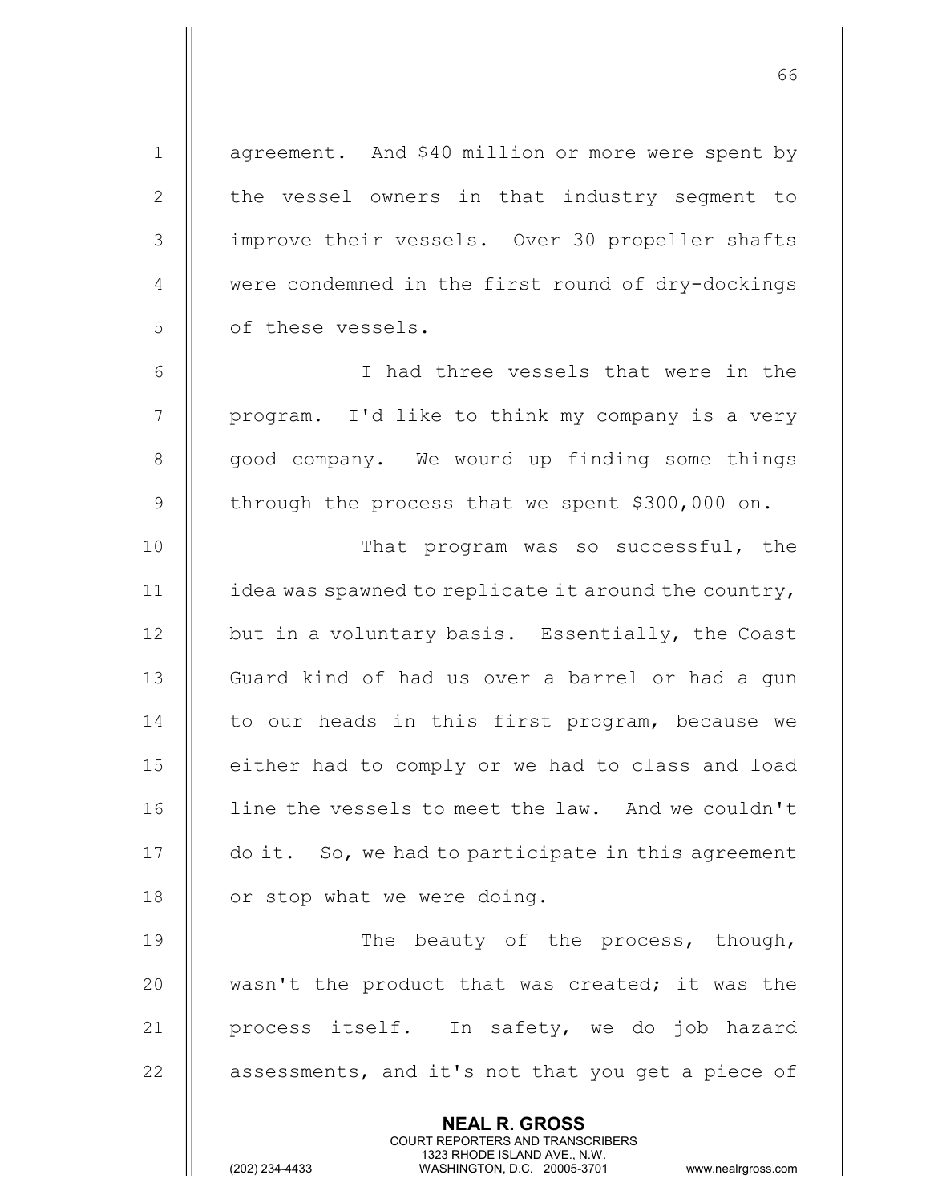agreement. And $40 million or more were spent by the vessel owners in that industry segment to improve their vessels. Over 30 propeller shafts were condemned in the first round of dry-dockings of these vessels.

I had three vessels that were in the program. I'd like to think my company is a very good company. We wound up finding some things through the process that we spent $300,000 on.

That program was so successful, the idea was spawned to replicate it around the country, but in a voluntary basis. Essentially, the Coast Guard kind of had us over a barrel or had a gun to our heads in this first program, because we either had to comply or we had to class and load line the vessels to meet the law. And we couldn't do it. So, we had to participate in this agreement or stop what we were doing.

The beauty of the process, though, wasn't the product that was created; it was the process itself. In safety, we do job hazard assessments, and it's not that you get a piece of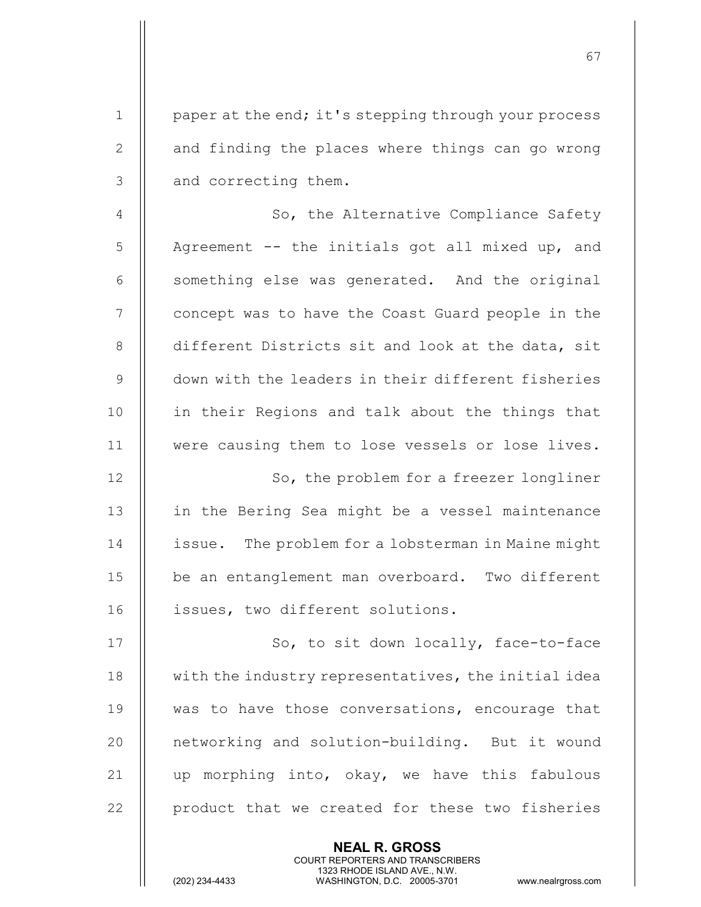paper at the end; it's stepping through your process and finding the places where things can go wrong and correcting them.

So, the Alternative Compliance Safety Agreement -- the initials got all mixed up, and something else was generated. And the original concept was to have the Coast Guard people in the different Districts sit and look at the data, sit down with the leaders in their different fisheries in their Regions and talk about the things that were causing them to lose vessels or lose lives.

So, the problem for a freezer longliner in the Bering Sea might be a vessel maintenance issue. The problem for a lobsterman in Maine might be an entanglement man overboard. Two different issues, two different solutions.

So, to sit down locally, face-to-face with the industry representatives, the initial idea was to have those conversations, encourage that networking and solution-building. But it wound up morphing into, okay, we have this fabulous product that we created for these two fisheries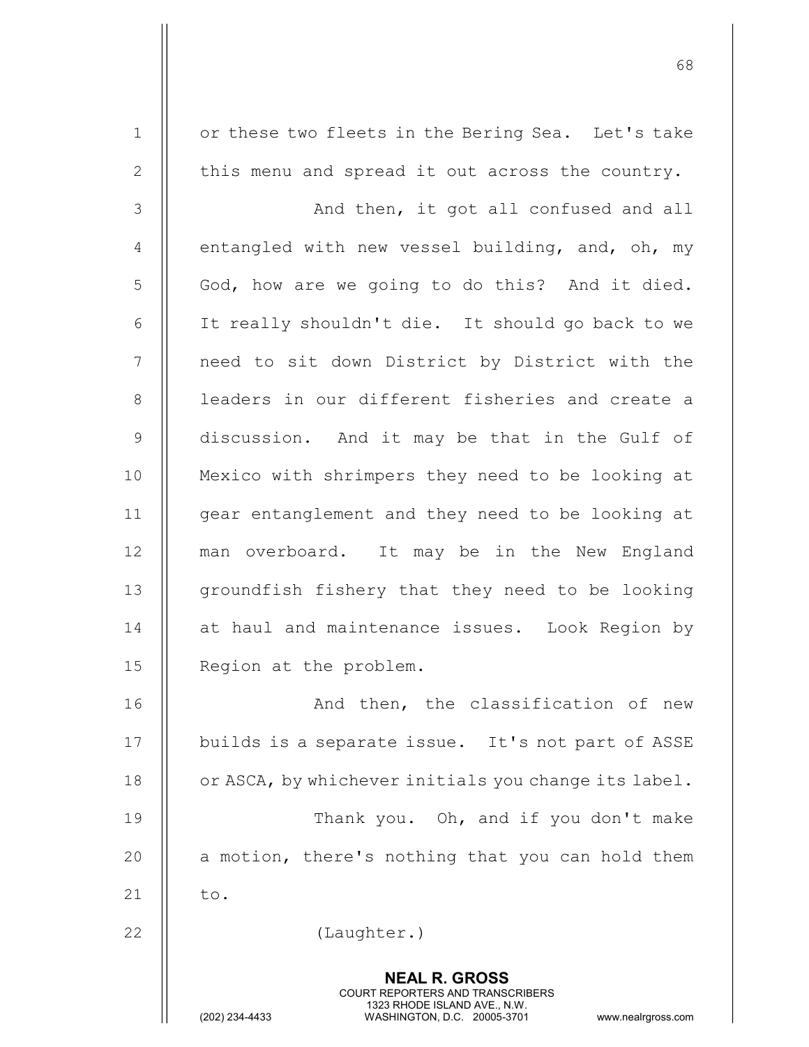or these two fleets in the Bering Sea. Let's take this menu and spread it out across the country.

And then, it got all confused and all entangled with new vessel building, and, oh, my God, how are we going to do this? And it died. It really shouldn't die. It should go back to we need to sit down District by District with the leaders in our different fisheries and create a discussion. And it may be that in the Gulf of Mexico with shrimpers they need to be looking at gear entanglement and they need to be looking at man overboard. It may be in the New England groundfish fishery that they need to be looking at haul and maintenance issues. Look Region by Region at the problem.

And then, the classification of new builds is a separate issue. It's not part of ASSE or ASCA, by whichever initials you change its label.

Thank you. Oh, and if you don't make a motion, there's nothing that you can hold them to.

(Laughter.)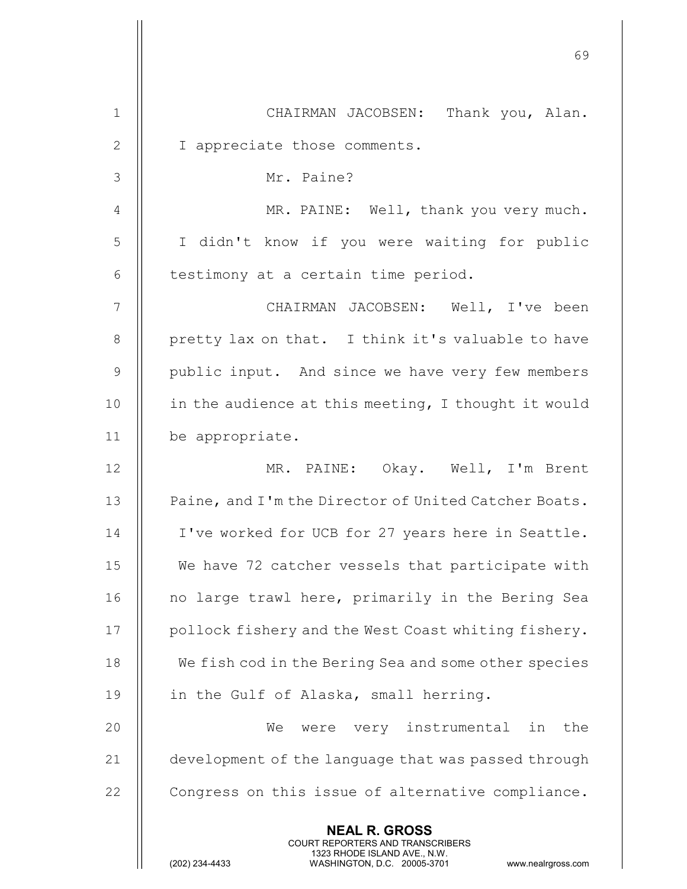CHAIRMAN JACOBSEN: Thank you, Alan. I appreciate those comments.

Mr. Paine?

MR. PAINE: Well, thank you very much. I didn't know if you were waiting for public testimony at a certain time period.

CHAIRMAN JACOBSEN: Well, I've been pretty lax on that. I think it's valuable to have public input. And since we have very few members in the audience at this meeting, I thought it would be appropriate.

MR. PAINE: Okay. Well, I'm Brent Paine, and I'm the Director of United Catcher Boats. I've worked for UCB for 27 years here in Seattle. We have 72 catcher vessels that participate with no large trawl here, primarily in the Bering Sea pollock fishery and the West Coast whiting fishery. We fish cod in the Bering Sea and some other species in the Gulf of Alaska, small herring.

We were very instrumental in the development of the language that was passed through Congress on this issue of alternative compliance.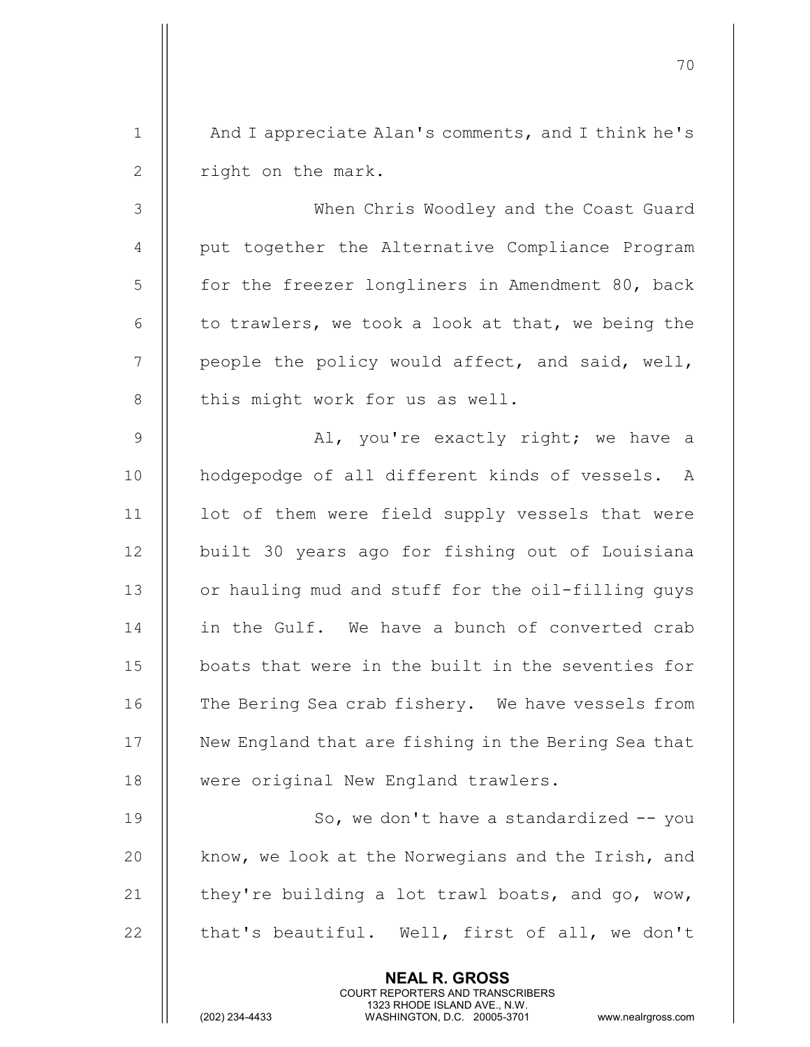And I appreciate Alan's comments, and I think he's right on the mark.

When Chris Woodley and the Coast Guard put together the Alternative Compliance Program for the freezer longliners in Amendment 80, back to trawlers, we took a look at that, we being the people the policy would affect, and said, well, this might work for us as well.

Al, you're exactly right; we have a hodgepodge of all different kinds of vessels. A lot of them were field supply vessels that were built 30 years ago for fishing out of Louisiana or hauling mud and stuff for the oil-filling guys in the Gulf. We have a bunch of converted crab boats that were in the built in the seventies for The Bering Sea crab fishery. We have vessels from New England that are fishing in the Bering Sea that were original New England trawlers.

So, we don't have a standardized -- you know, we look at the Norwegians and the Irish, and they're building a lot trawl boats, and go, wow, that's beautiful. Well, first of all, we don't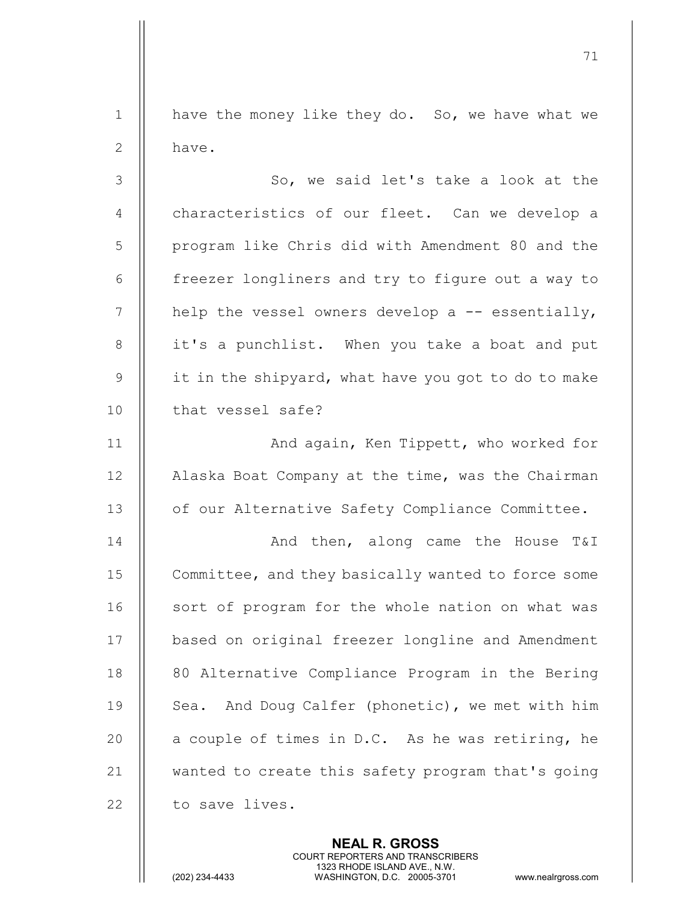have the money like they do. So, we have what we have.

So, we said let's take a look at the characteristics of our fleet. Can we develop a program like Chris did with Amendment 80 and the freezer longliners and try to figure out a way to help the vessel owners develop a -- essentially, it's a punchlist. When you take a boat and put it in the shipyard, what have you got to do to make that vessel safe?

And again, Ken Tippett, who worked for Alaska Boat Company at the time, was the Chairman of our Alternative Safety Compliance Committee.

And then, along came the House T&I Committee, and they basically wanted to force some sort of program for the whole nation on what was based on original freezer longline and Amendment 80 Alternative Compliance Program in the Bering Sea. And Doug Calfer (phonetic), we met with him a couple of times in D.C. As he was retiring, he wanted to create this safety program that's going to save lives.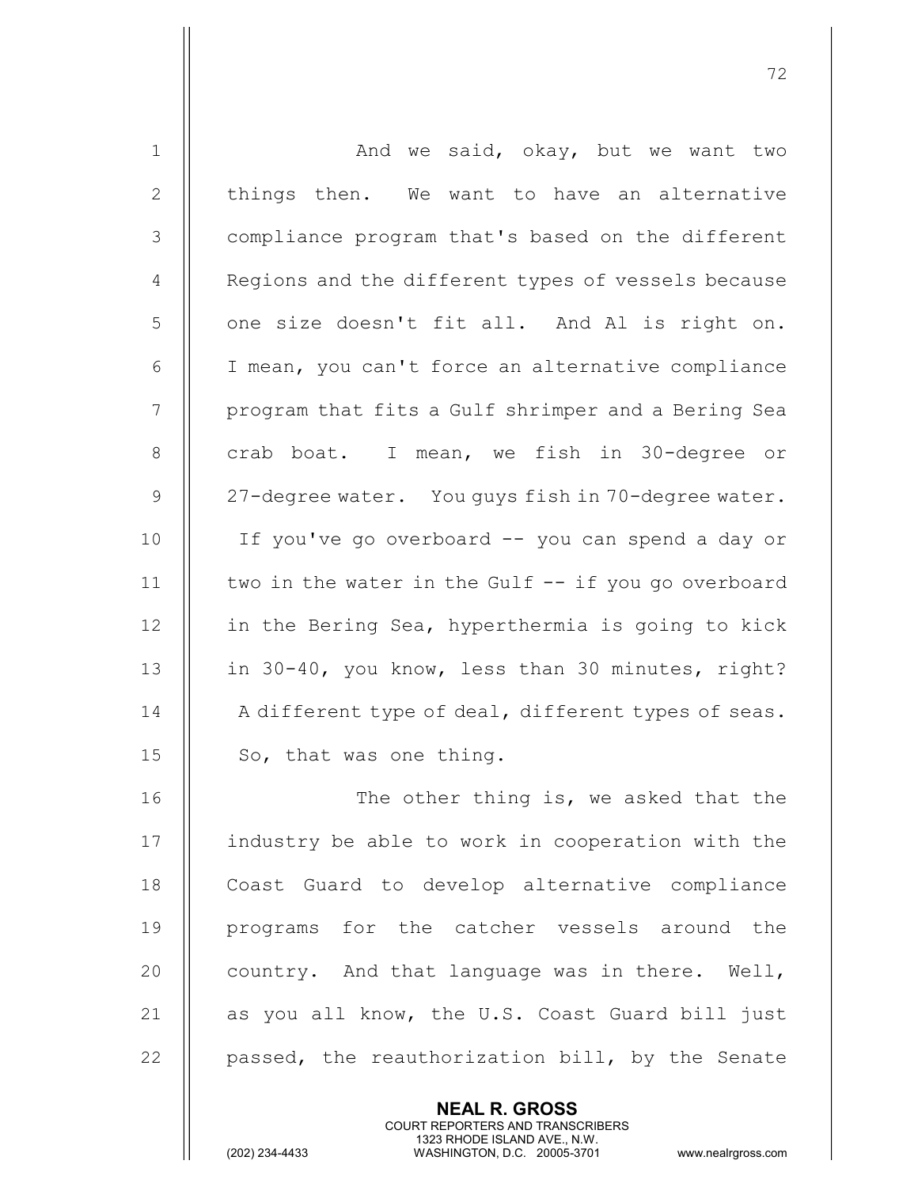And we said, okay, but we want two things then. We want to have an alternative compliance program that's based on the different Regions and the different types of vessels because one size doesn't fit all. And Al is right on. I mean, you can't force an alternative compliance program that fits a Gulf shrimper and a Bering Sea crab boat. I mean, we fish in 30-degree or 27-degree water. You guys fish in 70-degree water. If you've go overboard -- you can spend a day or two in the water in the Gulf -- if you go overboard in the Bering Sea, hyperthermia is going to kick in 30-40, you know, less than 30 minutes, right? A different type of deal, different types of seas. So, that was one thing.

The other thing is, we asked that the industry be able to work in cooperation with the Coast Guard to develop alternative compliance programs for the catcher vessels around the country. And that language was in there. Well, as you all know, the U.S. Coast Guard bill just passed, the reauthorization bill, by the Senate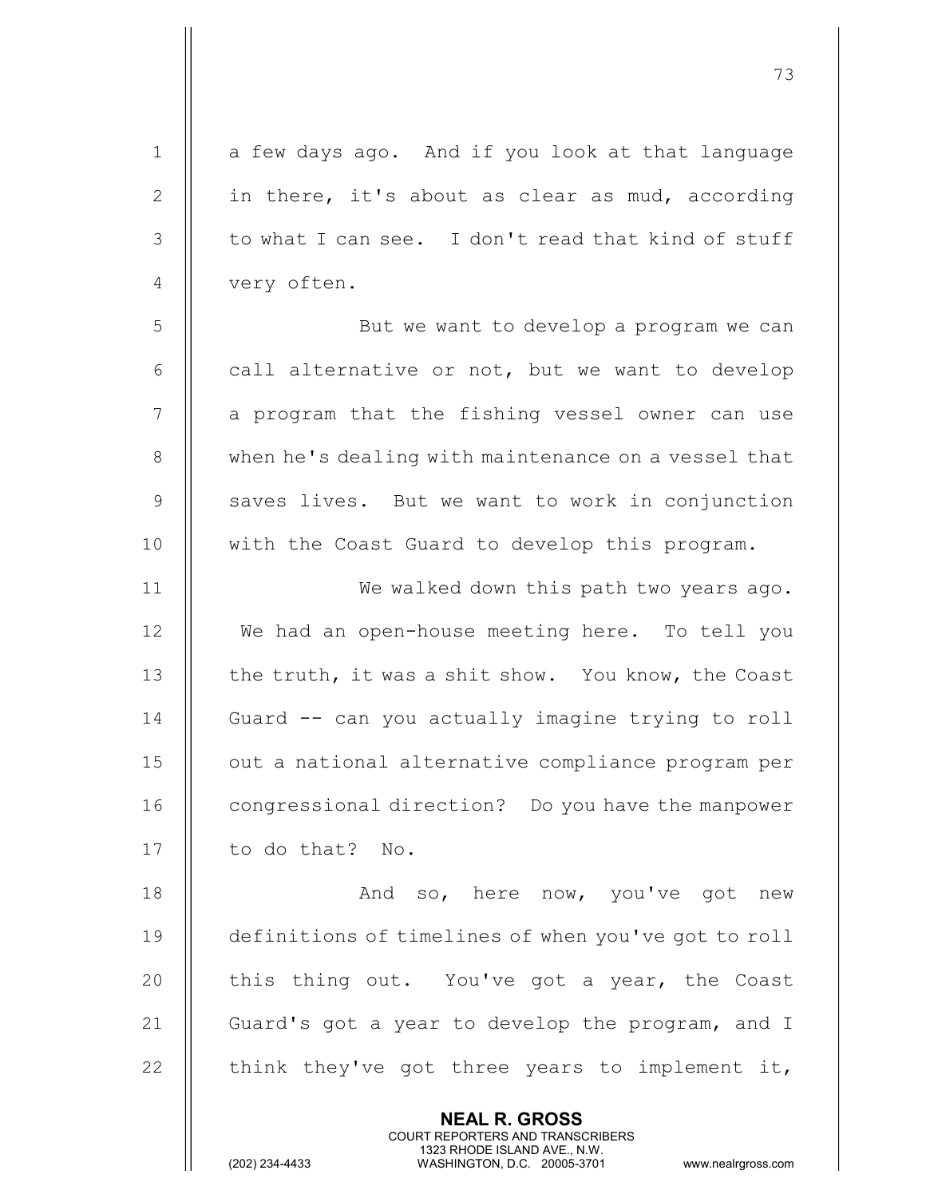a few days ago. And if you look at that language in there, it's about as clear as mud, according to what I can see. I don't read that kind of stuff very often.

But we want to develop a program we can call alternative or not, but we want to develop a program that the fishing vessel owner can use when he's dealing with maintenance on a vessel that saves lives. But we want to work in conjunction with the Coast Guard to develop this program.

We walked down this path two years ago. We had an open-house meeting here. To tell you the truth, it was a shit show. You know, the Coast Guard -- can you actually imagine trying to roll out a national alternative compliance program per congressional direction? Do you have the manpower to do that? No.

And so, here now, you've got new definitions of timelines of when you've got to roll this thing out. You've got a year, the Coast Guard's got a year to develop the program, and I think they've got three years to implement it,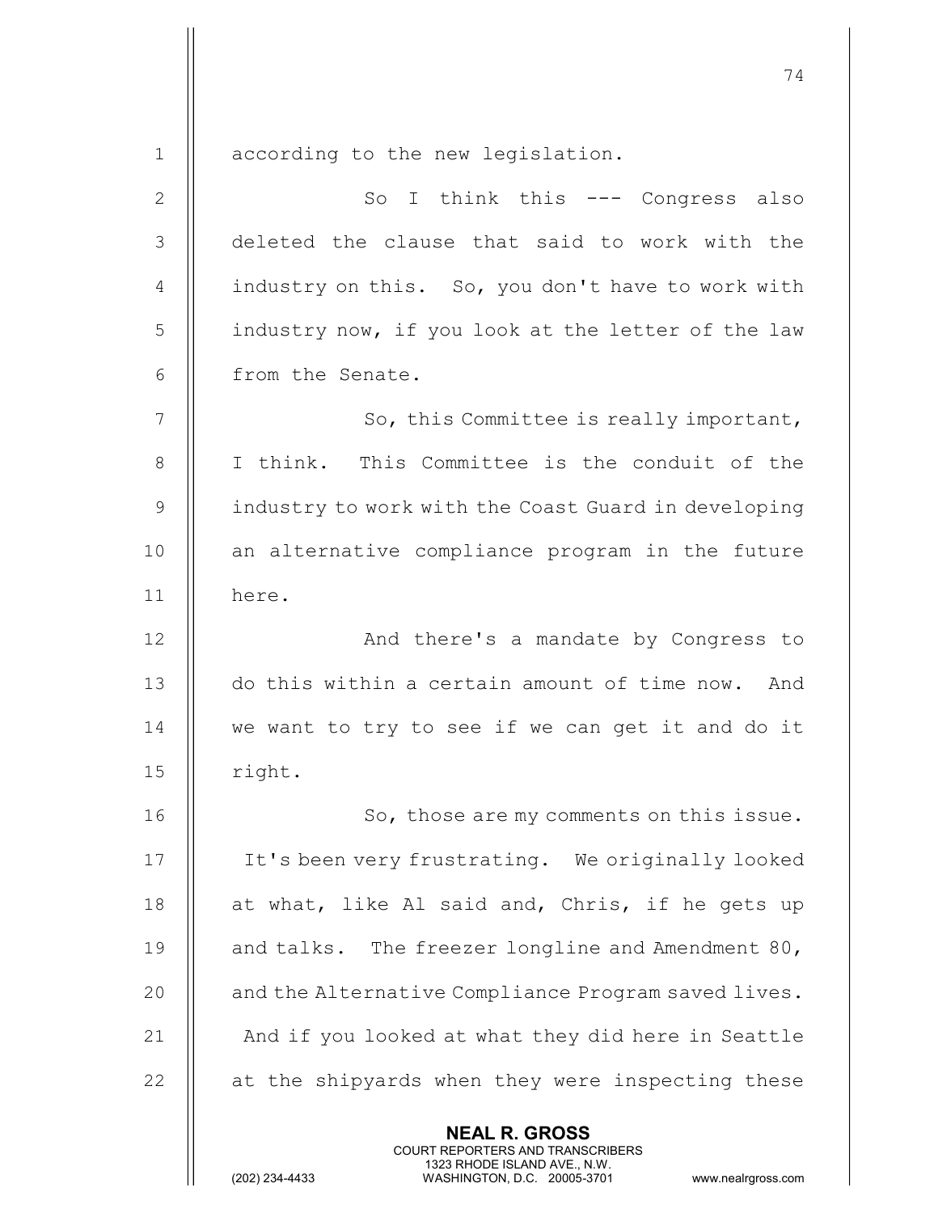according to the new legislation.

So I think this --- Congress also deleted the clause that said to work with the industry on this. So, you don't have to work with industry now, if you look at the letter of the law from the Senate.

So, this Committee is really important, I think. This Committee is the conduit of the industry to work with the Coast Guard in developing an alternative compliance program in the future here.

And there's a mandate by Congress to do this within a certain amount of time now. And we want to try to see if we can get it and do it right.

So, those are my comments on this issue. It's been very frustrating. We originally looked at what, like Al said and, Chris, if he gets up and talks. The freezer longline and Amendment 80, and the Alternative Compliance Program saved lives. And if you looked at what they did here in Seattle at the shipyards when they were inspecting these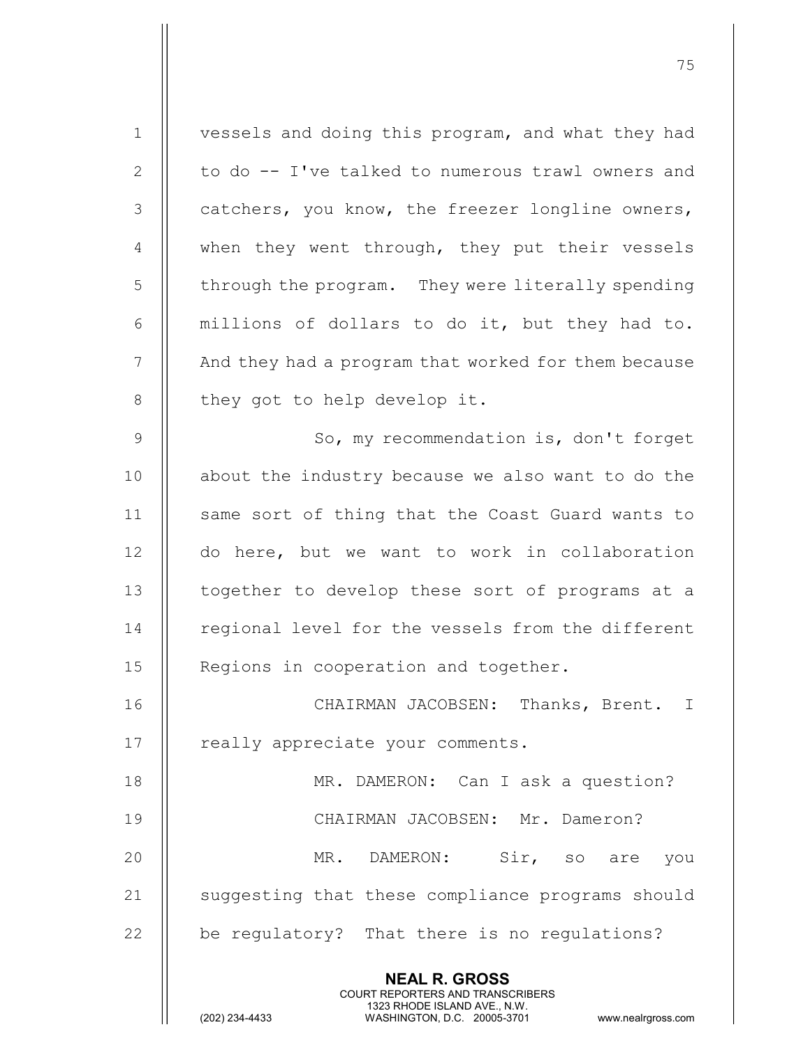vessels and doing this program, and what they had to do -- I've talked to numerous trawl owners and catchers, you know, the freezer longline owners, when they went through, they put their vessels through the program. They were literally spending millions of dollars to do it, but they had to. And they had a program that worked for them because they got to help develop it.

So, my recommendation is, don't forget about the industry because we also want to do the same sort of thing that the Coast Guard wants to do here, but we want to work in collaboration together to develop these sort of programs at a regional level for the vessels from the different Regions in cooperation and together.

CHAIRMAN JACOBSEN: Thanks, Brent. I really appreciate your comments.

MR. DAMERON: Can I ask a question?

CHAIRMAN JACOBSEN: Mr. Dameron?

MR. DAMERON: Sir, so are you suggesting that these compliance programs should be regulatory? That there is no regulations?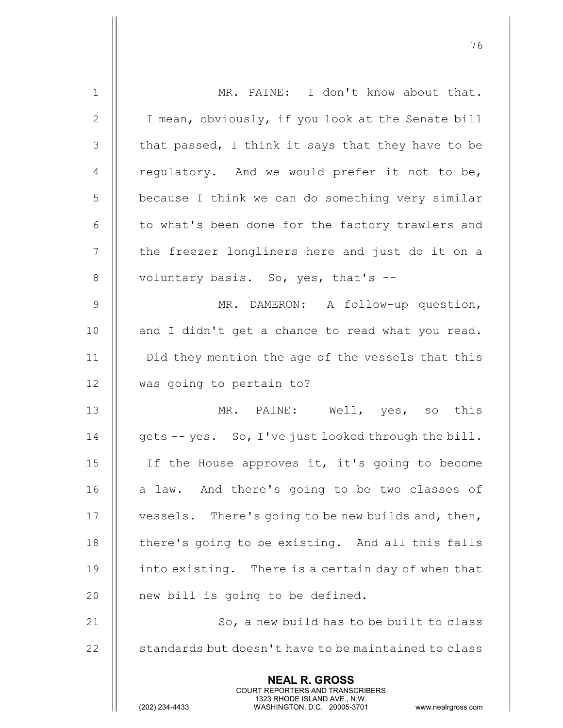MR. PAINE: I don't know about that. I mean, obviously, if you look at the Senate bill that passed, I think it says that they have to be regulatory. And we would prefer it not to be, because I think we can do something very similar to what's been done for the factory trawlers and the freezer longliners here and just do it on a voluntary basis. So, yes, that's --

MR. DAMERON: A follow-up question, and I didn't get a chance to read what you read. Did they mention the age of the vessels that this was going to pertain to?

MR. PAINE: Well, yes, so this gets -- yes. So, I've just looked through the bill. If the House approves it, it's going to become a law. And there's going to be two classes of vessels. There's going to be new builds and, then, there's going to be existing. And all this falls into existing. There is a certain day of when that new bill is going to be defined.

So, a new build has to be built to class standards but doesn't have to be maintained to class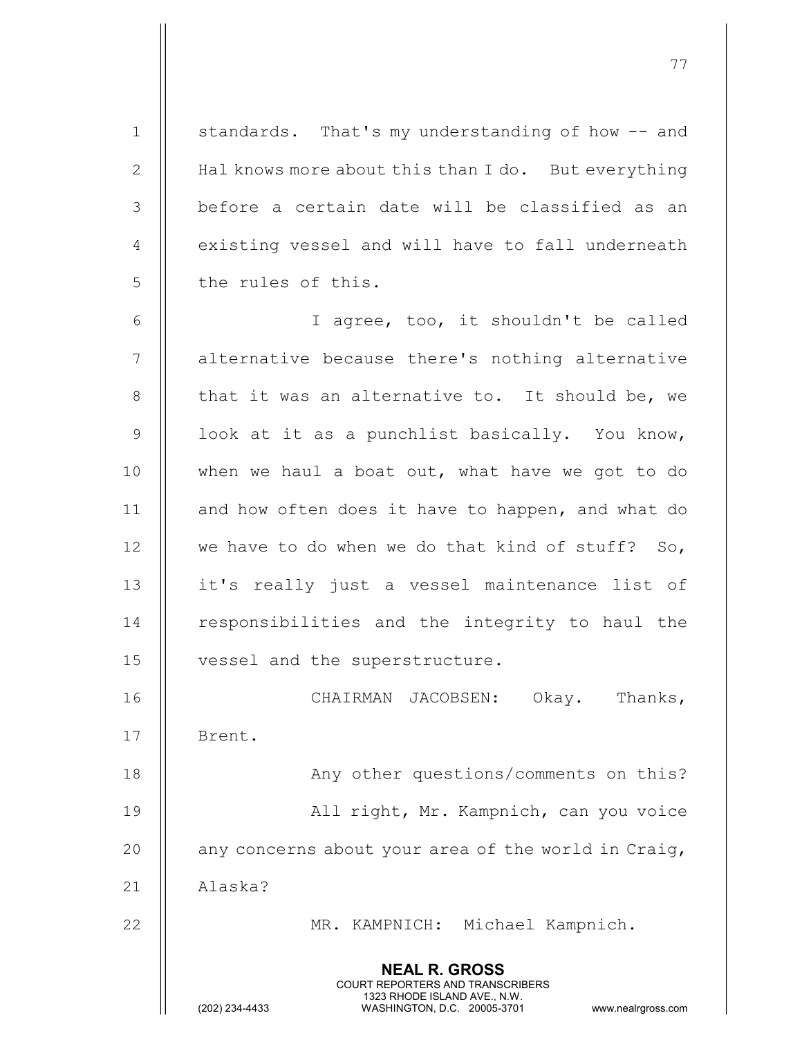standards. That's my understanding of how -- and Hal knows more about this than I do. But everything before a certain date will be classified as an existing vessel and will have to fall underneath the rules of this.

I agree, too, it shouldn't be called alternative because there's nothing alternative that it was an alternative to. It should be, we look at it as a punchlist basically. You know, when we haul a boat out, what have we got to do and how often does it have to happen, and what do we have to do when we do that kind of stuff? So, it's really just a vessel maintenance list of responsibilities and the integrity to haul the vessel and the superstructure.

CHAIRMAN JACOBSEN: Okay. Thanks, Brent.

Any other questions/comments on this?

All right, Mr. Kampnich, can you voice any concerns about your area of the world in Craig, Alaska?

MR. KAMPNICH: Michael Kampnich.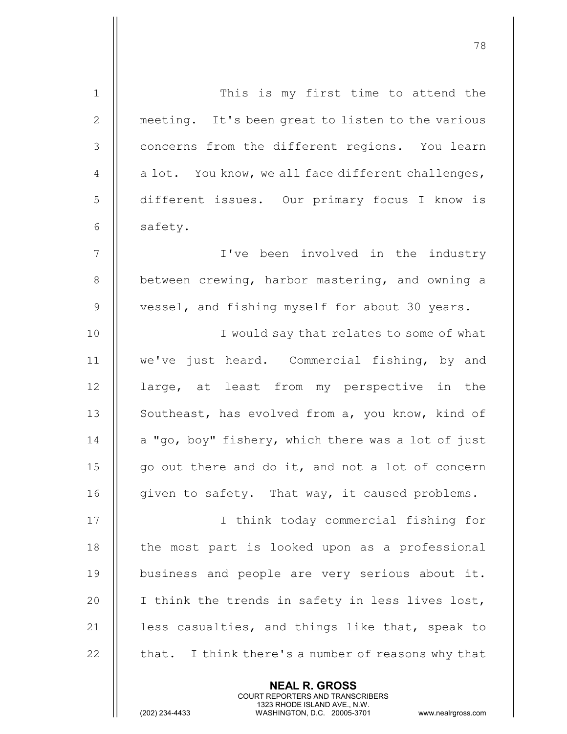This is my first time to attend the meeting. It's been great to listen to the various concerns from the different regions. You learn a lot. You know, we all face different challenges, different issues. Our primary focus I know is safety.

I've been involved in the industry between crewing, harbor mastering, and owning a vessel, and fishing myself for about 30 years.

I would say that relates to some of what we've just heard. Commercial fishing, by and large, at least from my perspective in the Southeast, has evolved from a, you know, kind of a "go, boy" fishery, which there was a lot of just go out there and do it, and not a lot of concern given to safety. That way, it caused problems.

I think today commercial fishing for the most part is looked upon as a professional business and people are very serious about it. I think the trends in safety in less lives lost, less casualties, and things like that, speak to that. I think there's a number of reasons why that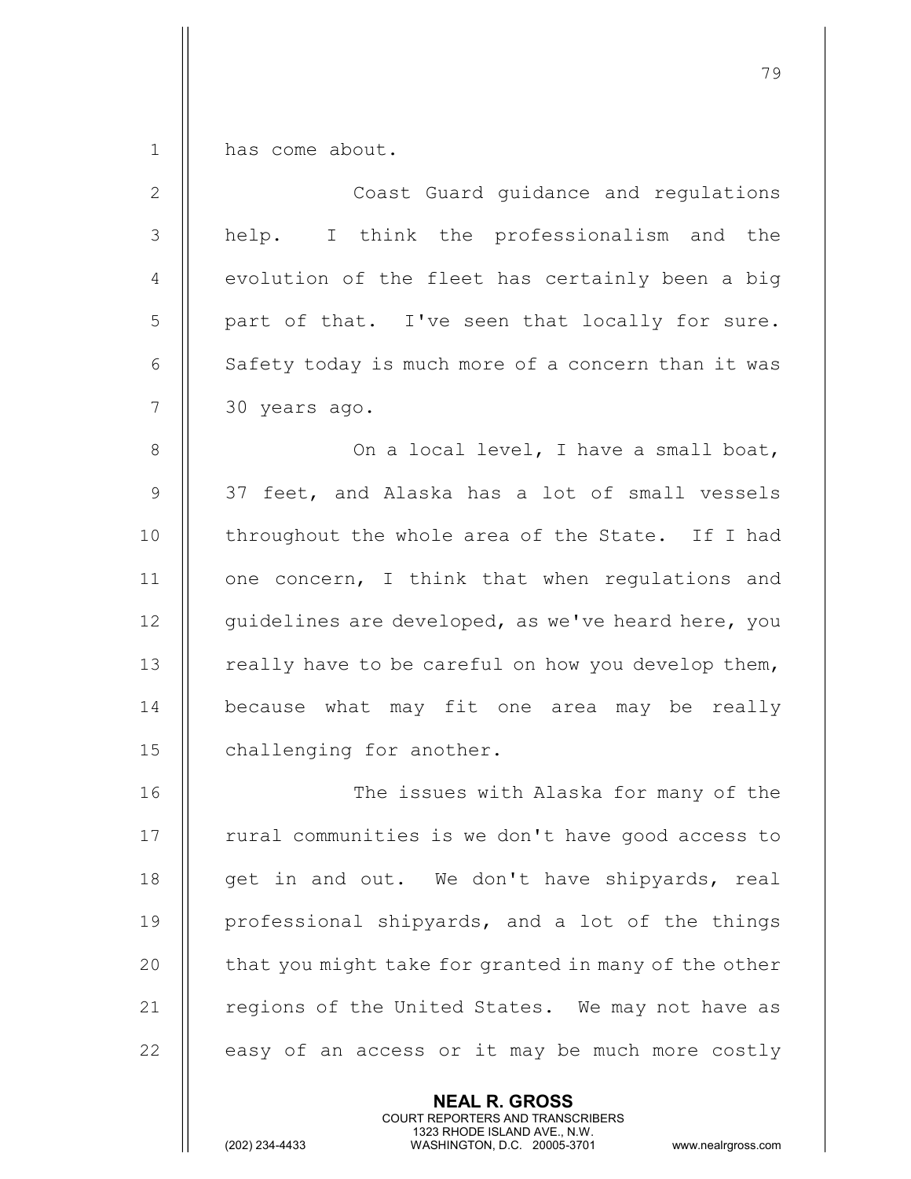has come about.

Coast Guard guidance and regulations help. I think the professionalism and the evolution of the fleet has certainly been a big part of that. I've seen that locally for sure. Safety today is much more of a concern than it was 30 years ago.

On a local level, I have a small boat, 37 feet, and Alaska has a lot of small vessels throughout the whole area of the State. If I had one concern, I think that when regulations and guidelines are developed, as we've heard here, you really have to be careful on how you develop them, because what may fit one area may be really challenging for another.

The issues with Alaska for many of the rural communities is we don't have good access to get in and out. We don't have shipyards, real professional shipyards, and a lot of the things that you might take for granted in many of the other regions of the United States. We may not have as easy of an access or it may be much more costly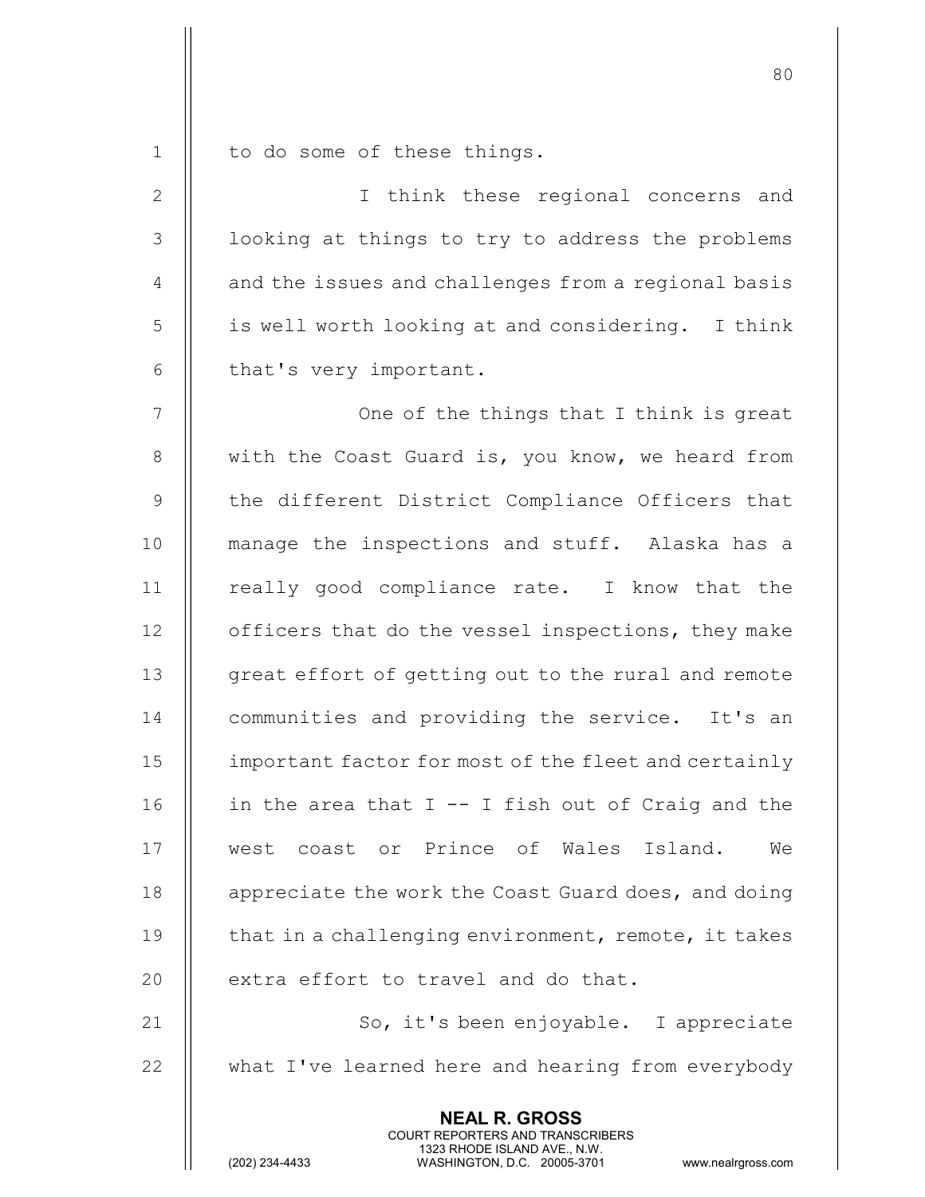to do some of these things.

I think these regional concerns and looking at things to try to address the problems and the issues and challenges from a regional basis is well worth looking at and considering. I think that's very important.

One of the things that I think is great with the Coast Guard is, you know, we heard from the different District Compliance Officers that manage the inspections and stuff. Alaska has a really good compliance rate. I know that the officers that do the vessel inspections, they make great effort of getting out to the rural and remote communities and providing the service. It's an important factor for most of the fleet and certainly in the area that I -- I fish out of Craig and the west coast or Prince of Wales Island. We appreciate the work the Coast Guard does, and doing that in a challenging environment, remote, it takes extra effort to travel and do that.

So, it's been enjoyable. I appreciate what I've learned here and hearing from everybody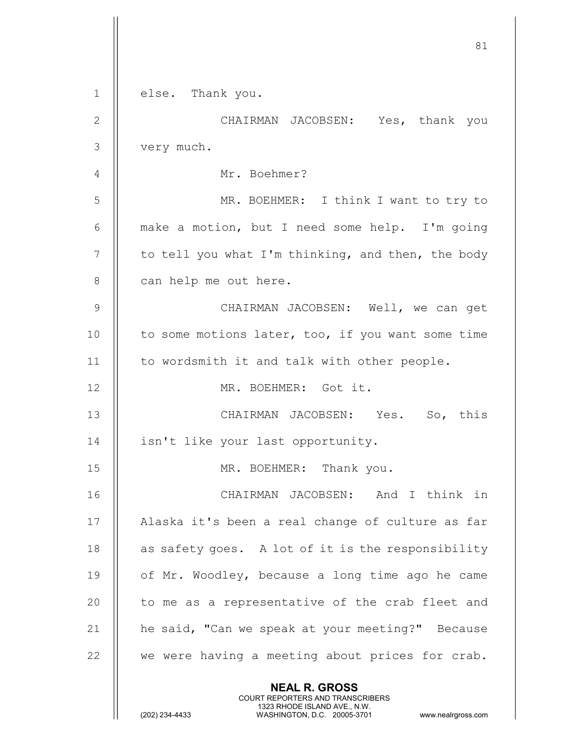else. Thank you.

CHAIRMAN JACOBSEN: Yes, thank you very much.

Mr. Boehmer?

MR. BOEHMER: I think I want to try to make a motion, but I need some help. I'm going to tell you what I'm thinking, and then, the body can help me out here.

CHAIRMAN JACOBSEN: Well, we can get to some motions later, too, if you want some time to wordsmith it and talk with other people.

MR. BOEHMER: Got it.

CHAIRMAN JACOBSEN: Yes. So, this isn't like your last opportunity.

MR. BOEHMER: Thank you.

CHAIRMAN JACOBSEN: And I think in Alaska it's been a real change of culture as far as safety goes. A lot of it is the responsibility of Mr. Woodley, because a long time ago he came to me as a representative of the crab fleet and he said, "Can we speak at your meeting?" Because we were having a meeting about prices for crab.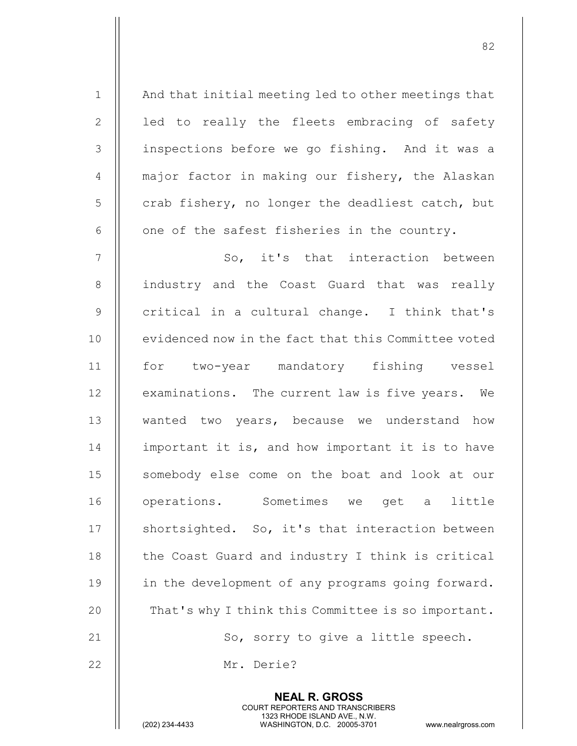And that initial meeting led to other meetings that led to really the fleets embracing of safety inspections before we go fishing. And it was a major factor in making our fishery, the Alaskan crab fishery, no longer the deadliest catch, but one of the safest fisheries in the country.

So, it's that interaction between industry and the Coast Guard that was really critical in a cultural change. I think that's evidenced now in the fact that this Committee voted for two-year mandatory fishing vessel examinations. The current law is five years. We wanted two years, because we understand how important it is, and how important it is to have somebody else come on the boat and look at our operations. Sometimes we get a little shortsighted. So, it's that interaction between the Coast Guard and industry I think is critical in the development of any programs going forward. That's why I think this Committee is so important.

So, sorry to give a little speech.

Mr. Derie?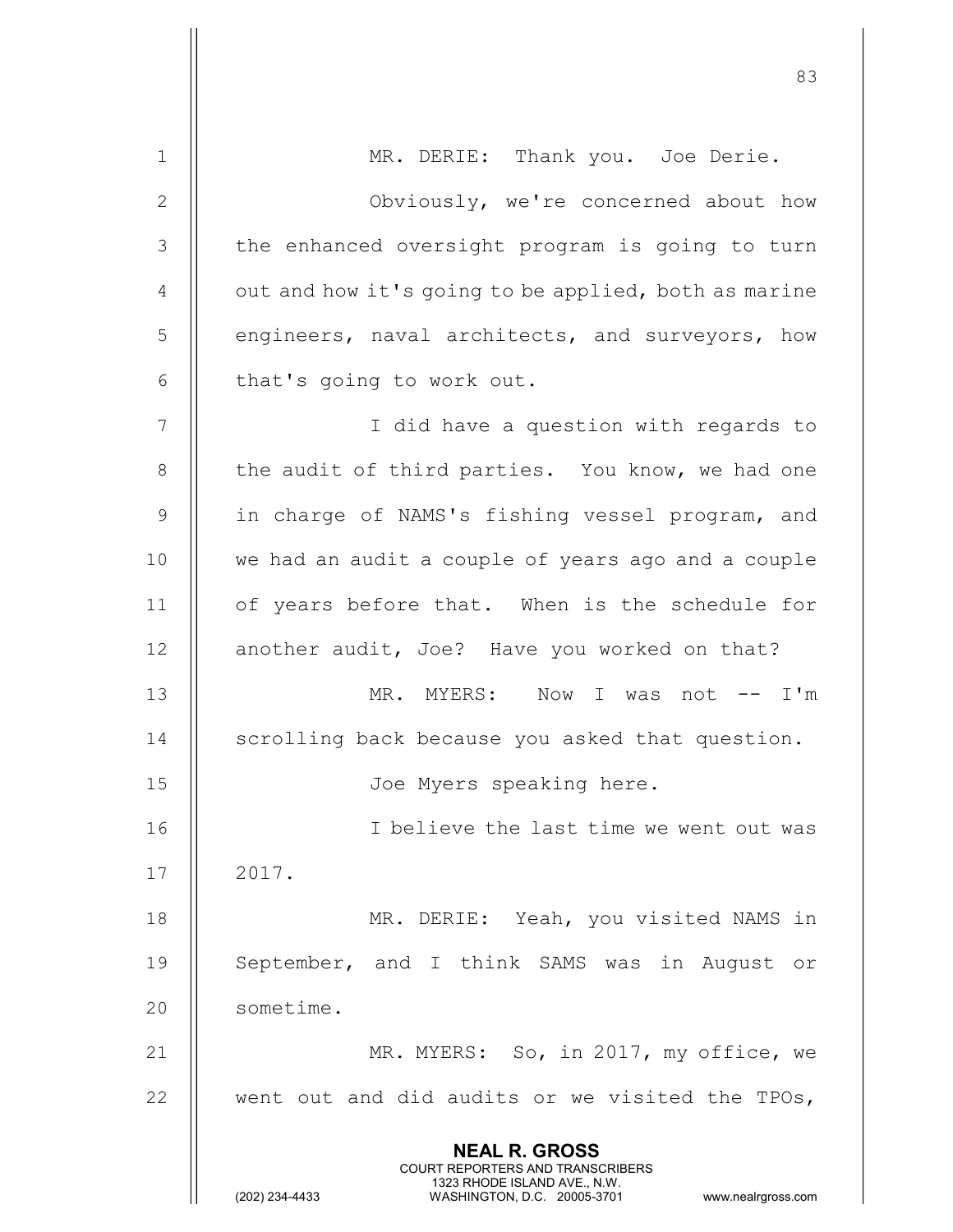MR. DERIE: Thank you. Joe Derie.

Obviously, we're concerned about how the enhanced oversight program is going to turn out and how it's going to be applied, both as marine engineers, naval architects, and surveyors, how that's going to work out.

I did have a question with regards to the audit of third parties. You know, we had one in charge of NAMS's fishing vessel program, and we had an audit a couple of years ago and a couple of years before that. When is the schedule for another audit, Joe? Have you worked on that?

MR. MYERS: Now I was not -- I'm scrolling back because you asked that question.

Joe Myers speaking here.

I believe the last time we went out was 2017.

MR. DERIE: Yeah, you visited NAMS in September, and I think SAMS was in August or sometime.

MR. MYERS: So, in 2017, my office, we went out and did audits or we visited the TPOs,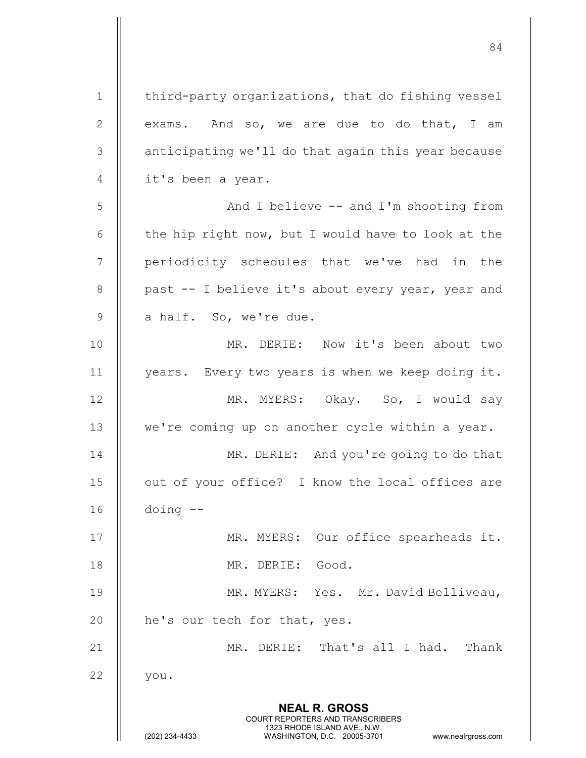third-party organizations, that do fishing vessel exams. And so, we are due to do that, I am anticipating we'll do that again this year because it's been a year.

And I believe -- and I'm shooting from the hip right now, but I would have to look at the periodicity schedules that we've had in the past -- I believe it's about every year, year and a half. So, we're due.

MR. DERIE: Now it's been about two years. Every two years is when we keep doing it.

MR. MYERS: Okay. So, I would say we're coming up on another cycle within a year.

MR. DERIE: And you're going to do that out of your office? I know the local offices are doing --

MR. MYERS: Our office spearheads it.

MR. DERIE: Good.

MR. MYERS: Yes. Mr. David Belliveau, he's our tech for that, yes.

MR. DERIE: That's all I had. Thank you.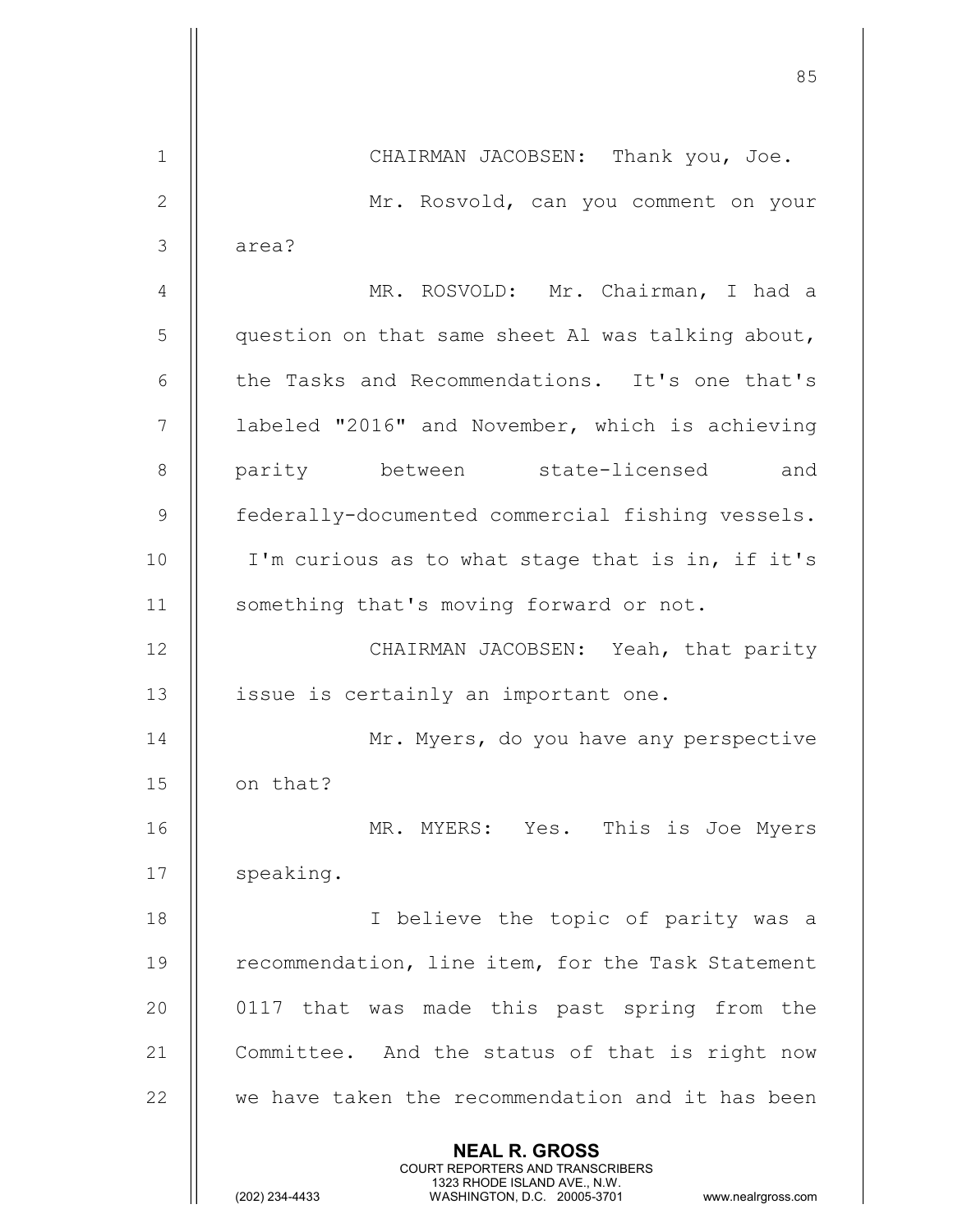CHAIRMAN JACOBSEN: Thank you, Joe.

Mr. Rosvold, can you comment on your area?

MR. ROSVOLD: Mr. Chairman, I had a question on that same sheet Al was talking about, the Tasks and Recommendations. It's one that's labeled "2016" and November, which is achieving parity between state-licensed and federally-documented commercial fishing vessels. I'm curious as to what stage that is in, if it's something that's moving forward or not.

CHAIRMAN JACOBSEN: Yeah, that parity issue is certainly an important one.

Mr. Myers, do you have any perspective on that?

MR. MYERS: Yes. This is Joe Myers speaking.

I believe the topic of parity was a recommendation, line item, for the Task Statement 0117 that was made this past spring from the Committee. And the status of that is right now we have taken the recommendation and it has been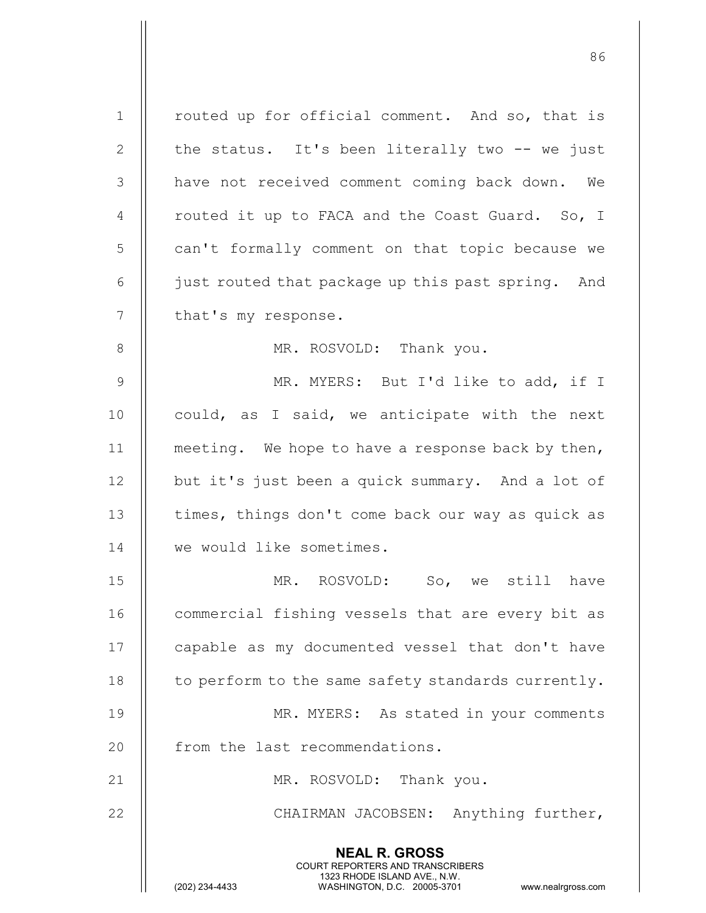routed up for official comment. And so, that is the status. It's been literally two -- we just have not received comment coming back down. We routed it up to FACA and the Coast Guard. So, I can't formally comment on that topic because we just routed that package up this past spring. And that's my response.

MR. ROSVOLD: Thank you.

MR. MYERS: But I'd like to add, if I could, as I said, we anticipate with the next meeting. We hope to have a response back by then, but it's just been a quick summary. And a lot of times, things don't come back our way as quick as we would like sometimes.

MR. ROSVOLD: So, we still have commercial fishing vessels that are every bit as capable as my documented vessel that don't have to perform to the same safety standards currently.

MR. MYERS: As stated in your comments from the last recommendations.

MR. ROSVOLD: Thank you.

CHAIRMAN JACOBSEN: Anything further,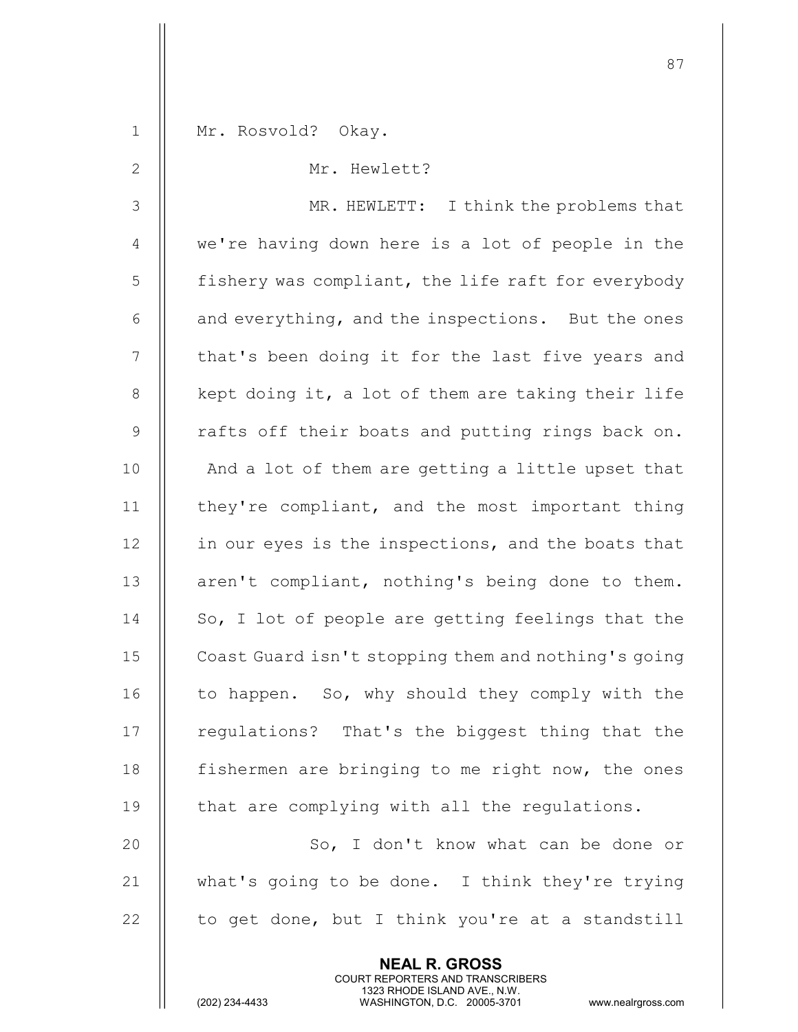Mr. Rosvold? Okay.

Mr. Hewlett?

MR. HEWLETT: I think the problems that we're having down here is a lot of people in the fishery was compliant, the life raft for everybody and everything, and the inspections. But the ones that's been doing it for the last five years and kept doing it, a lot of them are taking their life rafts off their boats and putting rings back on. And a lot of them are getting a little upset that they're compliant, and the most important thing in our eyes is the inspections, and the boats that aren't compliant, nothing's being done to them. So, I lot of people are getting feelings that the Coast Guard isn't stopping them and nothing's going to happen. So, why should they comply with the regulations? That's the biggest thing that the fishermen are bringing to me right now, the ones that are complying with all the regulations.

So, I don't know what can be done or what's going to be done. I think they're trying to get done, but I think you're at a standstill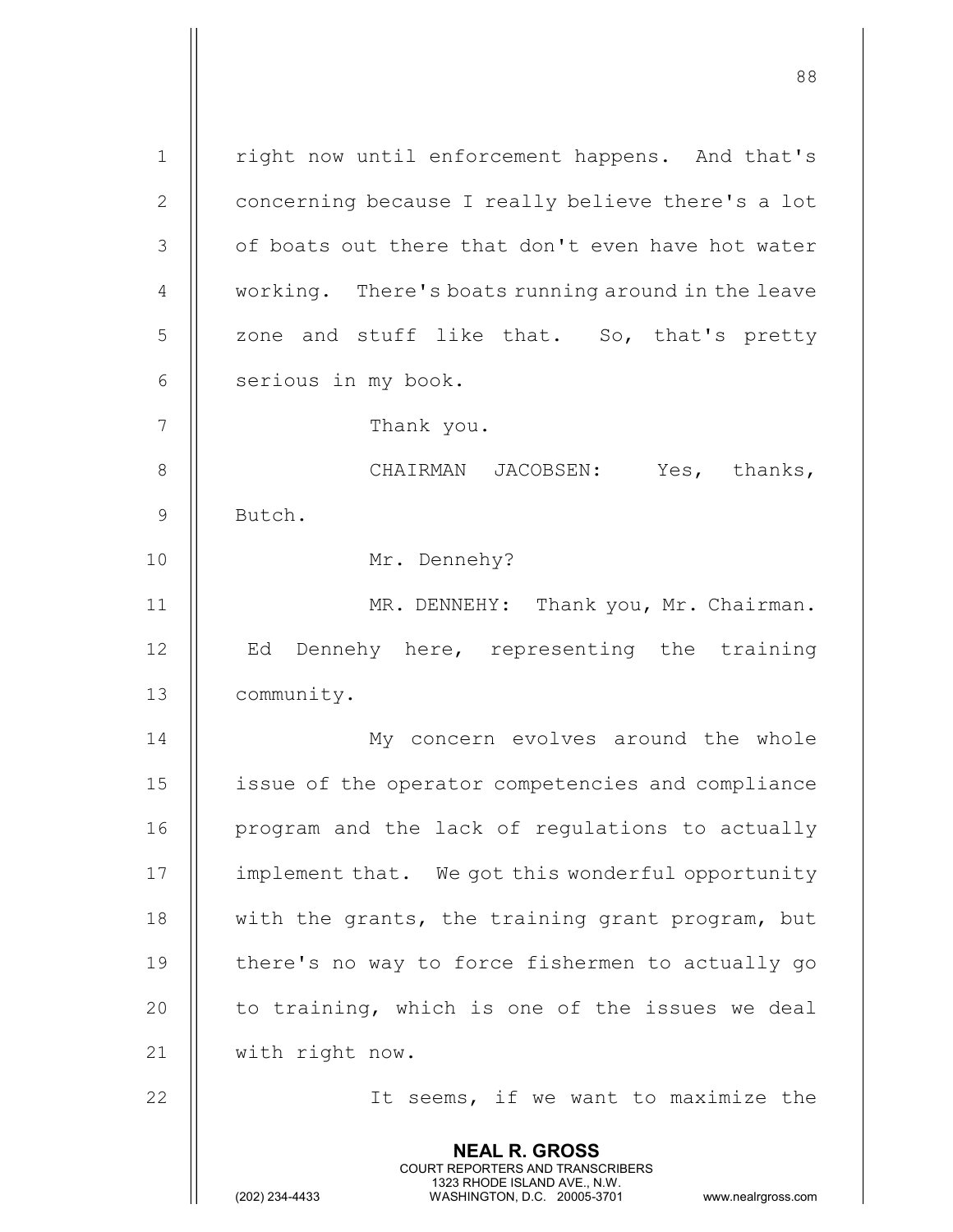right now until enforcement happens. And that's concerning because I really believe there's a lot of boats out there that don't even have hot water working. There's boats running around in the leave zone and stuff like that. So, that's pretty serious in my book.

Thank you.

CHAIRMAN JACOBSEN: Yes, thanks, Butch.

Mr. Dennehy?

MR. DENNEHY: Thank you, Mr. Chairman. Ed Dennehy here, representing the training community.

My concern evolves around the whole issue of the operator competencies and compliance program and the lack of regulations to actually implement that. We got this wonderful opportunity with the grants, the training grant program, but there's no way to force fishermen to actually go to training, which is one of the issues we deal with right now.

It seems, if we want to maximize the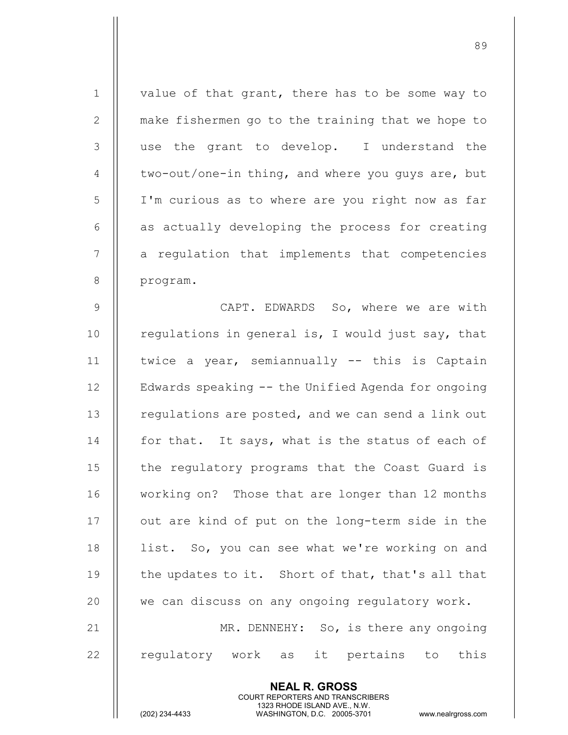value of that grant, there has to be some way to make fishermen go to the training that we hope to use the grant to develop. I understand the two-out/one-in thing, and where you guys are, but I'm curious as to where are you right now as far as actually developing the process for creating a regulation that implements that competencies program.

CAPT. EDWARDS So, where we are with regulations in general is, I would just say, that twice a year, semiannually -- this is Captain Edwards speaking -- the Unified Agenda for ongoing regulations are posted, and we can send a link out for that. It says, what is the status of each of the regulatory programs that the Coast Guard is working on? Those that are longer than 12 months out are kind of put on the long-term side in the list. So, you can see what we're working on and the updates to it. Short of that, that's all that we can discuss on any ongoing regulatory work.

MR. DENNEHY: So, is there any ongoing regulatory work as it pertains to this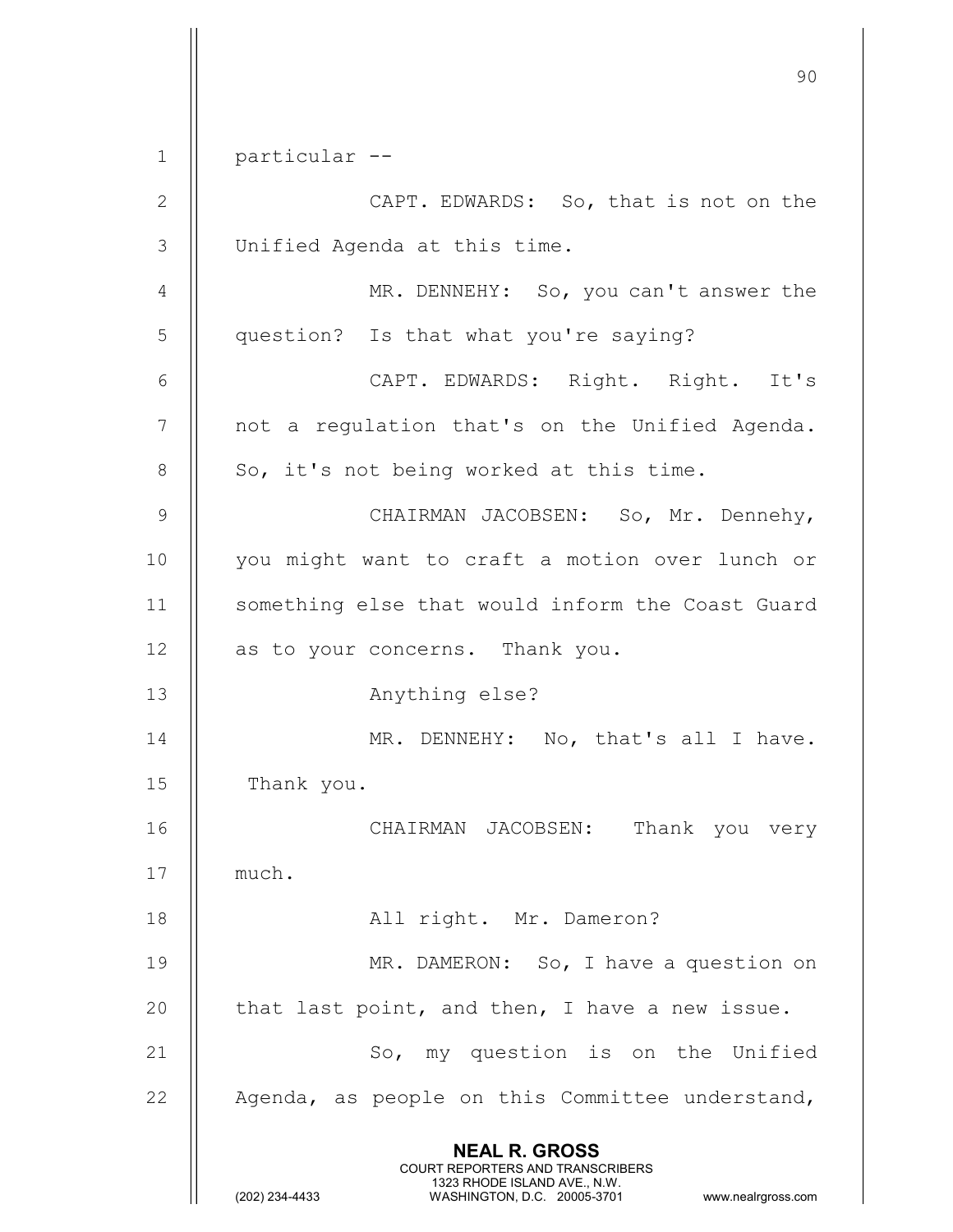particular --

CAPT. EDWARDS: So, that is not on the Unified Agenda at this time.

MR. DENNEHY: So, you can't answer the question? Is that what you're saying?

CAPT. EDWARDS: Right. Right. It's not a regulation that's on the Unified Agenda. So, it's not being worked at this time.

CHAIRMAN JACOBSEN: So, Mr. Dennehy, you might want to craft a motion over lunch or something else that would inform the Coast Guard as to your concerns. Thank you.

Anything else?

MR. DENNEHY: No, that's all I have. Thank you.

CHAIRMAN JACOBSEN: Thank you very much.

All right. Mr. Dameron?

MR. DAMERON: So, I have a question on that last point, and then, I have a new issue.

So, my question is on the Unified Agenda, as people on this Committee understand,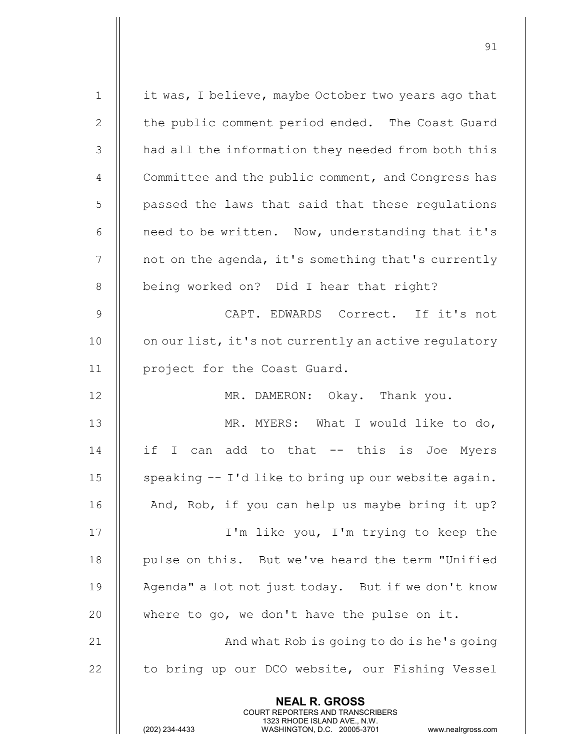it was, I believe, maybe October two years ago that the public comment period ended. The Coast Guard had all the information they needed from both this Committee and the public comment, and Congress has passed the laws that said that these regulations need to be written. Now, understanding that it's not on the agenda, it's something that's currently being worked on? Did I hear that right?

CAPT. EDWARDS Correct. If it's not on our list, it's not currently an active regulatory project for the Coast Guard.

MR. DAMERON: Okay. Thank you.

MR. MYERS: What I would like to do, if I can add to that -- this is Joe Myers speaking -- I'd like to bring up our website again. And, Rob, if you can help us maybe bring it up?

I'm like you, I'm trying to keep the pulse on this. But we've heard the term "Unified Agenda" a lot not just today. But if we don't know where to go, we don't have the pulse on it.

And what Rob is going to do is he's going to bring up our DCO website, our Fishing Vessel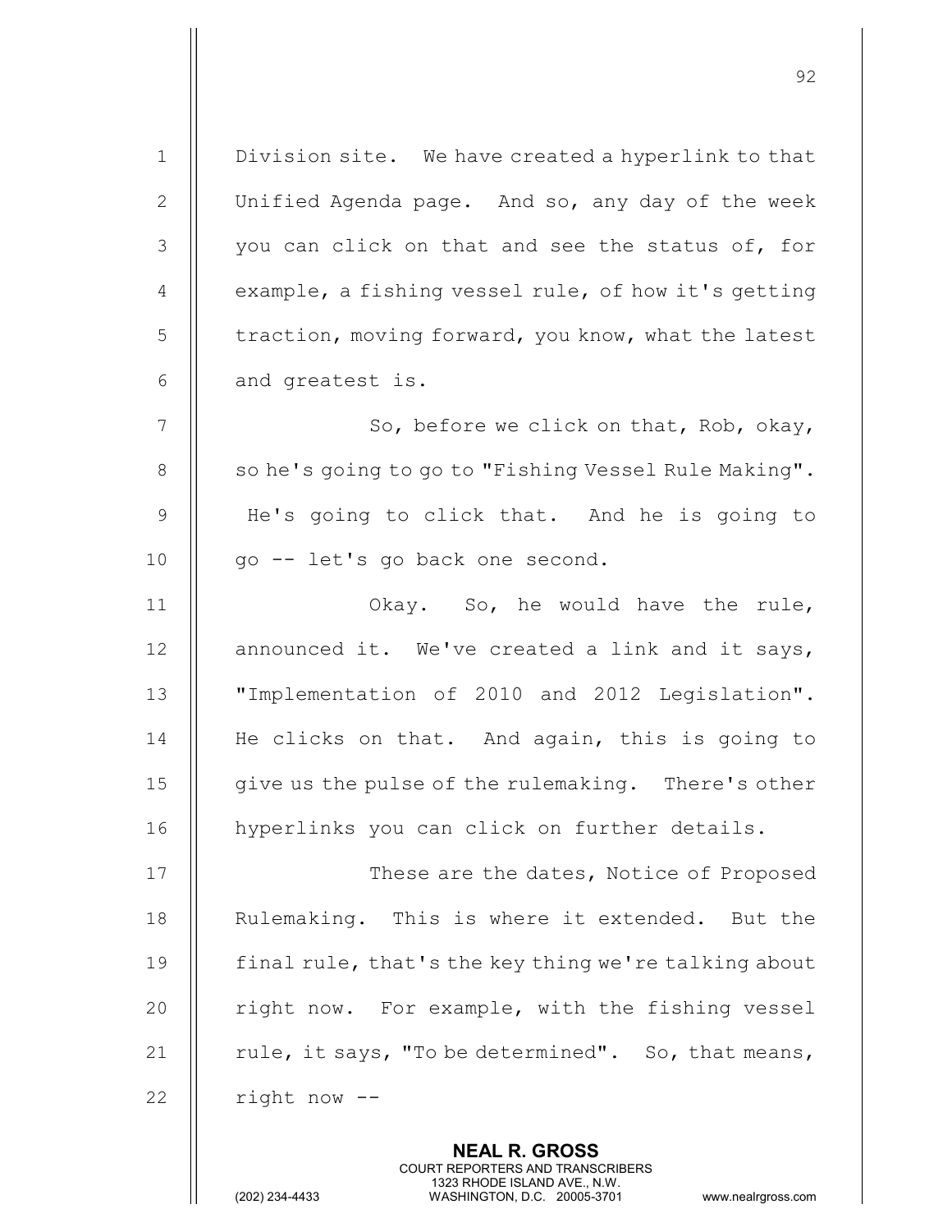Division site. We have created a hyperlink to that Unified Agenda page. And so, any day of the week you can click on that and see the status of, for example, a fishing vessel rule, of how it's getting traction, moving forward, you know, what the latest and greatest is.

So, before we click on that, Rob, okay, so he's going to go to "Fishing Vessel Rule Making". He's going to click that. And he is going to go -- let's go back one second.

Okay. So, he would have the rule, announced it. We've created a link and it says, "Implementation of 2010 and 2012 Legislation". He clicks on that. And again, this is going to give us the pulse of the rulemaking. There's other hyperlinks you can click on further details.

These are the dates, Notice of Proposed Rulemaking. This is where it extended. But the final rule, that's the key thing we're talking about right now. For example, with the fishing vessel rule, it says, "To be determined". So, that means, right now --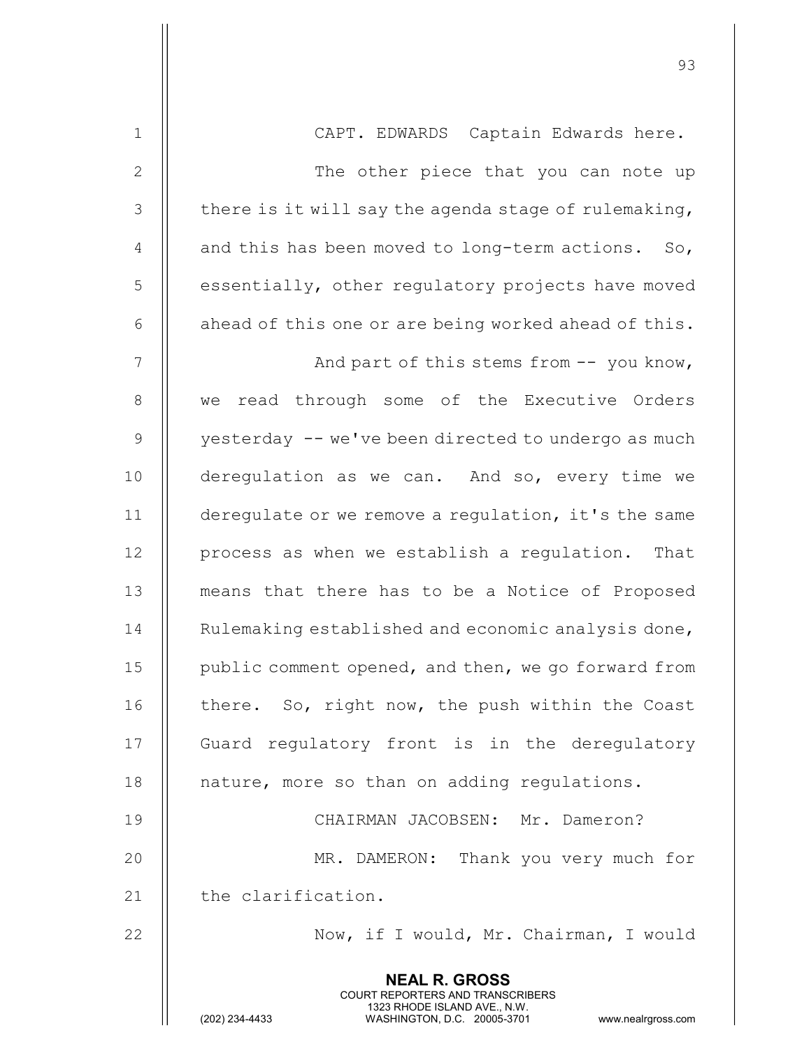CAPT. EDWARDS Captain Edwards here.

The other piece that you can note up there is it will say the agenda stage of rulemaking, and this has been moved to long-term actions. So, essentially, other regulatory projects have moved ahead of this one or are being worked ahead of this.

And part of this stems from -- you know, we read through some of the Executive Orders yesterday -- we've been directed to undergo as much deregulation as we can. And so, every time we deregulate or we remove a regulation, it's the same process as when we establish a regulation. That means that there has to be a Notice of Proposed Rulemaking established and economic analysis done, public comment opened, and then, we go forward from there. So, right now, the push within the Coast Guard regulatory front is in the deregulatory nature, more so than on adding regulations.

CHAIRMAN JACOBSEN: Mr. Dameron?

MR. DAMERON: Thank you very much for the clarification.

Now, if I would, Mr. Chairman, I would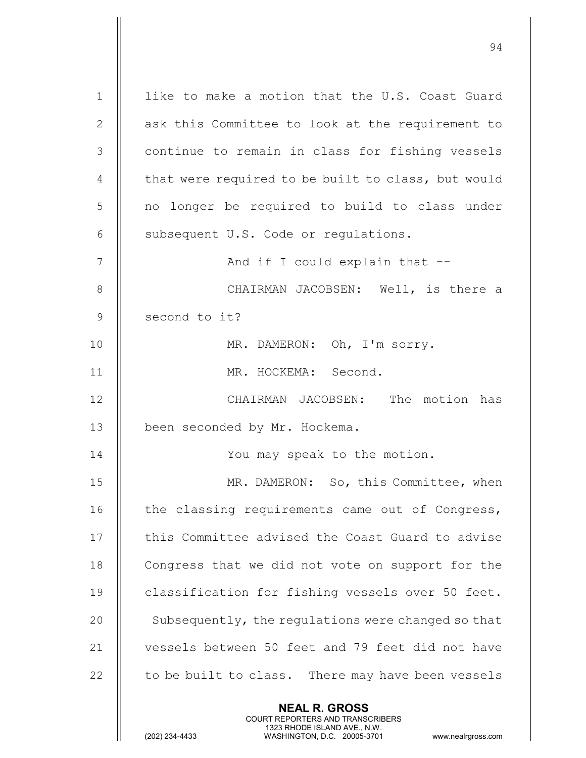like to make a motion that the U.S. Coast Guard ask this Committee to look at the requirement to continue to remain in class for fishing vessels that were required to be built to class, but would no longer be required to build to class under subsequent U.S. Code or regulations.

And if I could explain that --

CHAIRMAN JACOBSEN: Well, is there a second to it?

MR. DAMERON: Oh, I'm sorry.

MR. HOCKEMA: Second.

CHAIRMAN JACOBSEN: The motion has been seconded by Mr. Hockema.

You may speak to the motion.

MR. DAMERON: So, this Committee, when the classing requirements came out of Congress, this Committee advised the Coast Guard to advise Congress that we did not vote on support for the classification for fishing vessels over 50 feet. Subsequently, the regulations were changed so that vessels between 50 feet and 79 feet did not have to be built to class. There may have been vessels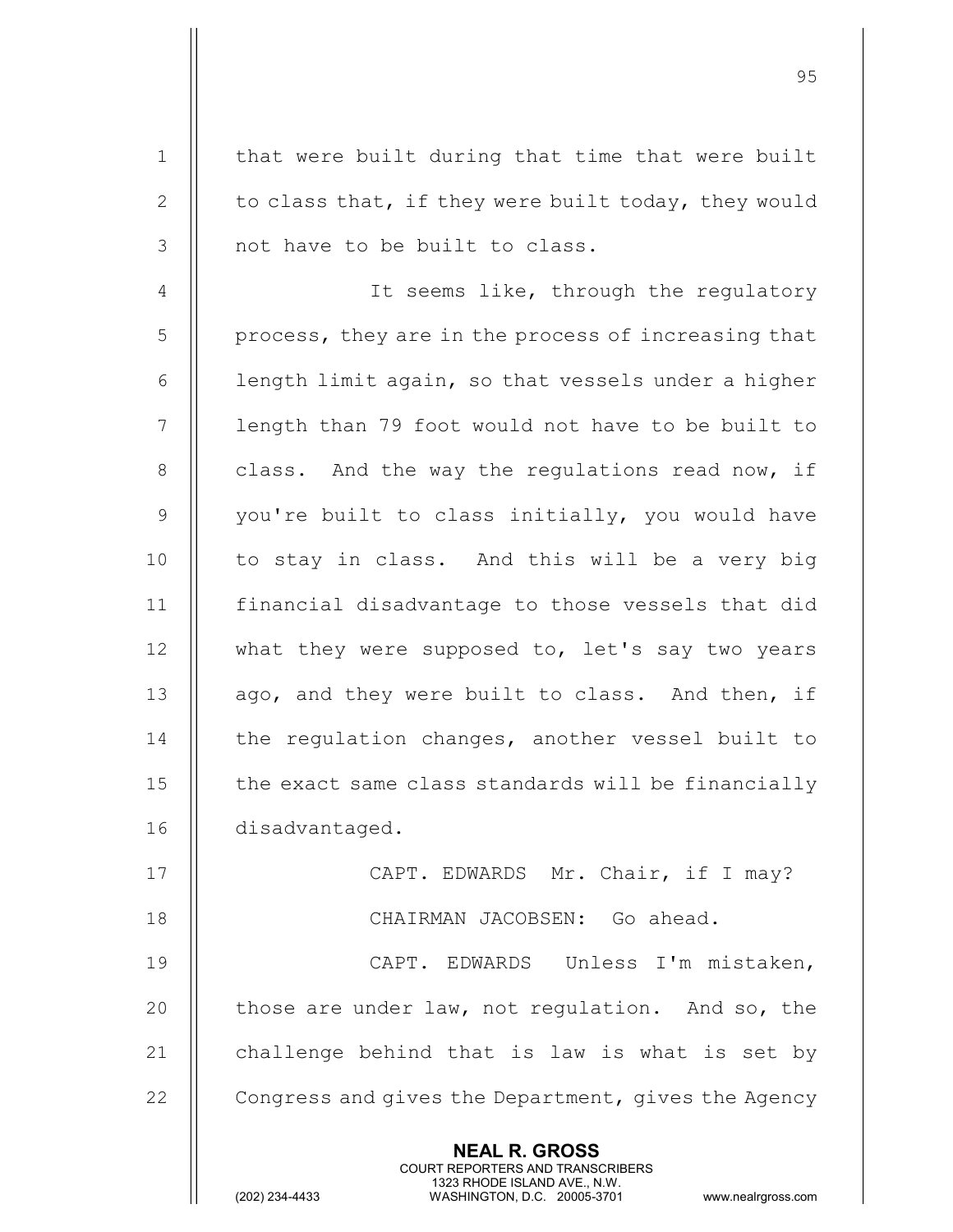that were built during that time that were built to class that, if they were built today, they would not have to be built to class.

It seems like, through the regulatory process, they are in the process of increasing that length limit again, so that vessels under a higher length than 79 foot would not have to be built to class. And the way the regulations read now, if you're built to class initially, you would have to stay in class. And this will be a very big financial disadvantage to those vessels that did what they were supposed to, let's say two years ago, and they were built to class. And then, if the regulation changes, another vessel built to the exact same class standards will be financially disadvantaged.

CAPT. EDWARDS Mr. Chair, if I may?

CHAIRMAN JACOBSEN: Go ahead.

CAPT. EDWARDS Unless I'm mistaken, those are under law, not regulation. And so, the challenge behind that is law is what is set by Congress and gives the Department, gives the Agency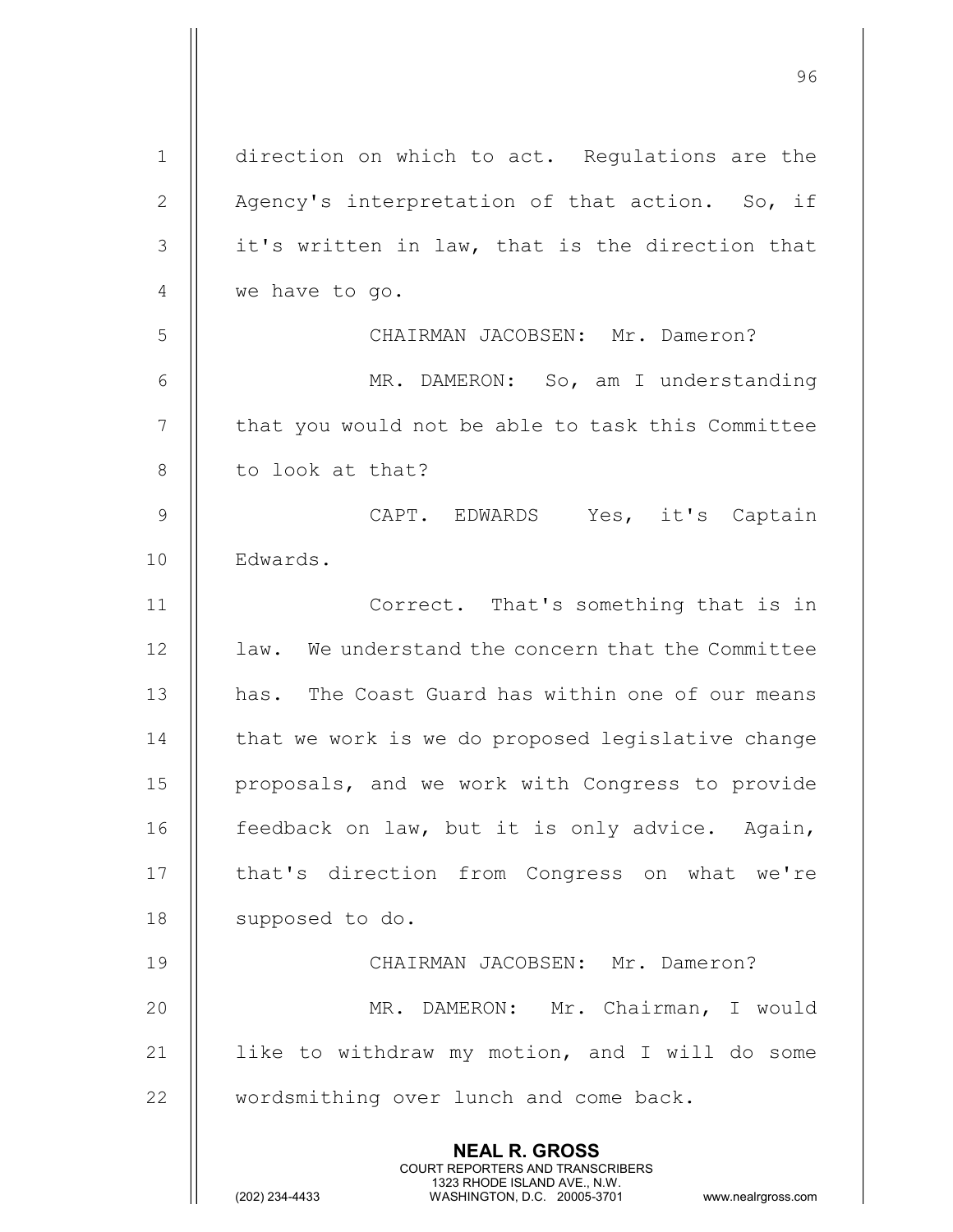direction on which to act. Regulations are the Agency's interpretation of that action. So, if it's written in law, that is the direction that we have to go.

CHAIRMAN JACOBSEN: Mr. Dameron?

MR. DAMERON: So, am I understanding that you would not be able to task this Committee to look at that?

CAPT. EDWARDS Yes, it's Captain Edwards.

Correct. That's something that is in law. We understand the concern that the Committee has. The Coast Guard has within one of our means that we work is we do proposed legislative change proposals, and we work with Congress to provide feedback on law, but it is only advice. Again, that's direction from Congress on what we're supposed to do.

CHAIRMAN JACOBSEN: Mr. Dameron?

MR. DAMERON: Mr. Chairman, I would like to withdraw my motion, and I will do some wordsmithing over lunch and come back.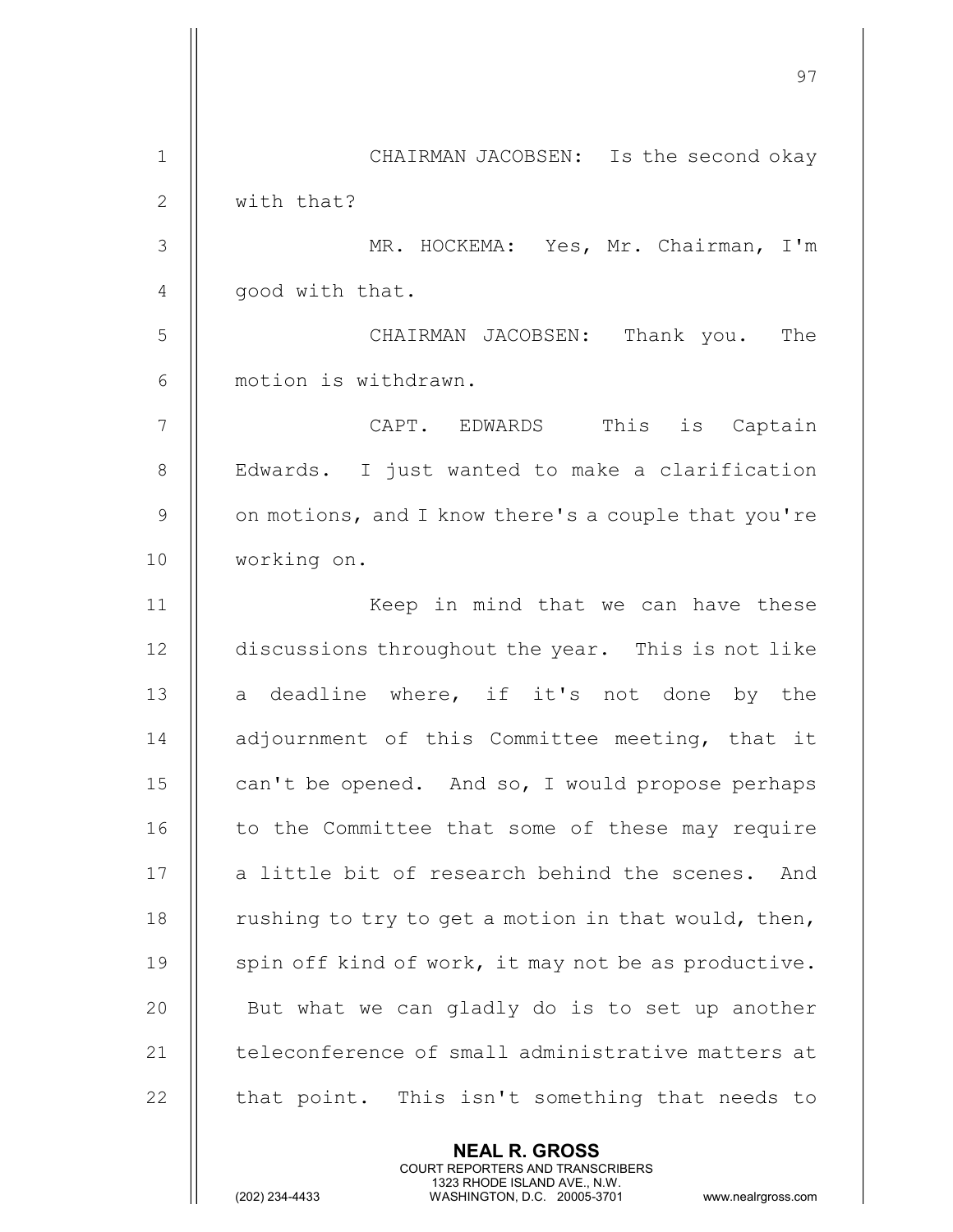CHAIRMAN JACOBSEN: Is the second okay with that?

MR. HOCKEMA: Yes, Mr. Chairman, I'm good with that.

CHAIRMAN JACOBSEN: Thank you. The motion is withdrawn.

CAPT. EDWARDS This is Captain Edwards. I just wanted to make a clarification on motions, and I know there's a couple that you're working on.

Keep in mind that we can have these discussions throughout the year. This is not like a deadline where, if it's not done by the adjournment of this Committee meeting, that it can't be opened. And so, I would propose perhaps to the Committee that some of these may require a little bit of research behind the scenes. And rushing to try to get a motion in that would, then, spin off kind of work, it may not be as productive. But what we can gladly do is to set up another teleconference of small administrative matters at that point. This isn't something that needs to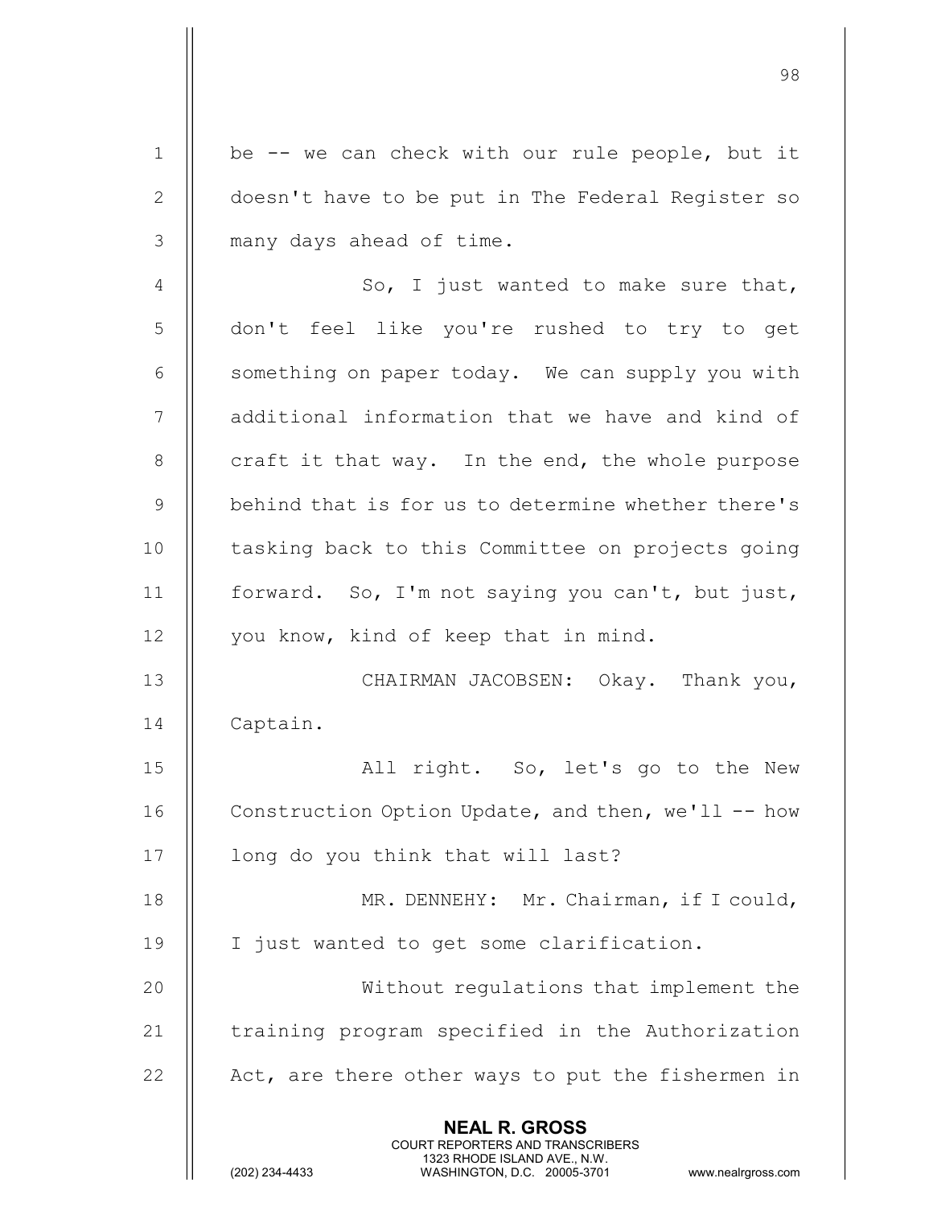be -- we can check with our rule people, but it doesn't have to be put in The Federal Register so many days ahead of time.

So, I just wanted to make sure that, don't feel like you're rushed to try to get something on paper today. We can supply you with additional information that we have and kind of craft it that way. In the end, the whole purpose behind that is for us to determine whether there's tasking back to this Committee on projects going forward. So, I'm not saying you can't, but just, you know, kind of keep that in mind.

CHAIRMAN JACOBSEN: Okay. Thank you, Captain.

All right. So, let's go to the New Construction Option Update, and then, we'll -- how long do you think that will last?

MR. DENNEHY: Mr. Chairman, if I could, I just wanted to get some clarification.

Without regulations that implement the training program specified in the Authorization Act, are there other ways to put the fishermen in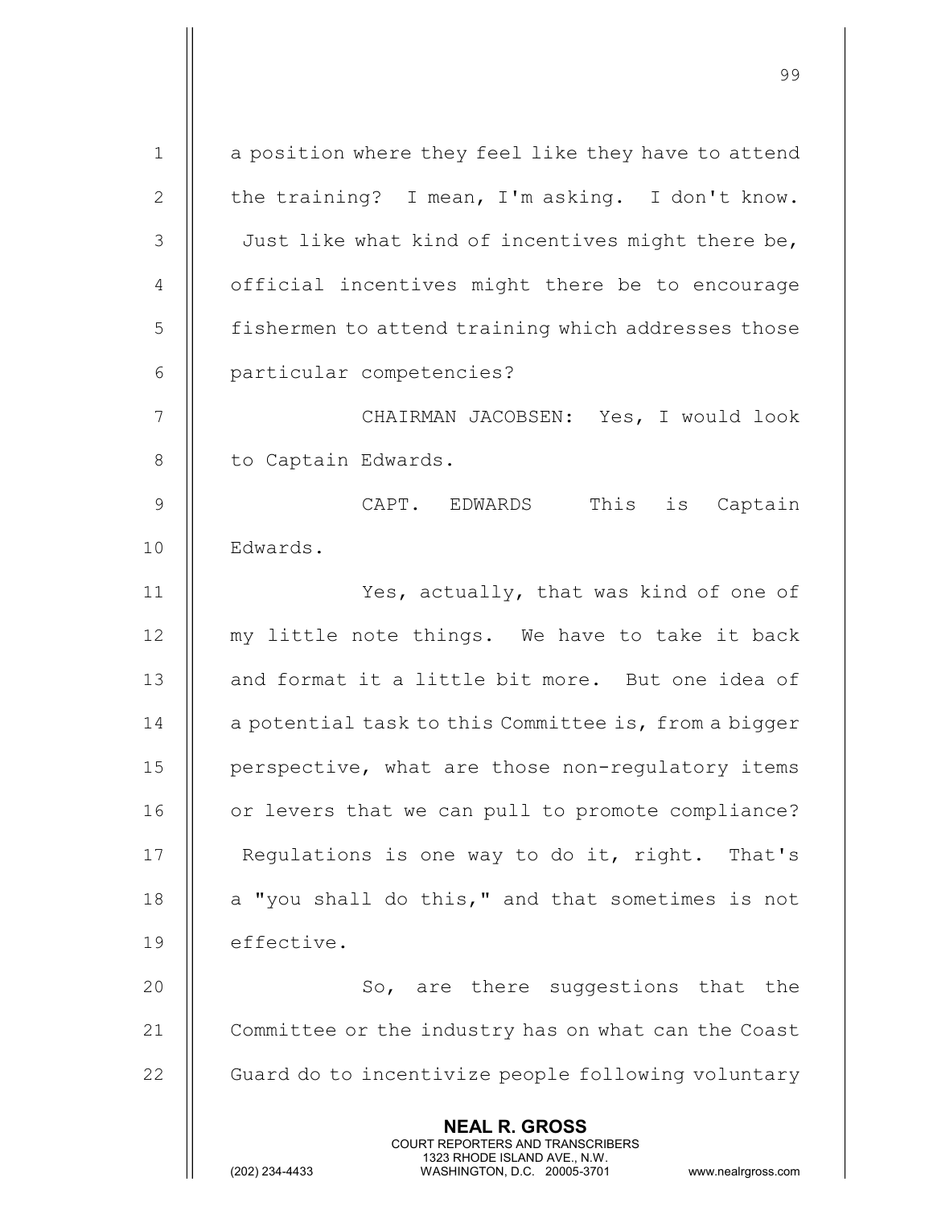a position where they feel like they have to attend the training? I mean, I'm asking. I don't know. Just like what kind of incentives might there be, official incentives might there be to encourage fishermen to attend training which addresses those particular competencies?

CHAIRMAN JACOBSEN: Yes, I would look to Captain Edwards.

CAPT. EDWARDS This is Captain Edwards.

Yes, actually, that was kind of one of my little note things. We have to take it back and format it a little bit more. But one idea of a potential task to this Committee is, from a bigger perspective, what are those non-regulatory items or levers that we can pull to promote compliance? Regulations is one way to do it, right. That's a "you shall do this," and that sometimes is not effective.

So, are there suggestions that the Committee or the industry has on what can the Coast Guard do to incentivize people following voluntary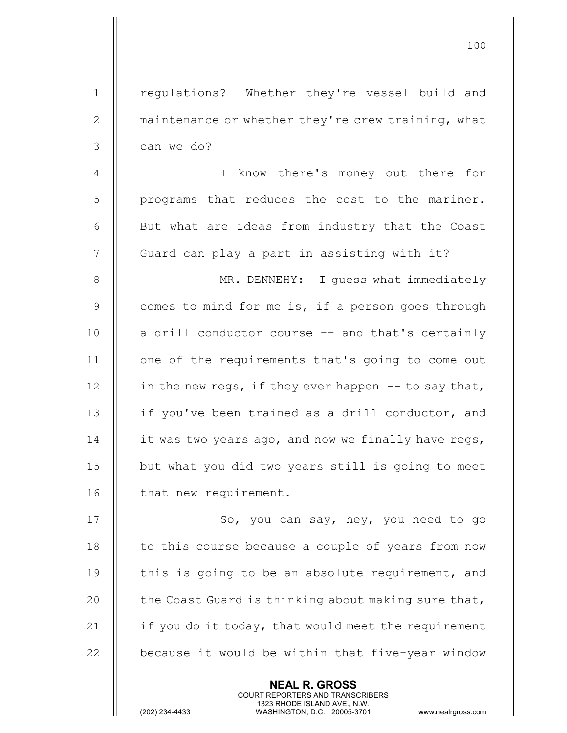regulations? Whether they're vessel build and maintenance or whether they're crew training, what can we do?

I know there's money out there for programs that reduces the cost to the mariner. But what are ideas from industry that the Coast Guard can play a part in assisting with it?

MR. DENNEHY: I guess what immediately comes to mind for me is, if a person goes through a drill conductor course -- and that's certainly one of the requirements that's going to come out in the new regs, if they ever happen -- to say that, if you've been trained as a drill conductor, and it was two years ago, and now we finally have regs, but what you did two years still is going to meet that new requirement.

So, you can say, hey, you need to go to this course because a couple of years from now this is going to be an absolute requirement, and the Coast Guard is thinking about making sure that, if you do it today, that would meet the requirement because it would be within that five-year window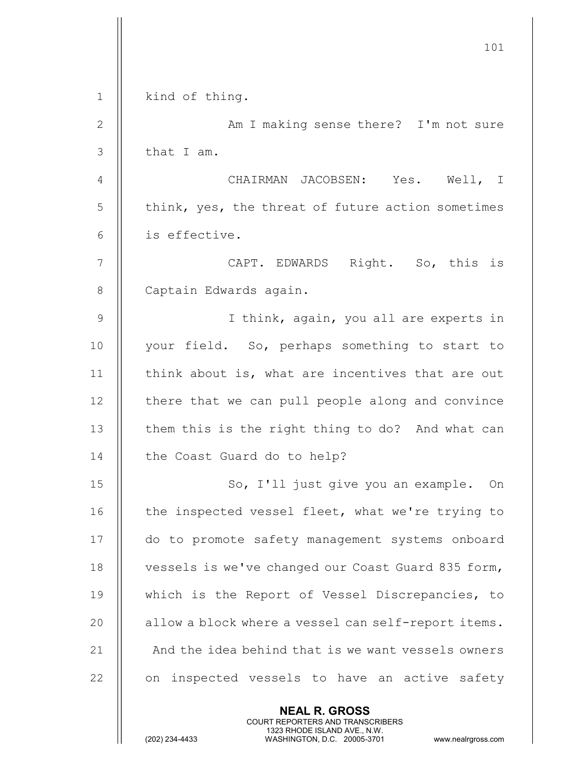kind of thing.

Am I making sense there? I'm not sure that I am.

CHAIRMAN JACOBSEN: Yes. Well, I think, yes, the threat of future action sometimes is effective.

CAPT. EDWARDS Right. So, this is Captain Edwards again.

I think, again, you all are experts in your field. So, perhaps something to start to think about is, what are incentives that are out there that we can pull people along and convince them this is the right thing to do? And what can the Coast Guard do to help?

So, I'll just give you an example. On the inspected vessel fleet, what we're trying to do to promote safety management systems onboard vessels is we've changed our Coast Guard 835 form, which is the Report of Vessel Discrepancies, to allow a block where a vessel can self-report items. And the idea behind that is we want vessels owners on inspected vessels to have an active safety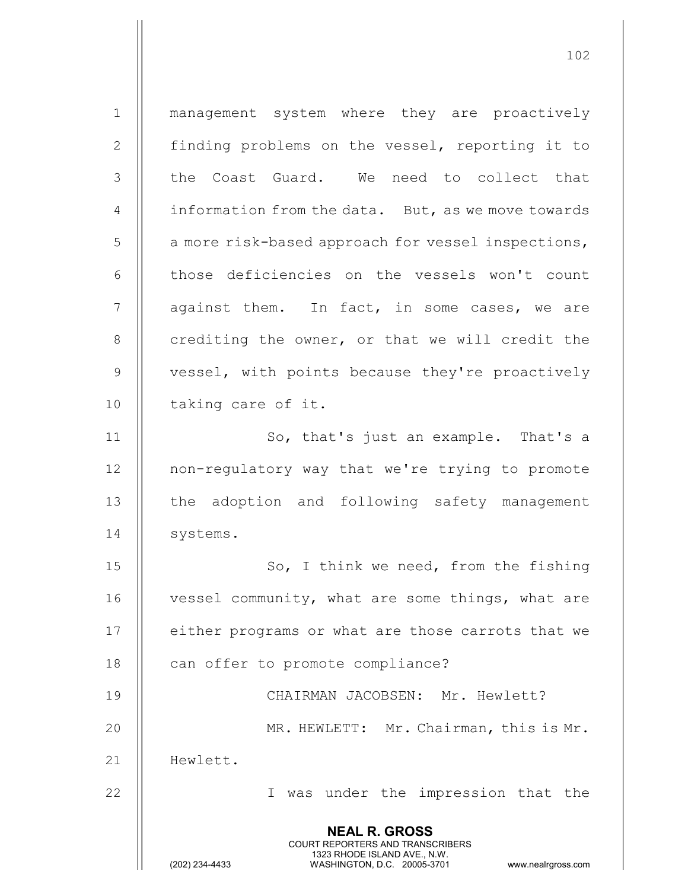management system where they are proactively finding problems on the vessel, reporting it to the Coast Guard. We need to collect that information from the data. But, as we move towards a more risk-based approach for vessel inspections, those deficiencies on the vessels won't count against them. In fact, in some cases, we are crediting the owner, or that we will credit the vessel, with points because they're proactively taking care of it.

So, that's just an example. That's a non-regulatory way that we're trying to promote the adoption and following safety management systems.

So, I think we need, from the fishing vessel community, what are some things, what are either programs or what are those carrots that we can offer to promote compliance?

CHAIRMAN JACOBSEN: Mr. Hewlett?

MR. HEWLETT: Mr. Chairman, this is Mr. Hewlett.

I was under the impression that the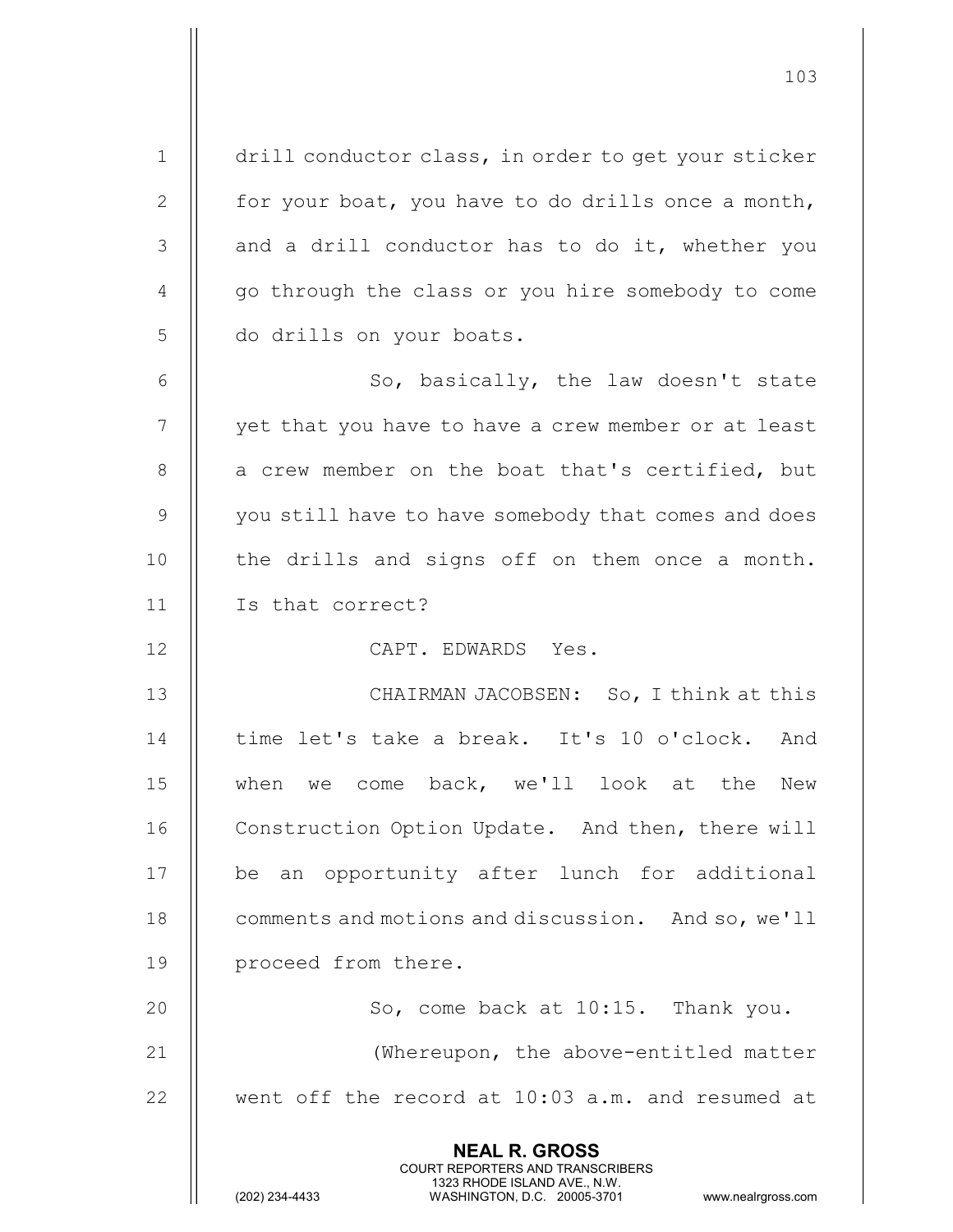drill conductor class, in order to get your sticker for your boat, you have to do drills once a month, and a drill conductor has to do it, whether you go through the class or you hire somebody to come do drills on your boats.

So, basically, the law doesn't state yet that you have to have a crew member or at least a crew member on the boat that's certified, but you still have to have somebody that comes and does the drills and signs off on them once a month. Is that correct?

CAPT. EDWARDS Yes.

CHAIRMAN JACOBSEN: So, I think at this time let's take a break. It's 10 o'clock. And when we come back, we'll look at the New Construction Option Update. And then, there will be an opportunity after lunch for additional comments and motions and discussion. And so, we'll proceed from there.

So, come back at 10:15. Thank you.

(Whereupon, the above-entitled matter went off the record at 10:03 a.m. and resumed at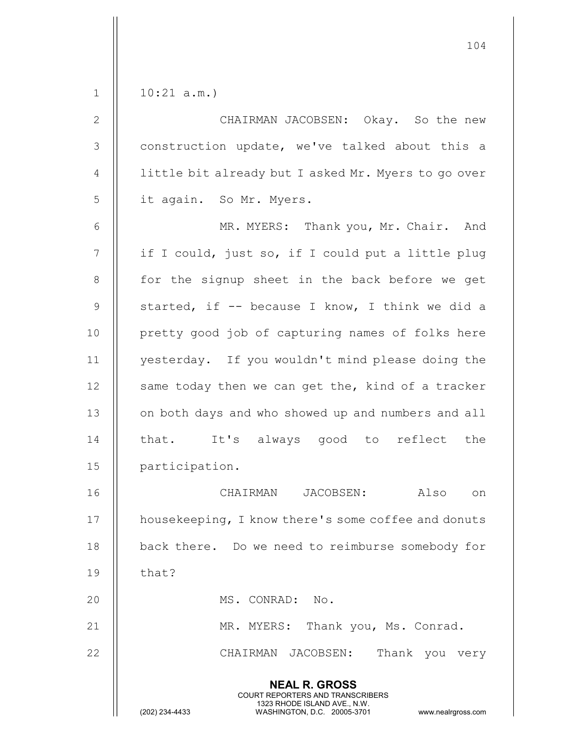10:21 a.m.)

CHAIRMAN JACOBSEN: Okay. So the new construction update, we've talked about this a little bit already but I asked Mr. Myers to go over it again. So Mr. Myers.

MR. MYERS: Thank you, Mr. Chair. And if I could, just so, if I could put a little plug for the signup sheet in the back before we get started, if -- because I know, I think we did a pretty good job of capturing names of folks here yesterday. If you wouldn't mind please doing the same today then we can get the, kind of a tracker on both days and who showed up and numbers and all that. It's always good to reflect the participation.

CHAIRMAN JACOBSEN: Also on housekeeping, I know there's some coffee and donuts back there. Do we need to reimburse somebody for that?

MS. CONRAD: No.

MR. MYERS: Thank you, Ms. Conrad.

CHAIRMAN JACOBSEN: Thank you very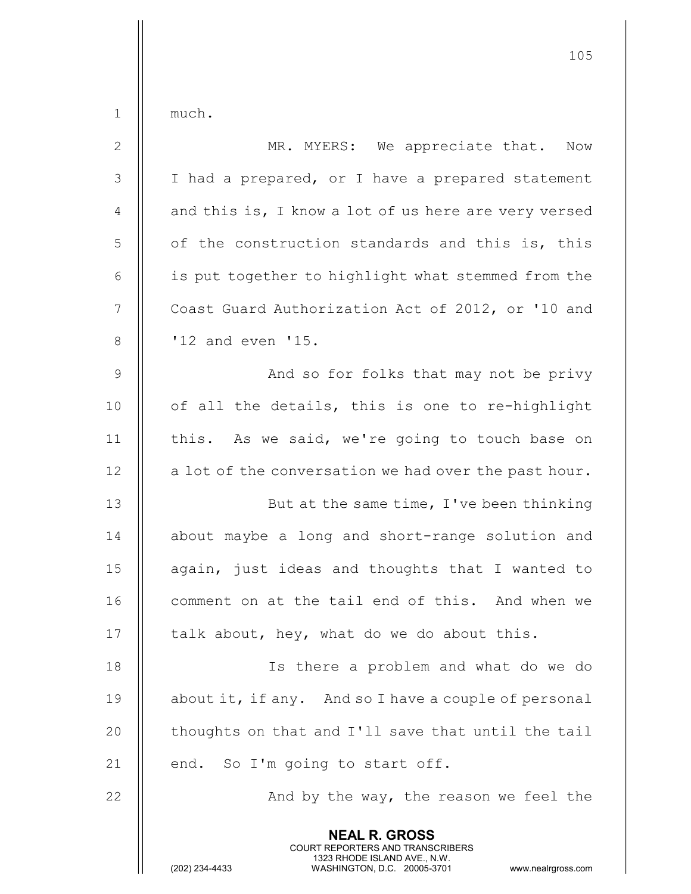much.

MR. MYERS: We appreciate that. Now I had a prepared, or I have a prepared statement and this is, I know a lot of us here are very versed of the construction standards and this is, this is put together to highlight what stemmed from the Coast Guard Authorization Act of 2012, or '10 and '12 and even '15.

And so for folks that may not be privy of all the details, this is one to re-highlight this. As we said, we're going to touch base on a lot of the conversation we had over the past hour.

But at the same time, I've been thinking about maybe a long and short-range solution and again, just ideas and thoughts that I wanted to comment on at the tail end of this. And when we talk about, hey, what do we do about this.

Is there a problem and what do we do about it, if any. And so I have a couple of personal thoughts on that and I'll save that until the tail end. So I'm going to start off.

And by the way, the reason we feel the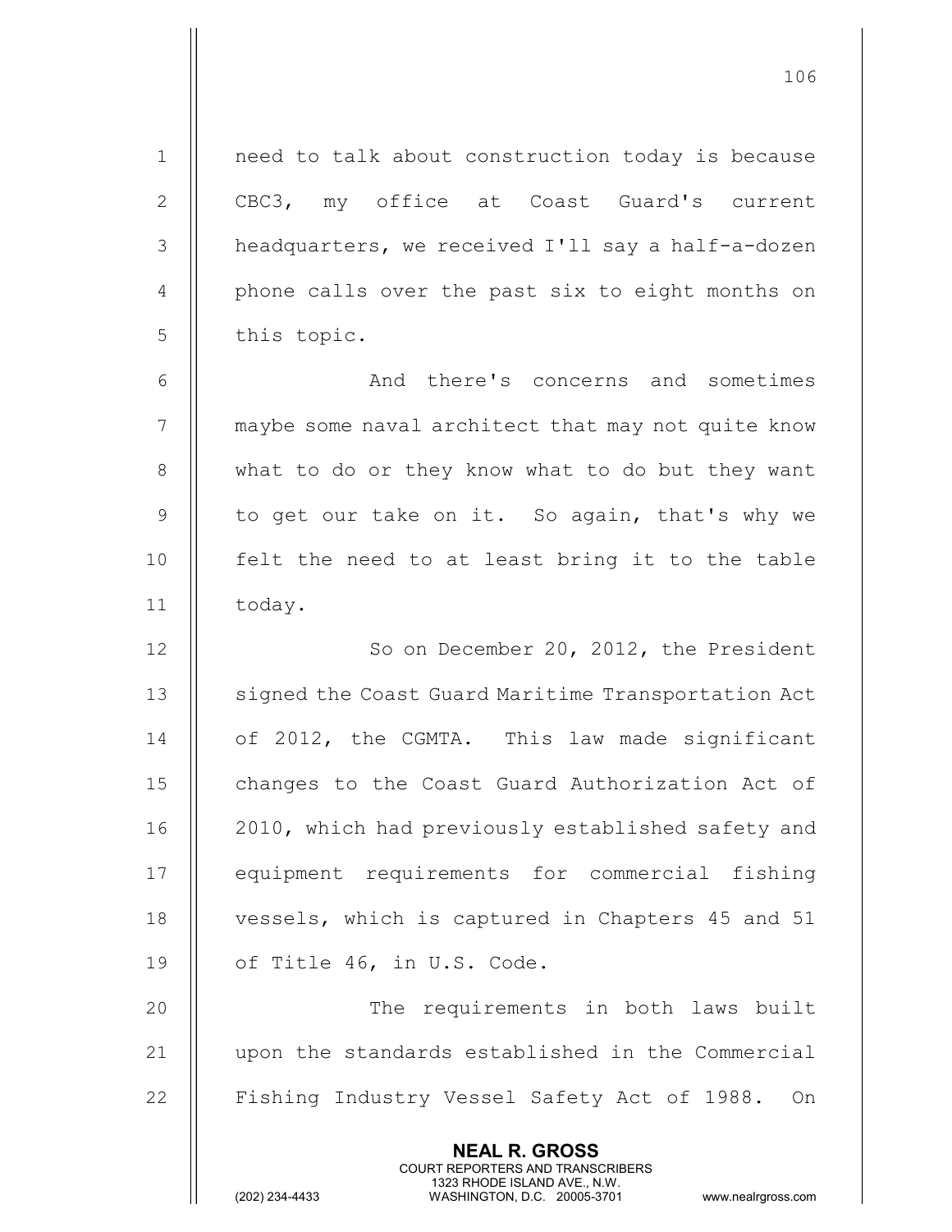need to talk about construction today is because CBC3, my office at Coast Guard's current headquarters, we received I'll say a half-a-dozen phone calls over the past six to eight months on this topic.

And there's concerns and sometimes maybe some naval architect that may not quite know what to do or they know what to do but they want to get our take on it. So again, that's why we felt the need to at least bring it to the table today.

So on December 20, 2012, the President signed the Coast Guard Maritime Transportation Act of 2012, the CGMTA. This law made significant changes to the Coast Guard Authorization Act of 2010, which had previously established safety and equipment requirements for commercial fishing vessels, which is captured in Chapters 45 and 51 of Title 46, in U.S. Code.

The requirements in both laws built upon the standards established in the Commercial Fishing Industry Vessel Safety Act of 1988. On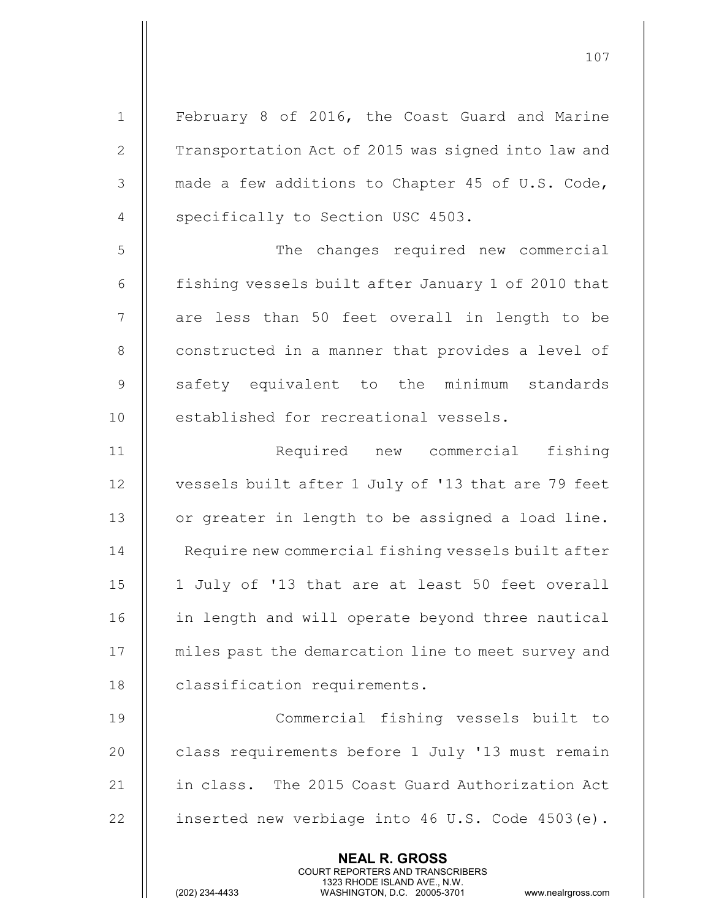February 8 of 2016, the Coast Guard and Marine Transportation Act of 2015 was signed into law and made a few additions to Chapter 45 of U.S. Code, specifically to Section USC 4503.

The changes required new commercial fishing vessels built after January 1 of 2010 that are less than 50 feet overall in length to be constructed in a manner that provides a level of safety equivalent to the minimum standards established for recreational vessels.

Required new commercial fishing vessels built after 1 July of '13 that are 79 feet or greater in length to be assigned a load line. Require new commercial fishing vessels built after 1 July of '13 that are at least 50 feet overall in length and will operate beyond three nautical miles past the demarcation line to meet survey and classification requirements.

Commercial fishing vessels built to class requirements before 1 July '13 must remain in class. The 2015 Coast Guard Authorization Act inserted new verbiage into 46 U.S. Code 4503(e).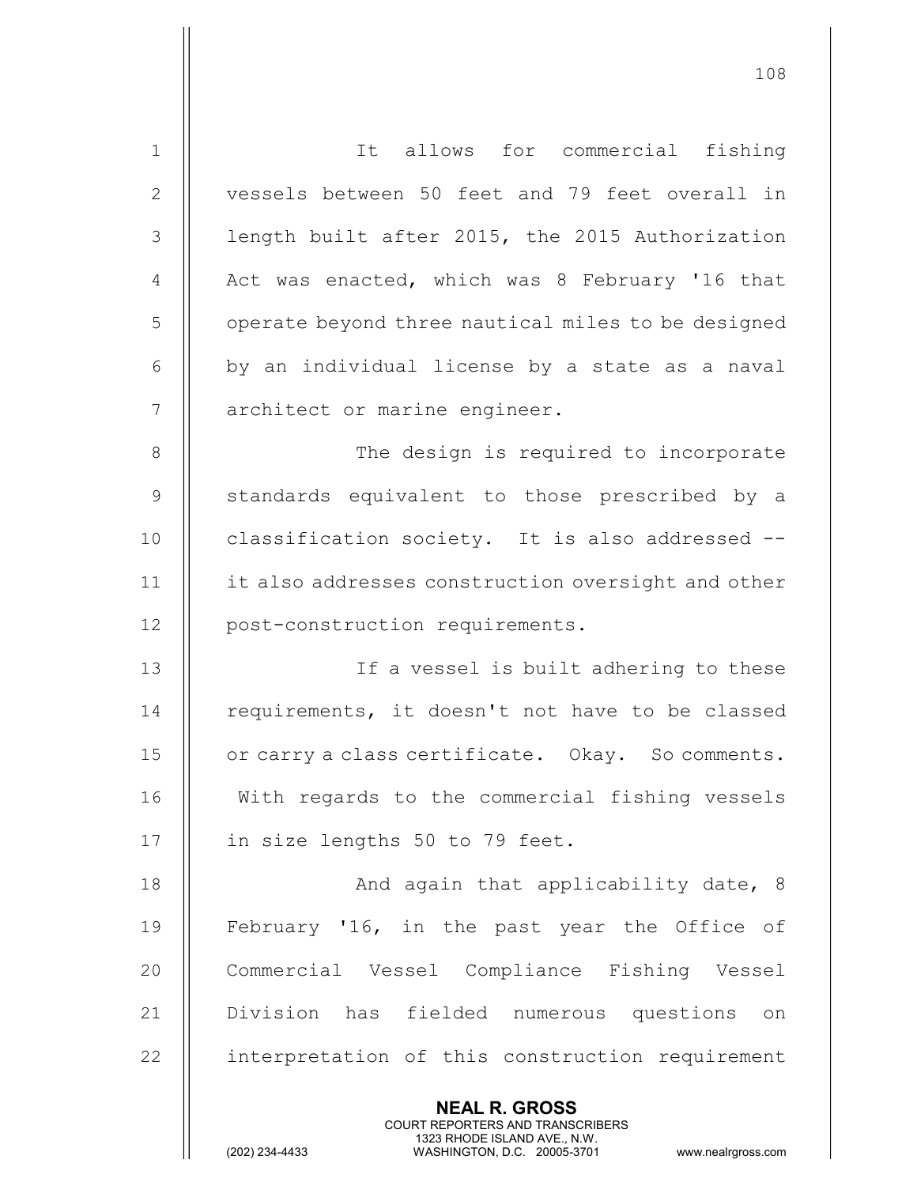It allows for commercial fishing vessels between 50 feet and 79 feet overall in length built after 2015, the 2015 Authorization Act was enacted, which was 8 February '16 that operate beyond three nautical miles to be designed by an individual license by a state as a naval architect or marine engineer.

The design is required to incorporate standards equivalent to those prescribed by a classification society. It is also addressed -- it also addresses construction oversight and other post-construction requirements.

If a vessel is built adhering to these requirements, it doesn't not have to be classed or carry a class certificate. Okay. So comments. With regards to the commercial fishing vessels in size lengths 50 to 79 feet.

And again that applicability date, 8 February '16, in the past year the Office of Commercial Vessel Compliance Fishing Vessel Division has fielded numerous questions on interpretation of this construction requirement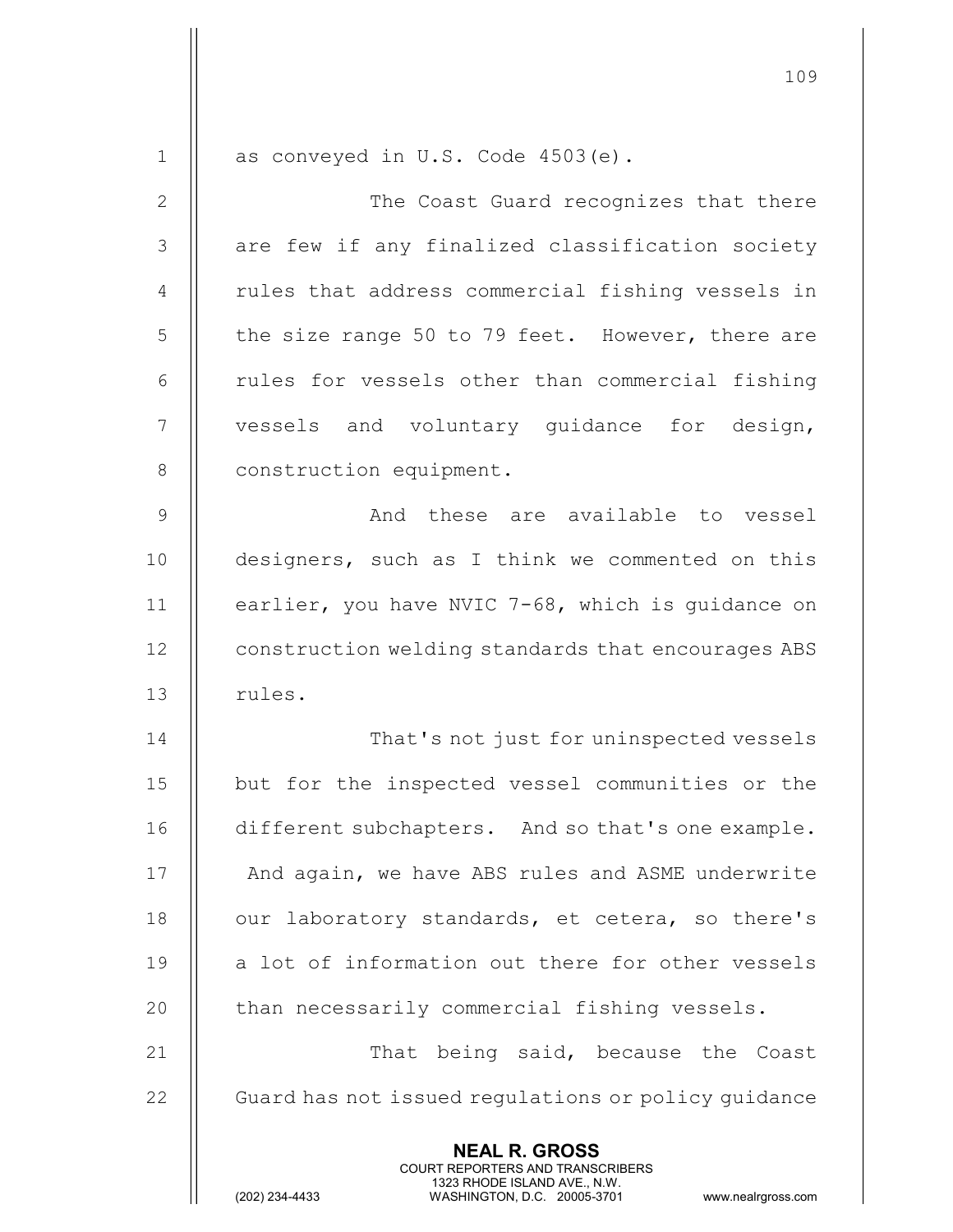as conveyed in U.S. Code 4503(e).

The Coast Guard recognizes that there are few if any finalized classification society rules that address commercial fishing vessels in the size range 50 to 79 feet. However, there are rules for vessels other than commercial fishing vessels and voluntary guidance for design, construction equipment.

And these are available to vessel designers, such as I think we commented on this earlier, you have NVIC 7-68, which is guidance on construction welding standards that encourages ABS rules.

That's not just for uninspected vessels but for the inspected vessel communities or the different subchapters. And so that's one example. And again, we have ABS rules and ASME underwrite our laboratory standards, et cetera, so there's a lot of information out there for other vessels than necessarily commercial fishing vessels.

That being said, because the Coast Guard has not issued regulations or policy guidance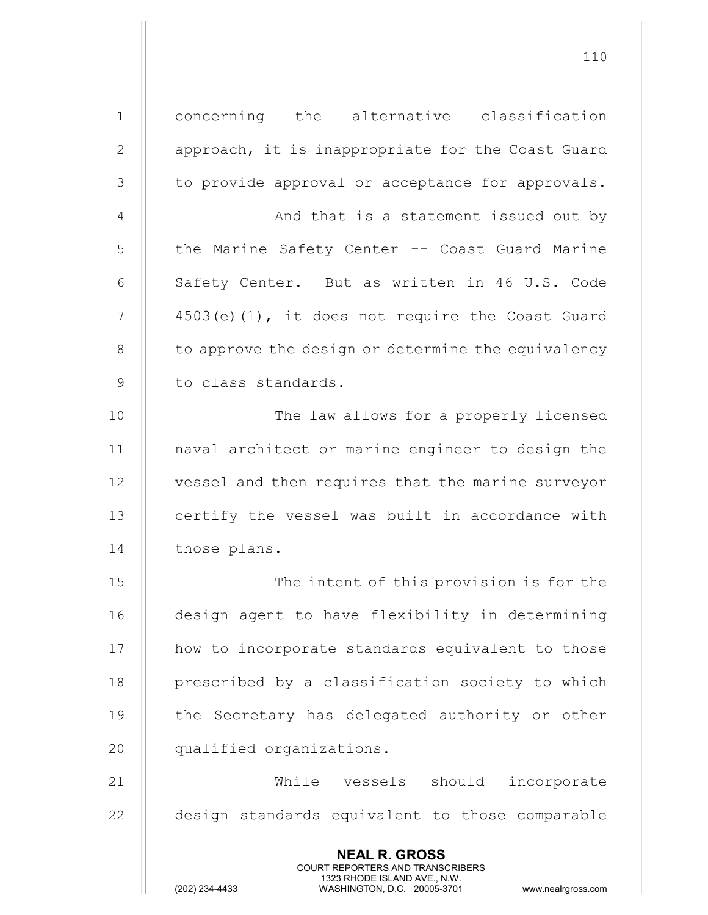concerning the alternative classification approach, it is inappropriate for the Coast Guard to provide approval or acceptance for approvals.

And that is a statement issued out by the Marine Safety Center -- Coast Guard Marine Safety Center. But as written in 46 U.S. Code 4503(e)(1), it does not require the Coast Guard to approve the design or determine the equivalency to class standards.

The law allows for a properly licensed naval architect or marine engineer to design the vessel and then requires that the marine surveyor certify the vessel was built in accordance with those plans.

The intent of this provision is for the design agent to have flexibility in determining how to incorporate standards equivalent to those prescribed by a classification society to which the Secretary has delegated authority or other qualified organizations.

While vessels should incorporate design standards equivalent to those comparable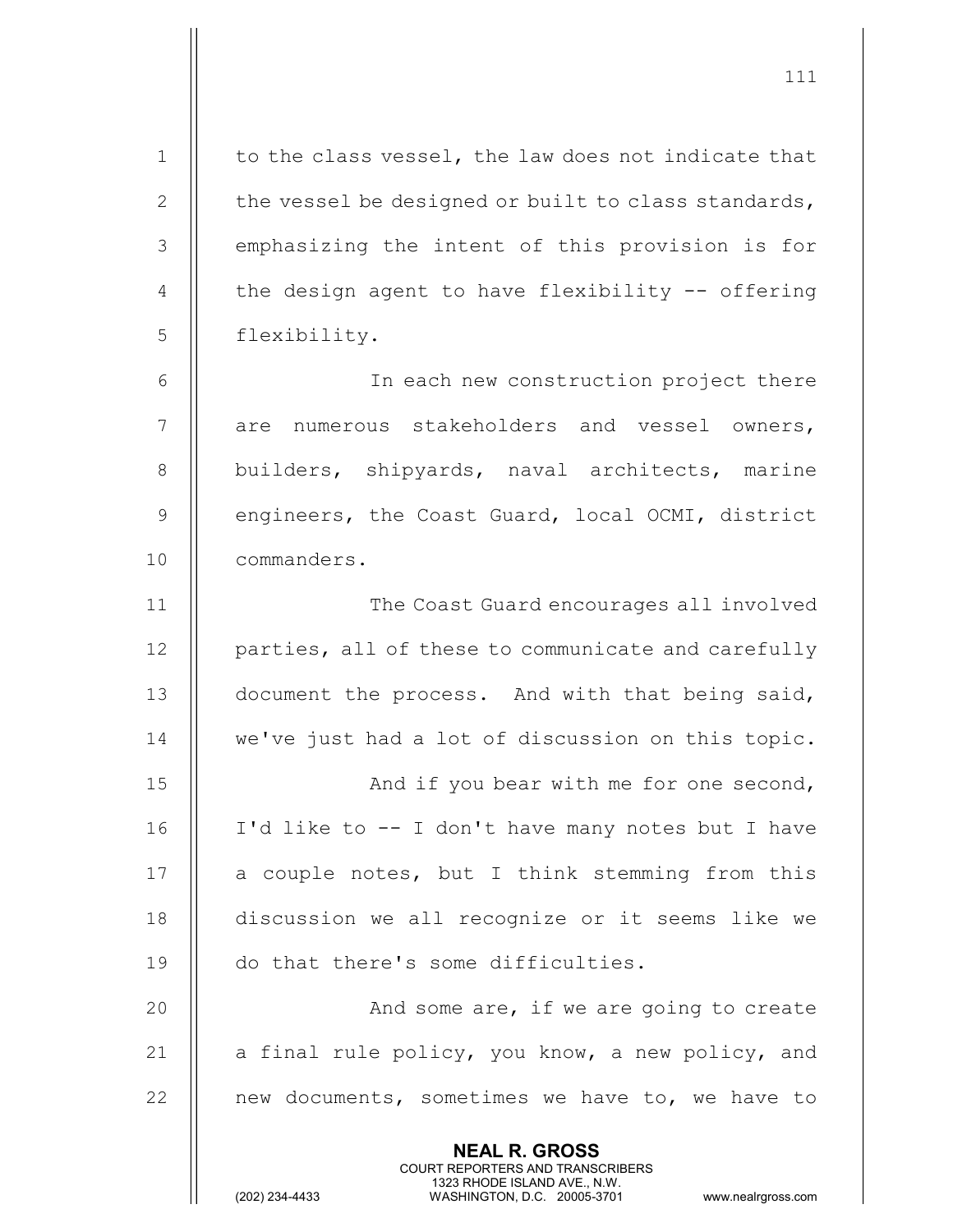to the class vessel, the law does not indicate that the vessel be designed or built to class standards, emphasizing the intent of this provision is for the design agent to have flexibility -- offering flexibility.

In each new construction project there are numerous stakeholders and vessel owners, builders, shipyards, naval architects, marine engineers, the Coast Guard, local OCMI, district commanders.

The Coast Guard encourages all involved parties, all of these to communicate and carefully document the process. And with that being said, we've just had a lot of discussion on this topic.

And if you bear with me for one second, I'd like to -- I don't have many notes but I have a couple notes, but I think stemming from this discussion we all recognize or it seems like we do that there's some difficulties.

And some are, if we are going to create a final rule policy, you know, a new policy, and new documents, sometimes we have to, we have to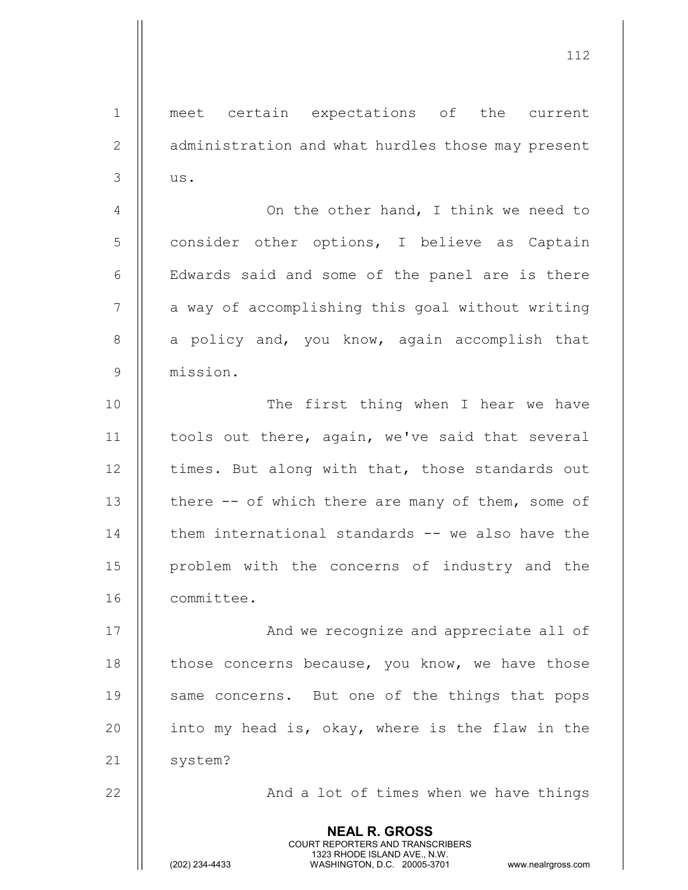meet certain expectations of the current administration and what hurdles those may present us.

On the other hand, I think we need to consider other options, I believe as Captain Edwards said and some of the panel are is there a way of accomplishing this goal without writing a policy and, you know, again accomplish that mission.

The first thing when I hear we have tools out there, again, we've said that several times. But along with that, those standards out there -- of which there are many of them, some of them international standards -- we also have the problem with the concerns of industry and the committee.

And we recognize and appreciate all of those concerns because, you know, we have those same concerns. But one of the things that pops into my head is, okay, where is the flaw in the system?

And a lot of times when we have things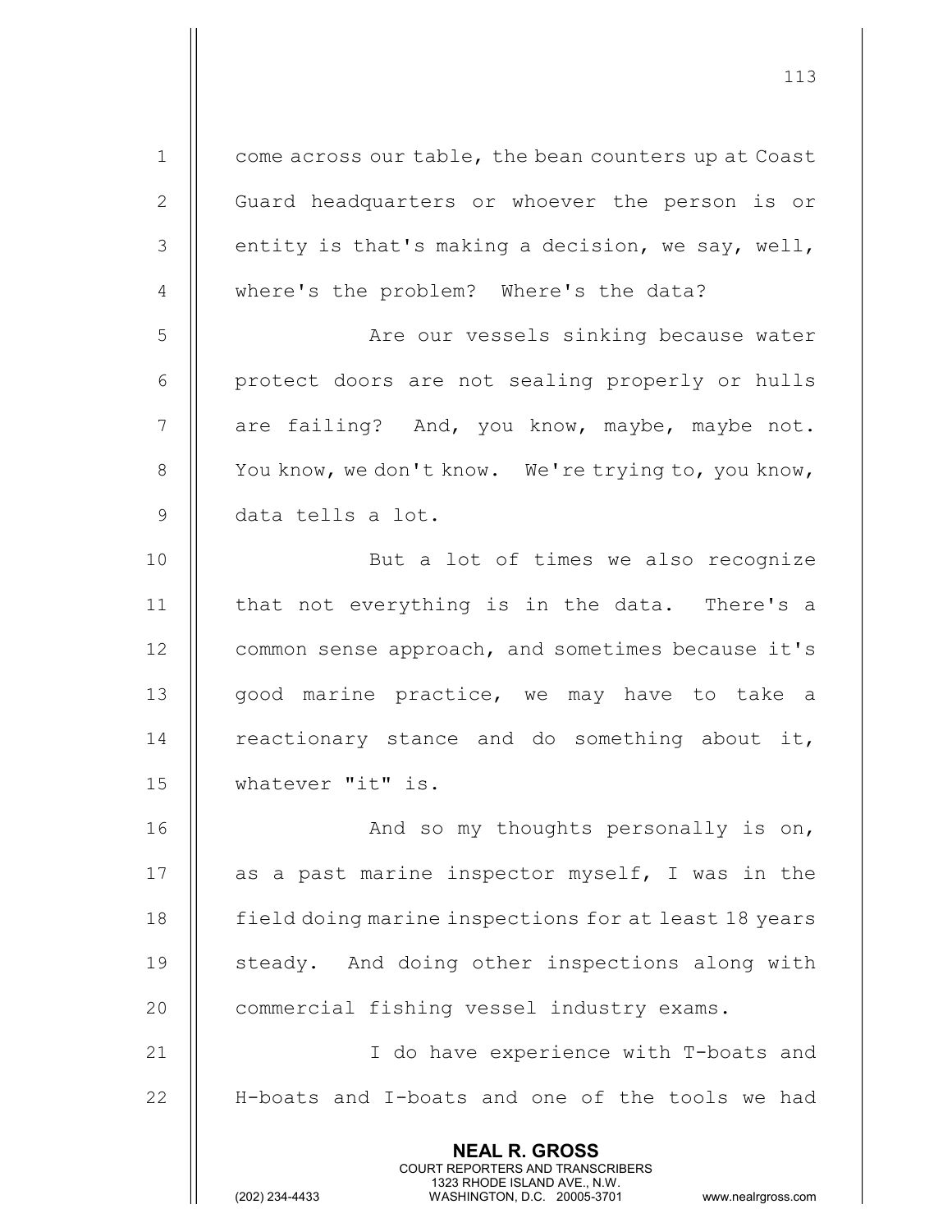come across our table, the bean counters up at Coast Guard headquarters or whoever the person is or entity is that's making a decision, we say, well, where's the problem? Where's the data?

Are our vessels sinking because water protect doors are not sealing properly or hulls are failing? And, you know, maybe, maybe not. You know, we don't know. We're trying to, you know, data tells a lot.

But a lot of times we also recognize that not everything is in the data. There's a common sense approach, and sometimes because it's good marine practice, we may have to take a reactionary stance and do something about it, whatever "it" is.

And so my thoughts personally is on, as a past marine inspector myself, I was in the field doing marine inspections for at least 18 years steady. And doing other inspections along with commercial fishing vessel industry exams.

I do have experience with T-boats and H-boats and I-boats and one of the tools we had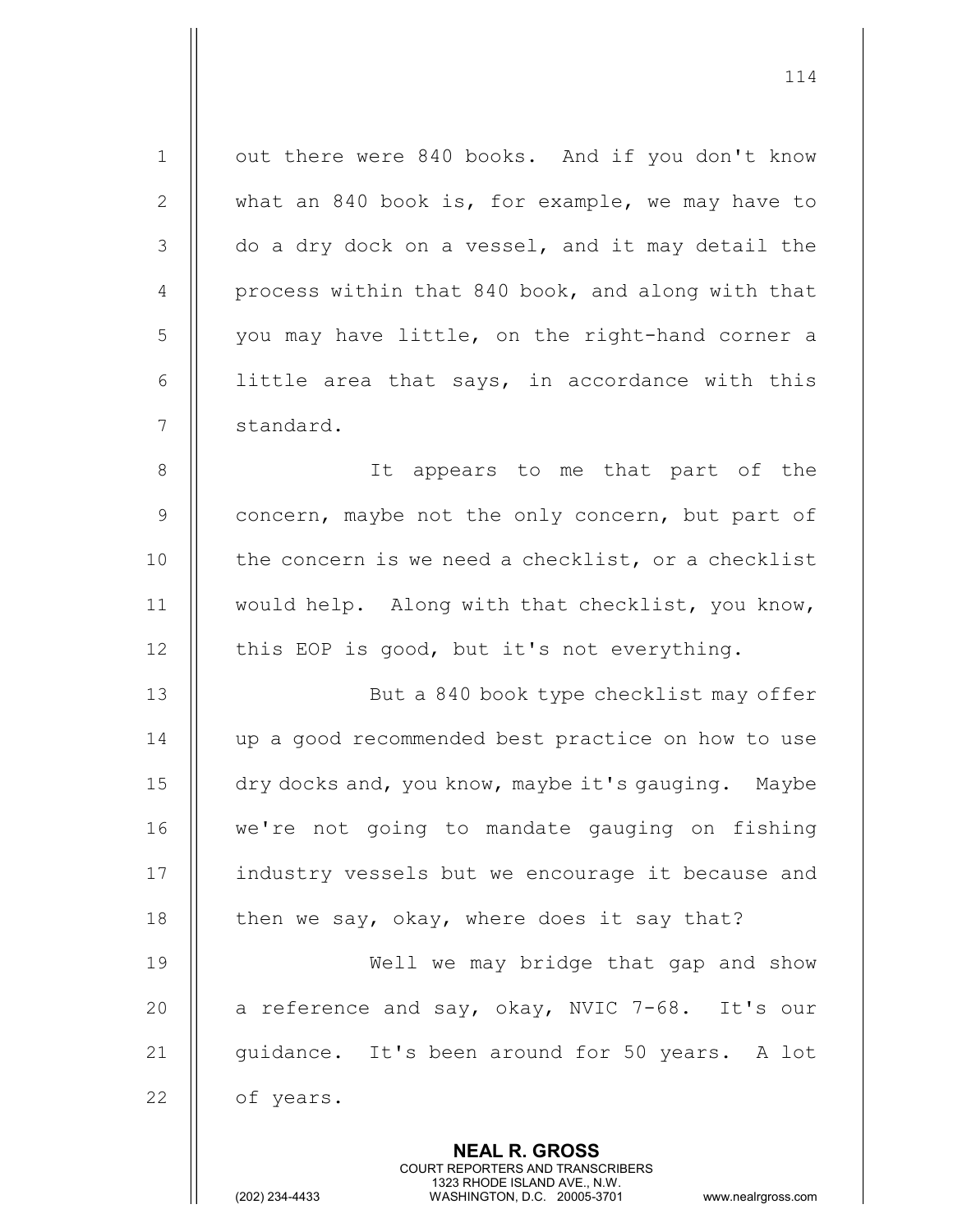out there were 840 books. And if you don't know what an 840 book is, for example, we may have to do a dry dock on a vessel, and it may detail the process within that 840 book, and along with that you may have little, on the right-hand corner a little area that says, in accordance with this standard.

It appears to me that part of the concern, maybe not the only concern, but part of the concern is we need a checklist, or a checklist would help. Along with that checklist, you know, this EOP is good, but it's not everything.

But a 840 book type checklist may offer up a good recommended best practice on how to use dry docks and, you know, maybe it's gauging. Maybe we're not going to mandate gauging on fishing industry vessels but we encourage it because and then we say, okay, where does it say that?

Well we may bridge that gap and show a reference and say, okay, NVIC 7-68. It's our guidance. It's been around for 50 years. A lot of years.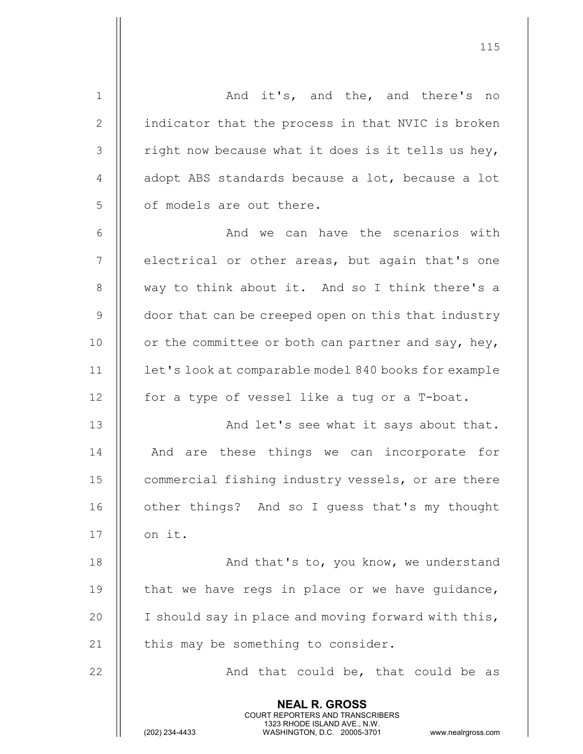And it's, and the, and there's no indicator that the process in that NVIC is broken right now because what it does is it tells us hey, adopt ABS standards because a lot, because a lot of models are out there.

And we can have the scenarios with electrical or other areas, but again that's one way to think about it. And so I think there's a door that can be creeped open on this that industry or the committee or both can partner and say, hey, let's look at comparable model 840 books for example for a type of vessel like a tug or a T-boat.

And let's see what it says about that. And are these things we can incorporate for commercial fishing industry vessels, or are there other things? And so I guess that's my thought on it.

And that's to, you know, we understand that we have regs in place or we have guidance, I should say in place and moving forward with this, this may be something to consider.

And that could be, that could be as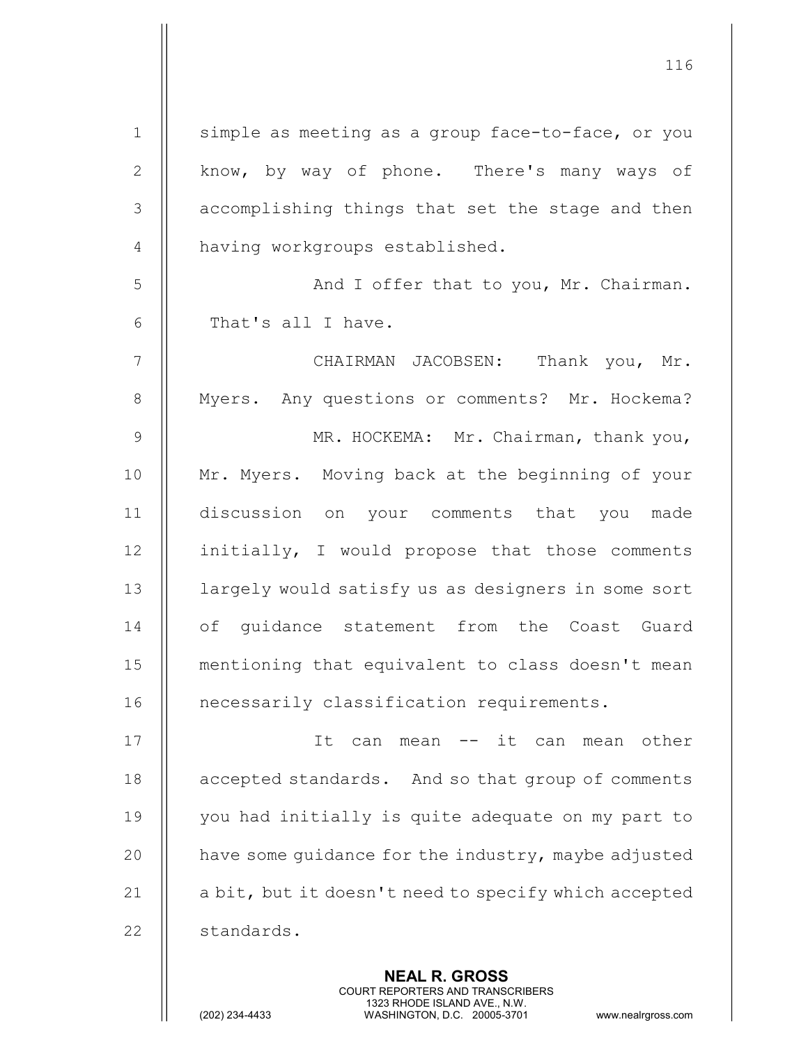simple as meeting as a group face-to-face, or you know, by way of phone. There's many ways of accomplishing things that set the stage and then having workgroups established.

And I offer that to you, Mr. Chairman. That's all I have.

CHAIRMAN JACOBSEN: Thank you, Mr. Myers. Any questions or comments? Mr. Hockema?

MR. HOCKEMA: Mr. Chairman, thank you, Mr. Myers. Moving back at the beginning of your discussion on your comments that you made initially, I would propose that those comments largely would satisfy us as designers in some sort of guidance statement from the Coast Guard mentioning that equivalent to class doesn't mean necessarily classification requirements.

It can mean -- it can mean other accepted standards. And so that group of comments you had initially is quite adequate on my part to have some guidance for the industry, maybe adjusted a bit, but it doesn't need to specify which accepted standards.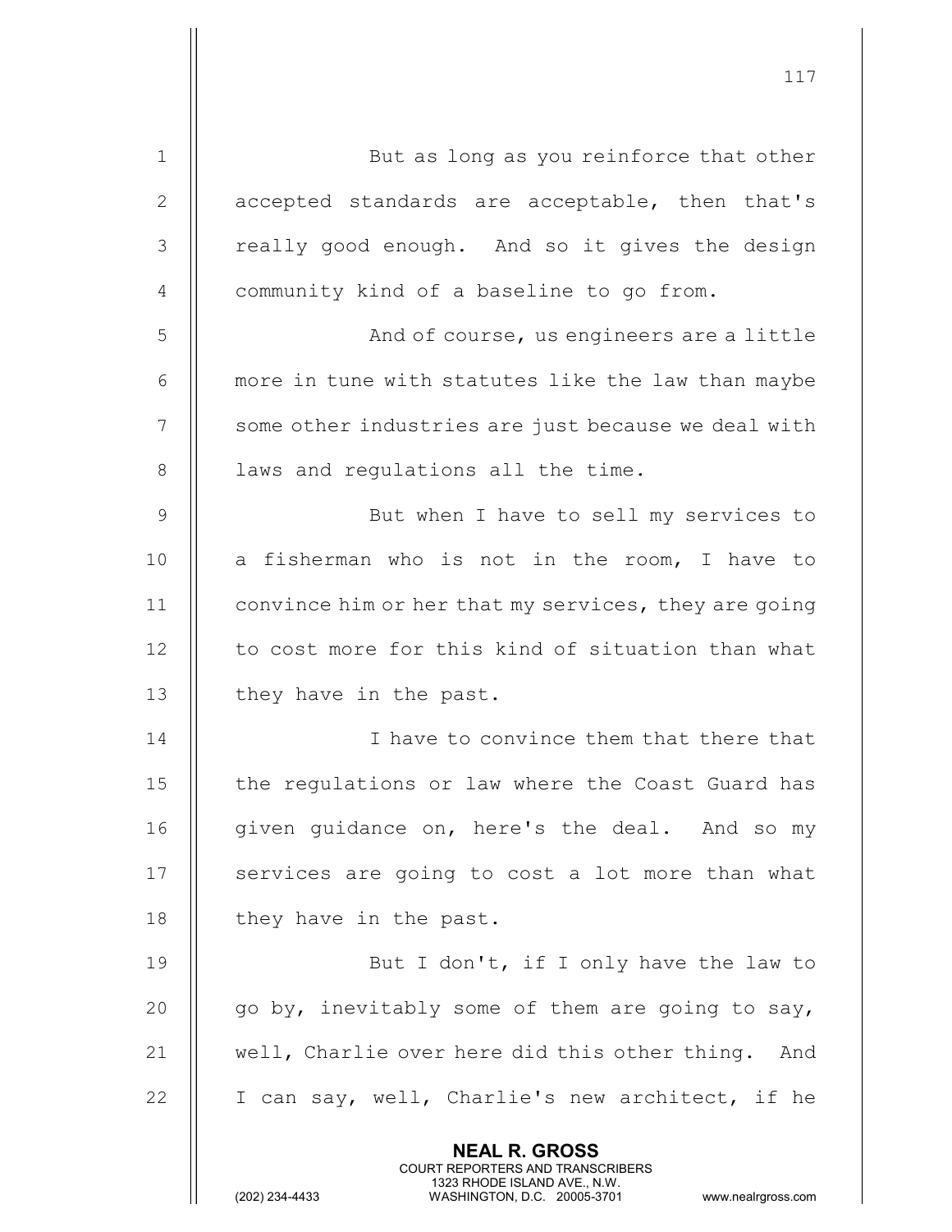But as long as you reinforce that other accepted standards are acceptable, then that's really good enough. And so it gives the design community kind of a baseline to go from.

And of course, us engineers are a little more in tune with statutes like the law than maybe some other industries are just because we deal with laws and regulations all the time.

But when I have to sell my services to a fisherman who is not in the room, I have to convince him or her that my services, they are going to cost more for this kind of situation than what they have in the past.

I have to convince them that there that the regulations or law where the Coast Guard has given guidance on, here's the deal. And so my services are going to cost a lot more than what they have in the past.

But I don't, if I only have the law to go by, inevitably some of them are going to say, well, Charlie over here did this other thing. And I can say, well, Charlie's new architect, if he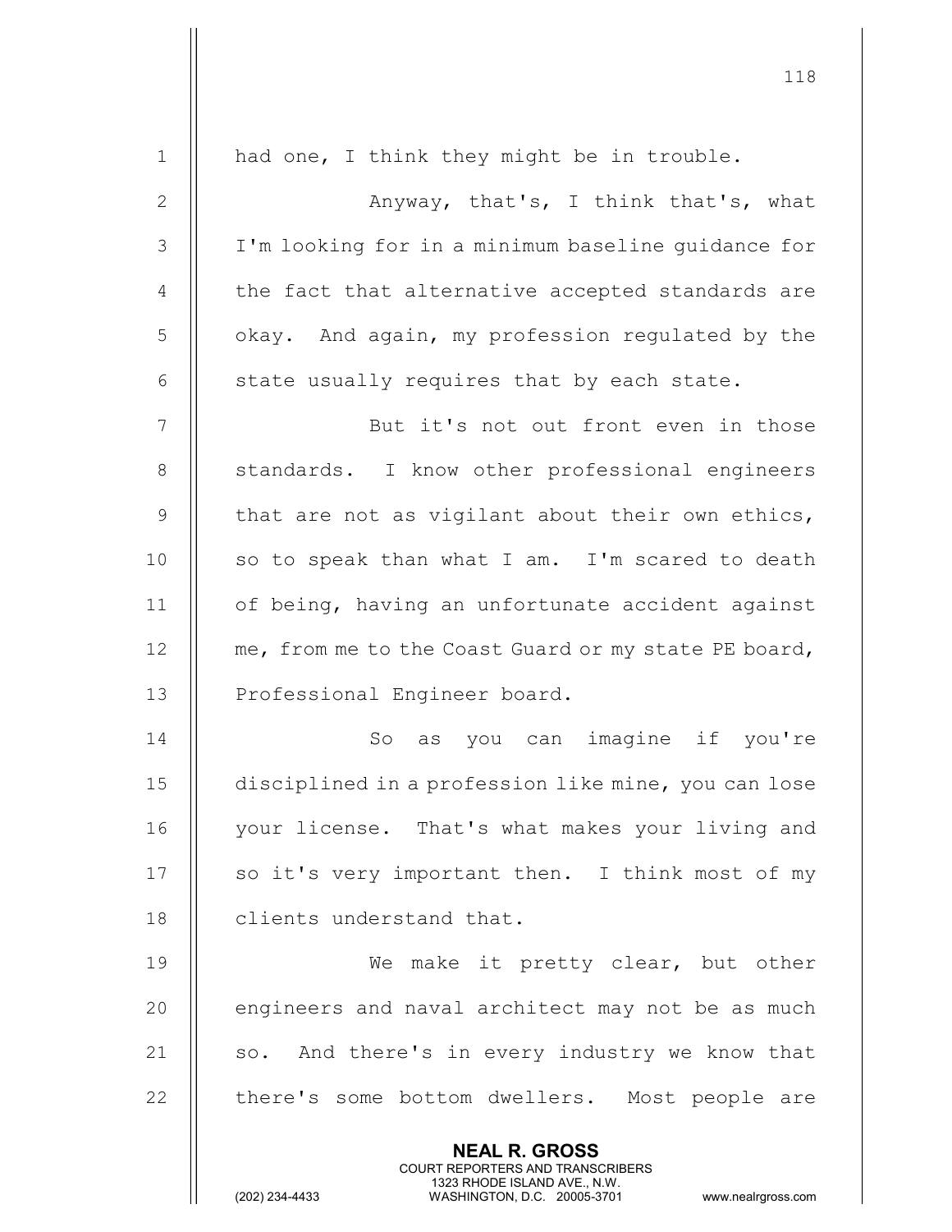had one, I think they might be in trouble.

Anyway, that's, I think that's, what I'm looking for in a minimum baseline guidance for the fact that alternative accepted standards are okay. And again, my profession regulated by the state usually requires that by each state.

But it's not out front even in those standards. I know other professional engineers that are not as vigilant about their own ethics, so to speak than what I am. I'm scared to death of being, having an unfortunate accident against me, from me to the Coast Guard or my state PE board, Professional Engineer board.

So as you can imagine if you're disciplined in a profession like mine, you can lose your license. That's what makes your living and so it's very important then. I think most of my clients understand that.

We make it pretty clear, but other engineers and naval architect may not be as much so. And there's in every industry we know that there's some bottom dwellers. Most people are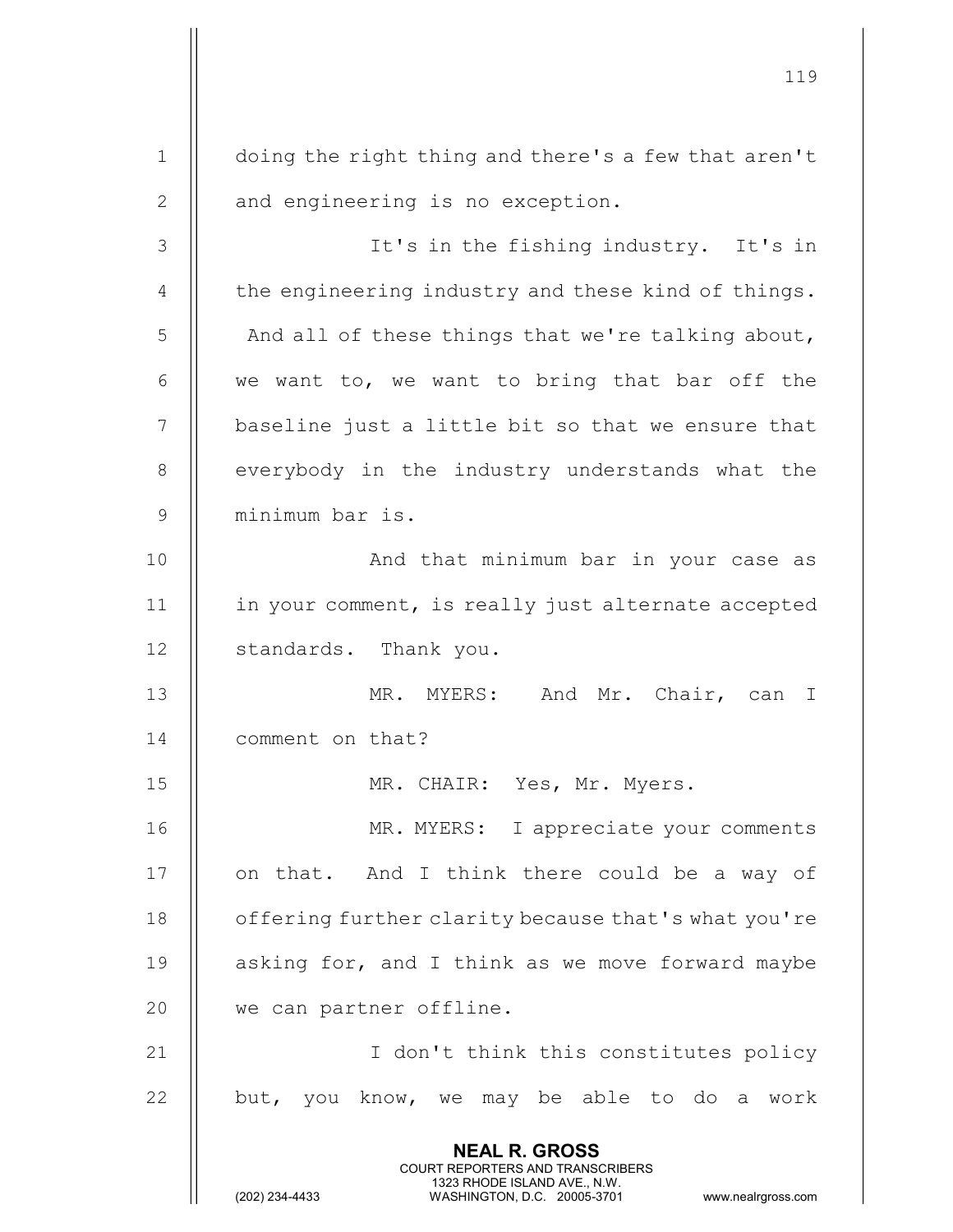doing the right thing and there's a few that aren't and engineering is no exception.

It's in the fishing industry. It's in the engineering industry and these kind of things. And all of these things that we're talking about, we want to, we want to bring that bar off the baseline just a little bit so that we ensure that everybody in the industry understands what the minimum bar is.

And that minimum bar in your case as in your comment, is really just alternate accepted standards. Thank you.

MR. MYERS: And Mr. Chair, can I comment on that?

MR. CHAIR: Yes, Mr. Myers.

MR. MYERS: I appreciate your comments on that. And I think there could be a way of offering further clarity because that's what you're asking for, and I think as we move forward maybe we can partner offline.

I don't think this constitutes policy but, you know, we may be able to do a work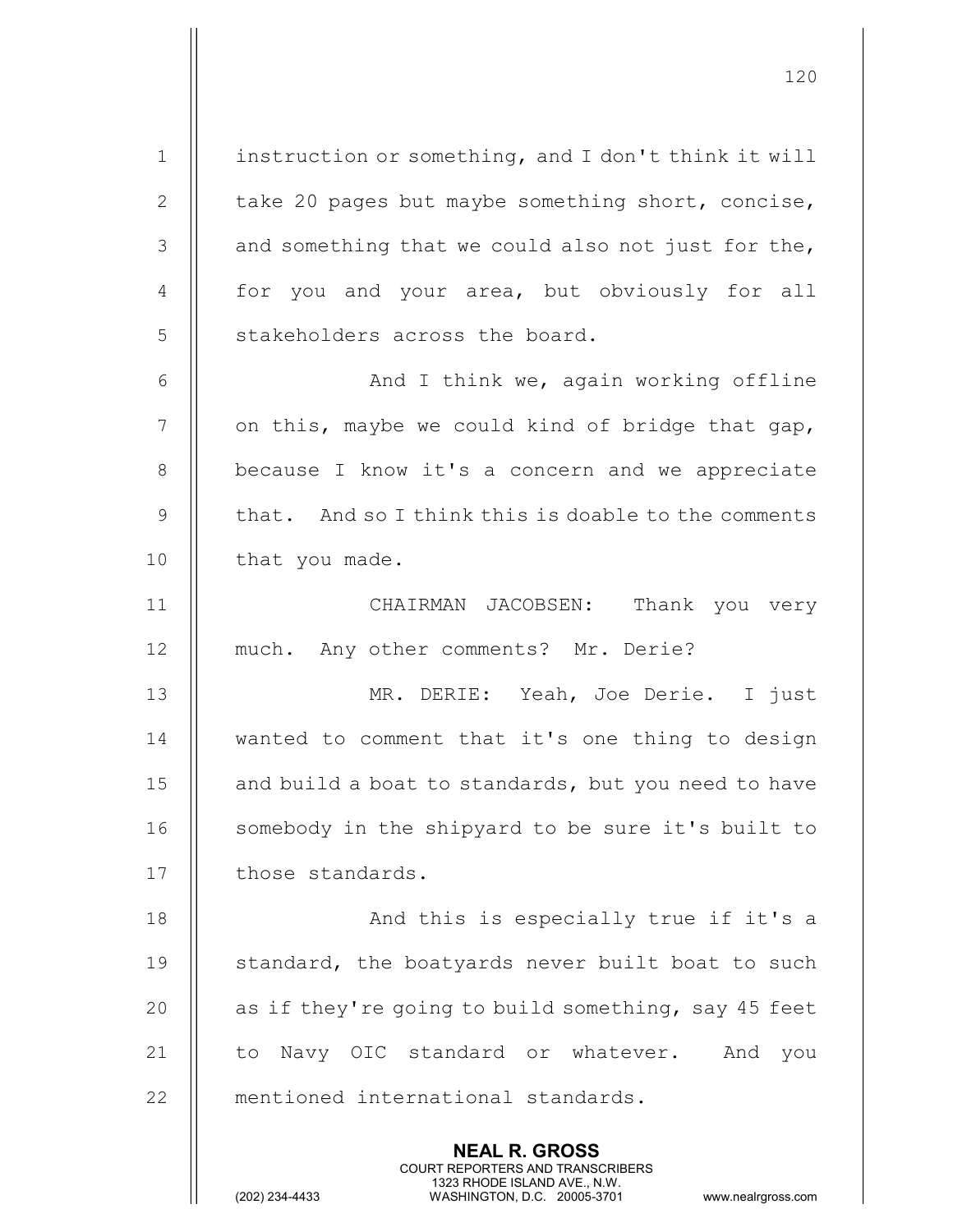instruction or something, and I don't think it will take 20 pages but maybe something short, concise, and something that we could also not just for the, for you and your area, but obviously for all stakeholders across the board.

And I think we, again working offline on this, maybe we could kind of bridge that gap, because I know it's a concern and we appreciate that. And so I think this is doable to the comments that you made.

CHAIRMAN JACOBSEN: Thank you very much. Any other comments? Mr. Derie?

MR. DERIE: Yeah, Joe Derie. I just wanted to comment that it's one thing to design and build a boat to standards, but you need to have somebody in the shipyard to be sure it's built to those standards.

And this is especially true if it's a standard, the boatyards never built boat to such as if they're going to build something, say 45 feet to Navy OIC standard or whatever. And you mentioned international standards.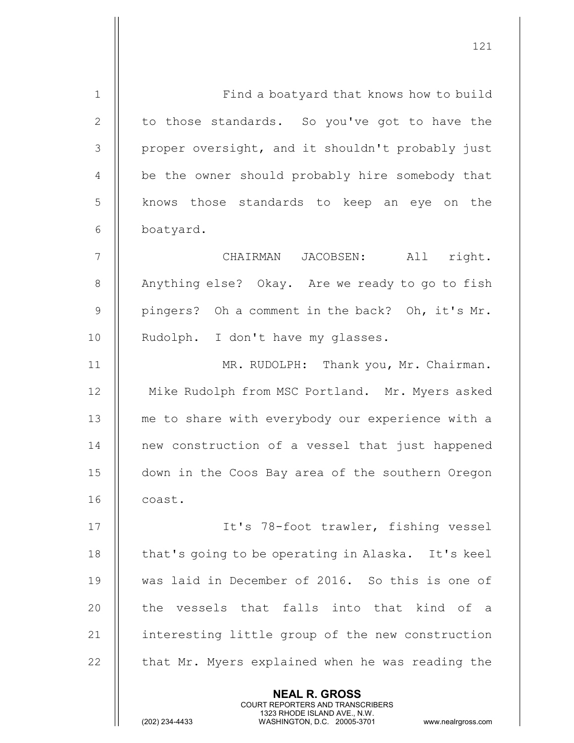Find a boatyard that knows how to build to those standards. So you've got to have the proper oversight, and it shouldn't probably just be the owner should probably hire somebody that knows those standards to keep an eye on the boatyard.

CHAIRMAN JACOBSEN: All right. Anything else? Okay. Are we ready to go to fish pingers? Oh a comment in the back? Oh, it's Mr. Rudolph. I don't have my glasses.

MR. RUDOLPH: Thank you, Mr. Chairman. Mike Rudolph from MSC Portland. Mr. Myers asked me to share with everybody our experience with a new construction of a vessel that just happened down in the Coos Bay area of the southern Oregon coast.

It's 78-foot trawler, fishing vessel that's going to be operating in Alaska. It's keel was laid in December of 2016. So this is one of the vessels that falls into that kind of a interesting little group of the new construction that Mr. Myers explained when he was reading the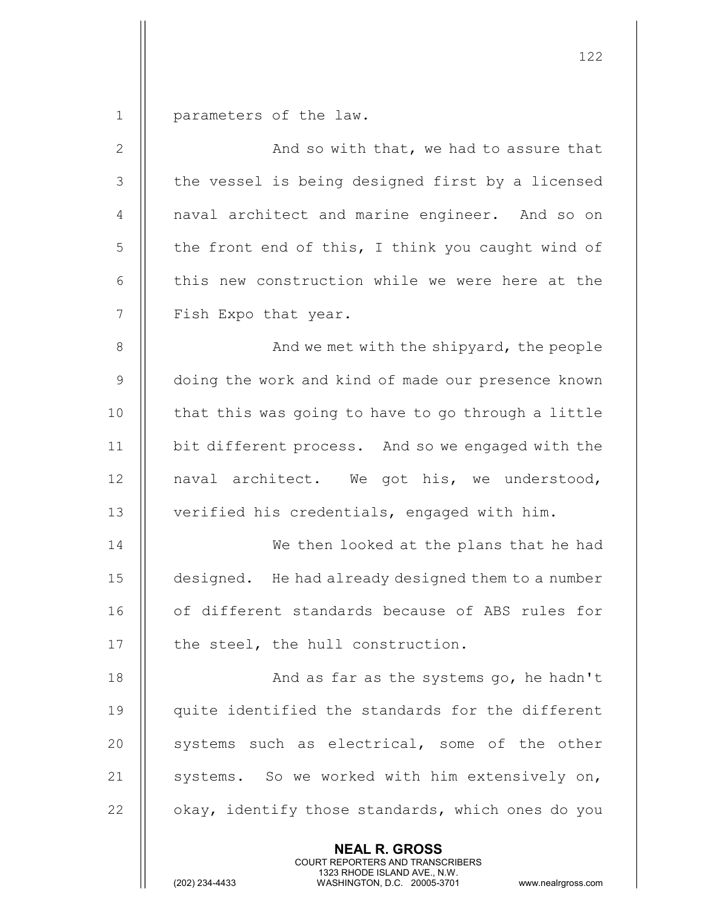parameters of the law.

And so with that, we had to assure that the vessel is being designed first by a licensed naval architect and marine engineer. And so on the front end of this, I think you caught wind of this new construction while we were here at the Fish Expo that year.

And we met with the shipyard, the people doing the work and kind of made our presence known that this was going to have to go through a little bit different process. And so we engaged with the naval architect. We got his, we understood, verified his credentials, engaged with him.

We then looked at the plans that he had designed. He had already designed them to a number of different standards because of ABS rules for the steel, the hull construction.

And as far as the systems go, he hadn't quite identified the standards for the different systems such as electrical, some of the other systems. So we worked with him extensively on, okay, identify those standards, which ones do you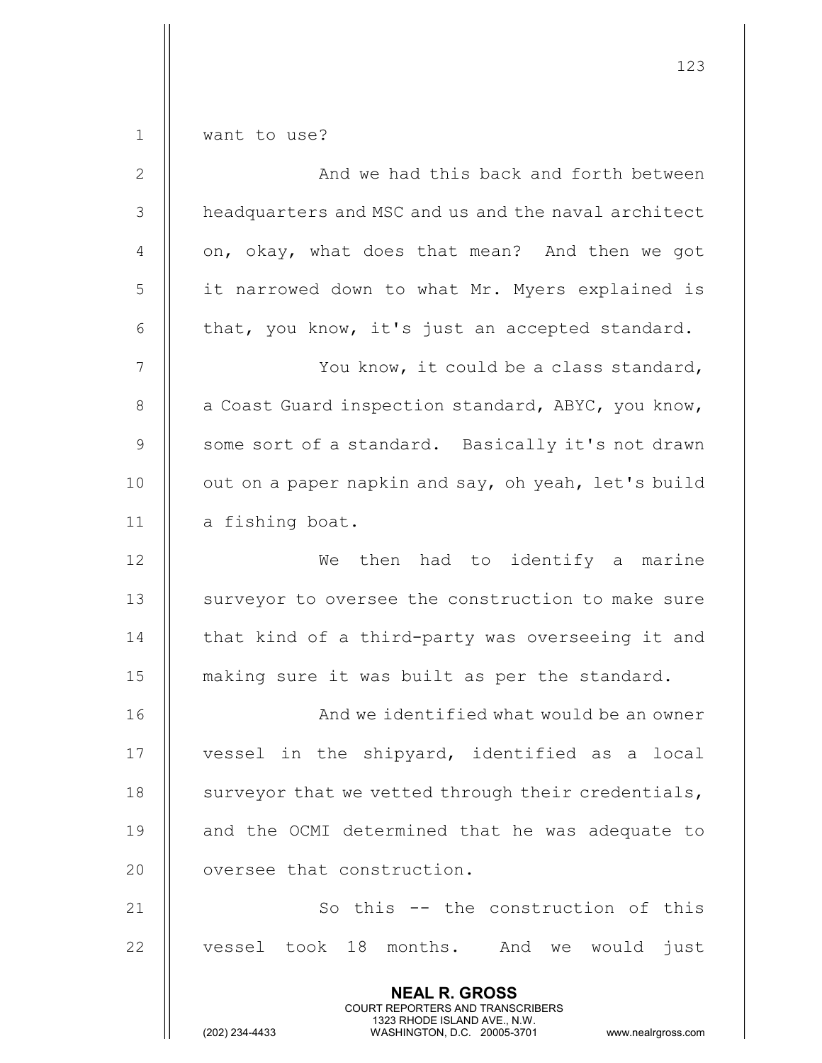want to use?

And we had this back and forth between headquarters and MSC and us and the naval architect on, okay, what does that mean? And then we got it narrowed down to what Mr. Myers explained is that, you know, it's just an accepted standard.

You know, it could be a class standard, a Coast Guard inspection standard, ABYC, you know, some sort of a standard. Basically it's not drawn out on a paper napkin and say, oh yeah, let's build a fishing boat.

We then had to identify a marine surveyor to oversee the construction to make sure that kind of a third-party was overseeing it and making sure it was built as per the standard.

And we identified what would be an owner vessel in the shipyard, identified as a local surveyor that we vetted through their credentials, and the OCMI determined that he was adequate to oversee that construction.

So this -- the construction of this vessel took 18 months. And we would just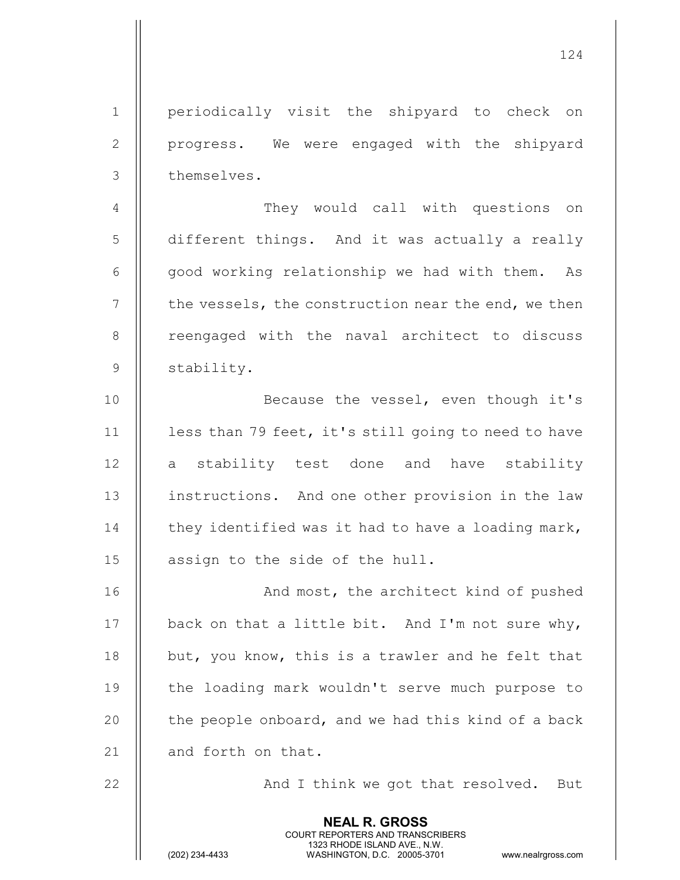periodically visit the shipyard to check on progress. We were engaged with the shipyard themselves.

They would call with questions on different things. And it was actually a really good working relationship we had with them. As the vessels, the construction near the end, we then reengaged with the naval architect to discuss stability.

Because the vessel, even though it's less than 79 feet, it's still going to need to have a stability test done and have stability instructions. And one other provision in the law they identified was it had to have a loading mark, assign to the side of the hull.

And most, the architect kind of pushed back on that a little bit. And I'm not sure why, but, you know, this is a trawler and he felt that the loading mark wouldn't serve much purpose to the people onboard, and we had this kind of a back and forth on that.

And I think we got that resolved. But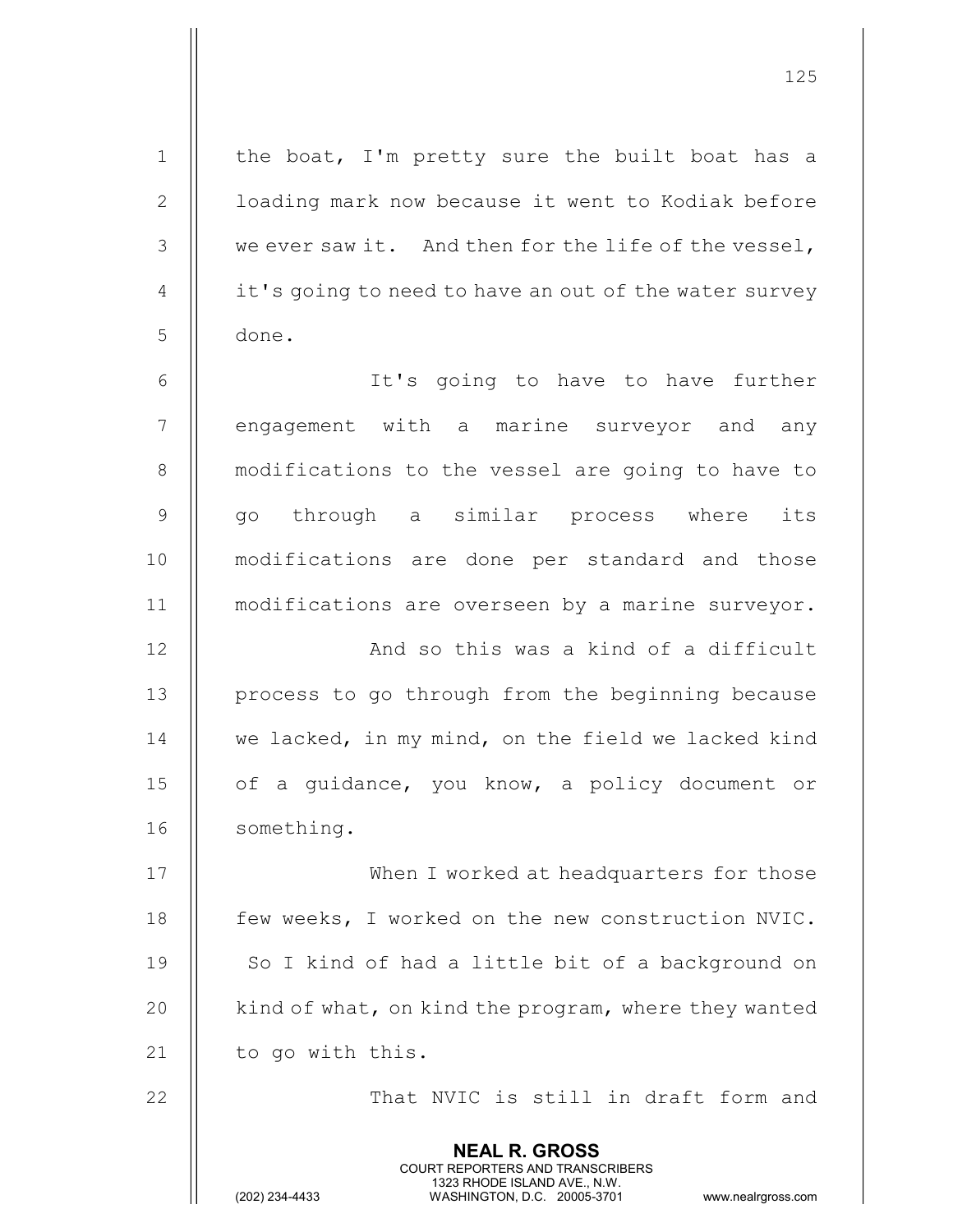the boat, I'm pretty sure the built boat has a loading mark now because it went to Kodiak before we ever saw it. And then for the life of the vessel, it's going to need to have an out of the water survey done.

It's going to have to have further engagement with a marine surveyor and any modifications to the vessel are going to have to go through a similar process where its modifications are done per standard and those modifications are overseen by a marine surveyor.

And so this was a kind of a difficult process to go through from the beginning because we lacked, in my mind, on the field we lacked kind of a guidance, you know, a policy document or something.

When I worked at headquarters for those few weeks, I worked on the new construction NVIC. So I kind of had a little bit of a background on kind of what, on kind the program, where they wanted to go with this.

That NVIC is still in draft form and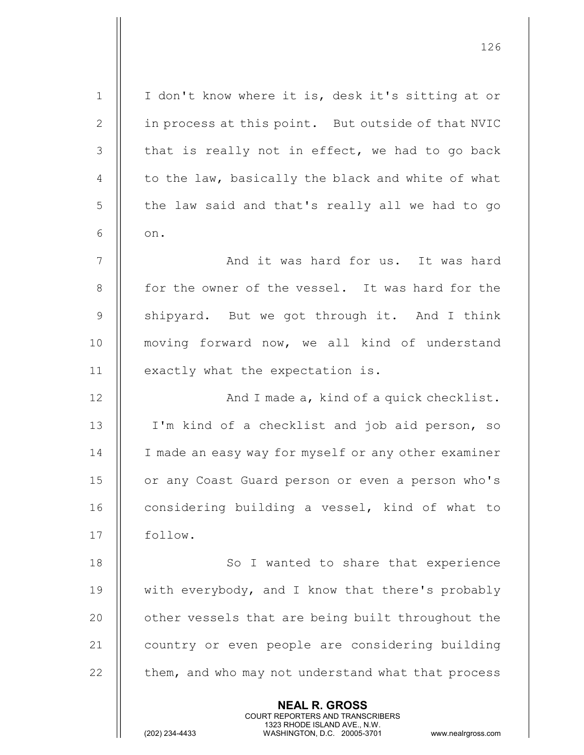I don't know where it is, desk it's sitting at or in process at this point. But outside of that NVIC that is really not in effect, we had to go back to the law, basically the black and white of what the law said and that's really all we had to go on.

And it was hard for us. It was hard for the owner of the vessel. It was hard for the shipyard. But we got through it. And I think moving forward now, we all kind of understand exactly what the expectation is.

And I made a, kind of a quick checklist. I'm kind of a checklist and job aid person, so I made an easy way for myself or any other examiner or any Coast Guard person or even a person who's considering building a vessel, kind of what to follow.

So I wanted to share that experience with everybody, and I know that there's probably other vessels that are being built throughout the country or even people are considering building them, and who may not understand what that process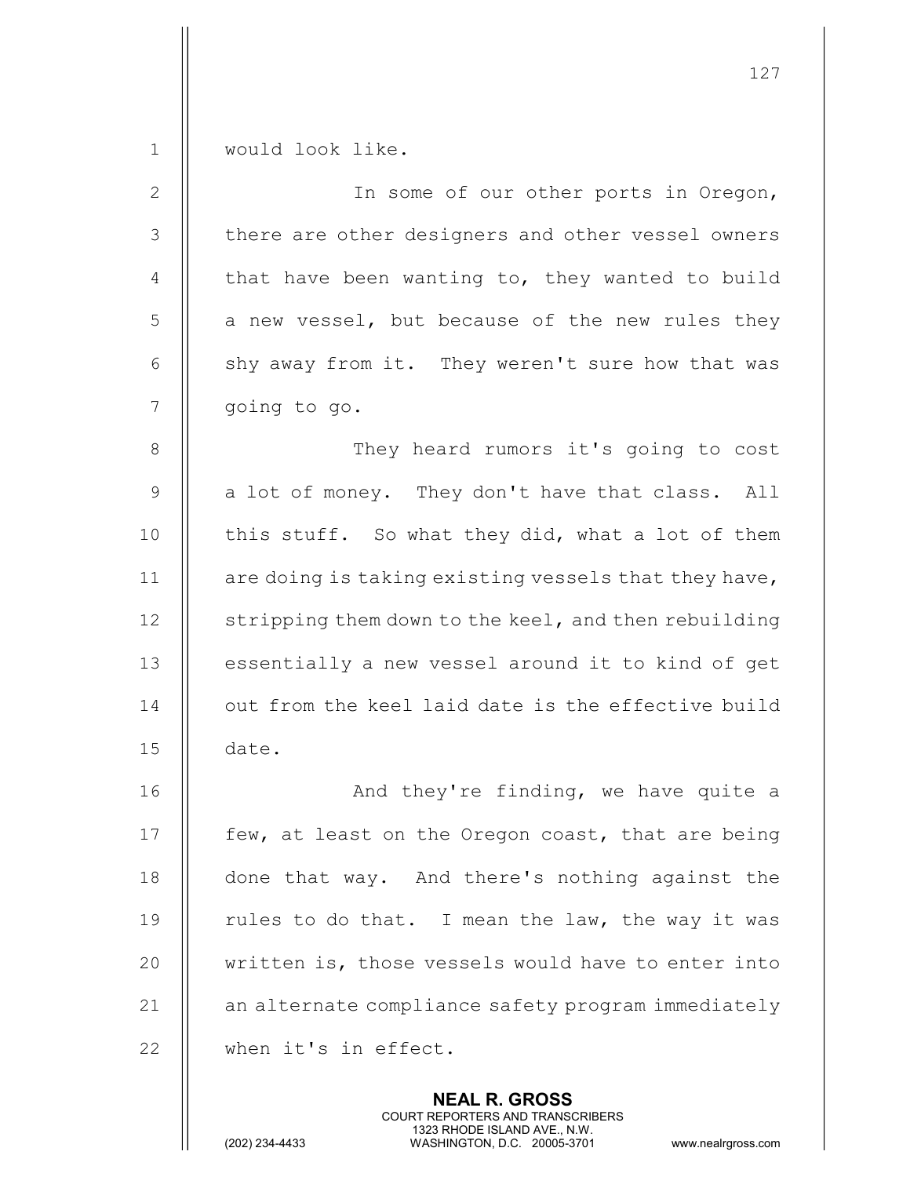would look like.

In some of our other ports in Oregon, there are other designers and other vessel owners that have been wanting to, they wanted to build a new vessel, but because of the new rules they shy away from it. They weren't sure how that was going to go.

They heard rumors it's going to cost a lot of money. They don't have that class. All this stuff. So what they did, what a lot of them are doing is taking existing vessels that they have, stripping them down to the keel, and then rebuilding essentially a new vessel around it to kind of get out from the keel laid date is the effective build date.

And they're finding, we have quite a few, at least on the Oregon coast, that are being done that way. And there's nothing against the rules to do that. I mean the law, the way it was written is, those vessels would have to enter into an alternate compliance safety program immediately when it's in effect.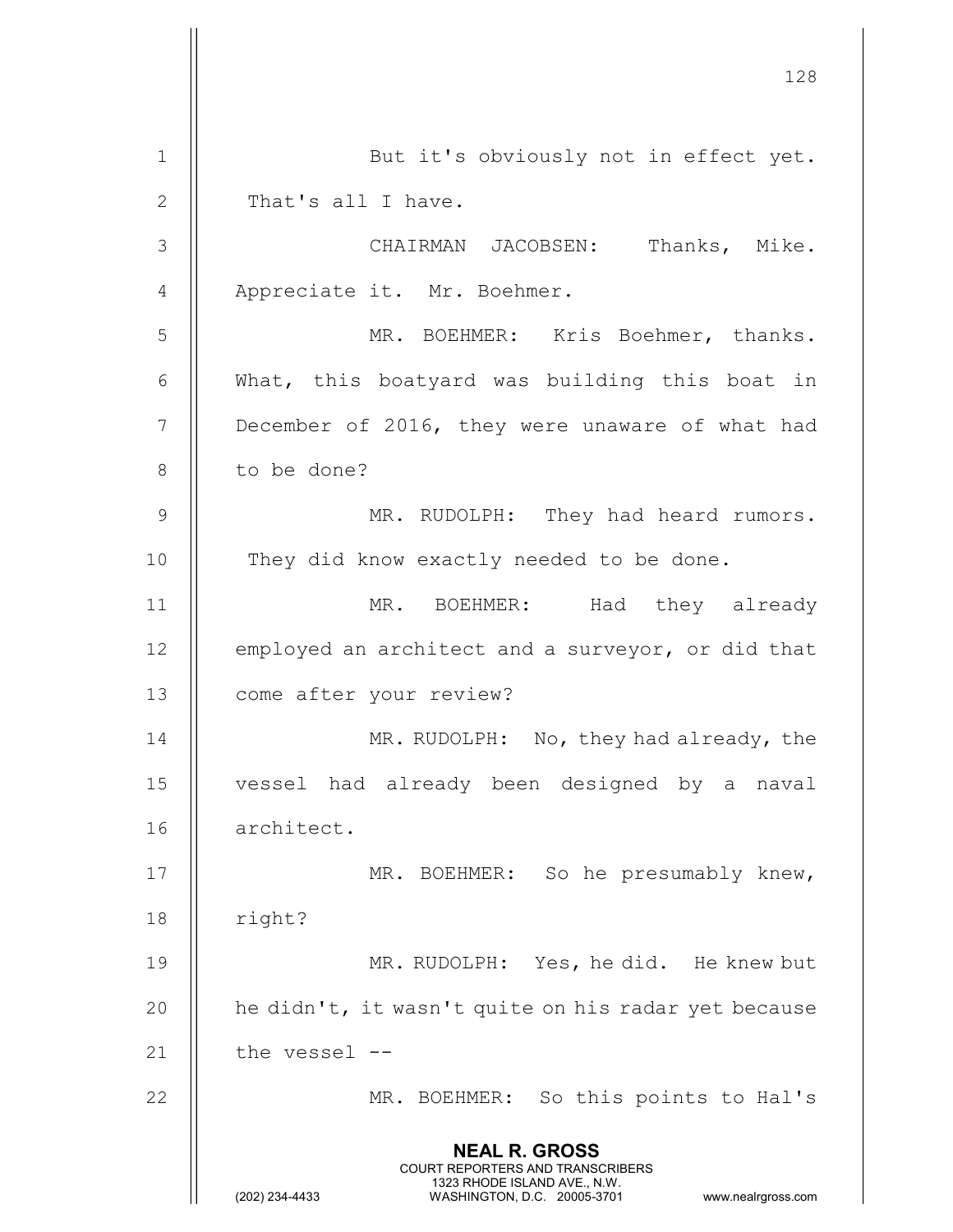But it's obviously not in effect yet. That's all I have.

CHAIRMAN JACOBSEN: Thanks, Mike. Appreciate it. Mr. Boehmer.

MR. BOEHMER: Kris Boehmer, thanks. What, this boatyard was building this boat in December of 2016, they were unaware of what had to be done?

MR. RUDOLPH: They had heard rumors. They did know exactly needed to be done.

MR. BOEHMER: Had they already employed an architect and a surveyor, or did that come after your review?

MR. RUDOLPH: No, they had already, the vessel had already been designed by a naval architect.

MR. BOEHMER: So he presumably knew, right?

MR. RUDOLPH: Yes, he did. He knew but he didn't, it wasn't quite on his radar yet because the vessel --

MR. BOEHMER: So this points to Hal's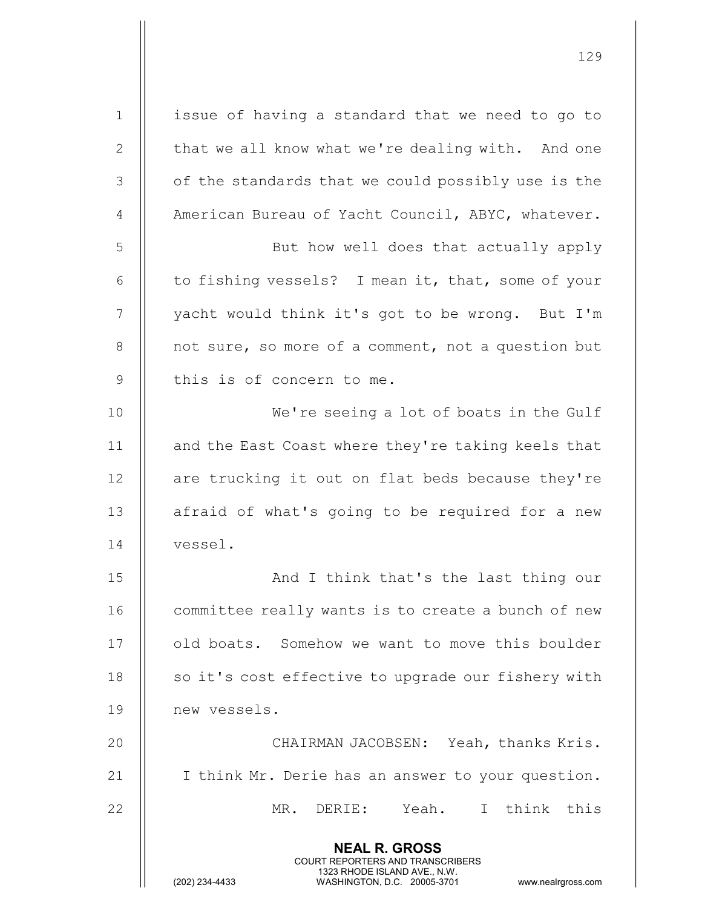issue of having a standard that we need to go to that we all know what we're dealing with. And one of the standards that we could possibly use is the American Bureau of Yacht Council, ABYC, whatever.

But how well does that actually apply to fishing vessels? I mean it, that, some of your yacht would think it's got to be wrong. But I'm not sure, so more of a comment, not a question but this is of concern to me.

We're seeing a lot of boats in the Gulf and the East Coast where they're taking keels that are trucking it out on flat beds because they're afraid of what's going to be required for a new vessel.

And I think that's the last thing our committee really wants is to create a bunch of new old boats. Somehow we want to move this boulder so it's cost effective to upgrade our fishery with new vessels.

CHAIRMAN JACOBSEN: Yeah, thanks Kris. I think Mr. Derie has an answer to your question.

MR. DERIE: Yeah. I think this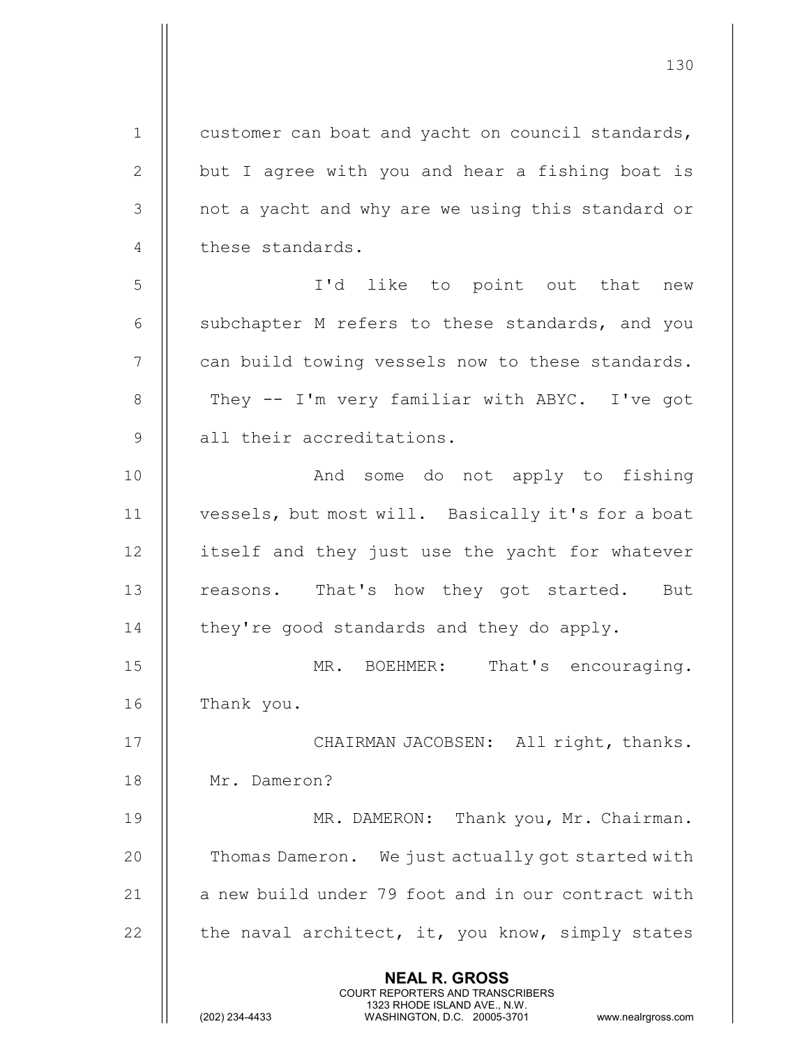customer can boat and yacht on council standards, but I agree with you and hear a fishing boat is not a yacht and why are we using this standard or these standards.

I'd like to point out that new subchapter M refers to these standards, and you can build towing vessels now to these standards. They -- I'm very familiar with ABYC. I've got all their accreditations.

And some do not apply to fishing vessels, but most will. Basically it's for a boat itself and they just use the yacht for whatever reasons. That's how they got started. But they're good standards and they do apply.

MR. BOEHMER: That's encouraging. Thank you.

CHAIRMAN JACOBSEN: All right, thanks. Mr. Dameron?

MR. DAMERON: Thank you, Mr. Chairman. Thomas Dameron. We just actually got started with a new build under 79 foot and in our contract with the naval architect, it, you know, simply states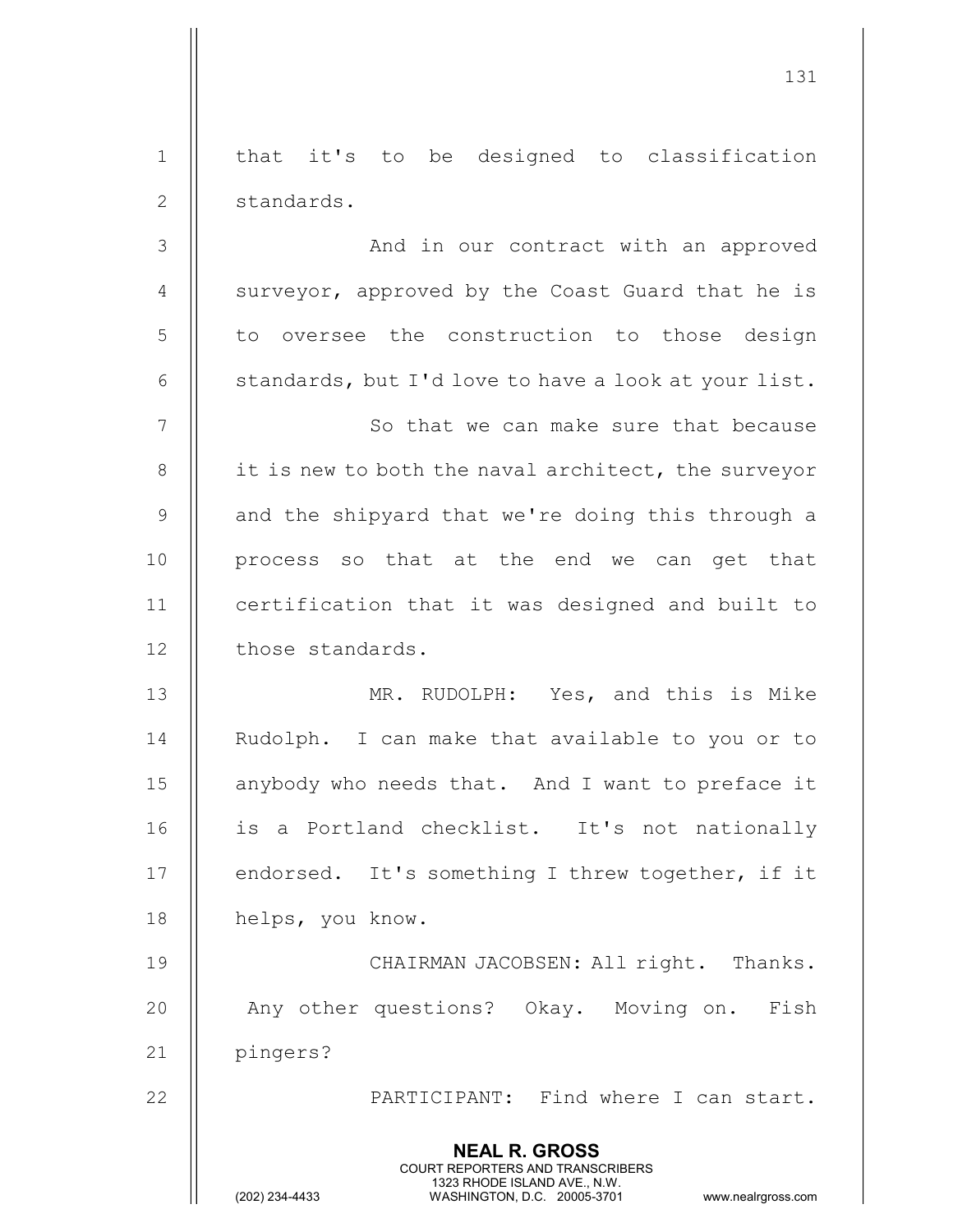that it's to be designed to classification standards.

And in our contract with an approved surveyor, approved by the Coast Guard that he is to oversee the construction to those design standards, but I'd love to have a look at your list.

So that we can make sure that because it is new to both the naval architect, the surveyor and the shipyard that we're doing this through a process so that at the end we can get that certification that it was designed and built to those standards.

MR. RUDOLPH: Yes, and this is Mike Rudolph. I can make that available to you or to anybody who needs that. And I want to preface it is a Portland checklist. It's not nationally endorsed. It's something I threw together, if it helps, you know.

CHAIRMAN JACOBSEN: All right. Thanks. Any other questions? Okay. Moving on. Fish pingers?

PARTICIPANT: Find where I can start.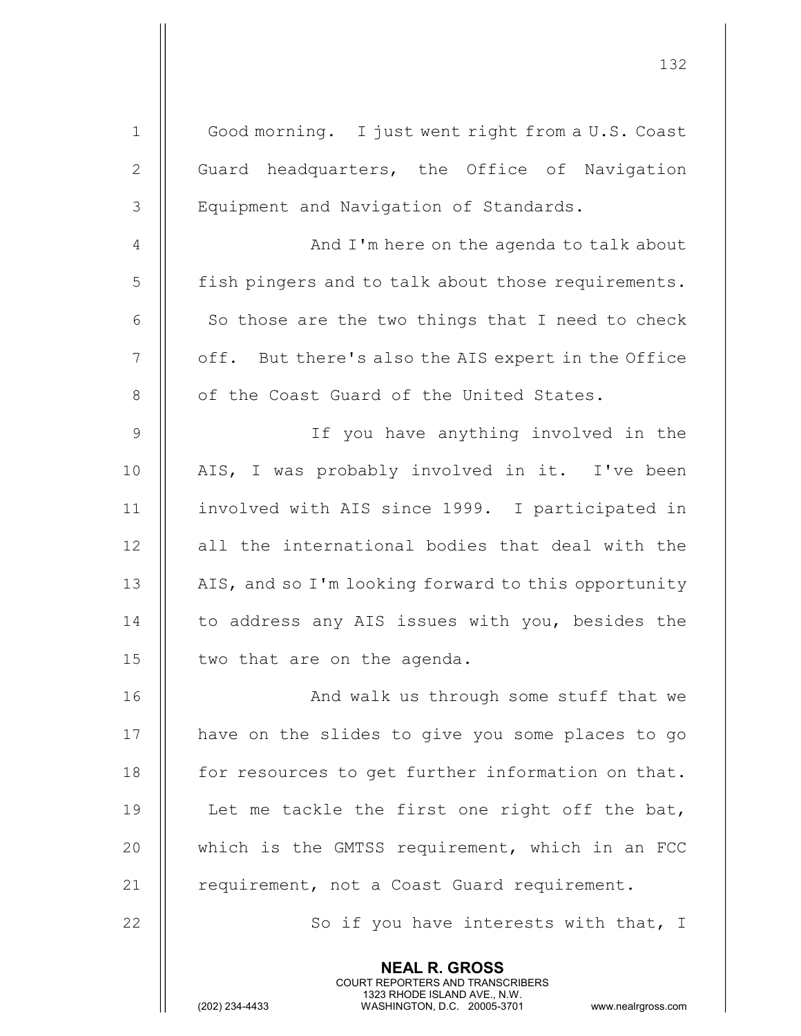Good morning. I just went right from a U.S. Coast Guard headquarters, the Office of Navigation Equipment and Navigation of Standards.

And I'm here on the agenda to talk about fish pingers and to talk about those requirements. So those are the two things that I need to check off. But there's also the AIS expert in the Office of the Coast Guard of the United States.

If you have anything involved in the AIS, I was probably involved in it. I've been involved with AIS since 1999. I participated in all the international bodies that deal with the AIS, and so I'm looking forward to this opportunity to address any AIS issues with you, besides the two that are on the agenda.

And walk us through some stuff that we have on the slides to give you some places to go for resources to get further information on that. Let me tackle the first one right off the bat, which is the GMTSS requirement, which in an FCC requirement, not a Coast Guard requirement.

So if you have interests with that, I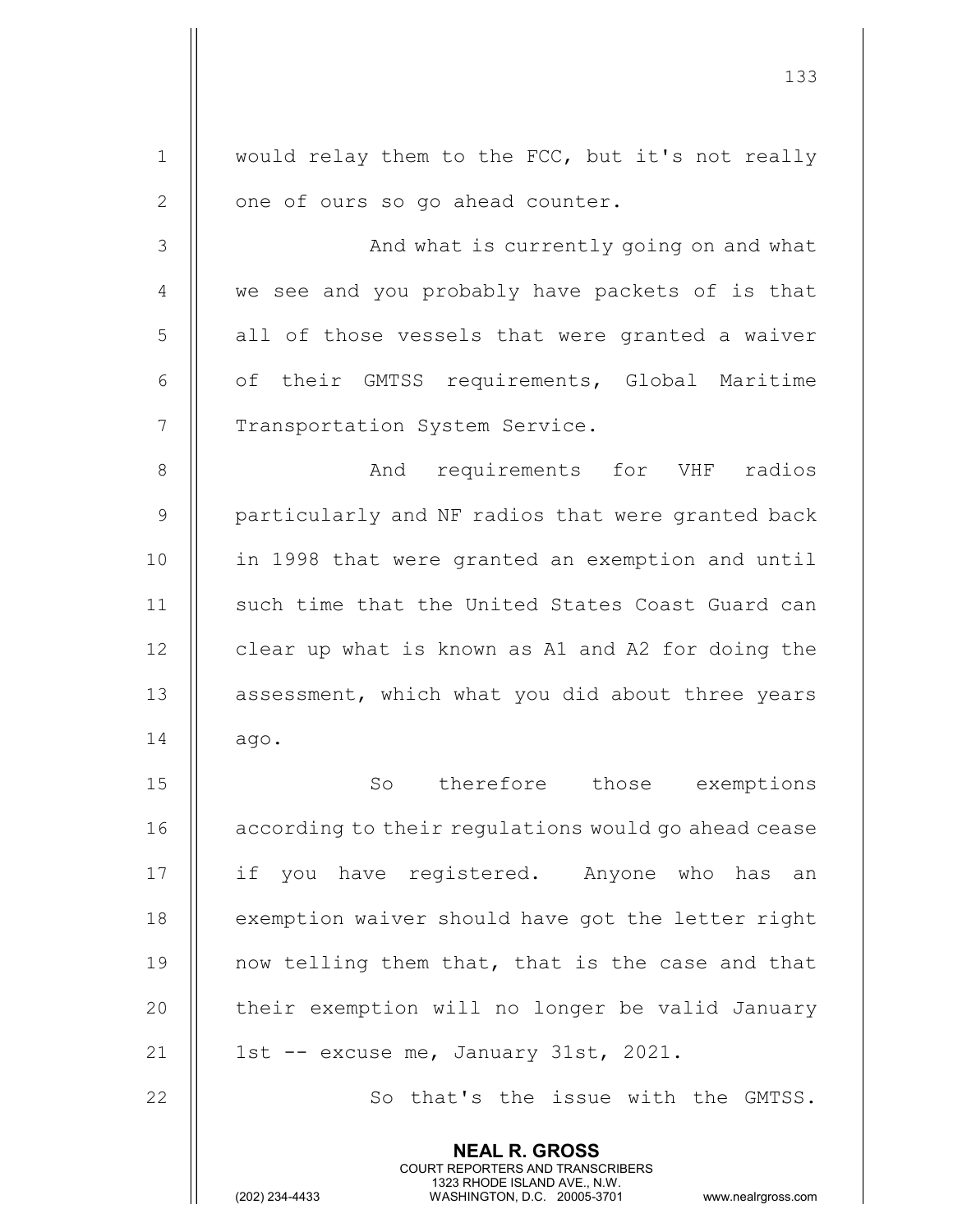would relay them to the FCC, but it's not really one of ours so go ahead counter.

And what is currently going on and what we see and you probably have packets of is that all of those vessels that were granted a waiver of their GMTSS requirements, Global Maritime Transportation System Service.

And requirements for VHF radios particularly and NF radios that were granted back in 1998 that were granted an exemption and until such time that the United States Coast Guard can clear up what is known as A1 and A2 for doing the assessment, which what you did about three years ago.

So therefore those exemptions according to their regulations would go ahead cease if you have registered. Anyone who has an exemption waiver should have got the letter right now telling them that, that is the case and that their exemption will no longer be valid January 1st -- excuse me, January 31st, 2021.

So that's the issue with the GMTSS.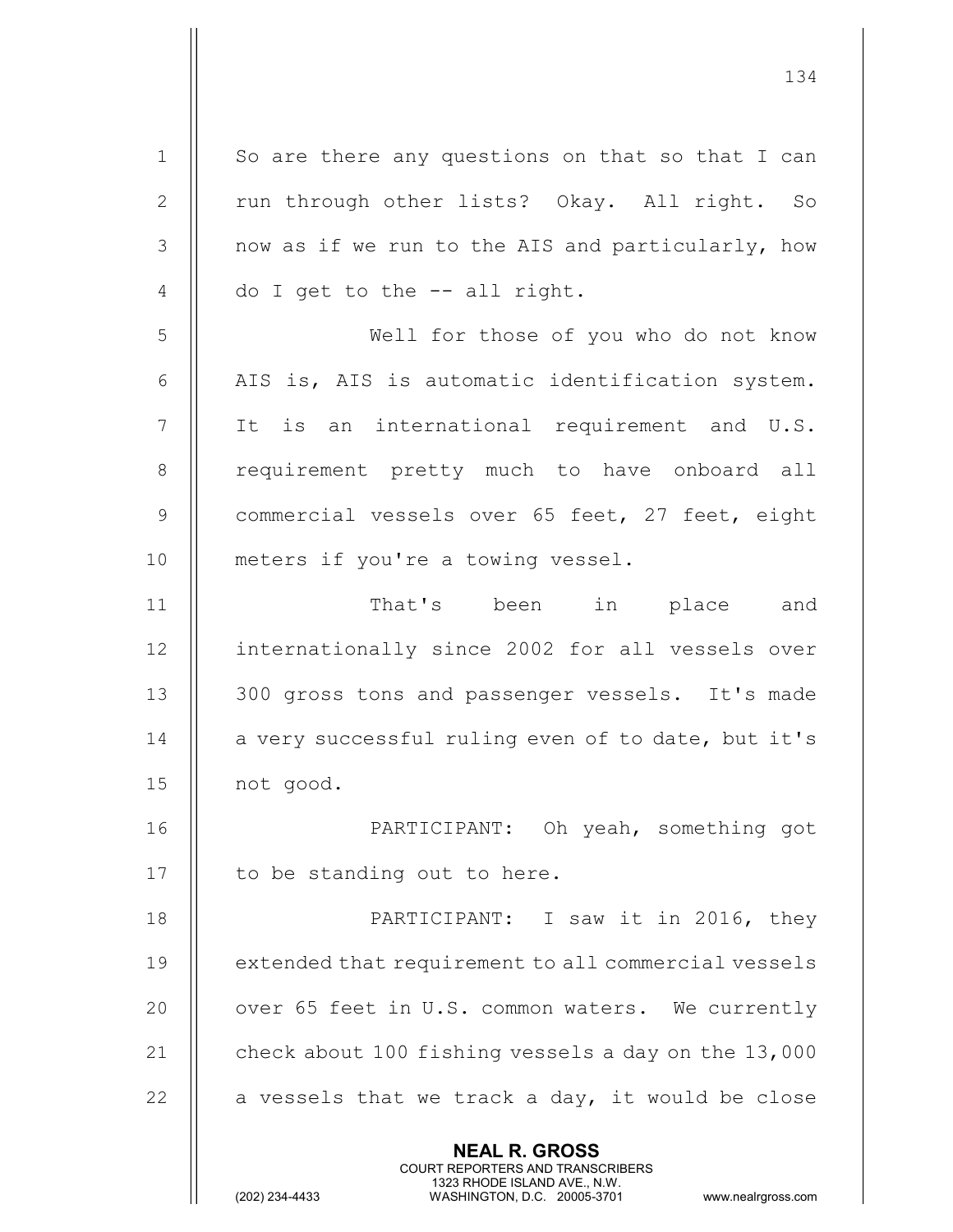So are there any questions on that so that I can run through other lists? Okay. All right. So now as if we run to the AIS and particularly, how do I get to the -- all right.

Well for those of you who do not know AIS is, AIS is automatic identification system. It is an international requirement and U.S. requirement pretty much to have onboard all commercial vessels over 65 feet, 27 feet, eight meters if you're a towing vessel.

That's been in place and internationally since 2002 for all vessels over 300 gross tons and passenger vessels. It's made a very successful ruling even of to date, but it's not good.

PARTICIPANT: Oh yeah, something got to be standing out to here.

PARTICIPANT: I saw it in 2016, they extended that requirement to all commercial vessels over 65 feet in U.S. common waters. We currently check about 100 fishing vessels a day on the 13,000 a vessels that we track a day, it would be close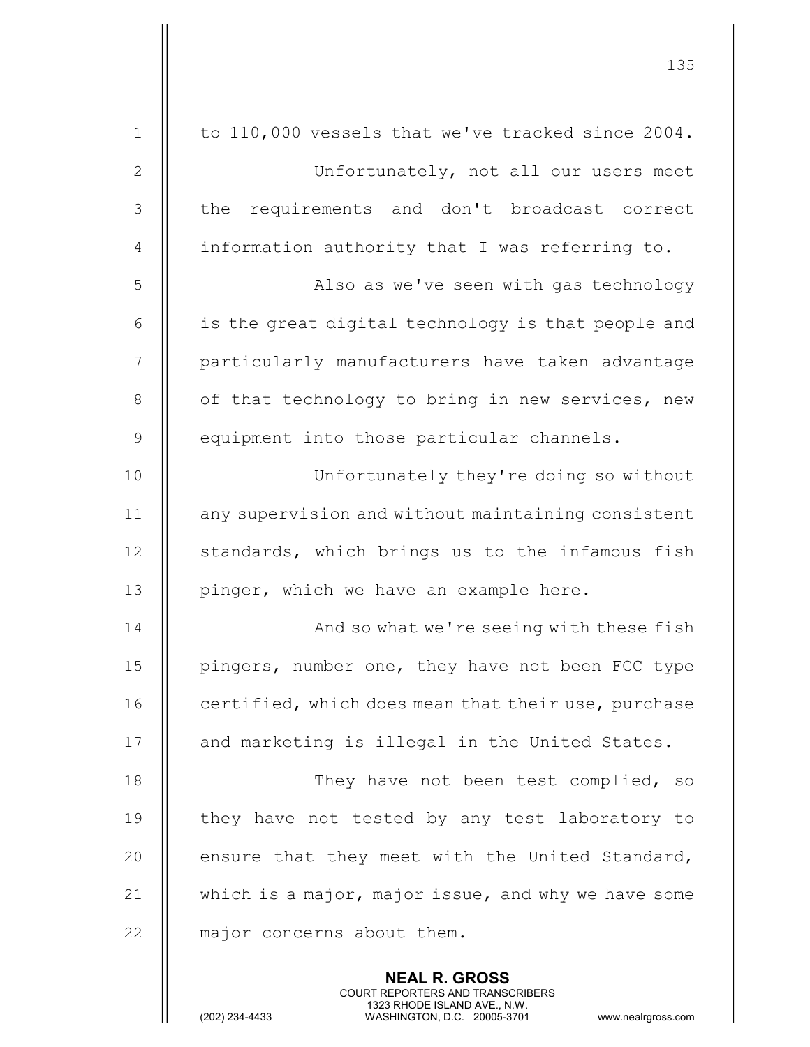to 110,000 vessels that we've tracked since 2004.

Unfortunately, not all our users meet the requirements and don't broadcast correct information authority that I was referring to.

Also as we've seen with gas technology is the great digital technology is that people and particularly manufacturers have taken advantage of that technology to bring in new services, new equipment into those particular channels.

Unfortunately they're doing so without any supervision and without maintaining consistent standards, which brings us to the infamous fish pinger, which we have an example here.

And so what we're seeing with these fish pingers, number one, they have not been FCC type certified, which does mean that their use, purchase and marketing is illegal in the United States.

They have not been test complied, so they have not tested by any test laboratory to ensure that they meet with the United Standard, which is a major, major issue, and why we have some major concerns about them.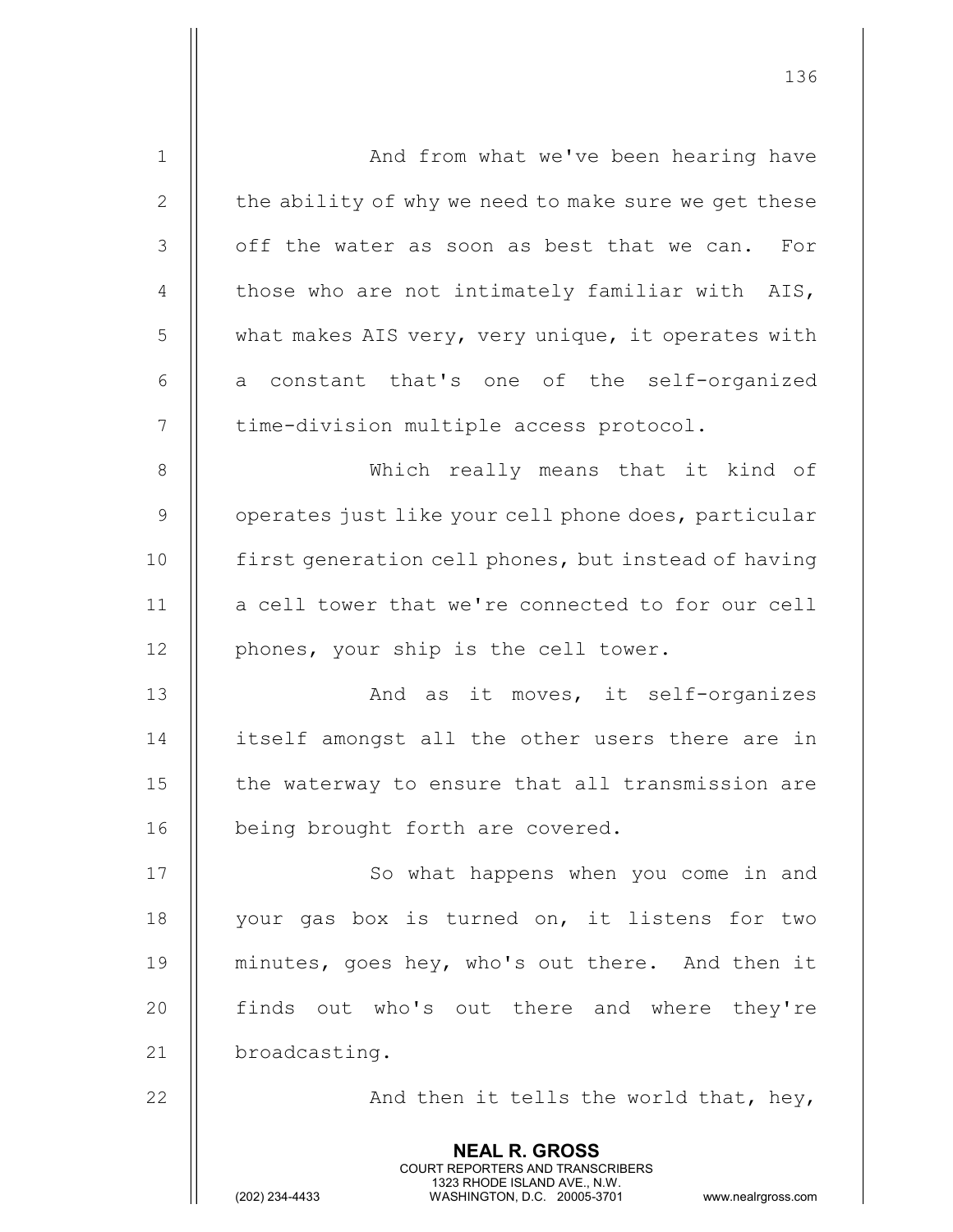And from what we've been hearing have the ability of why we need to make sure we get these off the water as soon as best that we can. For those who are not intimately familiar with AIS, what makes AIS very, very unique, it operates with a constant that's one of the self-organized time-division multiple access protocol.

Which really means that it kind of operates just like your cell phone does, particular first generation cell phones, but instead of having a cell tower that we're connected to for our cell phones, your ship is the cell tower.

And as it moves, it self-organizes itself amongst all the other users there are in the waterway to ensure that all transmission are being brought forth are covered.

So what happens when you come in and your gas box is turned on, it listens for two minutes, goes hey, who's out there. And then it finds out who's out there and where they're broadcasting.

And then it tells the world that, hey,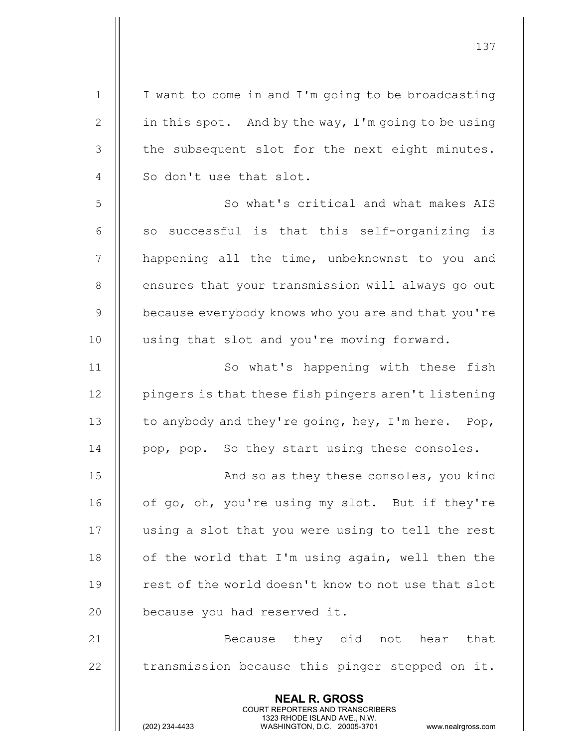I want to come in and I'm going to be broadcasting in this spot. And by the way, I'm going to be using the subsequent slot for the next eight minutes. So don't use that slot.

So what's critical and what makes AIS so successful is that this self-organizing is happening all the time, unbeknownst to you and ensures that your transmission will always go out because everybody knows who you are and that you're using that slot and you're moving forward.

So what's happening with these fish pingers is that these fish pingers aren't listening to anybody and they're going, hey, I'm here. Pop, pop, pop. So they start using these consoles.

And so as they these consoles, you kind of go, oh, you're using my slot. But if they're using a slot that you were using to tell the rest of the world that I'm using again, well then the rest of the world doesn't know to not use that slot because you had reserved it.

Because they did not hear that transmission because this pinger stepped on it.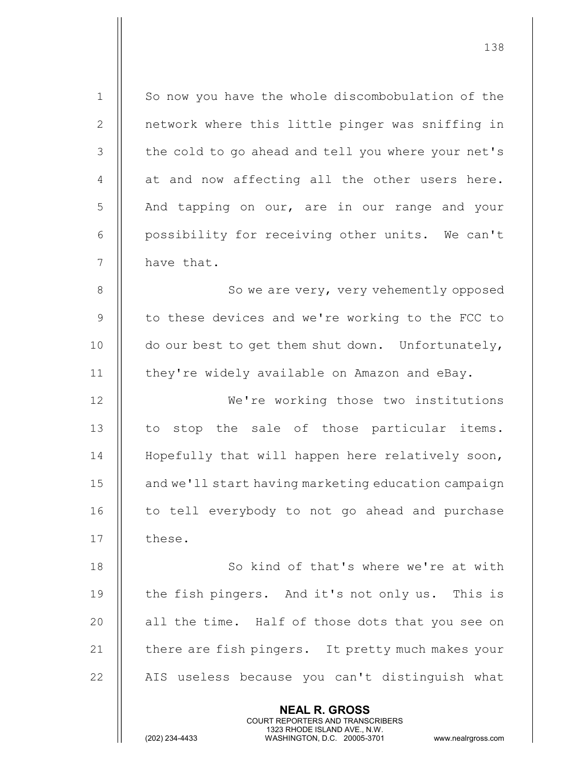So now you have the whole discombobulation of the network where this little pinger was sniffing in the cold to go ahead and tell you where your net's at and now affecting all the other users here. And tapping on our, are in our range and your possibility for receiving other units. We can't have that.

So we are very, very vehemently opposed to these devices and we're working to the FCC to do our best to get them shut down. Unfortunately, they're widely available on Amazon and eBay.

We're working those two institutions to stop the sale of those particular items. Hopefully that will happen here relatively soon, and we'll start having marketing education campaign to tell everybody to not go ahead and purchase these.

So kind of that's where we're at with the fish pingers. And it's not only us. This is all the time. Half of those dots that you see on there are fish pingers. It pretty much makes your AIS useless because you can't distinguish what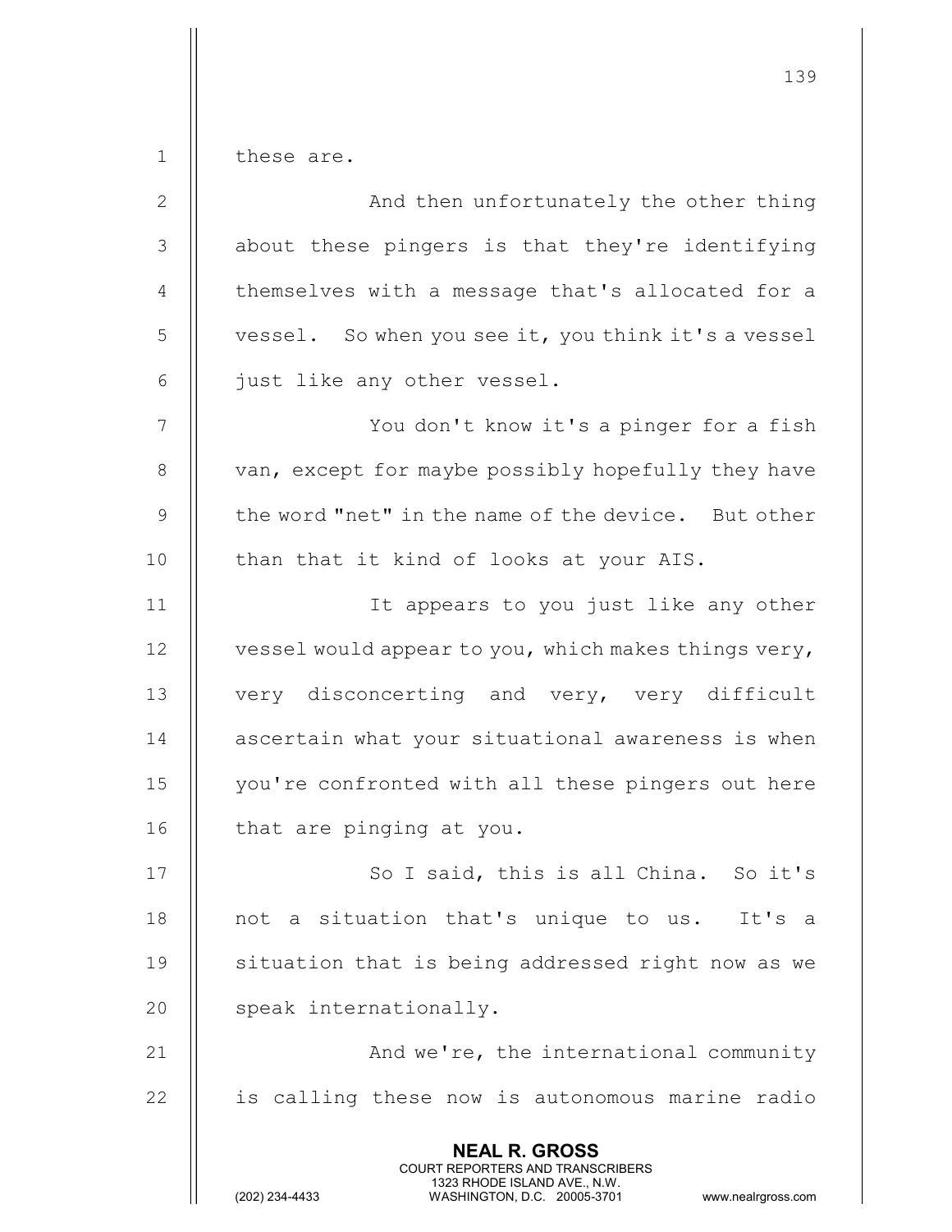these are.

And then unfortunately the other thing about these pingers is that they're identifying themselves with a message that's allocated for a vessel. So when you see it, you think it's a vessel just like any other vessel.

You don't know it's a pinger for a fish van, except for maybe possibly hopefully they have the word "net" in the name of the device. But other than that it kind of looks at your AIS.

It appears to you just like any other vessel would appear to you, which makes things very, very disconcerting and very, very difficult ascertain what your situational awareness is when you're confronted with all these pingers out here that are pinging at you.

So I said, this is all China. So it's not a situation that's unique to us. It's a situation that is being addressed right now as we speak internationally.

And we're, the international community is calling these now is autonomous marine radio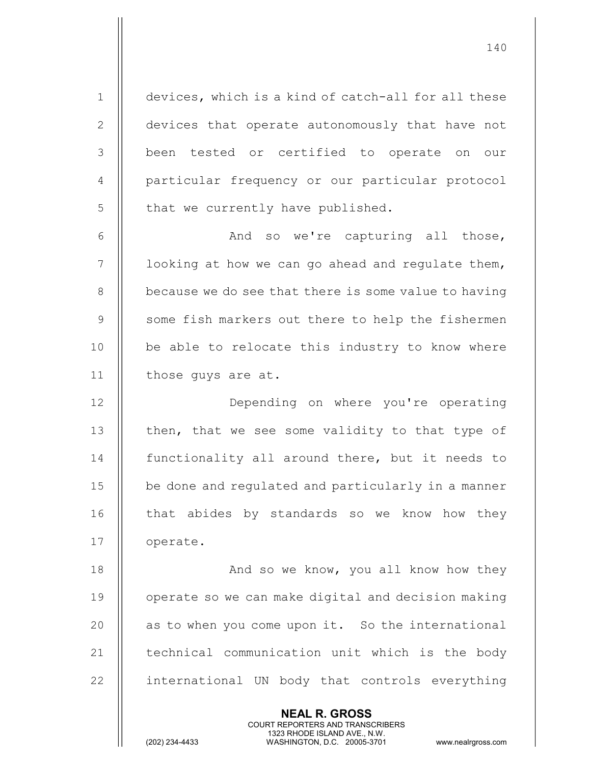devices, which is a kind of catch-all for all these devices that operate autonomously that have not been tested or certified to operate on our particular frequency or our particular protocol that we currently have published.

And so we're capturing all those, looking at how we can go ahead and regulate them, because we do see that there is some value to having some fish markers out there to help the fishermen be able to relocate this industry to know where those guys are at.

Depending on where you're operating then, that we see some validity to that type of functionality all around there, but it needs to be done and regulated and particularly in a manner that abides by standards so we know how they operate.

And so we know, you all know how they operate so we can make digital and decision making as to when you come upon it. So the international technical communication unit which is the body international UN body that controls everything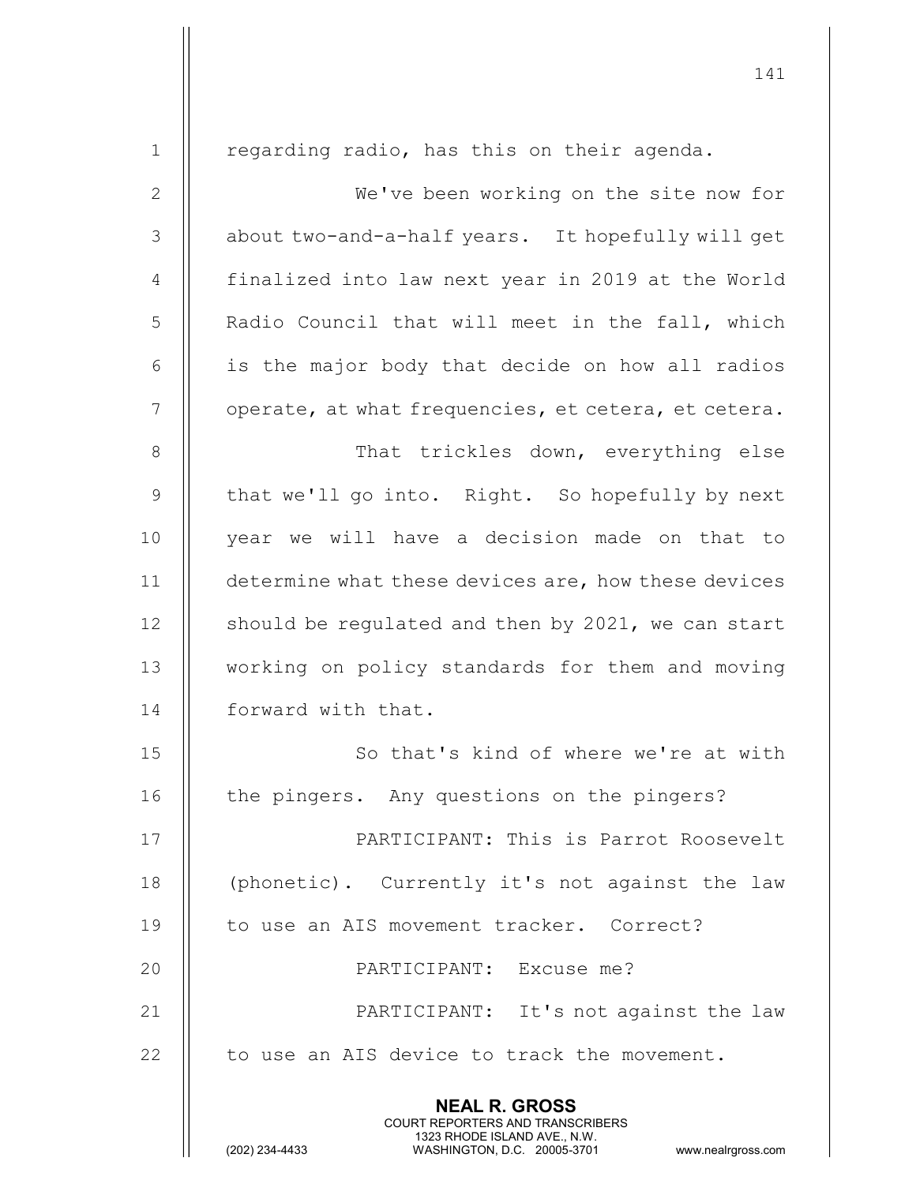regarding radio, has this on their agenda.

We've been working on the site now for about two-and-a-half years. It hopefully will get finalized into law next year in 2019 at the World Radio Council that will meet in the fall, which is the major body that decide on how all radios operate, at what frequencies, et cetera, et cetera.

That trickles down, everything else that we'll go into. Right. So hopefully by next year we will have a decision made on that to determine what these devices are, how these devices should be regulated and then by 2021, we can start working on policy standards for them and moving forward with that.

So that's kind of where we're at with the pingers. Any questions on the pingers?

PARTICIPANT: This is Parrot Roosevelt (phonetic). Currently it's not against the law to use an AIS movement tracker. Correct?

PARTICIPANT: Excuse me?

PARTICIPANT: It's not against the law to use an AIS device to track the movement.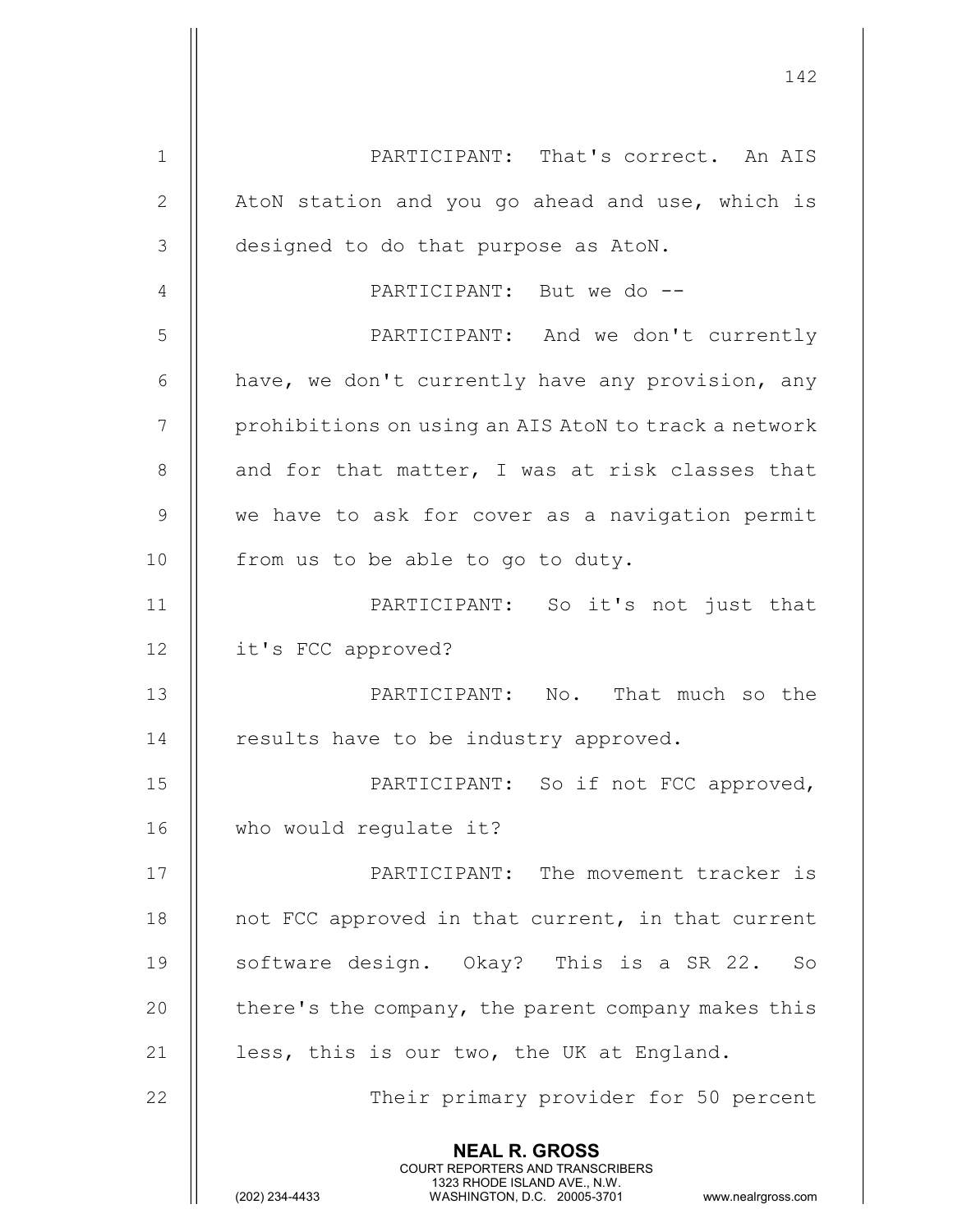PARTICIPANT: That's correct. An AIS AtoN station and you go ahead and use, which is designed to do that purpose as AtoN.

PARTICIPANT: But we do --

PARTICIPANT: And we don't currently have, we don't currently have any provision, any prohibitions on using an AIS AtoN to track a network and for that matter, I was at risk classes that we have to ask for cover as a navigation permit from us to be able to go to duty.

PARTICIPANT: So it's not just that it's FCC approved?

PARTICIPANT: No. That much so the results have to be industry approved.

PARTICIPANT: So if not FCC approved, who would regulate it?

PARTICIPANT: The movement tracker is not FCC approved in that current, in that current software design. Okay? This is a SR 22. So there's the company, the parent company makes this less, this is our two, the UK at England.

Their primary provider for 50 percent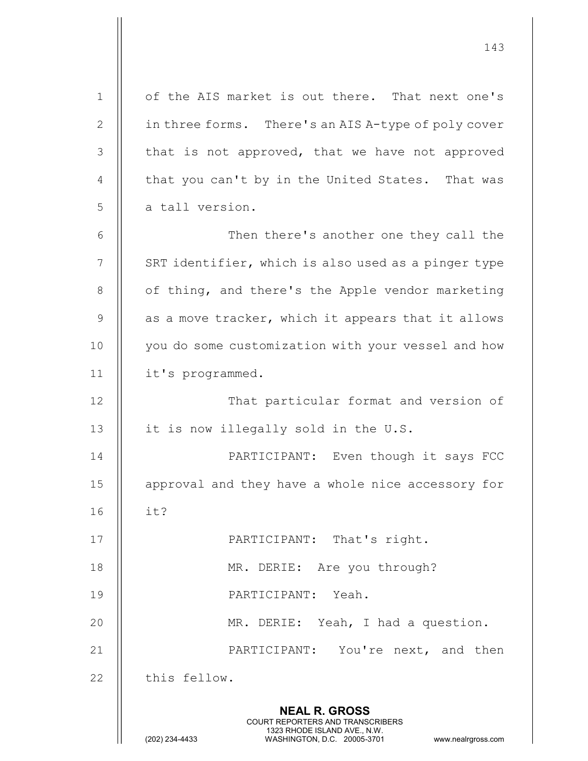of the AIS market is out there. That next one's in three forms. There's an AIS A-type of poly cover that is not approved, that we have not approved that you can't by in the United States. That was a tall version.

Then there's another one they call the SRT identifier, which is also used as a pinger type of thing, and there's the Apple vendor marketing as a move tracker, which it appears that it allows you do some customization with your vessel and how it's programmed.

That particular format and version of it is now illegally sold in the U.S.

PARTICIPANT: Even though it says FCC approval and they have a whole nice accessory for it?

PARTICIPANT: That's right.

MR. DERIE: Are you through?

PARTICIPANT: Yeah.

MR. DERIE: Yeah, I had a question.

PARTICIPANT: You're next, and then this fellow.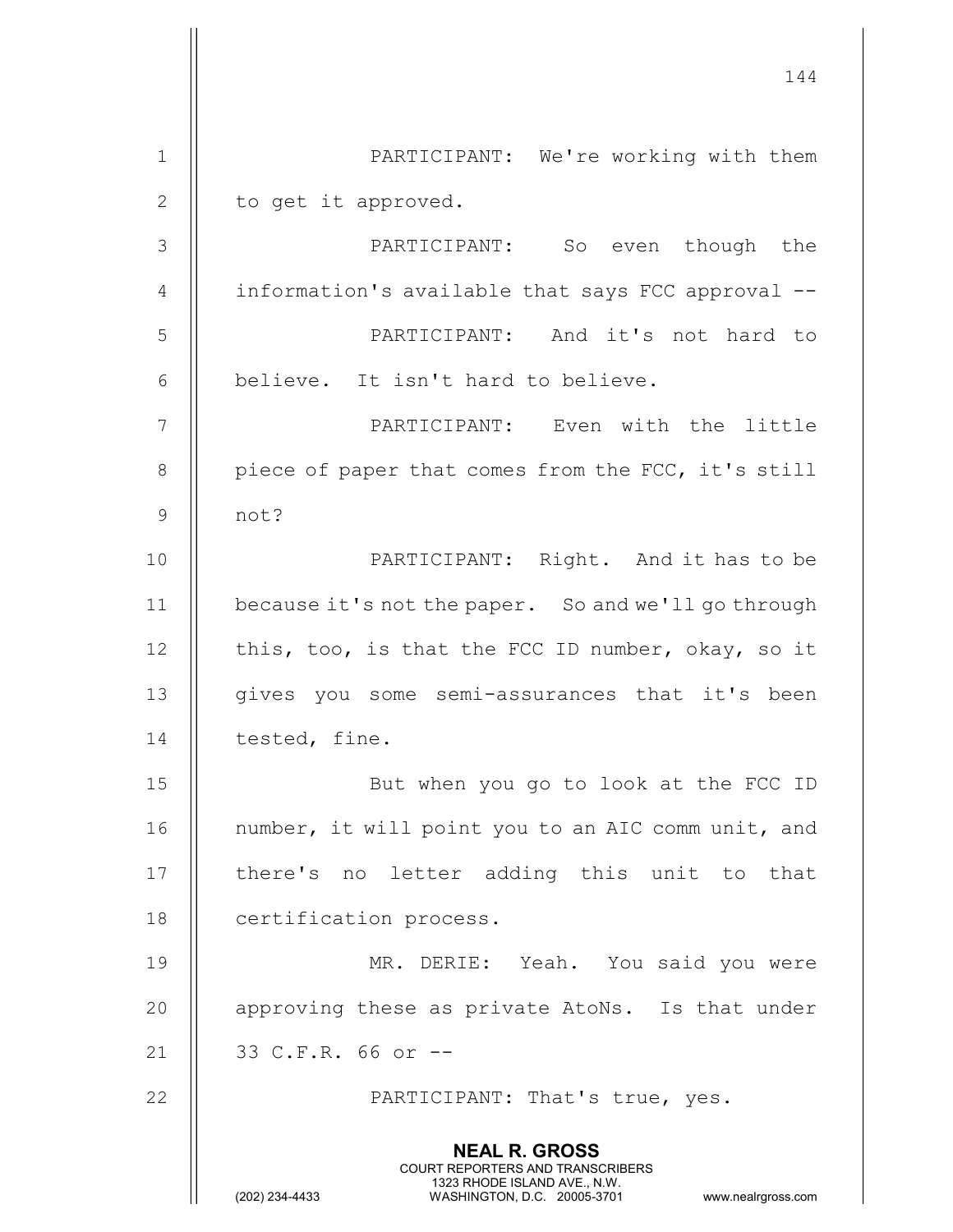PARTICIPANT: We're working with them to get it approved.

PARTICIPANT: So even though the information's available that says FCC approval --

PARTICIPANT: And it's not hard to believe. It isn't hard to believe.

PARTICIPANT: Even with the little piece of paper that comes from the FCC, it's still not?

PARTICIPANT: Right. And it has to be because it's not the paper. So and we'll go through this, too, is that the FCC ID number, okay, so it gives you some semi-assurances that it's been tested, fine.

But when you go to look at the FCC ID number, it will point you to an AIC comm unit, and there's no letter adding this unit to that certification process.

MR. DERIE: Yeah. You said you were approving these as private AtoNs. Is that under 33 C.F.R. 66 or --

PARTICIPANT: That's true, yes.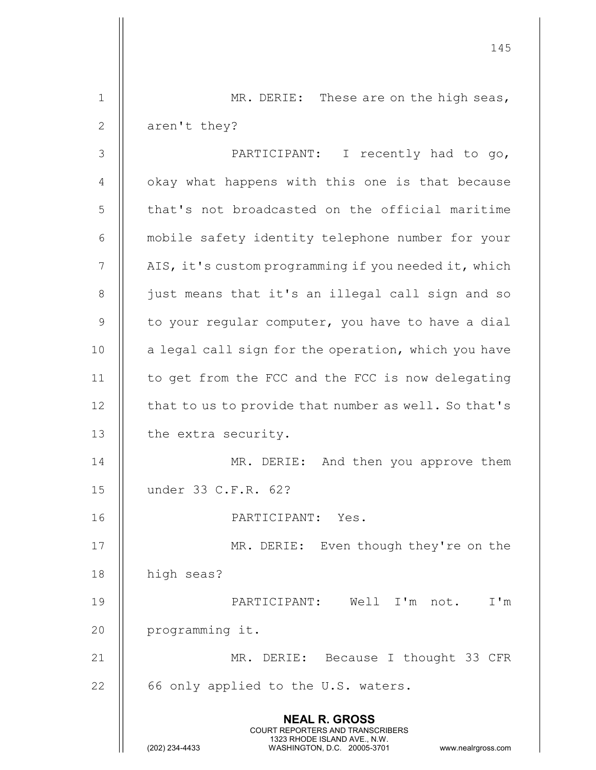MR. DERIE: These are on the high seas, aren't they?

PARTICIPANT: I recently had to go, okay what happens with this one is that because that's not broadcasted on the official maritime mobile safety identity telephone number for your AIS, it's custom programming if you needed it, which just means that it's an illegal call sign and so to your regular computer, you have to have a dial a legal call sign for the operation, which you have to get from the FCC and the FCC is now delegating that to us to provide that number as well. So that's the extra security.

MR. DERIE: And then you approve them under 33 C.F.R. 62?

PARTICIPANT: Yes.

MR. DERIE: Even though they're on the high seas?

PARTICIPANT: Well I'm not. I'm programming it.

MR. DERIE: Because I thought 33 CFR 66 only applied to the U.S. waters.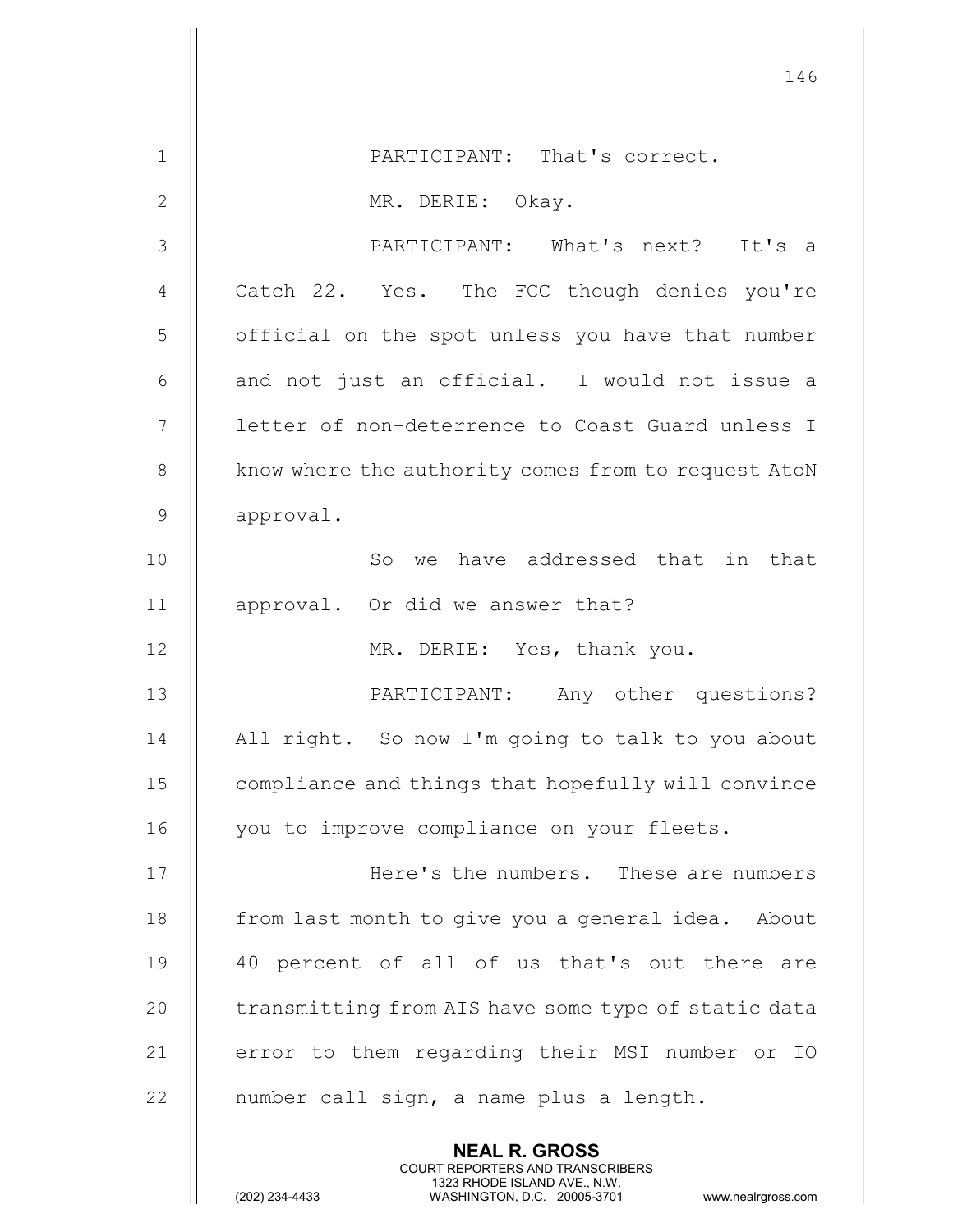PARTICIPANT: That's correct.

MR. DERIE: Okay.

PARTICIPANT: What's next? It's a Catch 22. Yes. The FCC though denies you're official on the spot unless you have that number and not just an official. I would not issue a letter of non-deterrence to Coast Guard unless I know where the authority comes from to request AtoN approval.

So we have addressed that in that approval. Or did we answer that?

MR. DERIE: Yes, thank you.

PARTICIPANT: Any other questions? All right. So now I'm going to talk to you about compliance and things that hopefully will convince you to improve compliance on your fleets.

Here's the numbers. These are numbers from last month to give you a general idea. About 40 percent of all of us that's out there are transmitting from AIS have some type of static data error to them regarding their MSI number or IO number call sign, a name plus a length.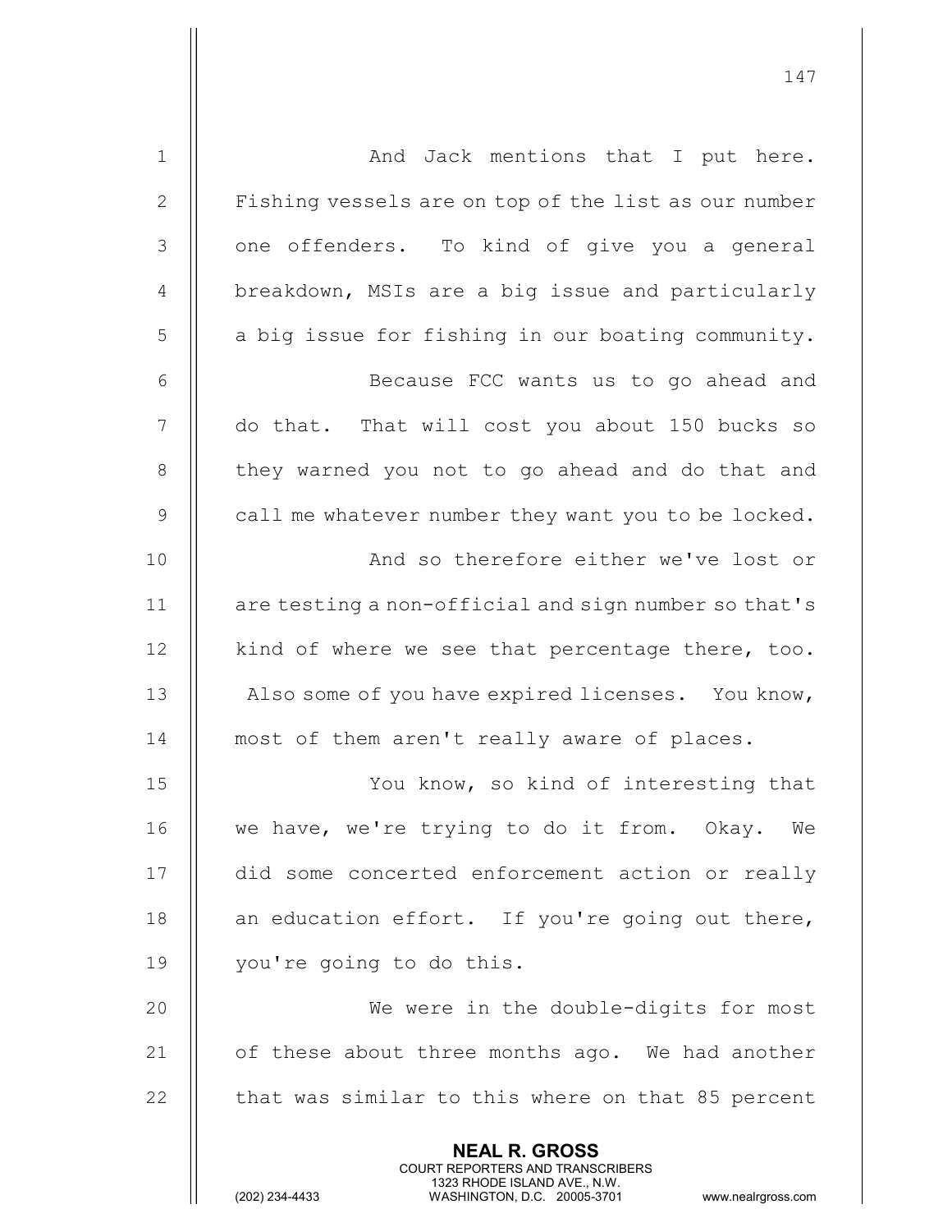And Jack mentions that I put here. Fishing vessels are on top of the list as our number one offenders. To kind of give you a general breakdown, MSIs are a big issue and particularly a big issue for fishing in our boating community.

Because FCC wants us to go ahead and do that. That will cost you about 150 bucks so they warned you not to go ahead and do that and call me whatever number they want you to be locked.

And so therefore either we've lost or are testing a non-official and sign number so that's kind of where we see that percentage there, too. Also some of you have expired licenses. You know, most of them aren't really aware of places.

You know, so kind of interesting that we have, we're trying to do it from. Okay. We did some concerted enforcement action or really an education effort. If you're going out there, you're going to do this.

We were in the double-digits for most of these about three months ago. We had another that was similar to this where on that 85 percent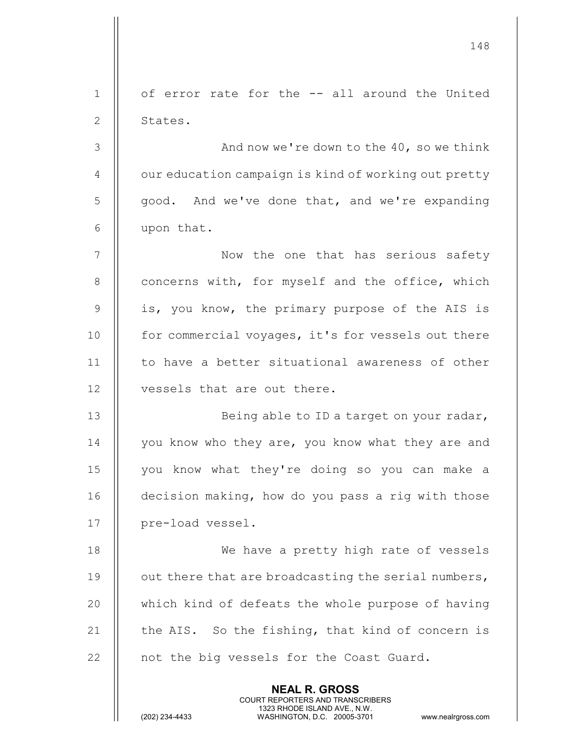of error rate for the -- all around the United States.

And now we're down to the 40, so we think our education campaign is kind of working out pretty good. And we've done that, and we're expanding upon that.

Now the one that has serious safety concerns with, for myself and the office, which is, you know, the primary purpose of the AIS is for commercial voyages, it's for vessels out there to have a better situational awareness of other vessels that are out there.

Being able to ID a target on your radar, you know who they are, you know what they are and you know what they're doing so you can make a decision making, how do you pass a rig with those pre-load vessel.

We have a pretty high rate of vessels out there that are broadcasting the serial numbers, which kind of defeats the whole purpose of having the AIS. So the fishing, that kind of concern is not the big vessels for the Coast Guard.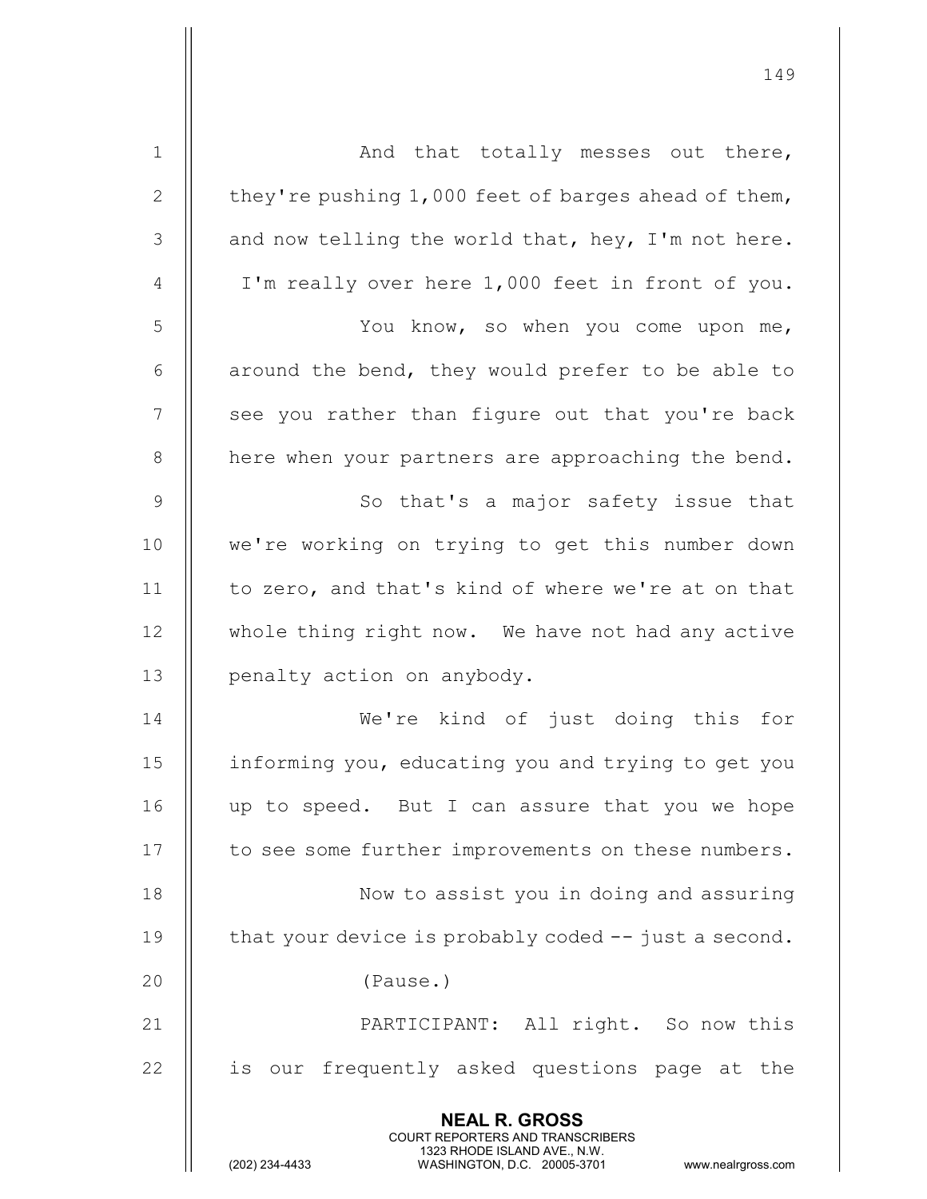And that totally messes out there, they're pushing 1,000 feet of barges ahead of them, and now telling the world that, hey, I'm not here. I'm really over here 1,000 feet in front of you.

You know, so when you come upon me, around the bend, they would prefer to be able to see you rather than figure out that you're back here when your partners are approaching the bend.

So that's a major safety issue that we're working on trying to get this number down to zero, and that's kind of where we're at on that whole thing right now. We have not had any active penalty action on anybody.

We're kind of just doing this for informing you, educating you and trying to get you up to speed. But I can assure that you we hope to see some further improvements on these numbers.

Now to assist you in doing and assuring that your device is probably coded -- just a second.

(Pause.)

PARTICIPANT: All right. So now this is our frequently asked questions page at the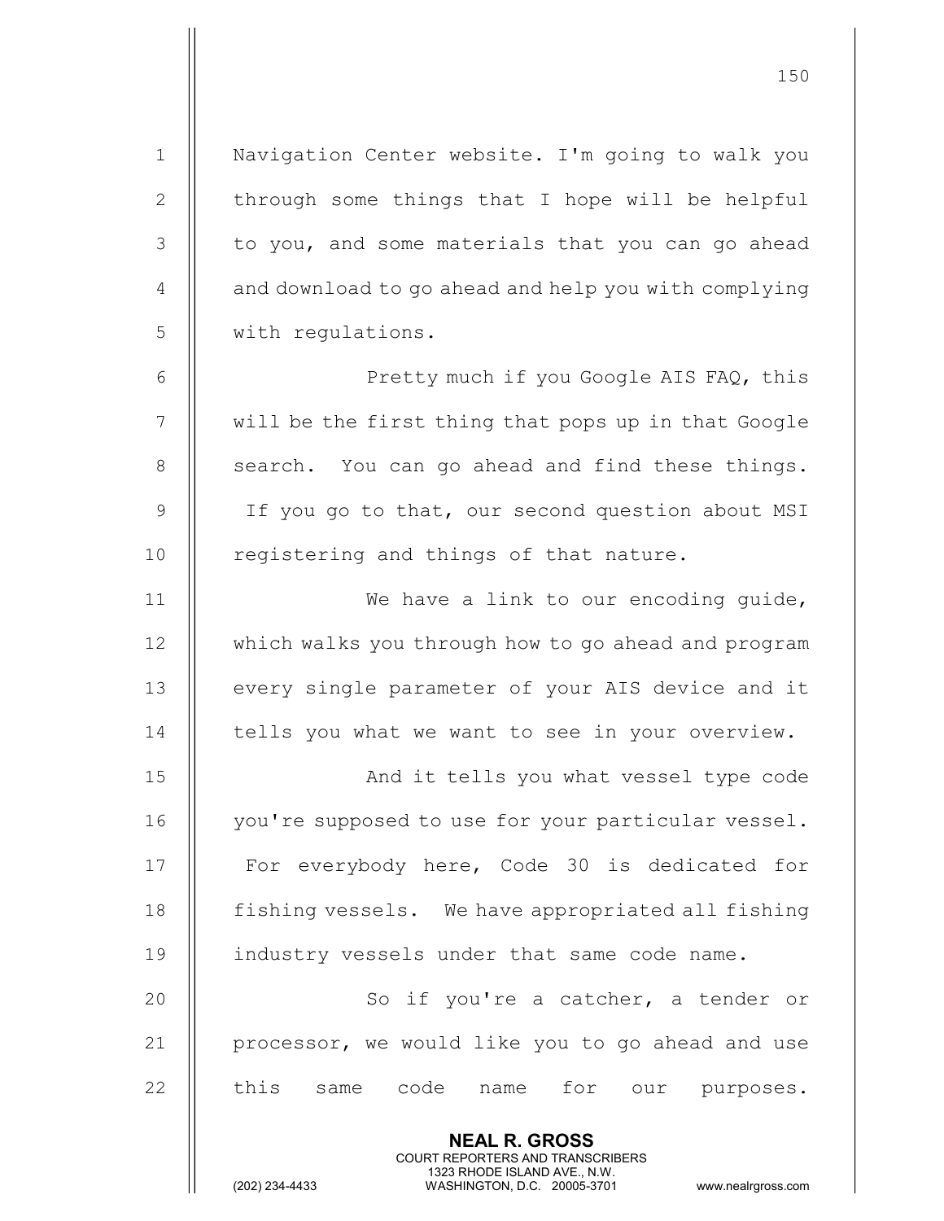Navigation Center website. I'm going to walk you through some things that I hope will be helpful to you, and some materials that you can go ahead and download to go ahead and help you with complying with regulations.

Pretty much if you Google AIS FAQ, this will be the first thing that pops up in that Google search. You can go ahead and find these things. If you go to that, our second question about MSI registering and things of that nature.

We have a link to our encoding guide, which walks you through how to go ahead and program every single parameter of your AIS device and it tells you what we want to see in your overview.

And it tells you what vessel type code you're supposed to use for your particular vessel. For everybody here, Code 30 is dedicated for fishing vessels. We have appropriated all fishing industry vessels under that same code name.

So if you're a catcher, a tender or processor, we would like you to go ahead and use this same code name for our purposes.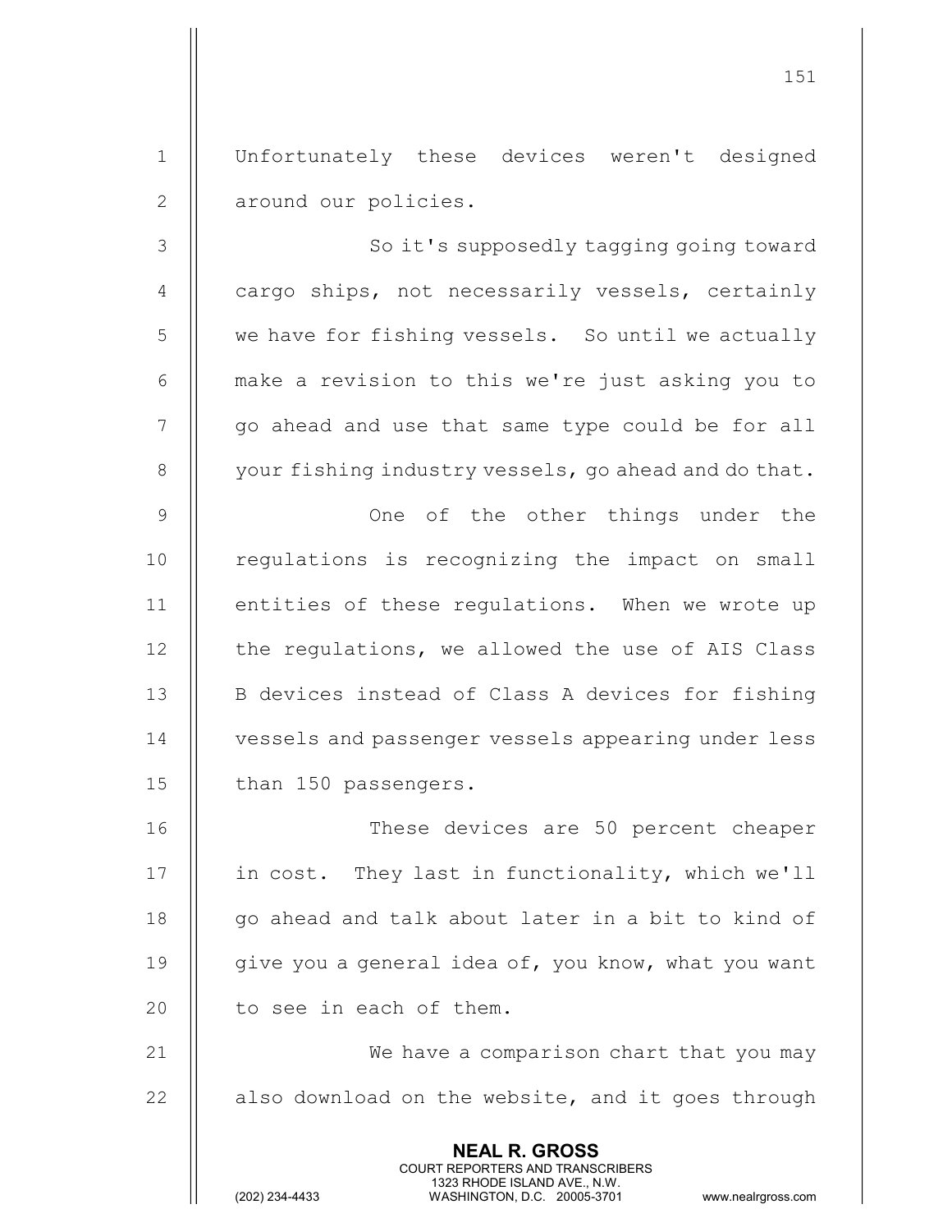Unfortunately these devices weren't designed around our policies.

So it's supposedly tagging going toward cargo ships, not necessarily vessels, certainly we have for fishing vessels. So until we actually make a revision to this we're just asking you to go ahead and use that same type could be for all your fishing industry vessels, go ahead and do that.

One of the other things under the regulations is recognizing the impact on small entities of these regulations. When we wrote up the regulations, we allowed the use of AIS Class B devices instead of Class A devices for fishing vessels and passenger vessels appearing under less than 150 passengers.

These devices are 50 percent cheaper in cost. They last in functionality, which we'll go ahead and talk about later in a bit to kind of give you a general idea of, you know, what you want to see in each of them.

We have a comparison chart that you may also download on the website, and it goes through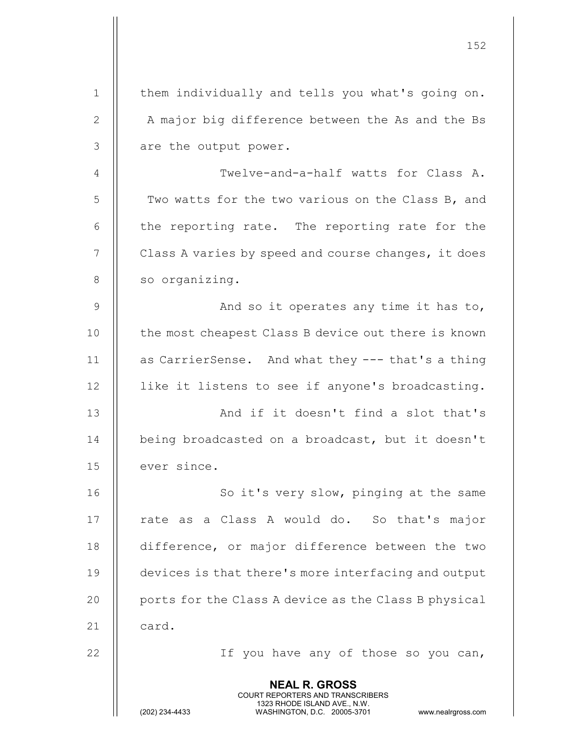them individually and tells you what's going on. A major big difference between the As and the Bs are the output power.

Twelve-and-a-half watts for Class A. Two watts for the two various on the Class B, and the reporting rate. The reporting rate for the Class A varies by speed and course changes, it does so organizing.

And so it operates any time it has to, the most cheapest Class B device out there is known as CarrierSense. And what they --- that's a thing like it listens to see if anyone's broadcasting.

And if it doesn't find a slot that's being broadcasted on a broadcast, but it doesn't ever since.

So it's very slow, pinging at the same rate as a Class A would do. So that's major difference, or major difference between the two devices is that there's more interfacing and output ports for the Class A device as the Class B physical card.

If you have any of those so you can,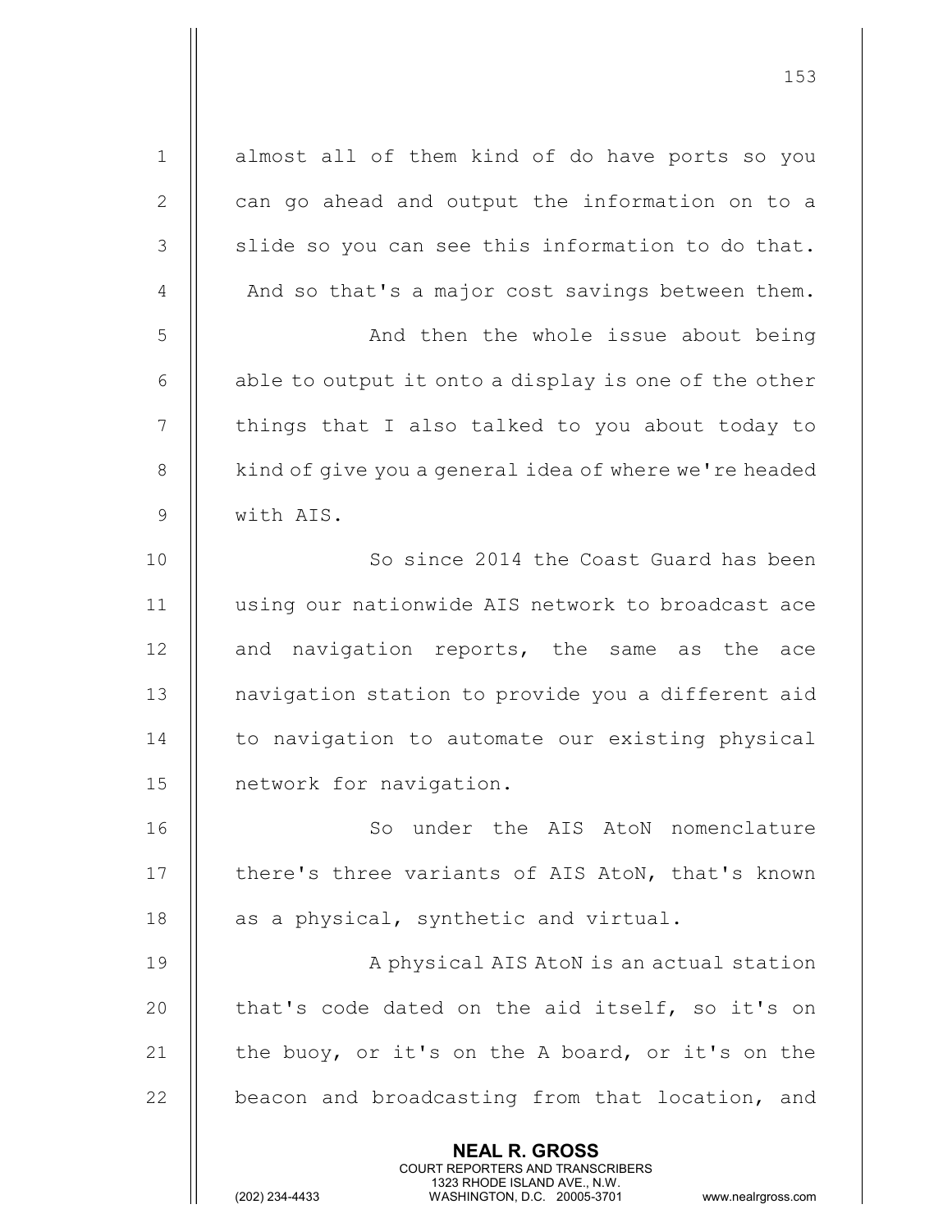almost all of them kind of do have ports so you can go ahead and output the information on to a slide so you can see this information to do that. And so that's a major cost savings between them.

And then the whole issue about being able to output it onto a display is one of the other things that I also talked to you about today to kind of give you a general idea of where we're headed with AIS.

So since 2014 the Coast Guard has been using our nationwide AIS network to broadcast ace and navigation reports, the same as the ace navigation station to provide you a different aid to navigation to automate our existing physical network for navigation.

So under the AIS AtoN nomenclature there's three variants of AIS AtoN, that's known as a physical, synthetic and virtual.

A physical AIS AtoN is an actual station that's code dated on the aid itself, so it's on the buoy, or it's on the A board, or it's on the beacon and broadcasting from that location, and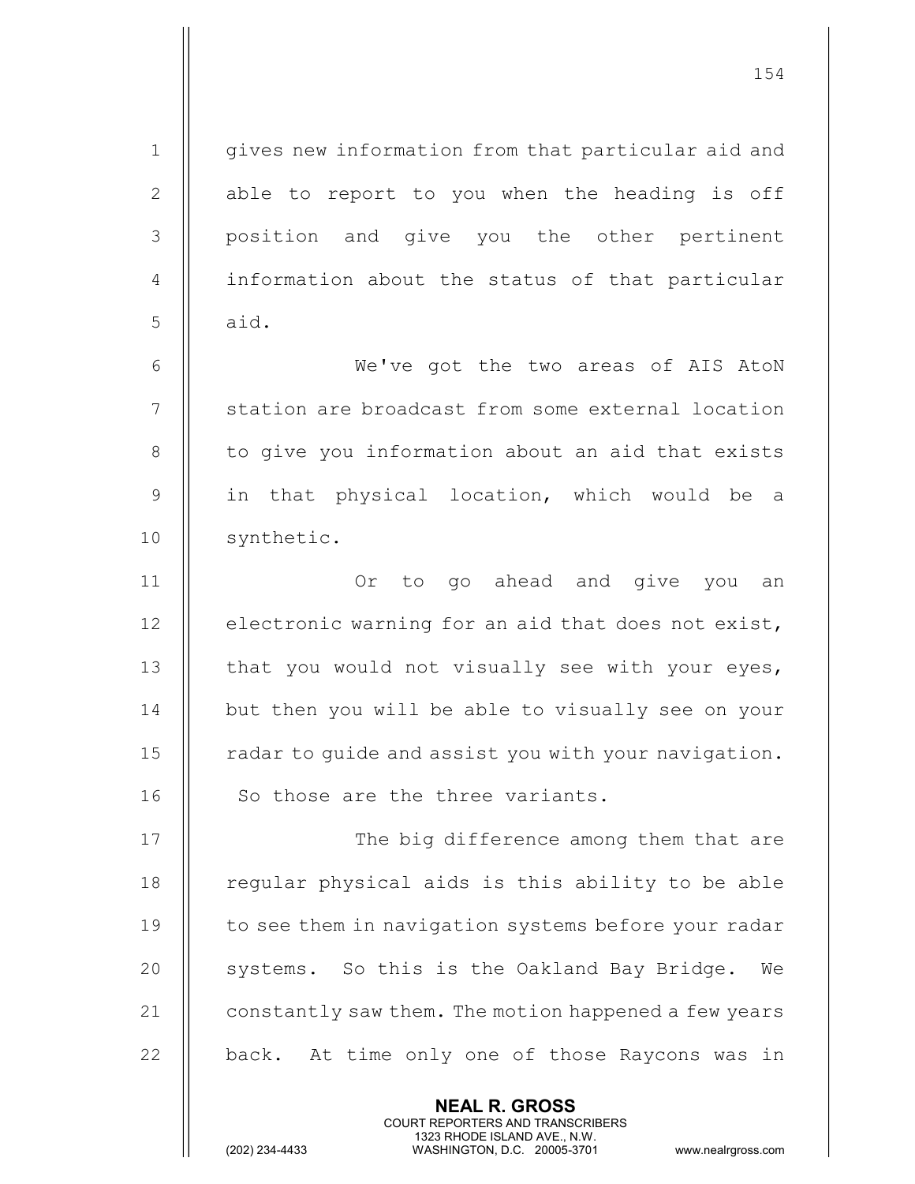gives new information from that particular aid and able to report to you when the heading is off position and give you the other pertinent information about the status of that particular aid.

We've got the two areas of AIS AtoN station are broadcast from some external location to give you information about an aid that exists in that physical location, which would be a synthetic.

Or to go ahead and give you an electronic warning for an aid that does not exist, that you would not visually see with your eyes, but then you will be able to visually see on your radar to guide and assist you with your navigation. So those are the three variants.

The big difference among them that are regular physical aids is this ability to be able to see them in navigation systems before your radar systems. So this is the Oakland Bay Bridge. We constantly saw them. The motion happened a few years back. At time only one of those Raycons was in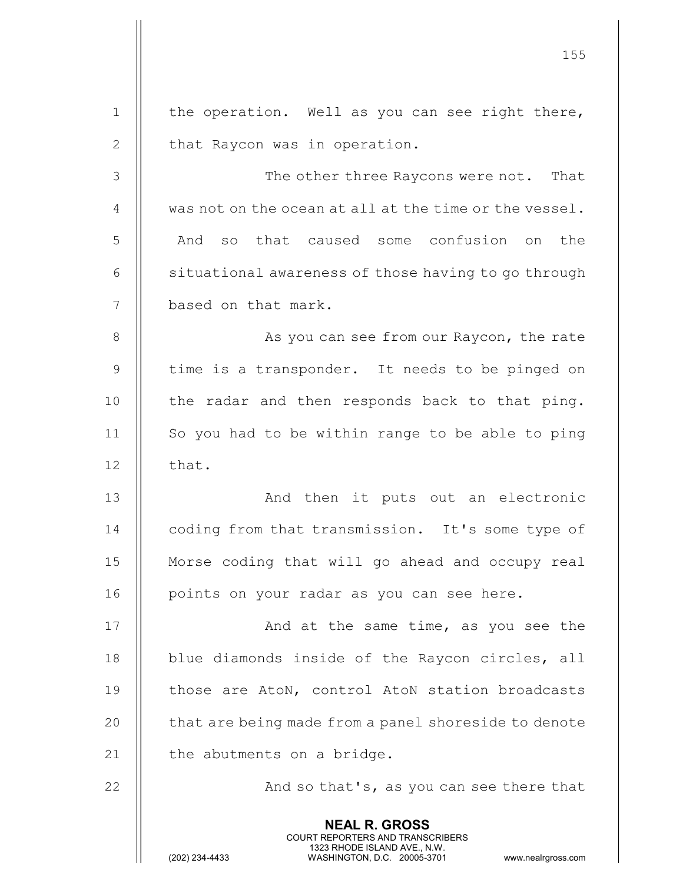the operation. Well as you can see right there, that Raycon was in operation.

The other three Raycons were not. That was not on the ocean at all at the time or the vessel. And so that caused some confusion on the situational awareness of those having to go through based on that mark.

As you can see from our Raycon, the rate time is a transponder. It needs to be pinged on the radar and then responds back to that ping. So you had to be within range to be able to ping that.

And then it puts out an electronic coding from that transmission. It's some type of Morse coding that will go ahead and occupy real points on your radar as you can see here.

And at the same time, as you see the blue diamonds inside of the Raycon circles, all those are AtoN, control AtoN station broadcasts that are being made from a panel shoreside to denote the abutments on a bridge.

And so that's, as you can see there that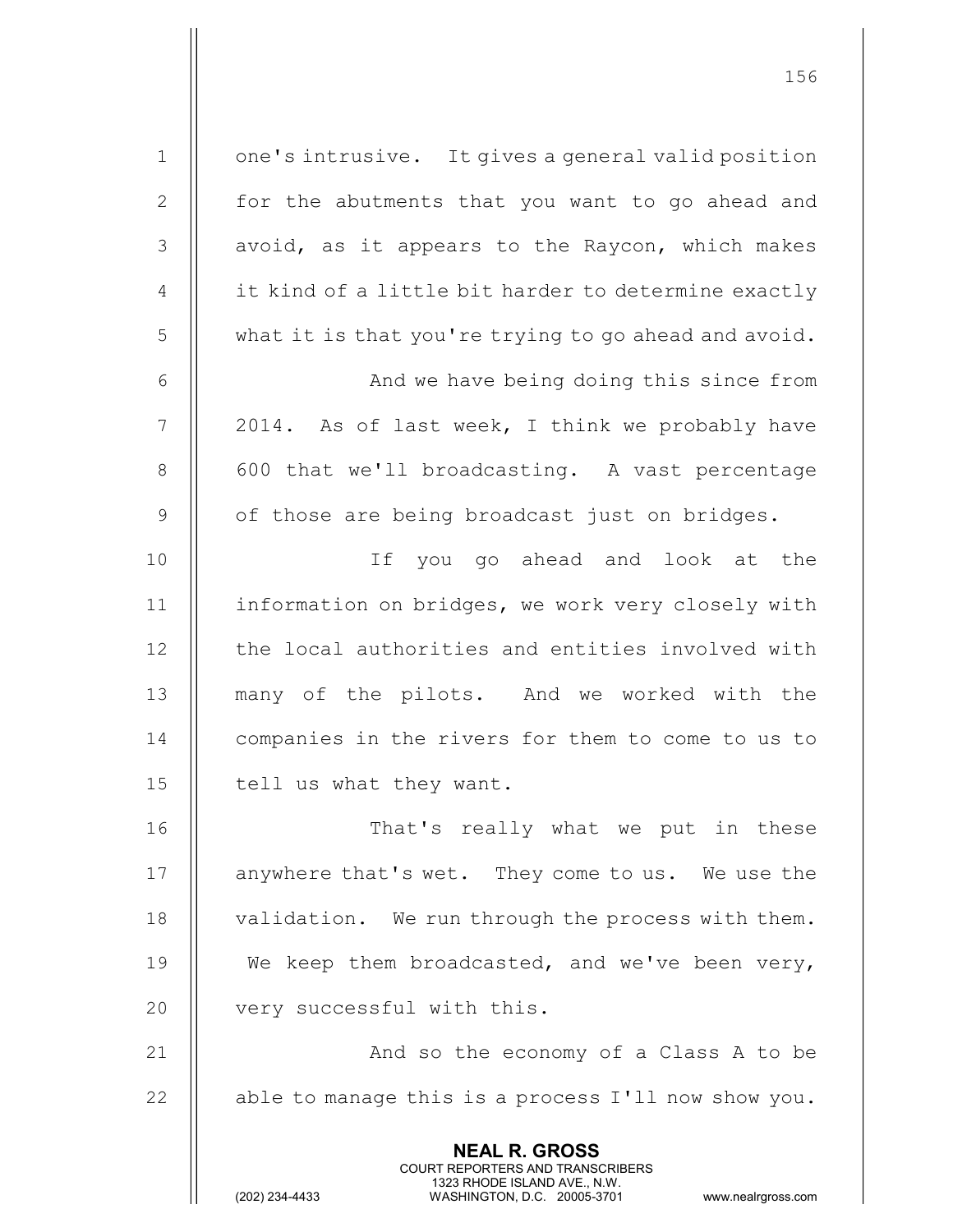one's intrusive. It gives a general valid position for the abutments that you want to go ahead and avoid, as it appears to the Raycon, which makes it kind of a little bit harder to determine exactly what it is that you're trying to go ahead and avoid.

And we have being doing this since from 2014. As of last week, I think we probably have 600 that we'll broadcasting. A vast percentage of those are being broadcast just on bridges.

If you go ahead and look at the information on bridges, we work very closely with the local authorities and entities involved with many of the pilots. And we worked with the companies in the rivers for them to come to us to tell us what they want.

That's really what we put in these anywhere that's wet. They come to us. We use the validation. We run through the process with them. We keep them broadcasted, and we've been very, very successful with this.

And so the economy of a Class A to be able to manage this is a process I'll now show you.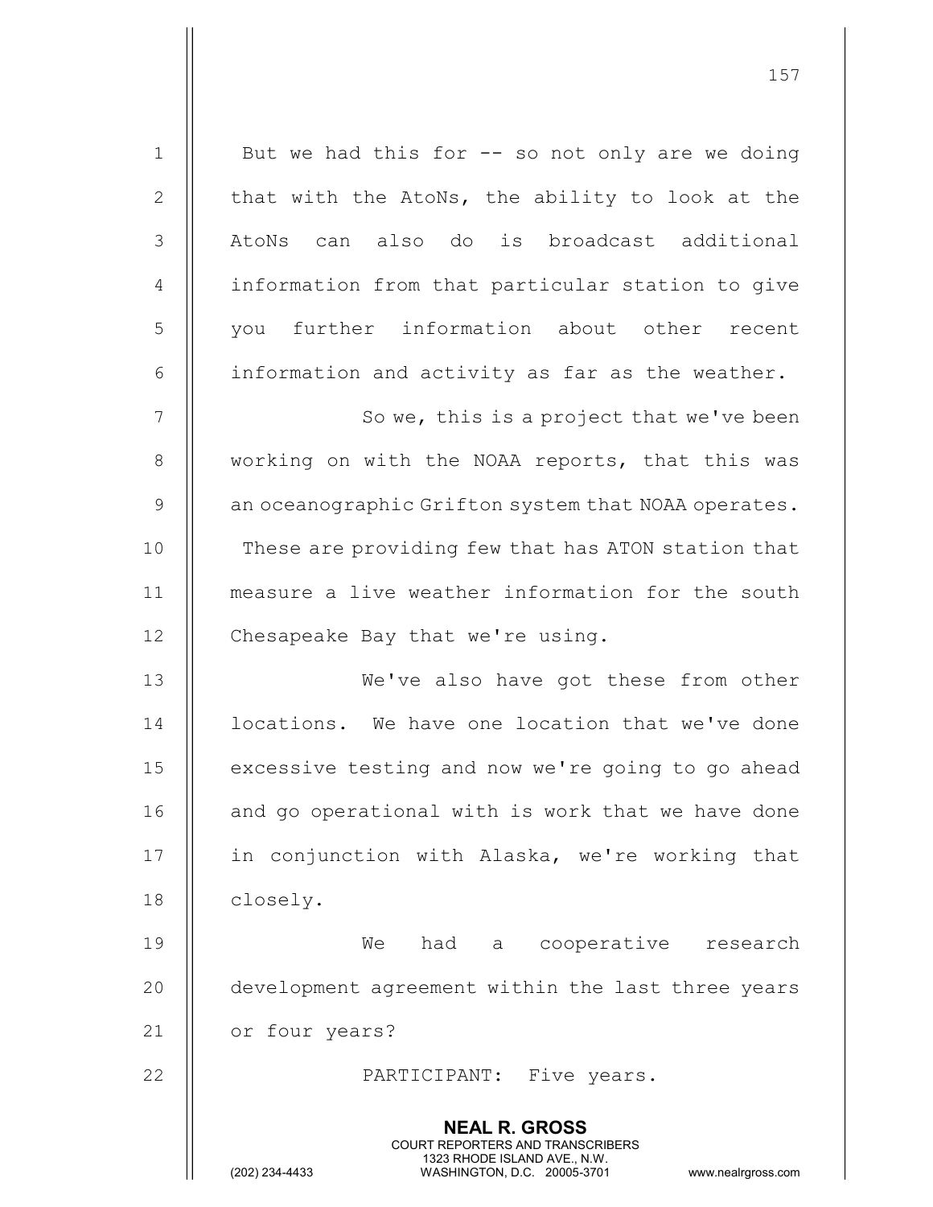But we had this for -- so not only are we doing that with the AtoNs, the ability to look at the AtoNs can also do is broadcast additional information from that particular station to give you further information about other recent information and activity as far as the weather.

So we, this is a project that we've been working on with the NOAA reports, that this was an oceanographic Grifton system that NOAA operates. These are providing few that has ATON station that measure a live weather information for the south Chesapeake Bay that we're using.

We've also have got these from other locations. We have one location that we've done excessive testing and now we're going to go ahead and go operational with is work that we have done in conjunction with Alaska, we're working that closely.

We had a cooperative research development agreement within the last three years or four years?

PARTICIPANT: Five years.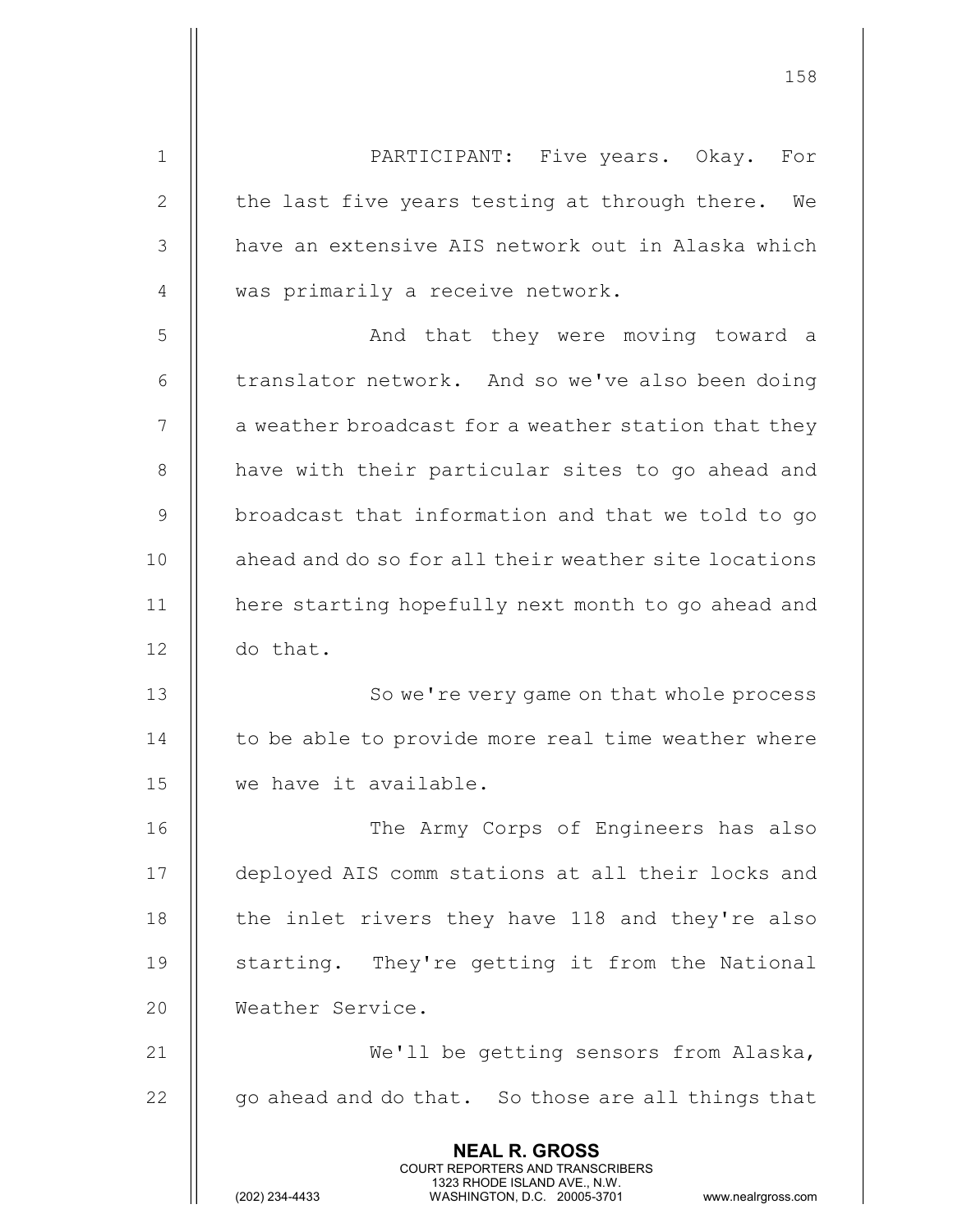PARTICIPANT: Five years. Okay. For the last five years testing at through there. We have an extensive AIS network out in Alaska which was primarily a receive network.

And that they were moving toward a translator network. And so we've also been doing a weather broadcast for a weather station that they have with their particular sites to go ahead and broadcast that information and that we told to go ahead and do so for all their weather site locations here starting hopefully next month to go ahead and do that.

So we're very game on that whole process to be able to provide more real time weather where we have it available.

The Army Corps of Engineers has also deployed AIS comm stations at all their locks and the inlet rivers they have 118 and they're also starting. They're getting it from the National Weather Service.

We'll be getting sensors from Alaska, go ahead and do that. So those are all things that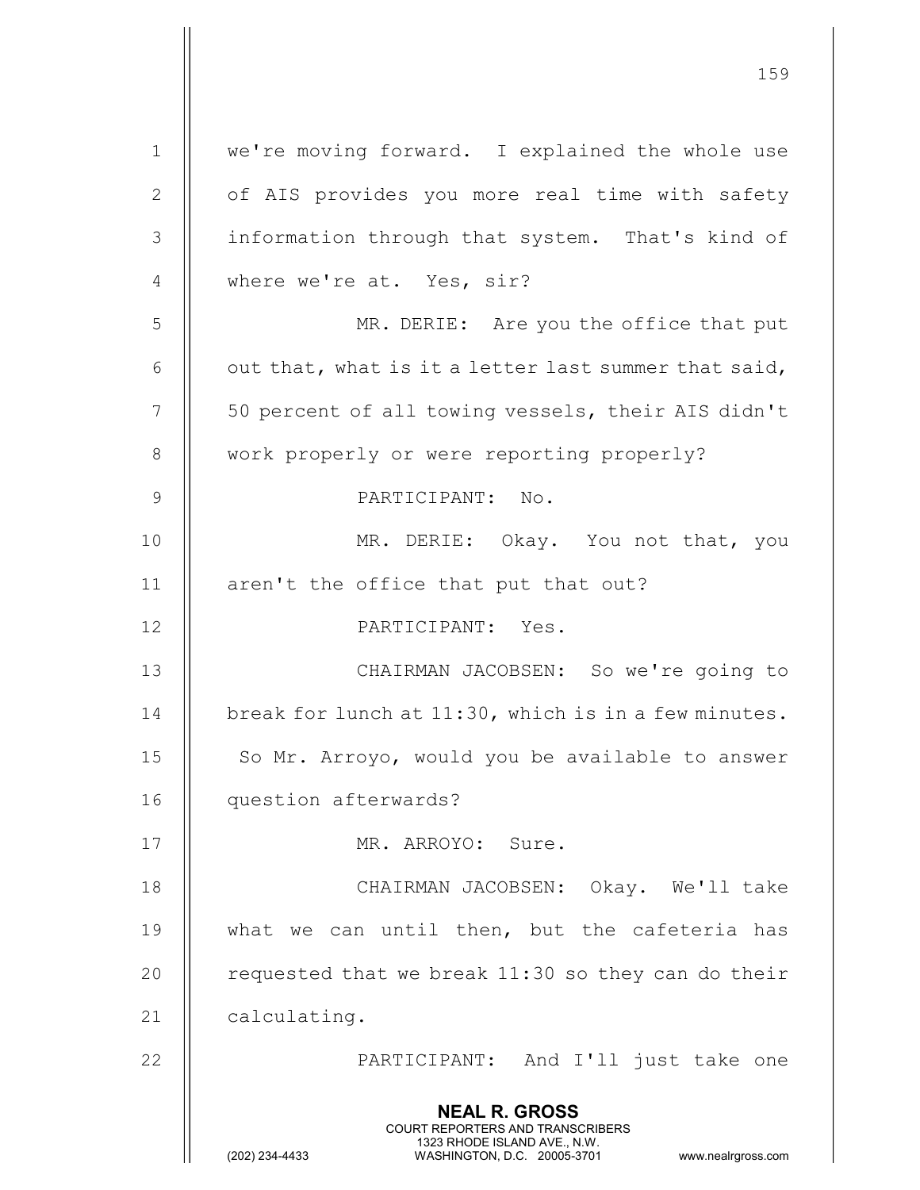we're moving forward. I explained the whole use of AIS provides you more real time with safety information through that system. That's kind of where we're at. Yes, sir?

MR. DERIE: Are you the office that put out that, what is it a letter last summer that said, 50 percent of all towing vessels, their AIS didn't work properly or were reporting properly?

PARTICIPANT: No.

MR. DERIE: Okay. You not that, you aren't the office that put that out?

PARTICIPANT: Yes.

CHAIRMAN JACOBSEN: So we're going to break for lunch at 11:30, which is in a few minutes. So Mr. Arroyo, would you be available to answer question afterwards?

MR. ARROYO: Sure.

CHAIRMAN JACOBSEN: Okay. We'll take what we can until then, but the cafeteria has requested that we break 11:30 so they can do their calculating.

PARTICIPANT: And I'll just take one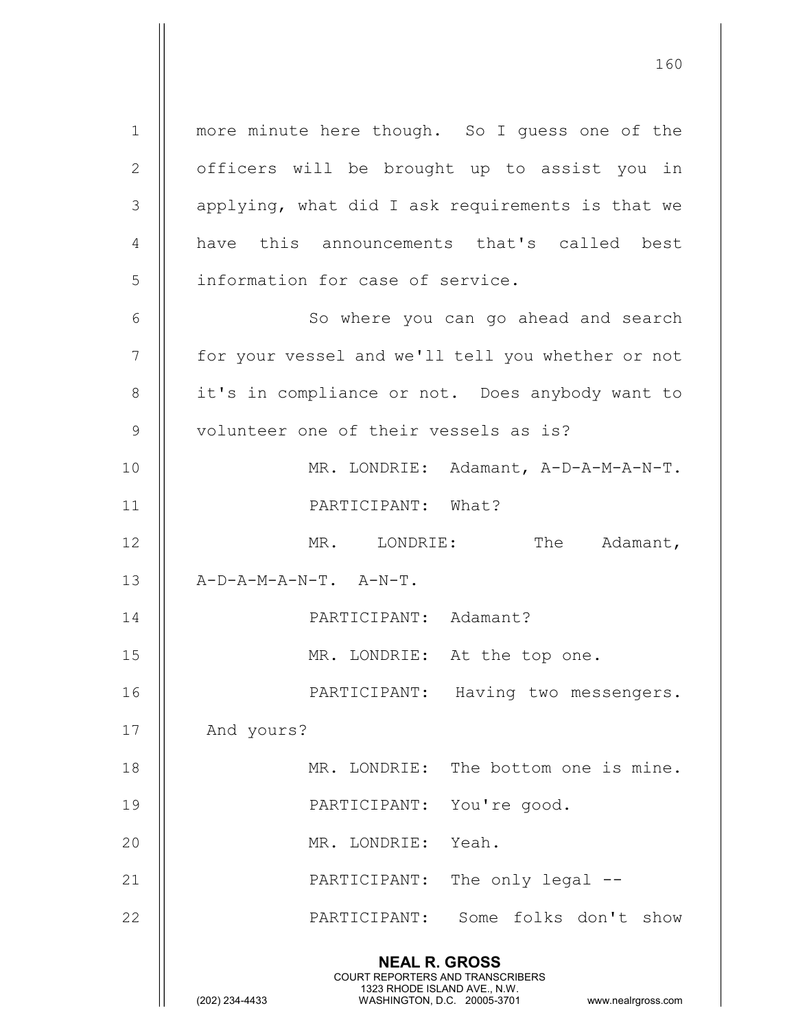more minute here though. So I guess one of the officers will be brought up to assist you in applying, what did I ask requirements is that we have this announcements that's called best information for case of service.

So where you can go ahead and search for your vessel and we'll tell you whether or not it's in compliance or not. Does anybody want to volunteer one of their vessels as is?

MR. LONDRIE: Adamant, A-D-A-M-A-N-T.

PARTICIPANT: What?

MR. LONDRIE: The Adamant, A-D-A-M-A-N-T. A-N-T.

PARTICIPANT: Adamant?

MR. LONDRIE: At the top one.

PARTICIPANT: Having two messengers. And yours?

MR. LONDRIE: The bottom one is mine.

PARTICIPANT: You're good.

MR. LONDRIE: Yeah.

PARTICIPANT: The only legal --

PARTICIPANT: Some folks don't show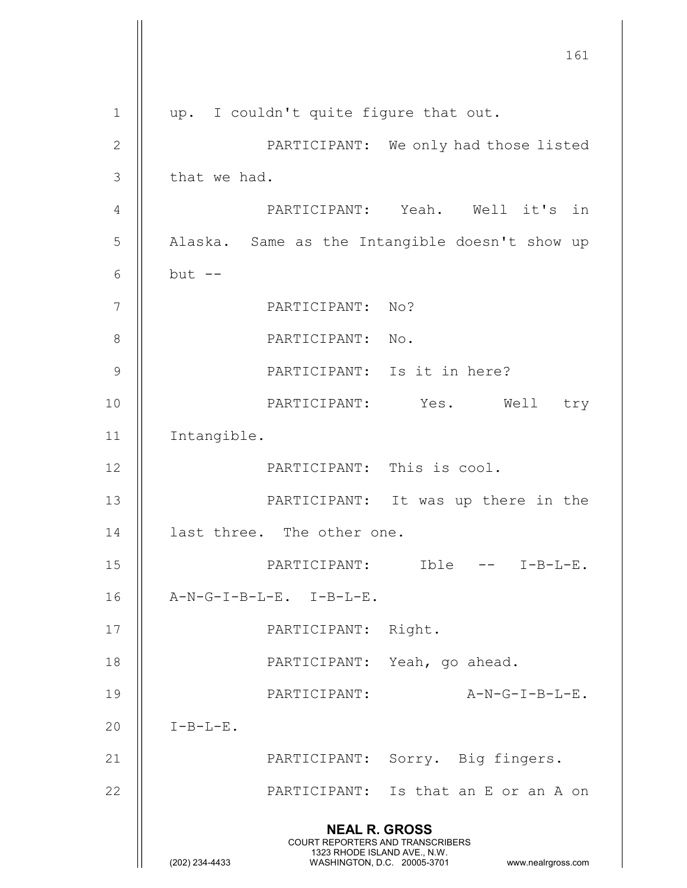up. I couldn't quite figure that out.

PARTICIPANT: We only had those listed that we had.

PARTICIPANT: Yeah. Well it's in Alaska. Same as the Intangible doesn't show up but --

PARTICIPANT: No?

PARTICIPANT: No.

PARTICIPANT: Is it in here?

PARTICIPANT: Yes. Well try Intangible.

PARTICIPANT: This is cool.

PARTICIPANT: It was up there in the last three. The other one.

PARTICIPANT: Ible -- I-B-L-E. A-N-G-I-B-L-E. I-B-L-E.

PARTICIPANT: Right.

PARTICIPANT: Yeah, go ahead.

PARTICIPANT: A-N-G-I-B-L-E. I-B-L-E.

PARTICIPANT: Sorry. Big fingers.

PARTICIPANT: Is that an E or an A on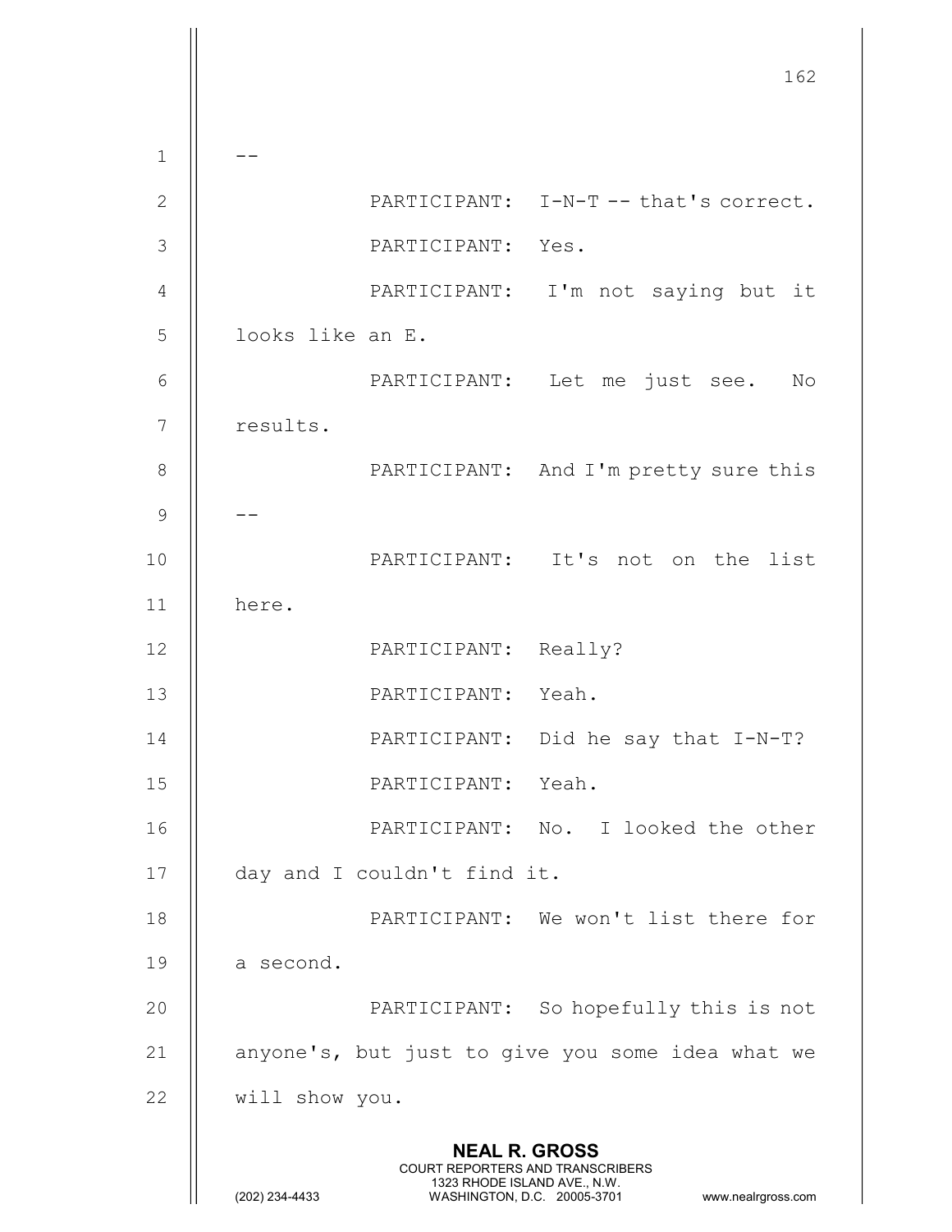--

PARTICIPANT: I-N-T -- that's correct.

PARTICIPANT: Yes.

PARTICIPANT: I'm not saying but it looks like an E.

PARTICIPANT: Let me just see. No results.

PARTICIPANT: And I'm pretty sure this --

PARTICIPANT: It's not on the list here.

PARTICIPANT: Really?

PARTICIPANT: Yeah.

PARTICIPANT: Did he say that I-N-T?

PARTICIPANT: Yeah.

PARTICIPANT: No. I looked the other day and I couldn't find it.

PARTICIPANT: We won't list there for a second.

PARTICIPANT: So hopefully this is not anyone's, but just to give you some idea what we will show you.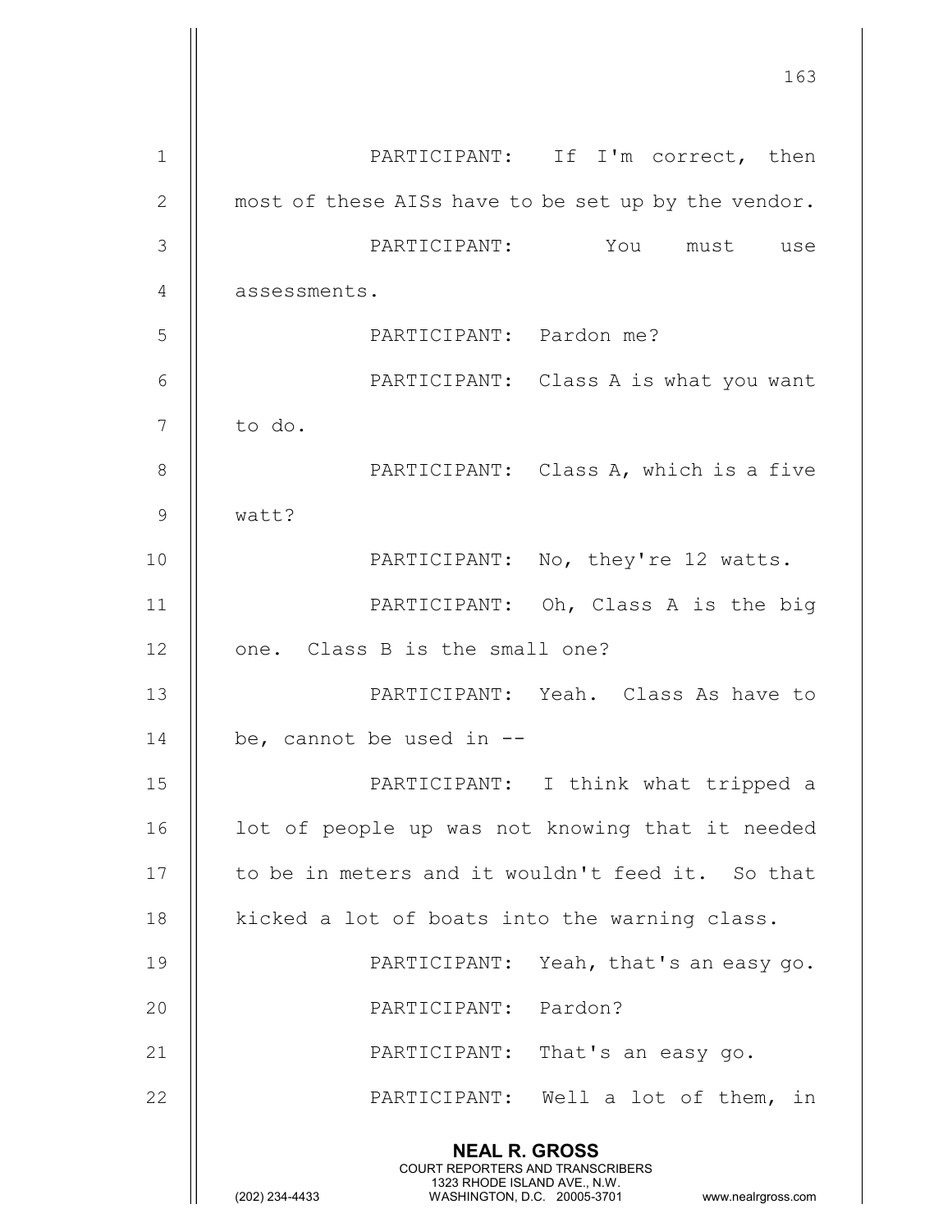PARTICIPANT: If I'm correct, then most of these AISs have to be set up by the vendor.

PARTICIPANT: You must use assessments.

PARTICIPANT: Pardon me?

PARTICIPANT: Class A is what you want to do.

PARTICIPANT: Class A, which is a five watt?

PARTICIPANT: No, they're 12 watts.

PARTICIPANT: Oh, Class A is the big one. Class B is the small one?

PARTICIPANT: Yeah. Class As have to be, cannot be used in --

PARTICIPANT: I think what tripped a lot of people up was not knowing that it needed to be in meters and it wouldn't feed it. So that kicked a lot of boats into the warning class.

PARTICIPANT: Yeah, that's an easy go.

PARTICIPANT: Pardon?

PARTICIPANT: That's an easy go.

PARTICIPANT: Well a lot of them, in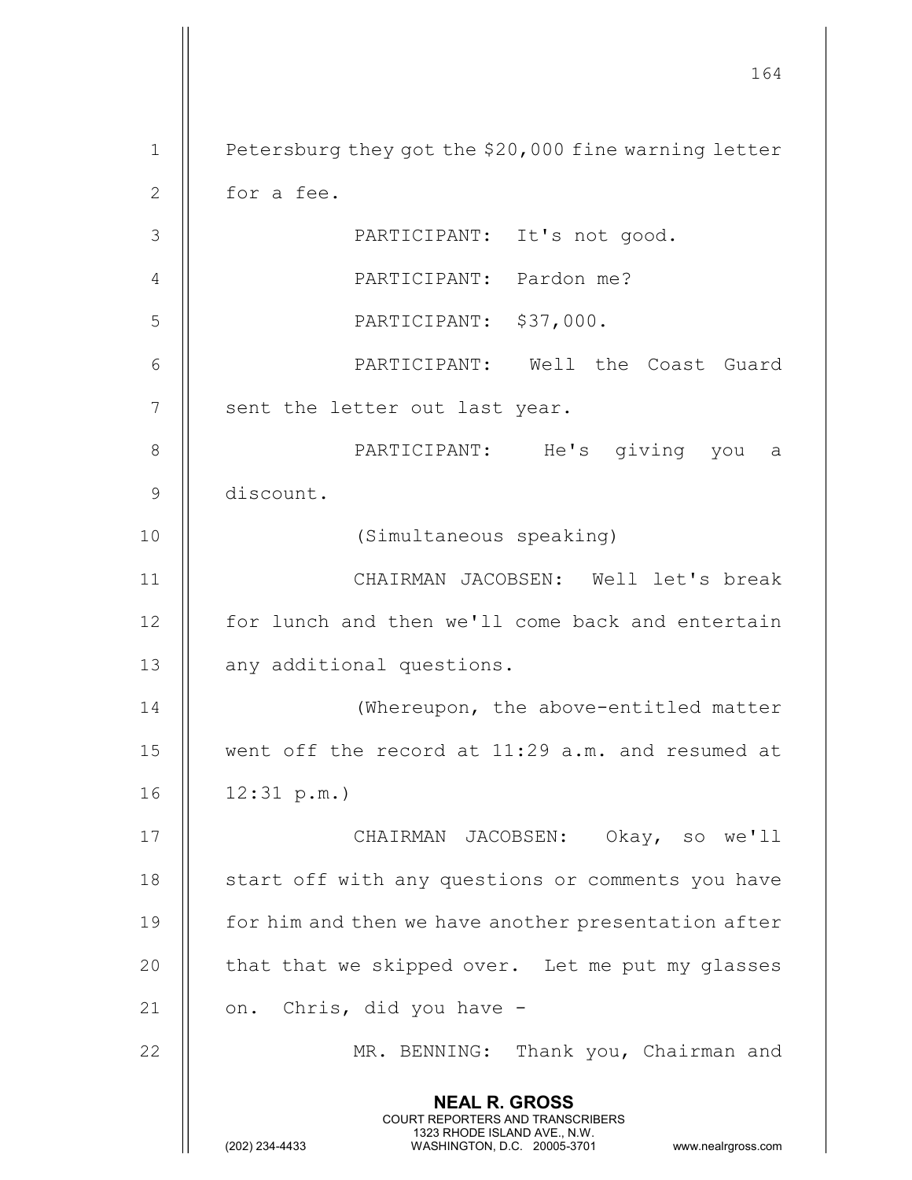Petersburg they got the $20,000 fine warning letter for a fee.

PARTICIPANT: It's not good.

PARTICIPANT: Pardon me?

PARTICIPANT: $37,000.

PARTICIPANT: Well the Coast Guard sent the letter out last year.

PARTICIPANT: He's giving you a discount.

(Simultaneous speaking)

CHAIRMAN JACOBSEN: Well let's break for lunch and then we'll come back and entertain any additional questions.

(Whereupon, the above-entitled matter went off the record at 11:29 a.m. and resumed at 12:31 p.m.)

CHAIRMAN JACOBSEN: Okay, so we'll start off with any questions or comments you have for him and then we have another presentation after that that we skipped over. Let me put my glasses on. Chris, did you have -

MR. BENNING: Thank you, Chairman and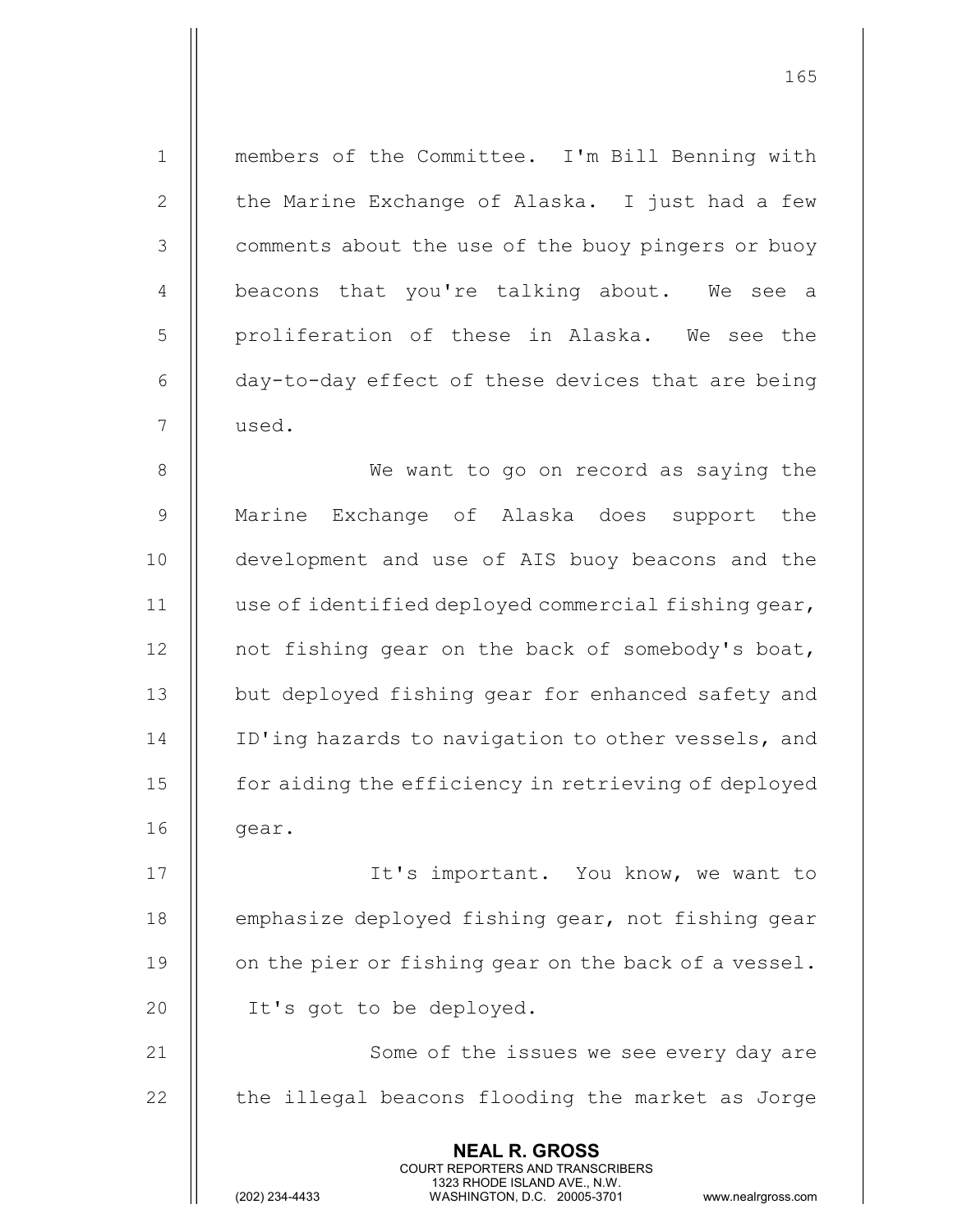members of the Committee. I'm Bill Benning with the Marine Exchange of Alaska. I just had a few comments about the use of the buoy pingers or buoy beacons that you're talking about. We see a proliferation of these in Alaska. We see the day-to-day effect of these devices that are being used.

We want to go on record as saying the Marine Exchange of Alaska does support the development and use of AIS buoy beacons and the use of identified deployed commercial fishing gear, not fishing gear on the back of somebody's boat, but deployed fishing gear for enhanced safety and ID'ing hazards to navigation to other vessels, and for aiding the efficiency in retrieving of deployed gear.

It's important. You know, we want to emphasize deployed fishing gear, not fishing gear on the pier or fishing gear on the back of a vessel. It's got to be deployed.

Some of the issues we see every day are the illegal beacons flooding the market as Jorge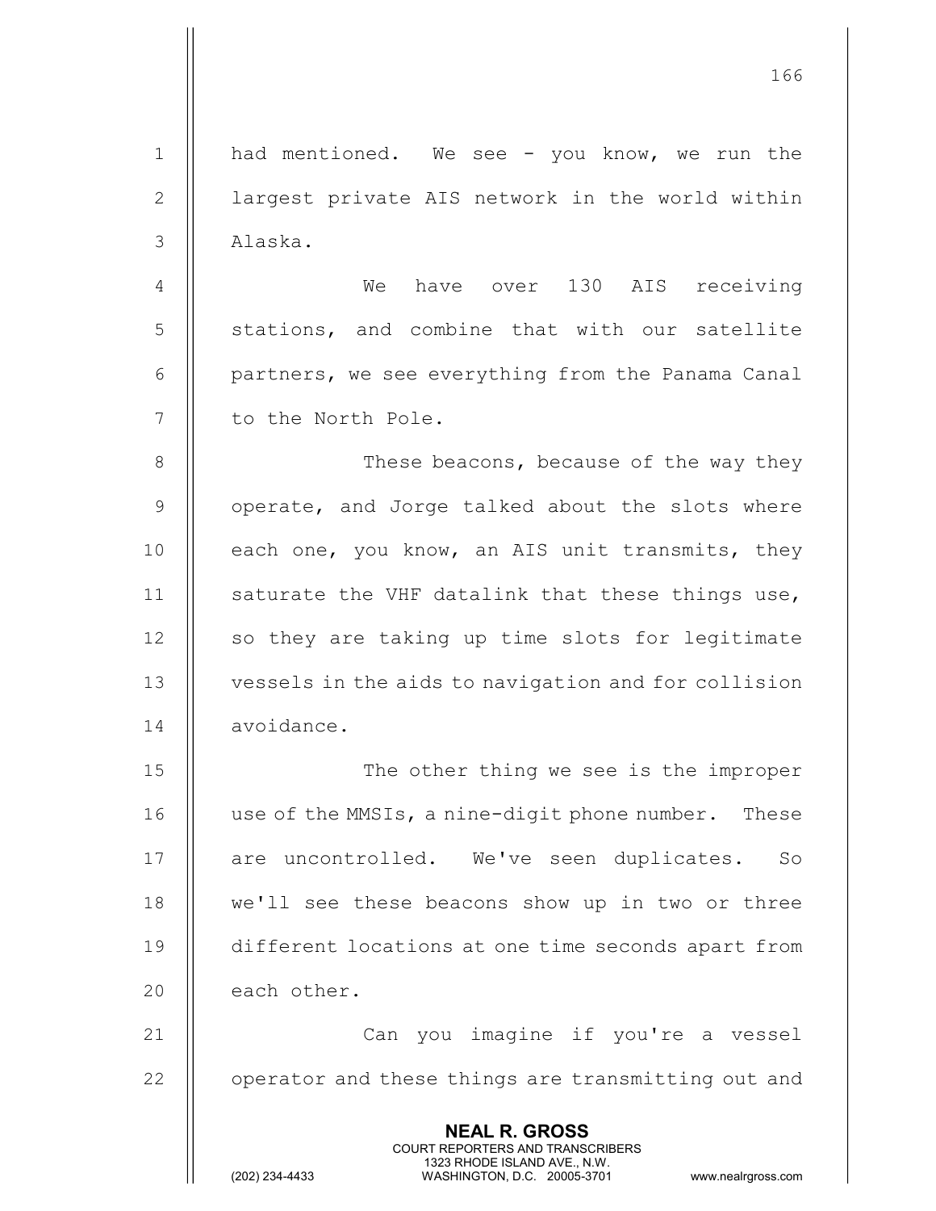had mentioned. We see - you know, we run the largest private AIS network in the world within Alaska.

We have over 130 AIS receiving stations, and combine that with our satellite partners, we see everything from the Panama Canal to the North Pole.

These beacons, because of the way they operate, and Jorge talked about the slots where each one, you know, an AIS unit transmits, they saturate the VHF datalink that these things use, so they are taking up time slots for legitimate vessels in the aids to navigation and for collision avoidance.

The other thing we see is the improper use of the MMSIs, a nine-digit phone number. These are uncontrolled. We've seen duplicates. So we'll see these beacons show up in two or three different locations at one time seconds apart from each other.

Can you imagine if you're a vessel operator and these things are transmitting out and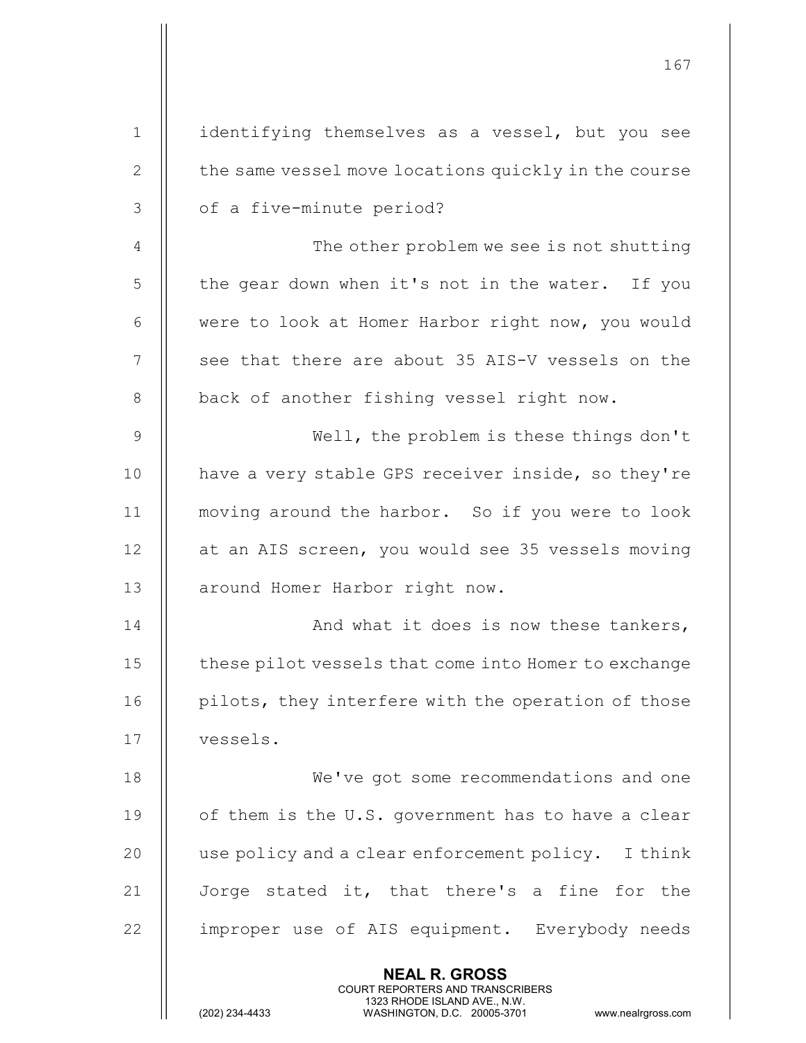identifying themselves as a vessel, but you see the same vessel move locations quickly in the course of a five-minute period?

The other problem we see is not shutting the gear down when it's not in the water. If you were to look at Homer Harbor right now, you would see that there are about 35 AIS-V vessels on the back of another fishing vessel right now.

Well, the problem is these things don't have a very stable GPS receiver inside, so they're moving around the harbor. So if you were to look at an AIS screen, you would see 35 vessels moving around Homer Harbor right now.

And what it does is now these tankers, these pilot vessels that come into Homer to exchange pilots, they interfere with the operation of those vessels.

We've got some recommendations and one of them is the U.S. government has to have a clear use policy and a clear enforcement policy. I think Jorge stated it, that there's a fine for the improper use of AIS equipment. Everybody needs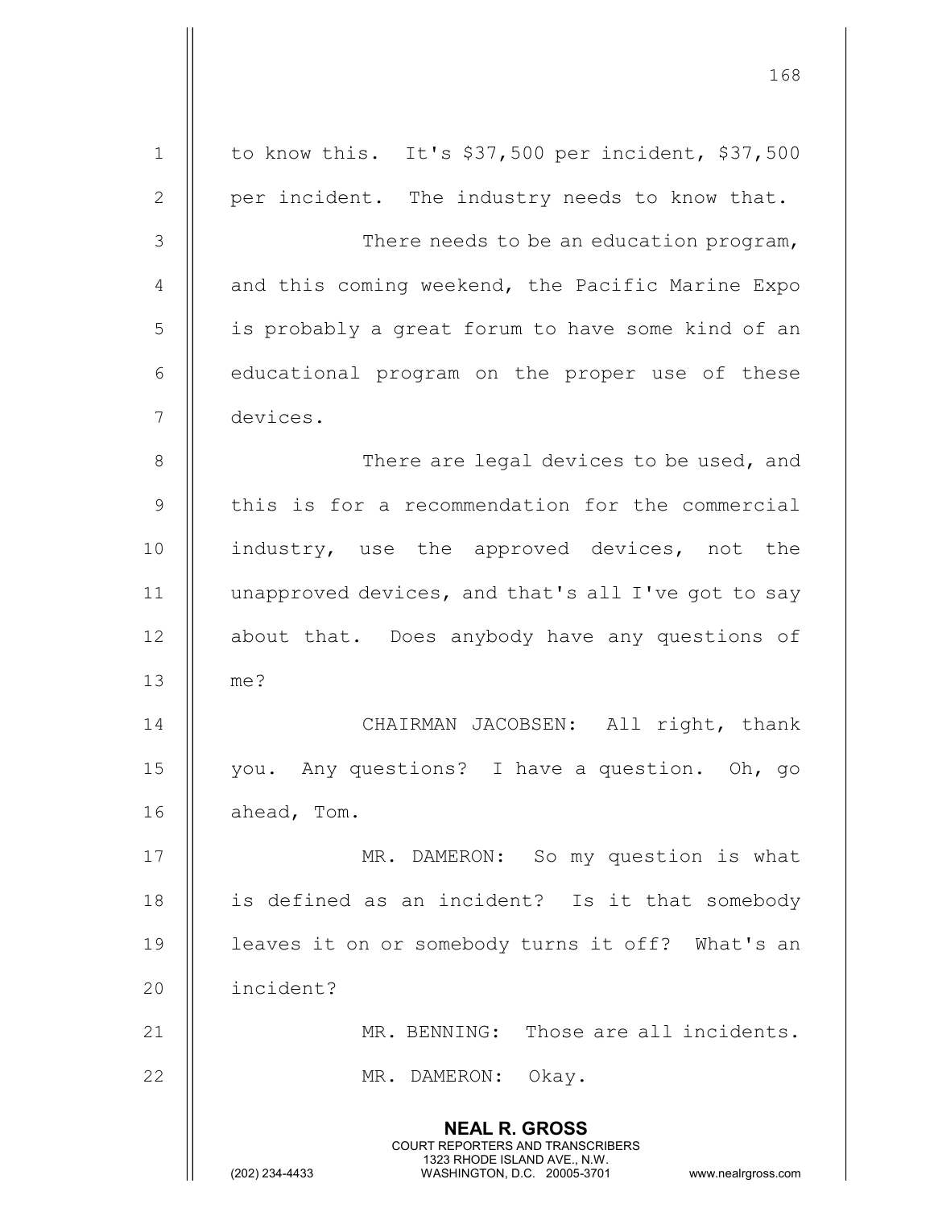to know this. It's $37,500 per incident, $37,500 per incident. The industry needs to know that.

There needs to be an education program, and this coming weekend, the Pacific Marine Expo is probably a great forum to have some kind of an educational program on the proper use of these devices.

There are legal devices to be used, and this is for a recommendation for the commercial industry, use the approved devices, not the unapproved devices, and that's all I've got to say about that. Does anybody have any questions of me?

CHAIRMAN JACOBSEN: All right, thank you. Any questions? I have a question. Oh, go ahead, Tom.

MR. DAMERON: So my question is what is defined as an incident? Is it that somebody leaves it on or somebody turns it off? What's an incident?

MR. BENNING: Those are all incidents.

MR. DAMERON: Okay.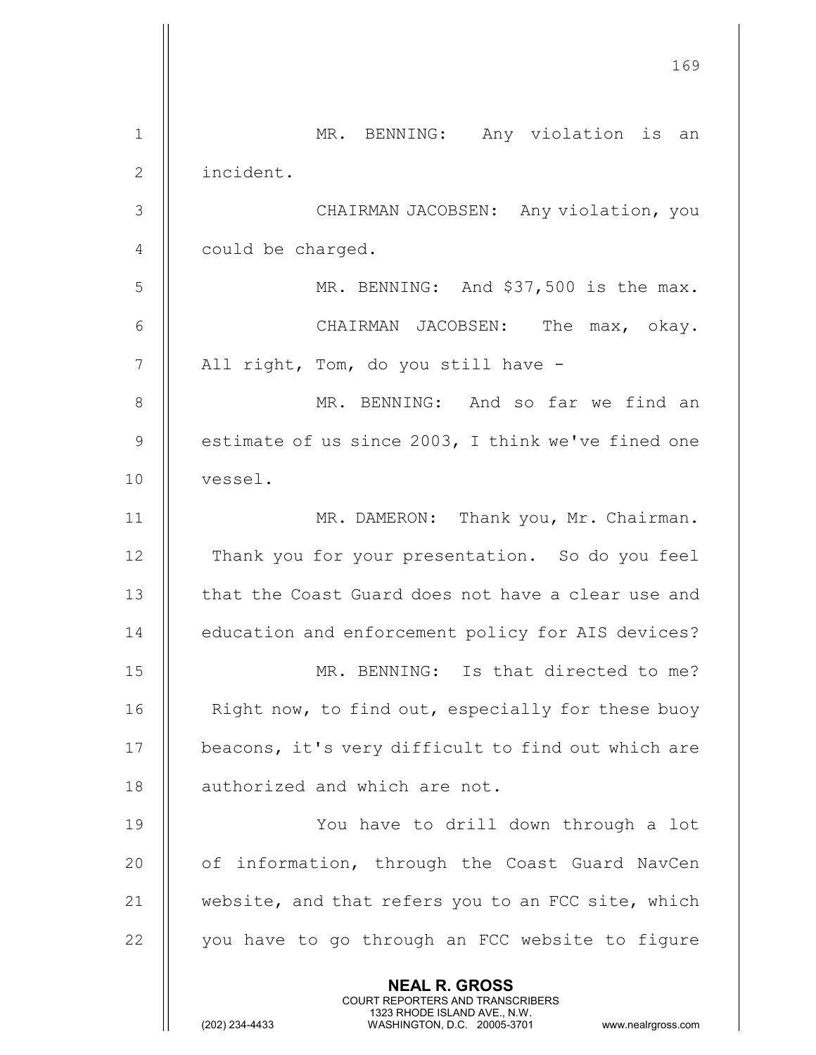MR. BENNING: Any violation is an incident.

CHAIRMAN JACOBSEN: Any violation, you could be charged.

MR. BENNING: And $37,500 is the max.

CHAIRMAN JACOBSEN: The max, okay. All right, Tom, do you still have -

MR. BENNING: And so far we find an estimate of us since 2003, I think we've fined one vessel.

MR. DAMERON: Thank you, Mr. Chairman. Thank you for your presentation. So do you feel that the Coast Guard does not have a clear use and education and enforcement policy for AIS devices?

MR. BENNING: Is that directed to me? Right now, to find out, especially for these buoy beacons, it's very difficult to find out which are authorized and which are not.

You have to drill down through a lot of information, through the Coast Guard NavCen website, and that refers you to an FCC site, which you have to go through an FCC website to figure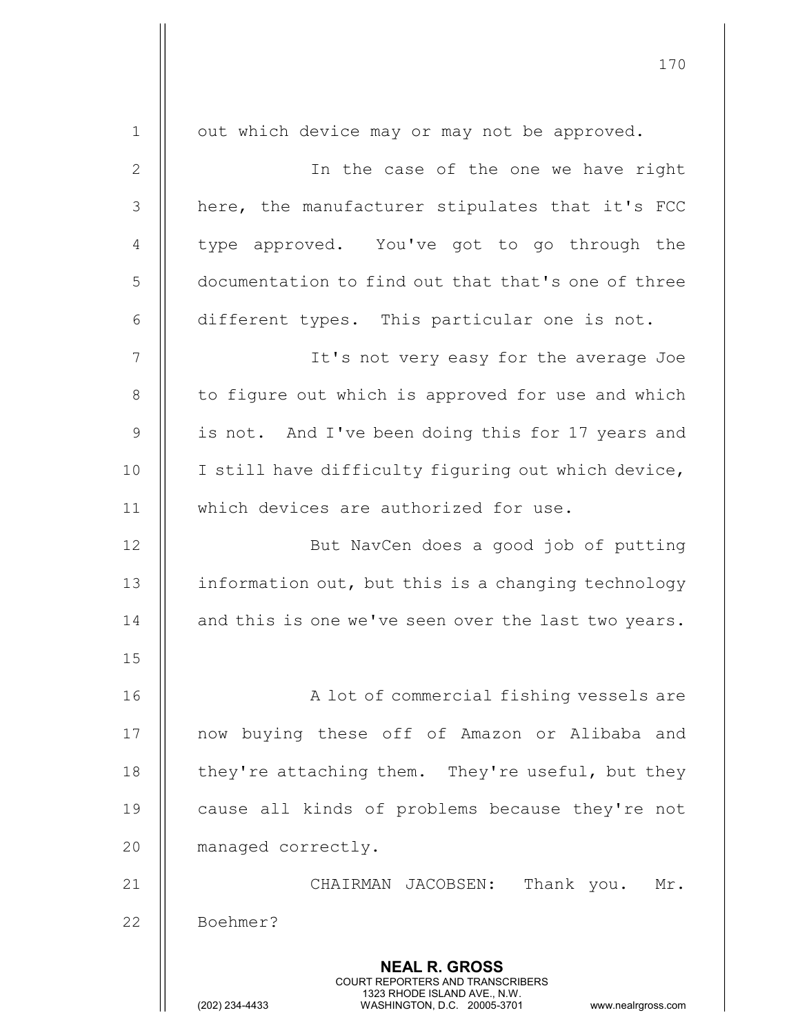out which device may or may not be approved.

In the case of the one we have right here, the manufacturer stipulates that it's FCC type approved. You've got to go through the documentation to find out that that's one of three different types. This particular one is not.

It's not very easy for the average Joe to figure out which is approved for use and which is not. And I've been doing this for 17 years and I still have difficulty figuring out which device, which devices are authorized for use.

But NavCen does a good job of putting information out, but this is a changing technology and this is one we've seen over the last two years.

A lot of commercial fishing vessels are now buying these off of Amazon or Alibaba and they're attaching them. They're useful, but they cause all kinds of problems because they're not managed correctly.

CHAIRMAN JACOBSEN: Thank you. Mr. Boehmer?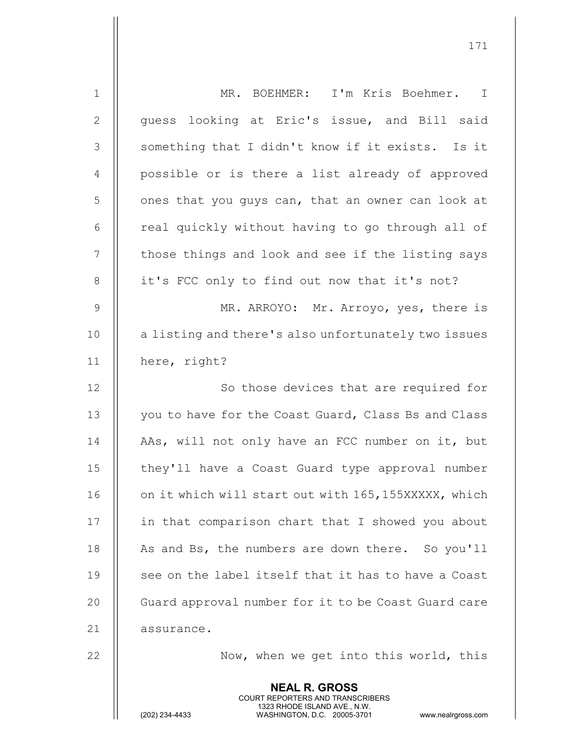MR. BOEHMER: I'm Kris Boehmer. I guess looking at Eric's issue, and Bill said something that I didn't know if it exists. Is it possible or is there a list already of approved ones that you guys can, that an owner can look at real quickly without having to go through all of those things and look and see if the listing says it's FCC only to find out now that it's not?

MR. ARROYO: Mr. Arroyo, yes, there is a listing and there's also unfortunately two issues here, right?

So those devices that are required for you to have for the Coast Guard, Class Bs and Class AAs, will not only have an FCC number on it, but they'll have a Coast Guard type approval number on it which will start out with 165,155XXXXX, which in that comparison chart that I showed you about As and Bs, the numbers are down there. So you'll see on the label itself that it has to have a Coast Guard approval number for it to be Coast Guard care assurance.

Now, when we get into this world, this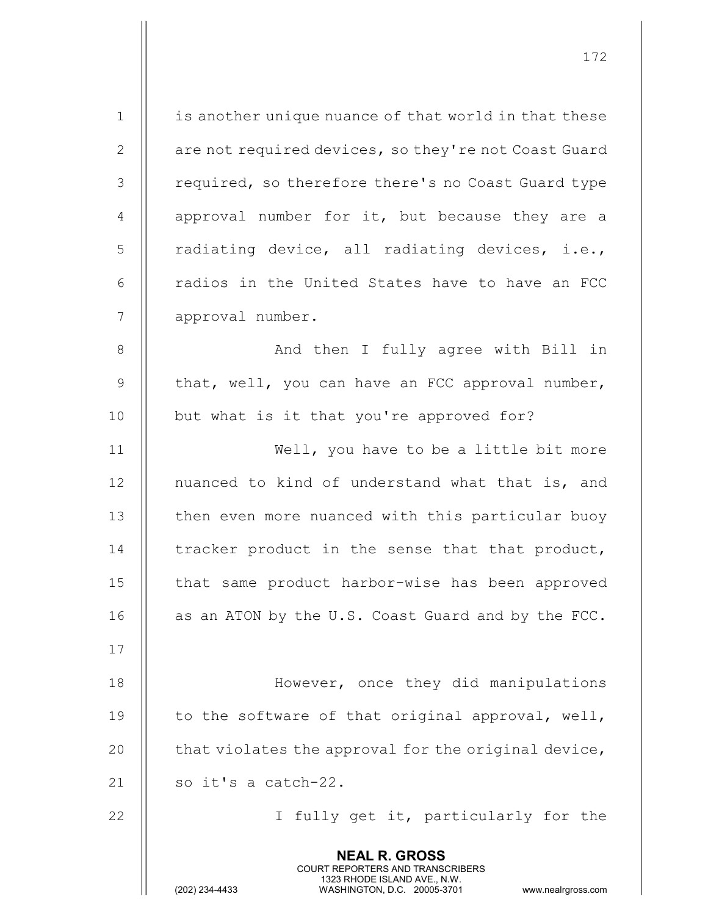is another unique nuance of that world in that these are not required devices, so they're not Coast Guard required, so therefore there's no Coast Guard type approval number for it, but because they are a radiating device, all radiating devices, i.e., radios in the United States have to have an FCC approval number.

And then I fully agree with Bill in that, well, you can have an FCC approval number, but what is it that you're approved for?

Well, you have to be a little bit more nuanced to kind of understand what that is, and then even more nuanced with this particular buoy tracker product in the sense that that product, that same product harbor-wise has been approved as an ATON by the U.S. Coast Guard and by the FCC.

However, once they did manipulations to the software of that original approval, well, that violates the approval for the original device, so it's a catch-22.

I fully get it, particularly for the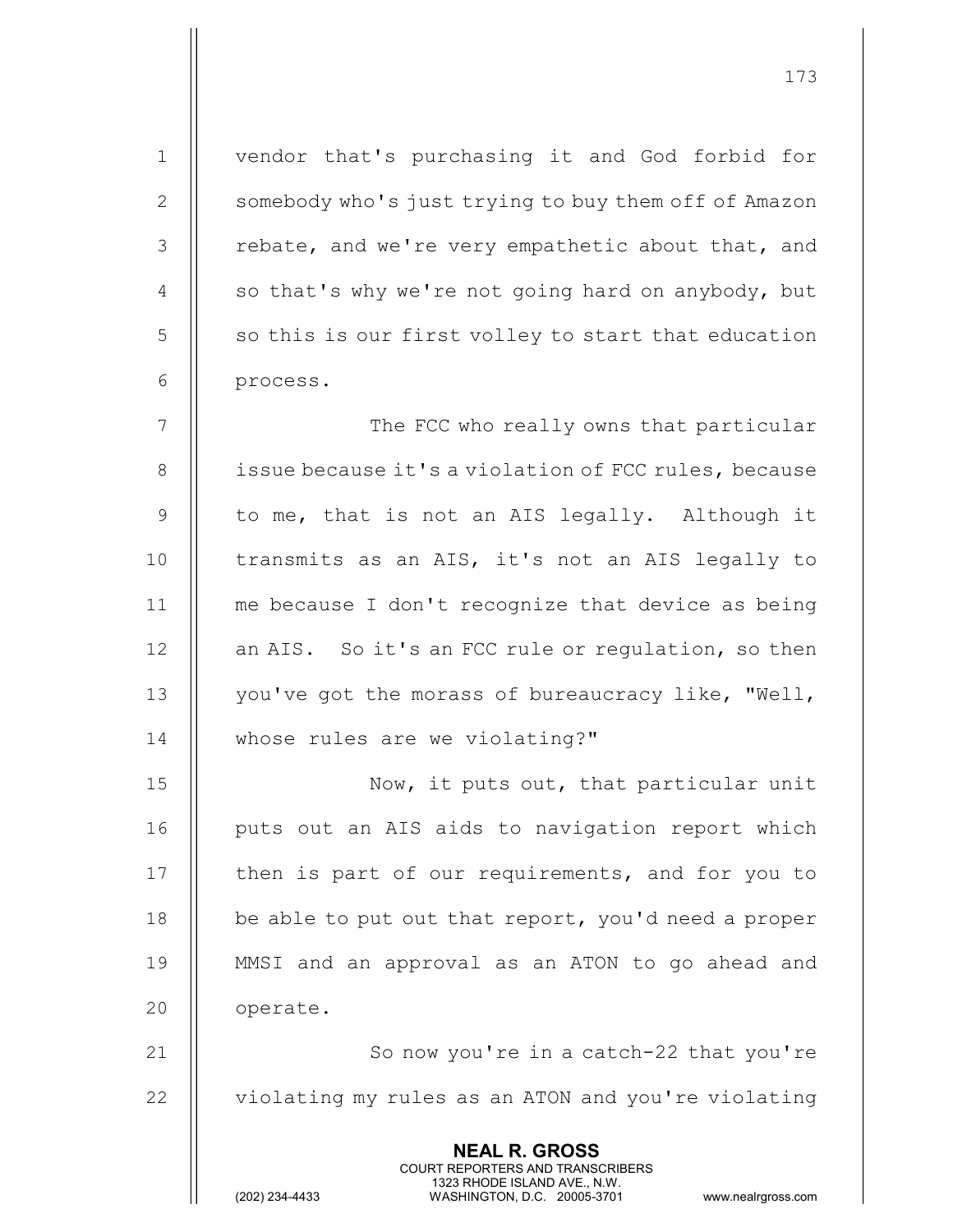vendor that's purchasing it and God forbid for somebody who's just trying to buy them off of Amazon rebate, and we're very empathetic about that, and so that's why we're not going hard on anybody, but so this is our first volley to start that education process.

The FCC who really owns that particular issue because it's a violation of FCC rules, because to me, that is not an AIS legally. Although it transmits as an AIS, it's not an AIS legally to me because I don't recognize that device as being an AIS. So it's an FCC rule or regulation, so then you've got the morass of bureaucracy like, "Well, whose rules are we violating?"

Now, it puts out, that particular unit puts out an AIS aids to navigation report which then is part of our requirements, and for you to be able to put out that report, you'd need a proper MMSI and an approval as an ATON to go ahead and operate.

So now you're in a catch-22 that you're violating my rules as an ATON and you're violating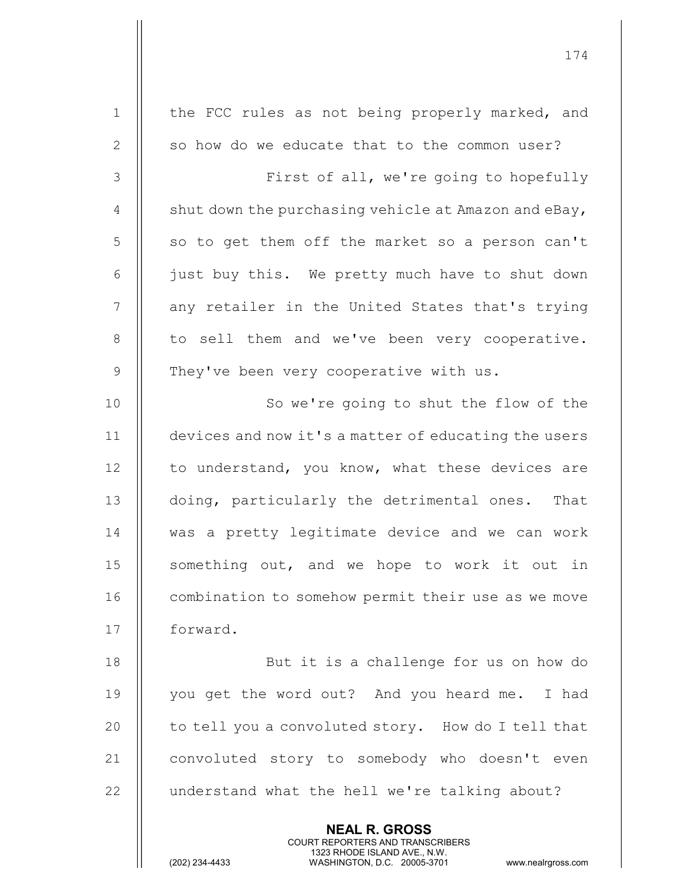the FCC rules as not being properly marked, and so how do we educate that to the common user?

First of all, we're going to hopefully shut down the purchasing vehicle at Amazon and eBay, so to get them off the market so a person can't just buy this. We pretty much have to shut down any retailer in the United States that's trying to sell them and we've been very cooperative. They've been very cooperative with us.

So we're going to shut the flow of the devices and now it's a matter of educating the users to understand, you know, what these devices are doing, particularly the detrimental ones. That was a pretty legitimate device and we can work something out, and we hope to work it out in combination to somehow permit their use as we move forward.

But it is a challenge for us on how do you get the word out? And you heard me. I had to tell you a convoluted story. How do I tell that convoluted story to somebody who doesn't even understand what the hell we're talking about?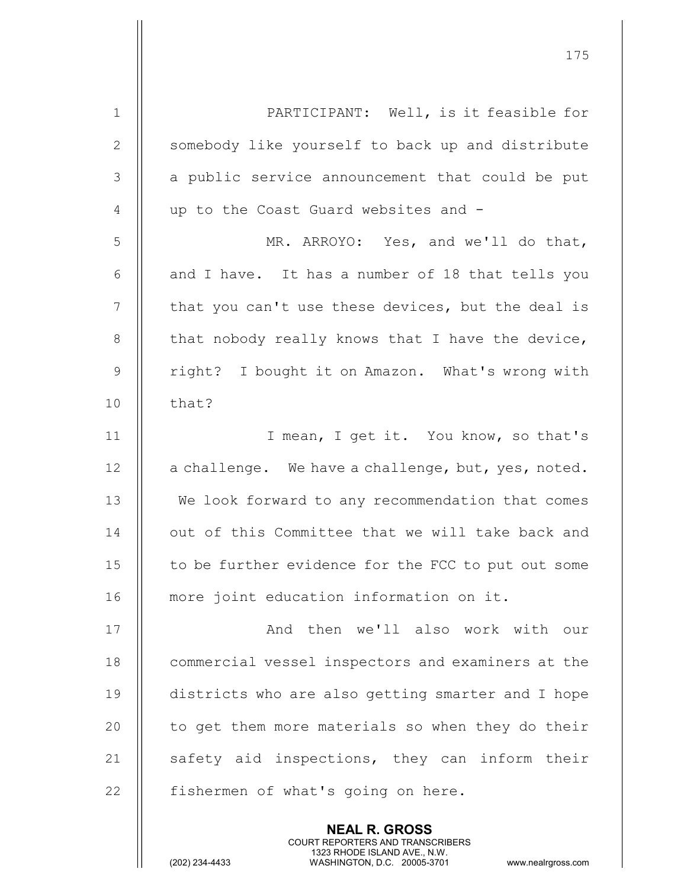PARTICIPANT: Well, is it feasible for somebody like yourself to back up and distribute a public service announcement that could be put up to the Coast Guard websites and -

MR. ARROYO: Yes, and we'll do that, and I have. It has a number of 18 that tells you that you can't use these devices, but the deal is that nobody really knows that I have the device, right? I bought it on Amazon. What's wrong with that?

I mean, I get it. You know, so that's a challenge. We have a challenge, but, yes, noted. We look forward to any recommendation that comes out of this Committee that we will take back and to be further evidence for the FCC to put out some more joint education information on it.

And then we'll also work with our commercial vessel inspectors and examiners at the districts who are also getting smarter and I hope to get them more materials so when they do their safety aid inspections, they can inform their fishermen of what's going on here.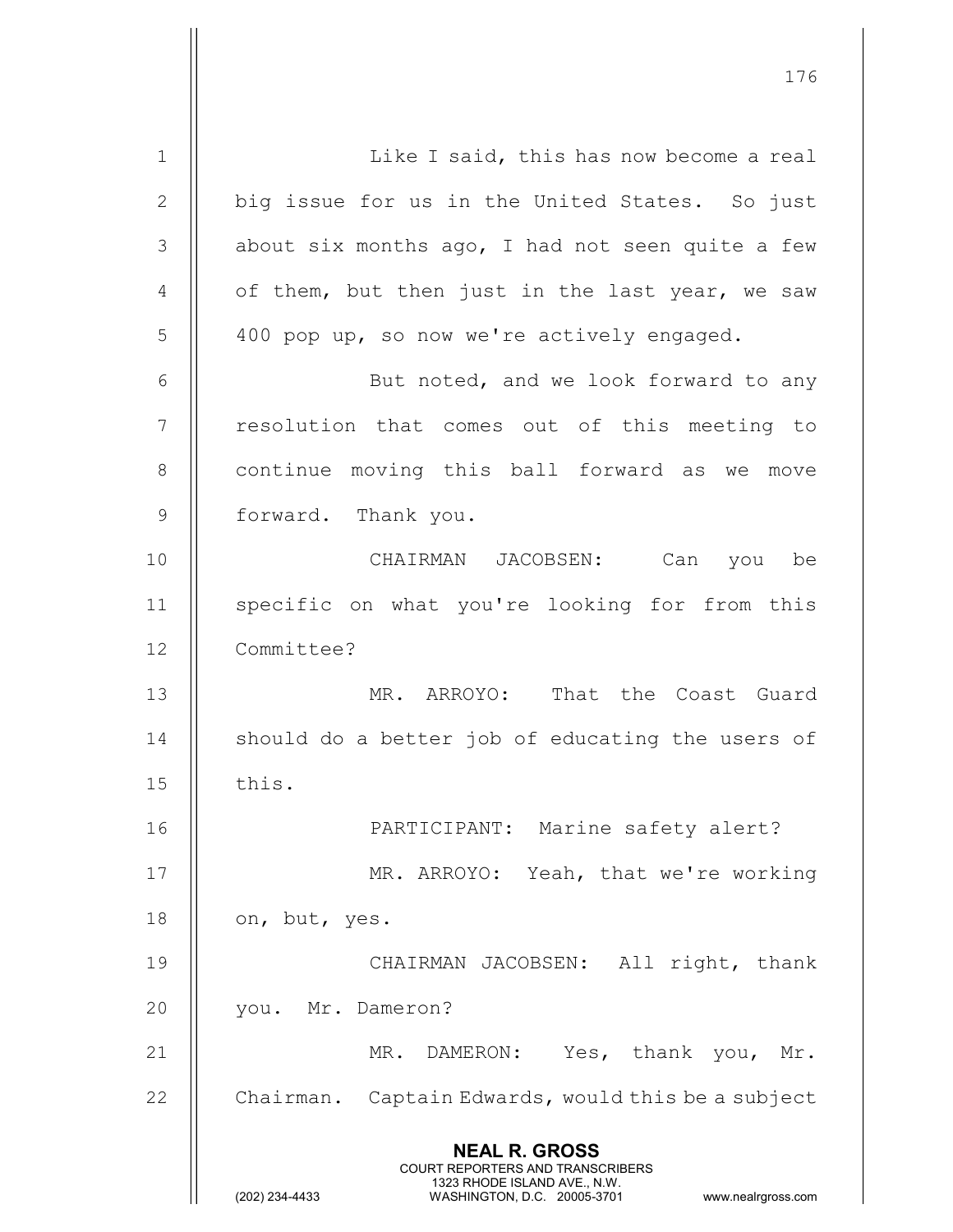Like I said, this has now become a real big issue for us in the United States. So just about six months ago, I had not seen quite a few of them, but then just in the last year, we saw 400 pop up, so now we're actively engaged.

But noted, and we look forward to any resolution that comes out of this meeting to continue moving this ball forward as we move forward. Thank you.

CHAIRMAN JACOBSEN: Can you be specific on what you're looking for from this Committee?

MR. ARROYO: That the Coast Guard should do a better job of educating the users of this.

PARTICIPANT: Marine safety alert?

MR. ARROYO: Yeah, that we're working on, but, yes.

CHAIRMAN JACOBSEN: All right, thank you. Mr. Dameron?

MR. DAMERON: Yes, thank you, Mr. Chairman. Captain Edwards, would this be a subject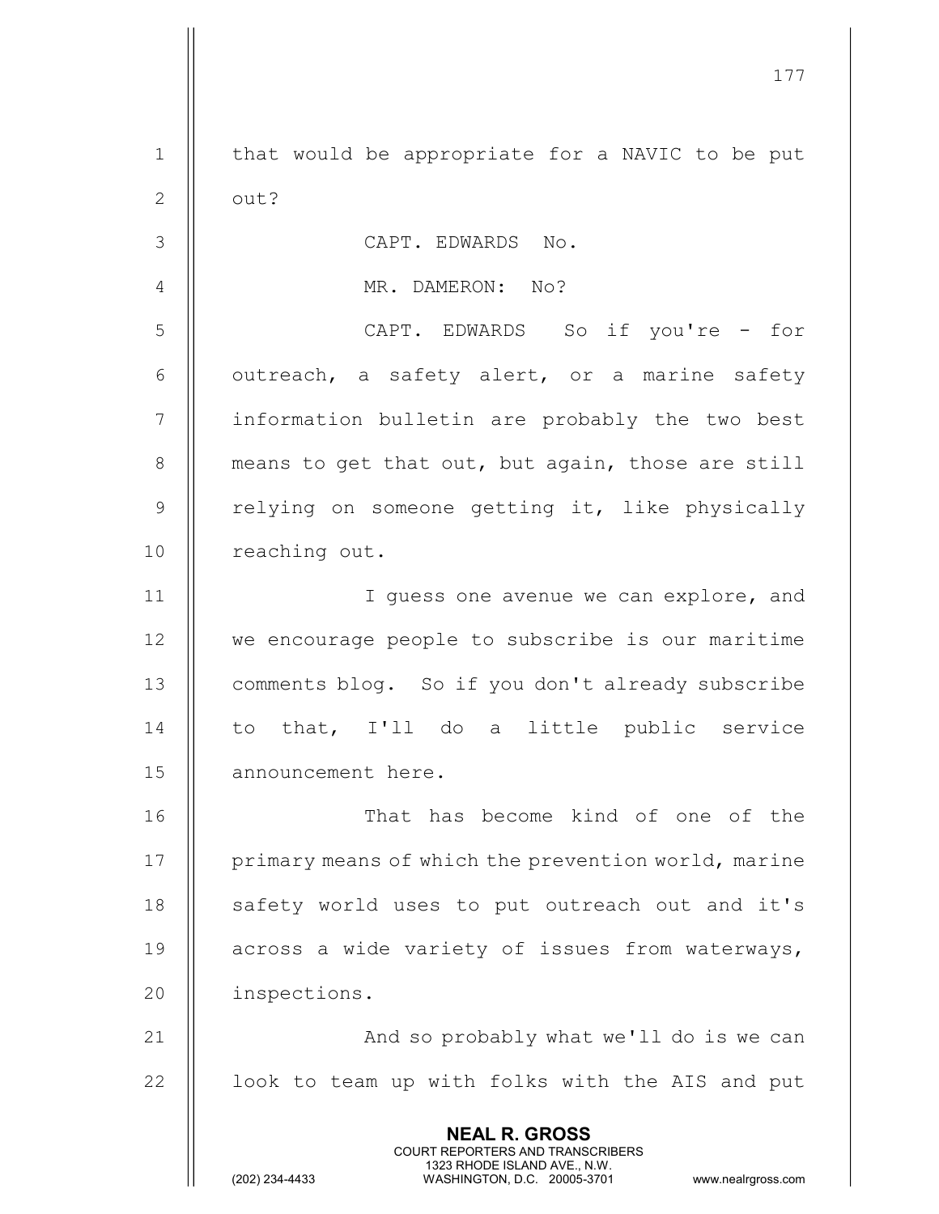that would be appropriate for a NAVIC to be put out?

CAPT. EDWARDS No.

MR. DAMERON: No?

CAPT. EDWARDS So if you're - for outreach, a safety alert, or a marine safety information bulletin are probably the two best means to get that out, but again, those are still relying on someone getting it, like physically reaching out.

I guess one avenue we can explore, and we encourage people to subscribe is our maritime comments blog. So if you don't already subscribe to that, I'll do a little public service announcement here.

That has become kind of one of the primary means of which the prevention world, marine safety world uses to put outreach out and it's across a wide variety of issues from waterways, inspections.

And so probably what we'll do is we can look to team up with folks with the AIS and put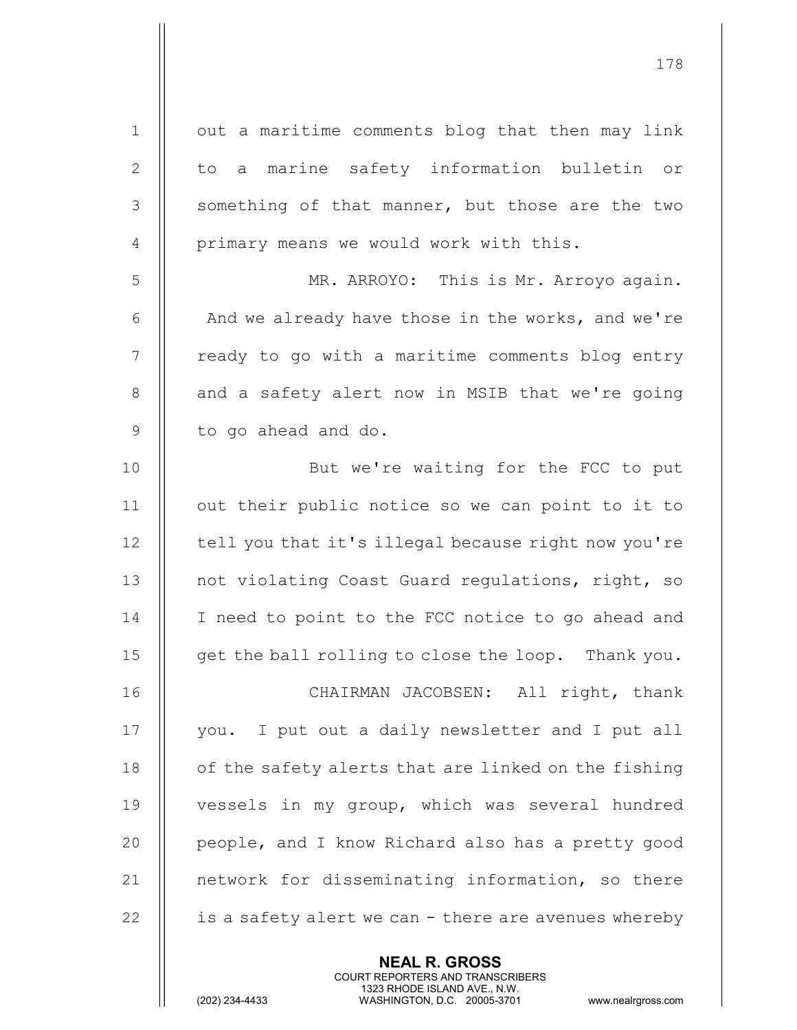out a maritime comments blog that then may link to a marine safety information bulletin or something of that manner, but those are the two primary means we would work with this.

MR. ARROYO: This is Mr. Arroyo again. And we already have those in the works, and we're ready to go with a maritime comments blog entry and a safety alert now in MSIB that we're going to go ahead and do.

But we're waiting for the FCC to put out their public notice so we can point to it to tell you that it's illegal because right now you're not violating Coast Guard regulations, right, so I need to point to the FCC notice to go ahead and get the ball rolling to close the loop. Thank you.

CHAIRMAN JACOBSEN: All right, thank you. I put out a daily newsletter and I put all of the safety alerts that are linked on the fishing vessels in my group, which was several hundred people, and I know Richard also has a pretty good network for disseminating information, so there is a safety alert we can - there are avenues whereby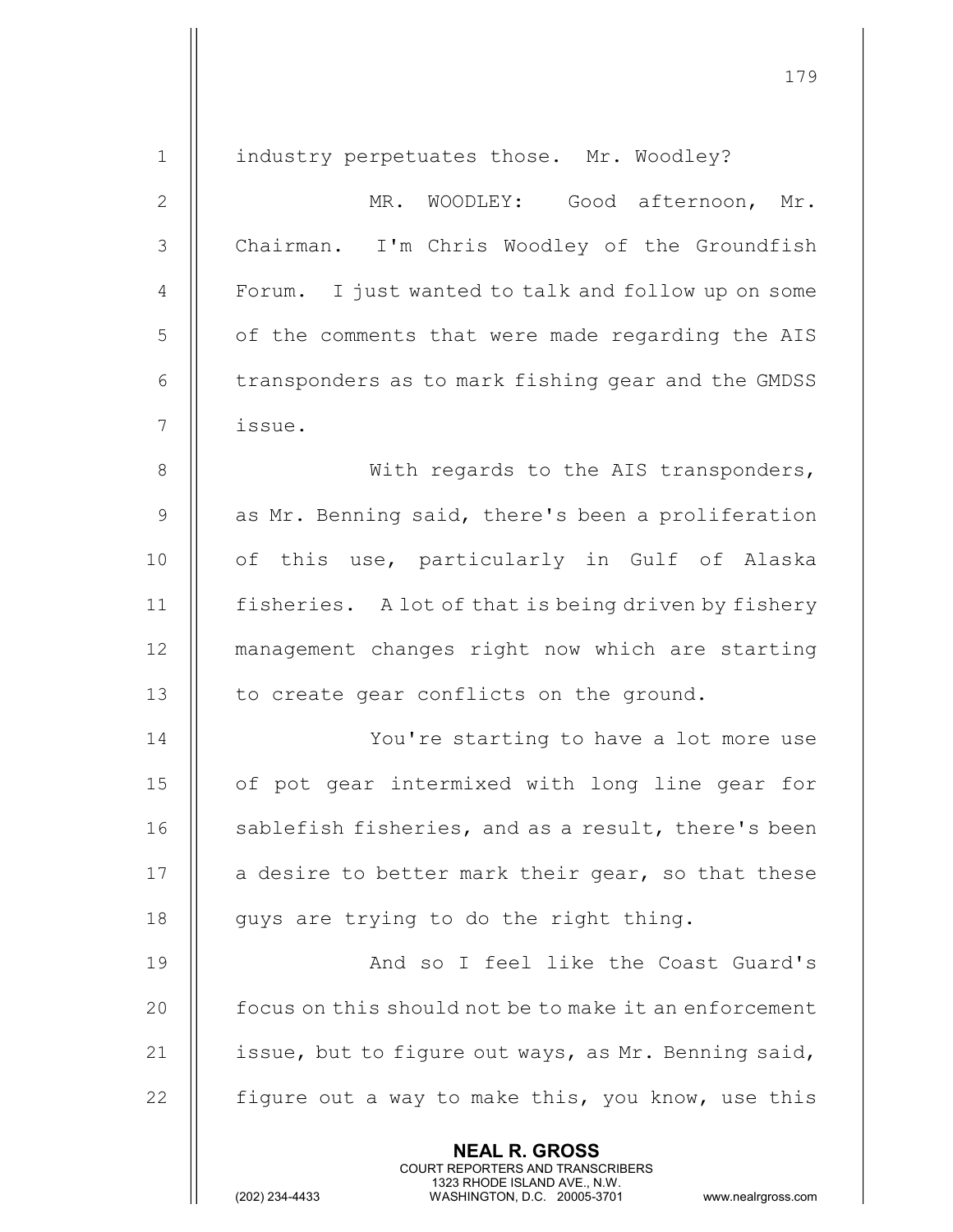industry perpetuates those. Mr. Woodley?

MR. WOODLEY: Good afternoon, Mr. Chairman. I'm Chris Woodley of the Groundfish Forum. I just wanted to talk and follow up on some of the comments that were made regarding the AIS transponders as to mark fishing gear and the GMDSS issue.

With regards to the AIS transponders, as Mr. Benning said, there's been a proliferation of this use, particularly in Gulf of Alaska fisheries. A lot of that is being driven by fishery management changes right now which are starting to create gear conflicts on the ground.

You're starting to have a lot more use of pot gear intermixed with long line gear for sablefish fisheries, and as a result, there's been a desire to better mark their gear, so that these guys are trying to do the right thing.

And so I feel like the Coast Guard's focus on this should not be to make it an enforcement issue, but to figure out ways, as Mr. Benning said, figure out a way to make this, you know, use this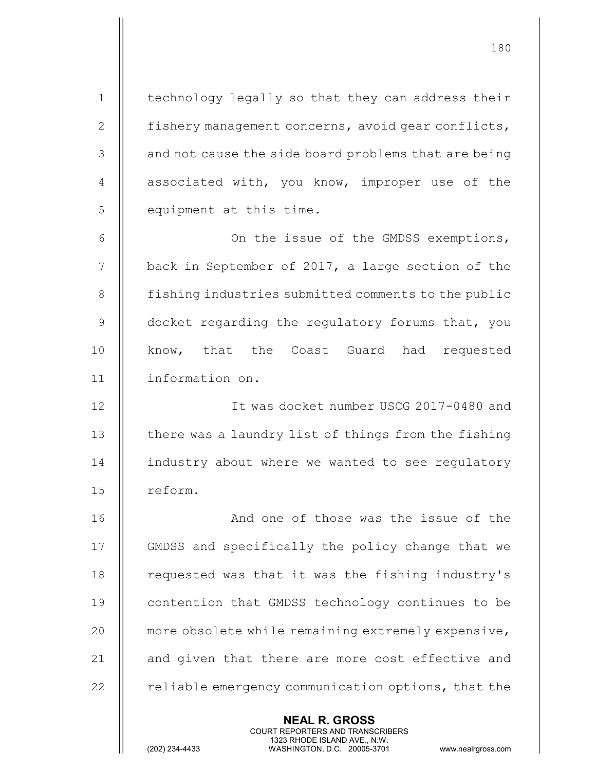technology legally so that they can address their fishery management concerns, avoid gear conflicts, and not cause the side board problems that are being associated with, you know, improper use of the equipment at this time.

On the issue of the GMDSS exemptions, back in September of 2017, a large section of the fishing industries submitted comments to the public docket regarding the regulatory forums that, you know, that the Coast Guard had requested information on.

It was docket number USCG 2017-0480 and there was a laundry list of things from the fishing industry about where we wanted to see regulatory reform.

And one of those was the issue of the GMDSS and specifically the policy change that we requested was that it was the fishing industry's contention that GMDSS technology continues to be more obsolete while remaining extremely expensive, and given that there are more cost effective and reliable emergency communication options, that the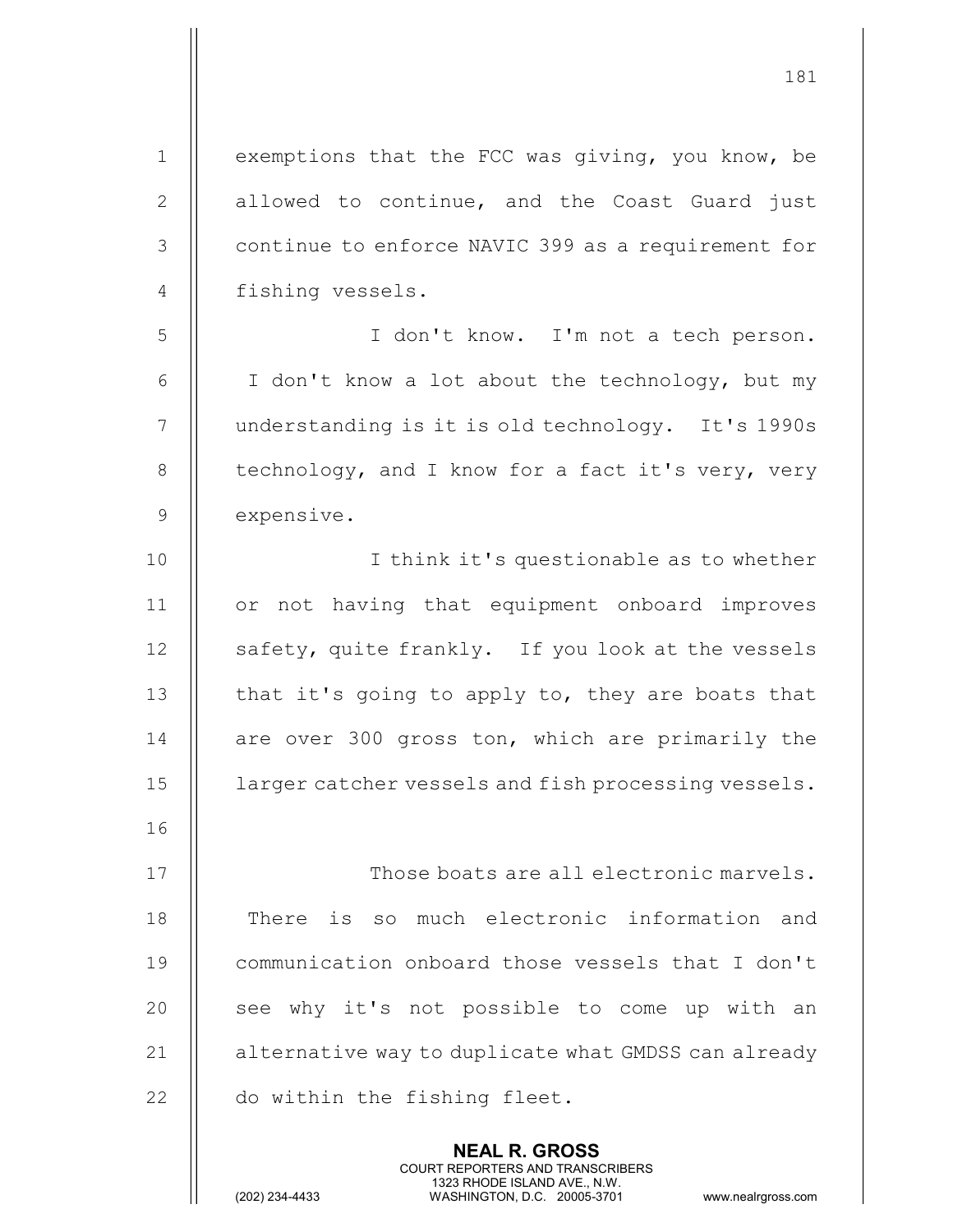exemptions that the FCC was giving, you know, be allowed to continue, and the Coast Guard just continue to enforce NAVIC 399 as a requirement for fishing vessels.

I don't know. I'm not a tech person. I don't know a lot about the technology, but my understanding is it is old technology. It's 1990s technology, and I know for a fact it's very, very expensive.

I think it's questionable as to whether or not having that equipment onboard improves safety, quite frankly. If you look at the vessels that it's going to apply to, they are boats that are over 300 gross ton, which are primarily the larger catcher vessels and fish processing vessels.

Those boats are all electronic marvels. There is so much electronic information and communication onboard those vessels that I don't see why it's not possible to come up with an alternative way to duplicate what GMDSS can already do within the fishing fleet.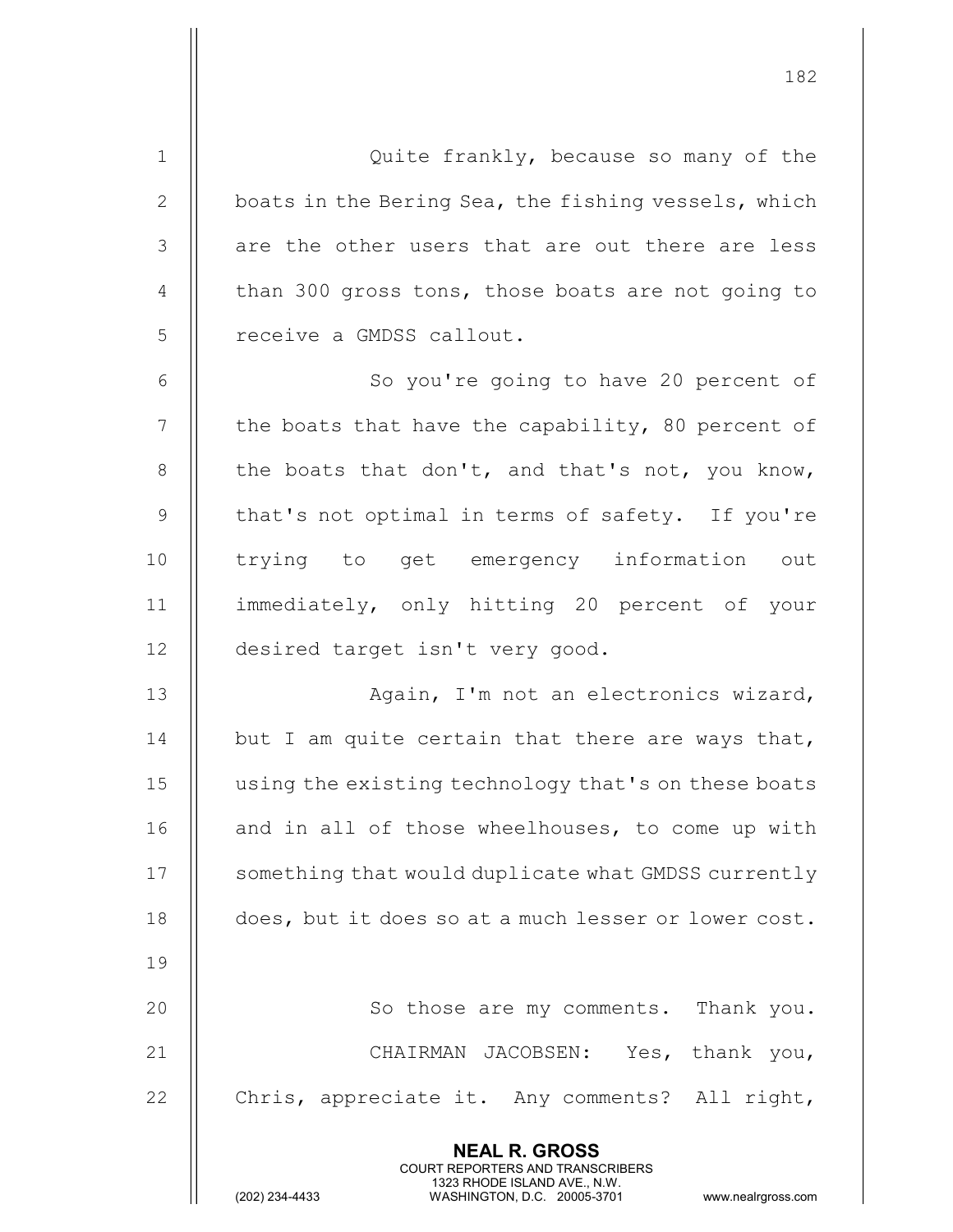Quite frankly, because so many of the boats in the Bering Sea, the fishing vessels, which are the other users that are out there are less than 300 gross tons, those boats are not going to receive a GMDSS callout.

So you're going to have 20 percent of the boats that have the capability, 80 percent of the boats that don't, and that's not, you know, that's not optimal in terms of safety. If you're trying to get emergency information out immediately, only hitting 20 percent of your desired target isn't very good.

Again, I'm not an electronics wizard, but I am quite certain that there are ways that, using the existing technology that's on these boats and in all of those wheelhouses, to come up with something that would duplicate what GMDSS currently does, but it does so at a much lesser or lower cost.

So those are my comments. Thank you.

CHAIRMAN JACOBSEN: Yes, thank you, Chris, appreciate it. Any comments? All right,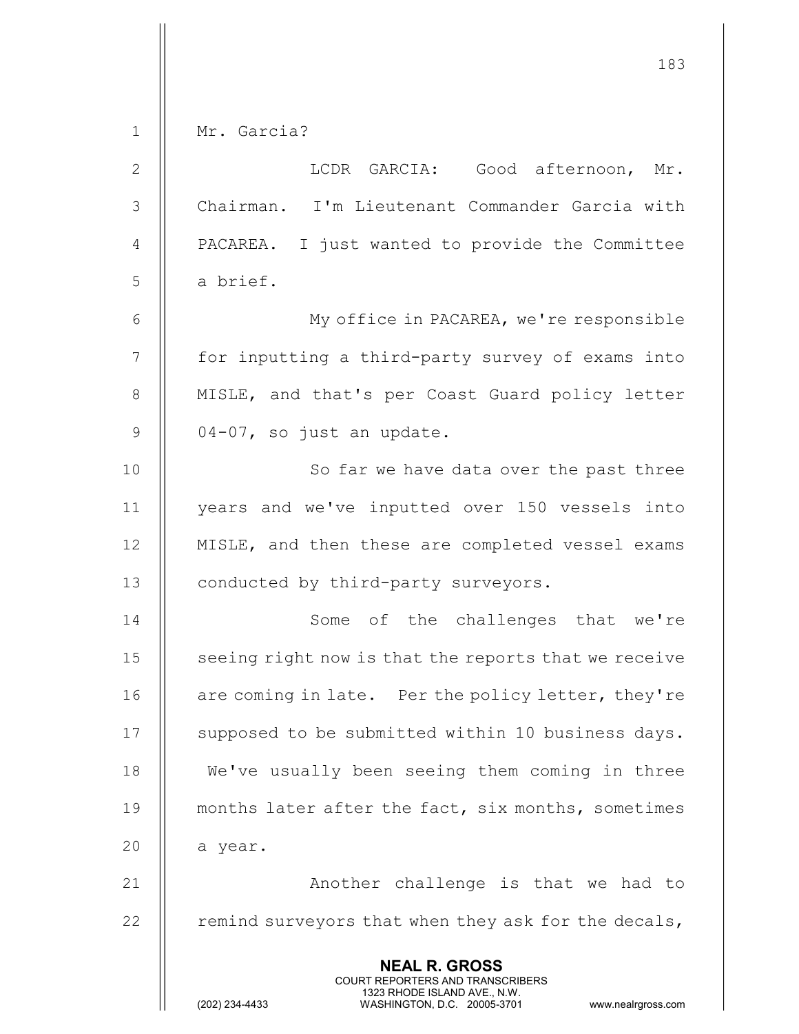Mr. Garcia?

LCDR GARCIA: Good afternoon, Mr. Chairman. I'm Lieutenant Commander Garcia with PACAREA. I just wanted to provide the Committee a brief.

My office in PACAREA, we're responsible for inputting a third-party survey of exams into MISLE, and that's per Coast Guard policy letter 04-07, so just an update.

So far we have data over the past three years and we've inputted over 150 vessels into MISLE, and then these are completed vessel exams conducted by third-party surveyors.

Some of the challenges that we're seeing right now is that the reports that we receive are coming in late. Per the policy letter, they're supposed to be submitted within 10 business days. We've usually been seeing them coming in three months later after the fact, six months, sometimes a year.

Another challenge is that we had to remind surveyors that when they ask for the decals,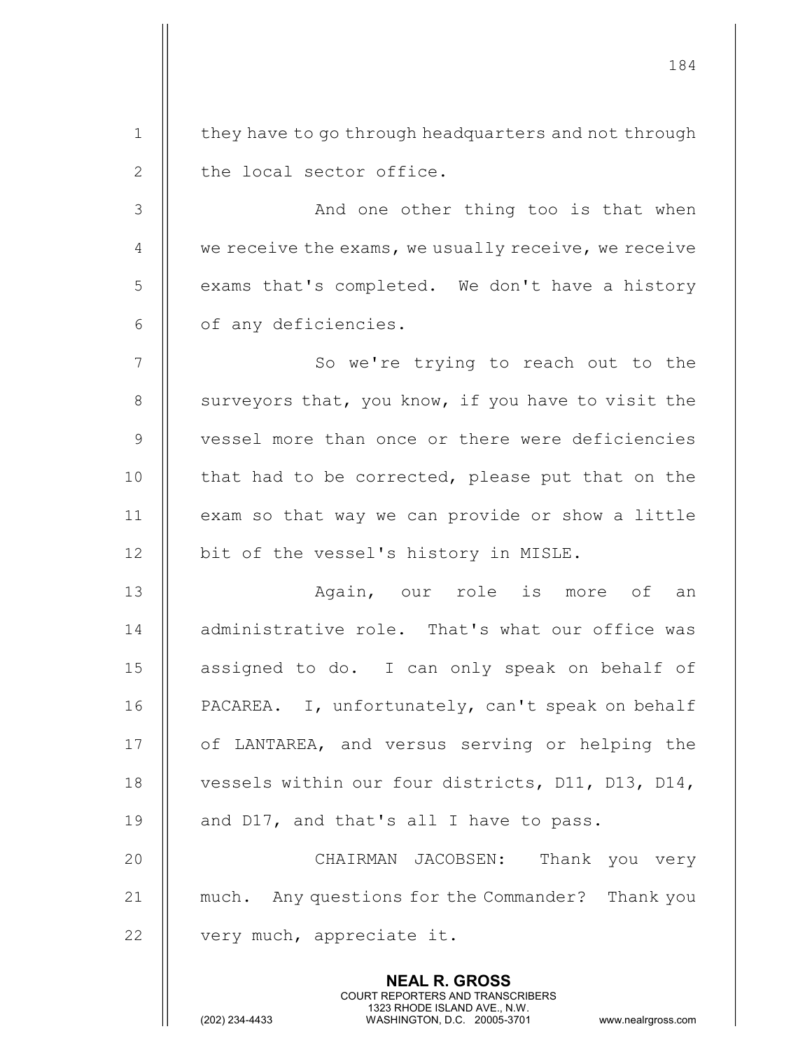they have to go through headquarters and not through the local sector office.

And one other thing too is that when we receive the exams, we usually receive, we receive exams that's completed. We don't have a history of any deficiencies.

So we're trying to reach out to the surveyors that, you know, if you have to visit the vessel more than once or there were deficiencies that had to be corrected, please put that on the exam so that way we can provide or show a little bit of the vessel's history in MISLE.

Again, our role is more of an administrative role. That's what our office was assigned to do. I can only speak on behalf of PACAREA. I, unfortunately, can't speak on behalf of LANTAREA, and versus serving or helping the vessels within our four districts, D11, D13, D14, and D17, and that's all I have to pass.

CHAIRMAN JACOBSEN: Thank you very much. Any questions for the Commander? Thank you very much, appreciate it.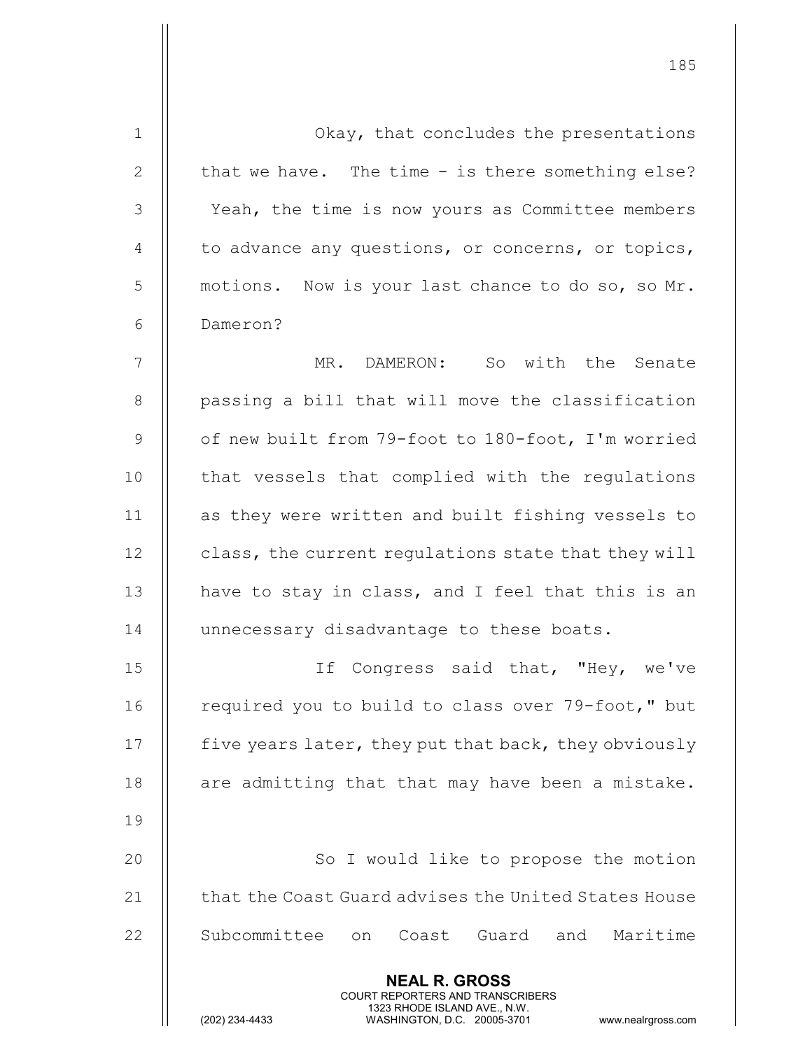Okay, that concludes the presentations that we have. The time - is there something else? Yeah, the time is now yours as Committee members to advance any questions, or concerns, or topics, motions. Now is your last chance to do so, so Mr. Dameron?

MR. DAMERON: So with the Senate passing a bill that will move the classification of new built from 79-foot to 180-foot, I'm worried that vessels that complied with the regulations as they were written and built fishing vessels to class, the current regulations state that they will have to stay in class, and I feel that this is an unnecessary disadvantage to these boats.

If Congress said that, "Hey, we've required you to build to class over 79-foot," but five years later, they put that back, they obviously are admitting that that may have been a mistake.

So I would like to propose the motion that the Coast Guard advises the United States House Subcommittee on Coast Guard and Maritime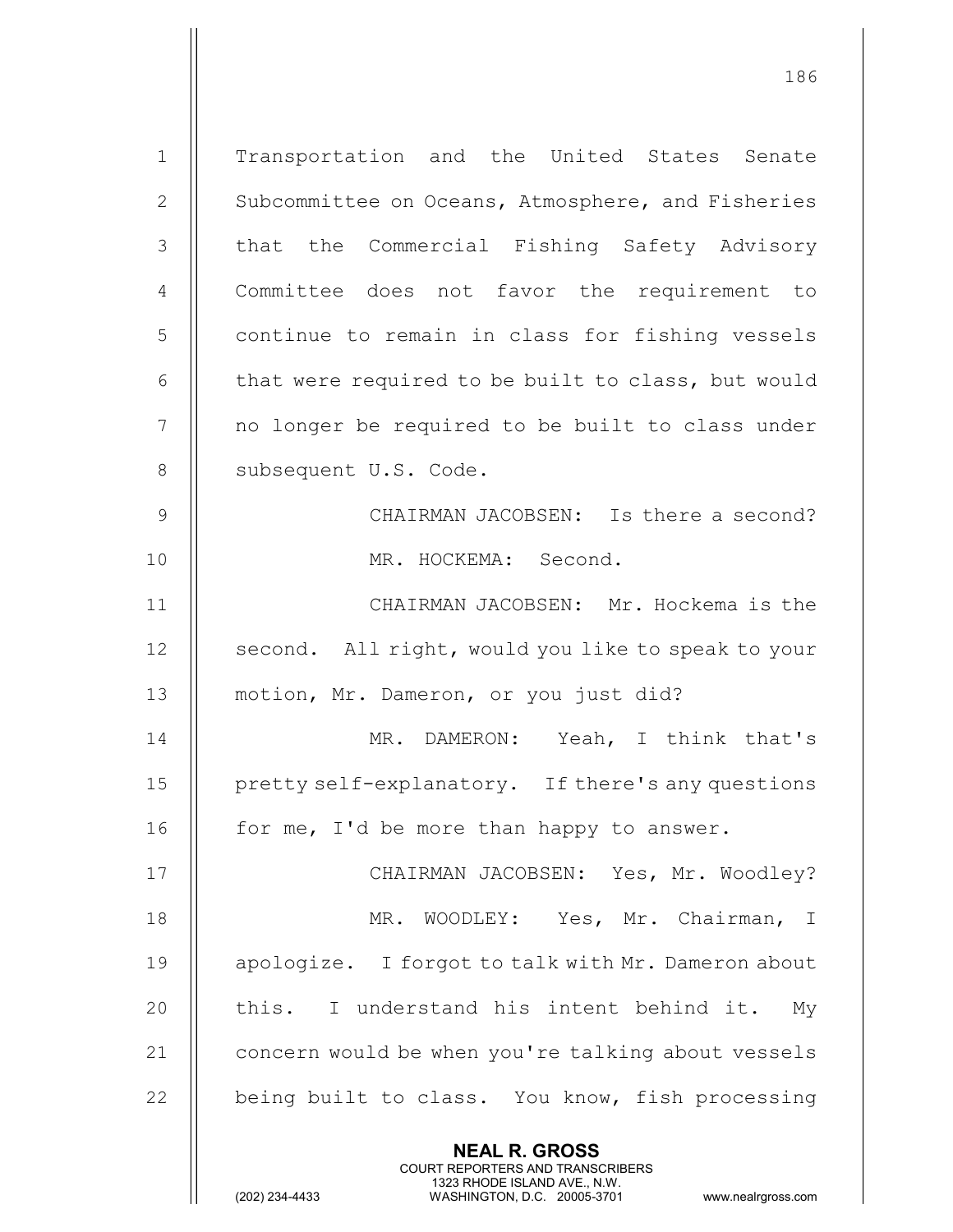Transportation and the United States Senate Subcommittee on Oceans, Atmosphere, and Fisheries that the Commercial Fishing Safety Advisory Committee does not favor the requirement to continue to remain in class for fishing vessels that were required to be built to class, but would no longer be required to be built to class under subsequent U.S. Code.

CHAIRMAN JACOBSEN: Is there a second?

MR. HOCKEMA: Second.

CHAIRMAN JACOBSEN: Mr. Hockema is the second. All right, would you like to speak to your motion, Mr. Dameron, or you just did?

MR. DAMERON: Yeah, I think that's pretty self-explanatory. If there's any questions for me, I'd be more than happy to answer.

CHAIRMAN JACOBSEN: Yes, Mr. Woodley?

MR. WOODLEY: Yes, Mr. Chairman, I apologize. I forgot to talk with Mr. Dameron about this. I understand his intent behind it. My concern would be when you're talking about vessels being built to class. You know, fish processing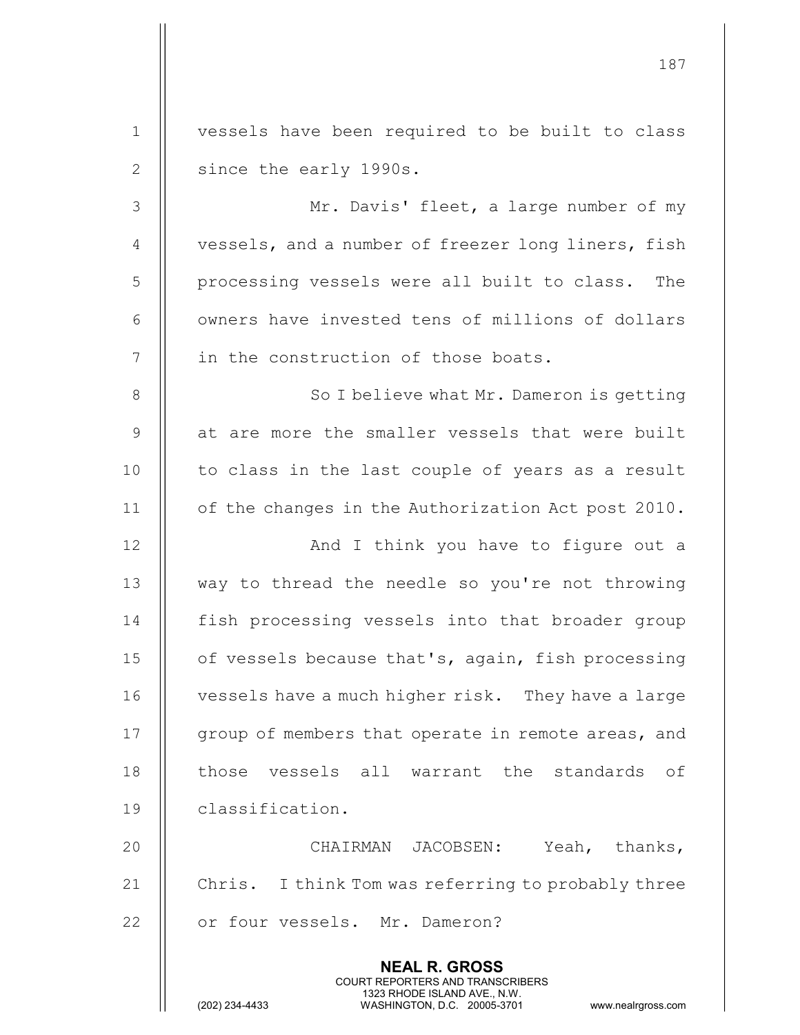vessels have been required to be built to class since the early 1990s.

Mr. Davis' fleet, a large number of my vessels, and a number of freezer long liners, fish processing vessels were all built to class. The owners have invested tens of millions of dollars in the construction of those boats.

So I believe what Mr. Dameron is getting at are more the smaller vessels that were built to class in the last couple of years as a result of the changes in the Authorization Act post 2010.

And I think you have to figure out a way to thread the needle so you're not throwing fish processing vessels into that broader group of vessels because that's, again, fish processing vessels have a much higher risk. They have a large group of members that operate in remote areas, and those vessels all warrant the standards of classification.

CHAIRMAN JACOBSEN: Yeah, thanks, Chris. I think Tom was referring to probably three or four vessels. Mr. Dameron?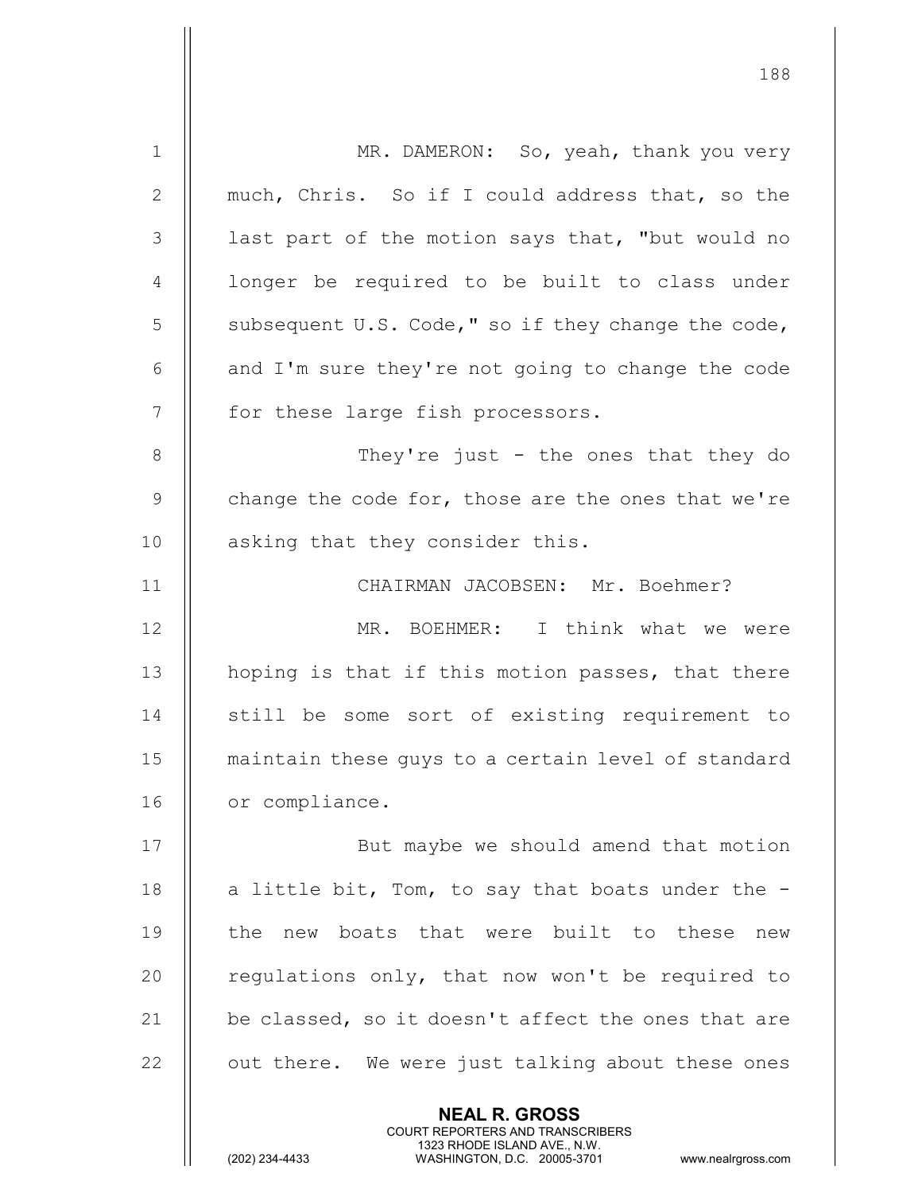MR. DAMERON: So, yeah, thank you very much, Chris. So if I could address that, so the last part of the motion says that, "but would no longer be required to be built to class under subsequent U.S. Code," so if they change the code, and I'm sure they're not going to change the code for these large fish processors.

They're just - the ones that they do change the code for, those are the ones that we're asking that they consider this.

CHAIRMAN JACOBSEN: Mr. Boehmer?

MR. BOEHMER: I think what we were hoping is that if this motion passes, that there still be some sort of existing requirement to maintain these guys to a certain level of standard or compliance.

But maybe we should amend that motion a little bit, Tom, to say that boats under the - the new boats that were built to these new regulations only, that now won't be required to be classed, so it doesn't affect the ones that are out there. We were just talking about these ones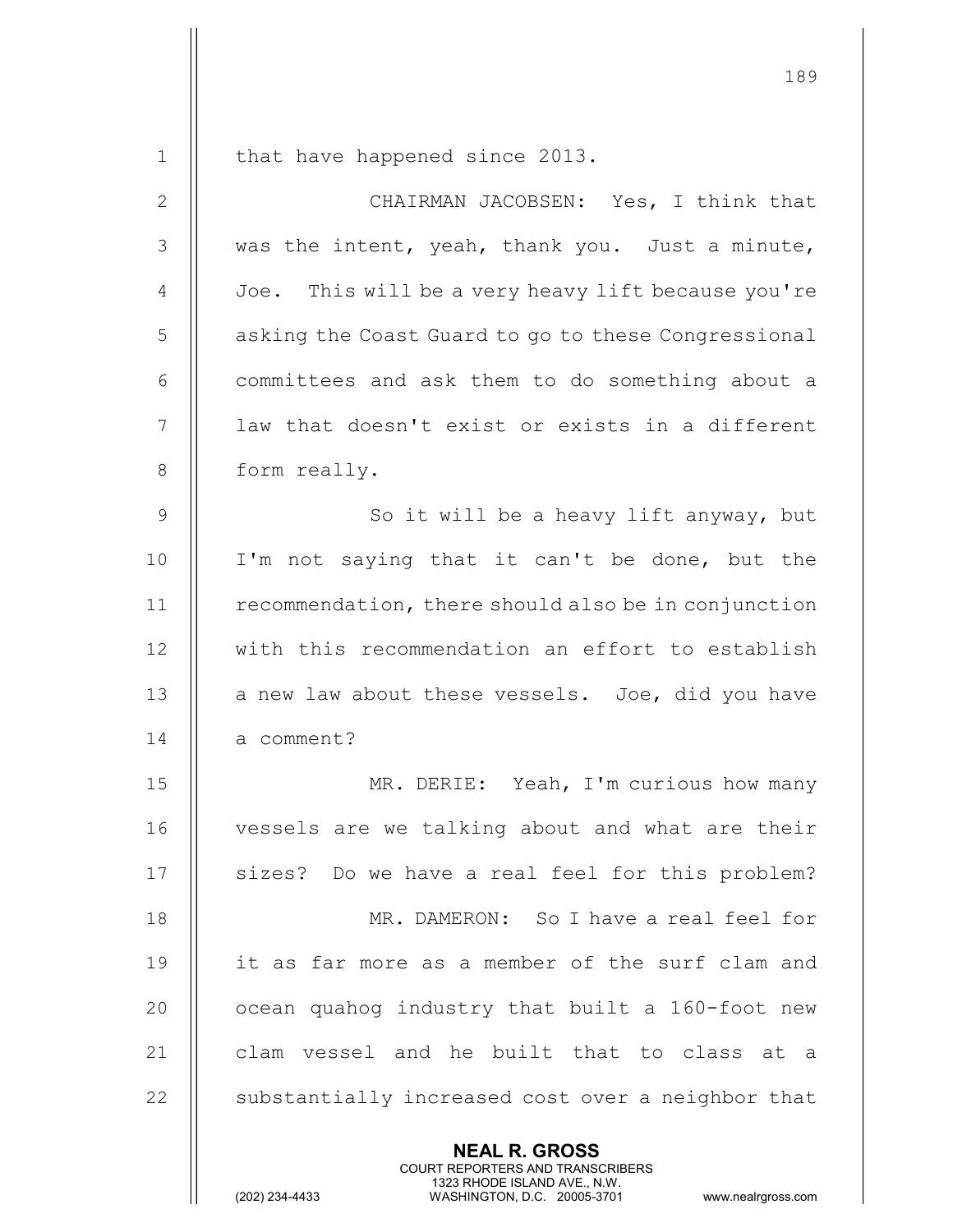that have happened since 2013.

CHAIRMAN JACOBSEN: Yes, I think that was the intent, yeah, thank you. Just a minute, Joe. This will be a very heavy lift because you're asking the Coast Guard to go to these Congressional committees and ask them to do something about a law that doesn't exist or exists in a different form really.

So it will be a heavy lift anyway, but I'm not saying that it can't be done, but the recommendation, there should also be in conjunction with this recommendation an effort to establish a new law about these vessels. Joe, did you have a comment?

MR. DERIE: Yeah, I'm curious how many vessels are we talking about and what are their sizes? Do we have a real feel for this problem?

MR. DAMERON: So I have a real feel for it as far more as a member of the surf clam and ocean quahog industry that built a 160-foot new clam vessel and he built that to class at a substantially increased cost over a neighbor that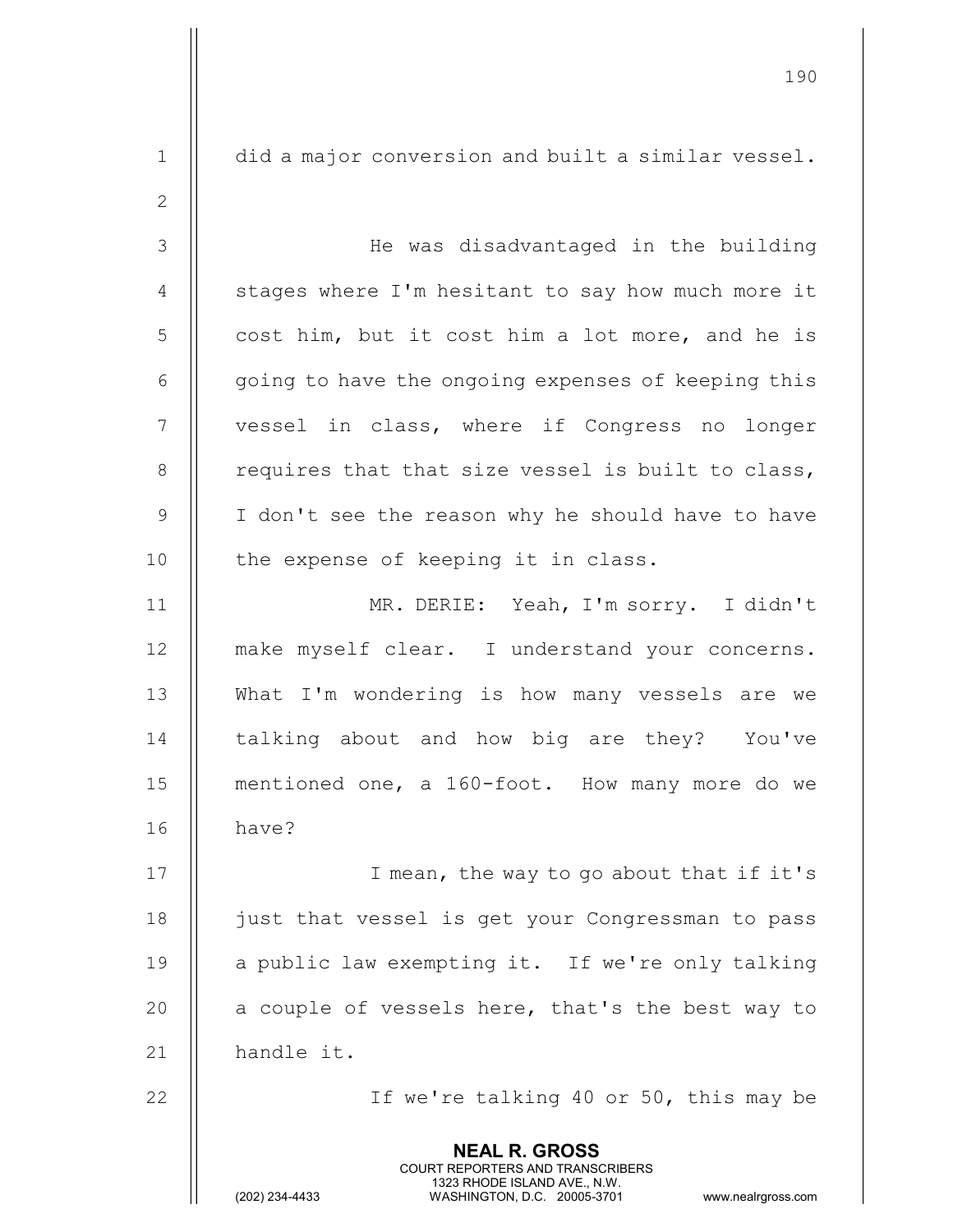did a major conversion and built a similar vessel.

He was disadvantaged in the building stages where I'm hesitant to say how much more it cost him, but it cost him a lot more, and he is going to have the ongoing expenses of keeping this vessel in class, where if Congress no longer requires that that size vessel is built to class, I don't see the reason why he should have to have the expense of keeping it in class.

MR. DERIE: Yeah, I'm sorry. I didn't make myself clear. I understand your concerns. What I'm wondering is how many vessels are we talking about and how big are they? You've mentioned one, a 160-foot. How many more do we have?

I mean, the way to go about that if it's just that vessel is get your Congressman to pass a public law exempting it. If we're only talking a couple of vessels here, that's the best way to handle it.

If we're talking 40 or 50, this may be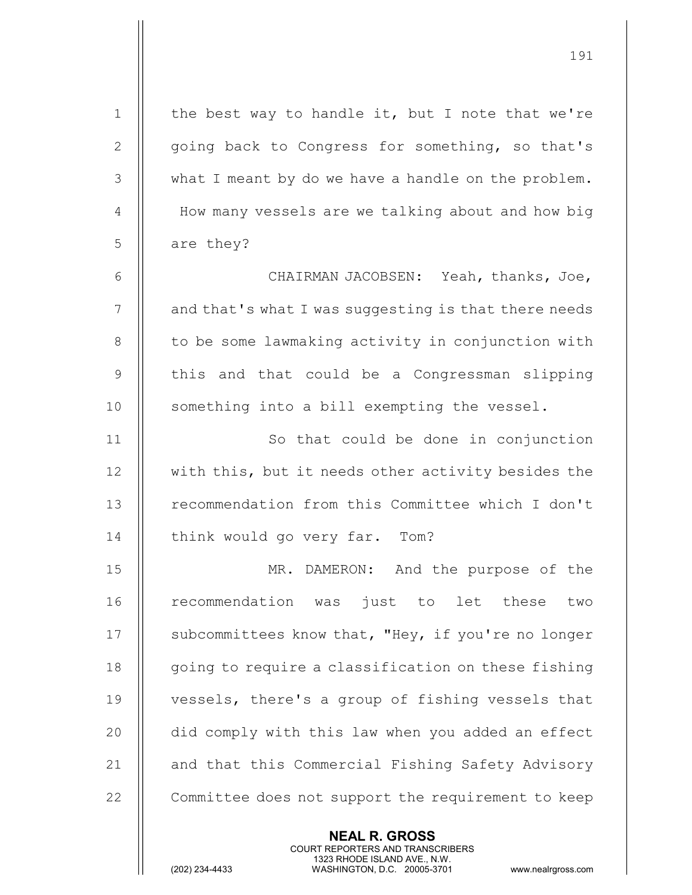the best way to handle it, but I note that we're going back to Congress for something, so that's what I meant by do we have a handle on the problem. How many vessels are we talking about and how big are they?

CHAIRMAN JACOBSEN: Yeah, thanks, Joe, and that's what I was suggesting is that there needs to be some lawmaking activity in conjunction with this and that could be a Congressman slipping something into a bill exempting the vessel.

So that could be done in conjunction with this, but it needs other activity besides the recommendation from this Committee which I don't think would go very far. Tom?

MR. DAMERON: And the purpose of the recommendation was just to let these two subcommittees know that, "Hey, if you're no longer going to require a classification on these fishing vessels, there's a group of fishing vessels that did comply with this law when you added an effect and that this Commercial Fishing Safety Advisory Committee does not support the requirement to keep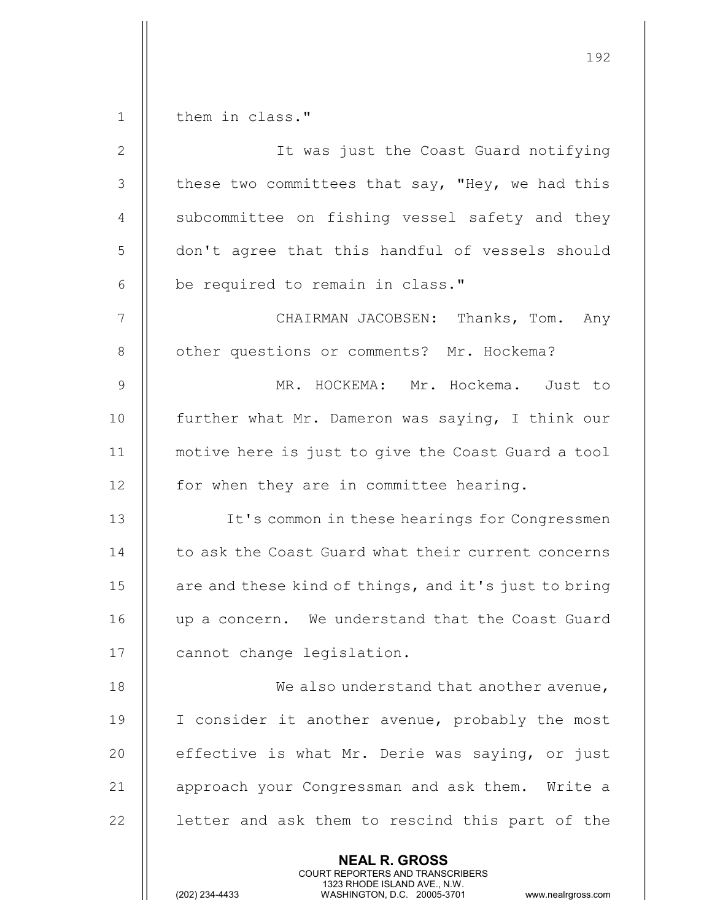them in class."

It was just the Coast Guard notifying these two committees that say, "Hey, we had this subcommittee on fishing vessel safety and they don't agree that this handful of vessels should be required to remain in class."

CHAIRMAN JACOBSEN: Thanks, Tom. Any other questions or comments? Mr. Hockema?

MR. HOCKEMA: Mr. Hockema. Just to further what Mr. Dameron was saying, I think our motive here is just to give the Coast Guard a tool for when they are in committee hearing.

It's common in these hearings for Congressmen to ask the Coast Guard what their current concerns are and these kind of things, and it's just to bring up a concern. We understand that the Coast Guard cannot change legislation.

We also understand that another avenue, I consider it another avenue, probably the most effective is what Mr. Derie was saying, or just approach your Congressman and ask them. Write a letter and ask them to rescind this part of the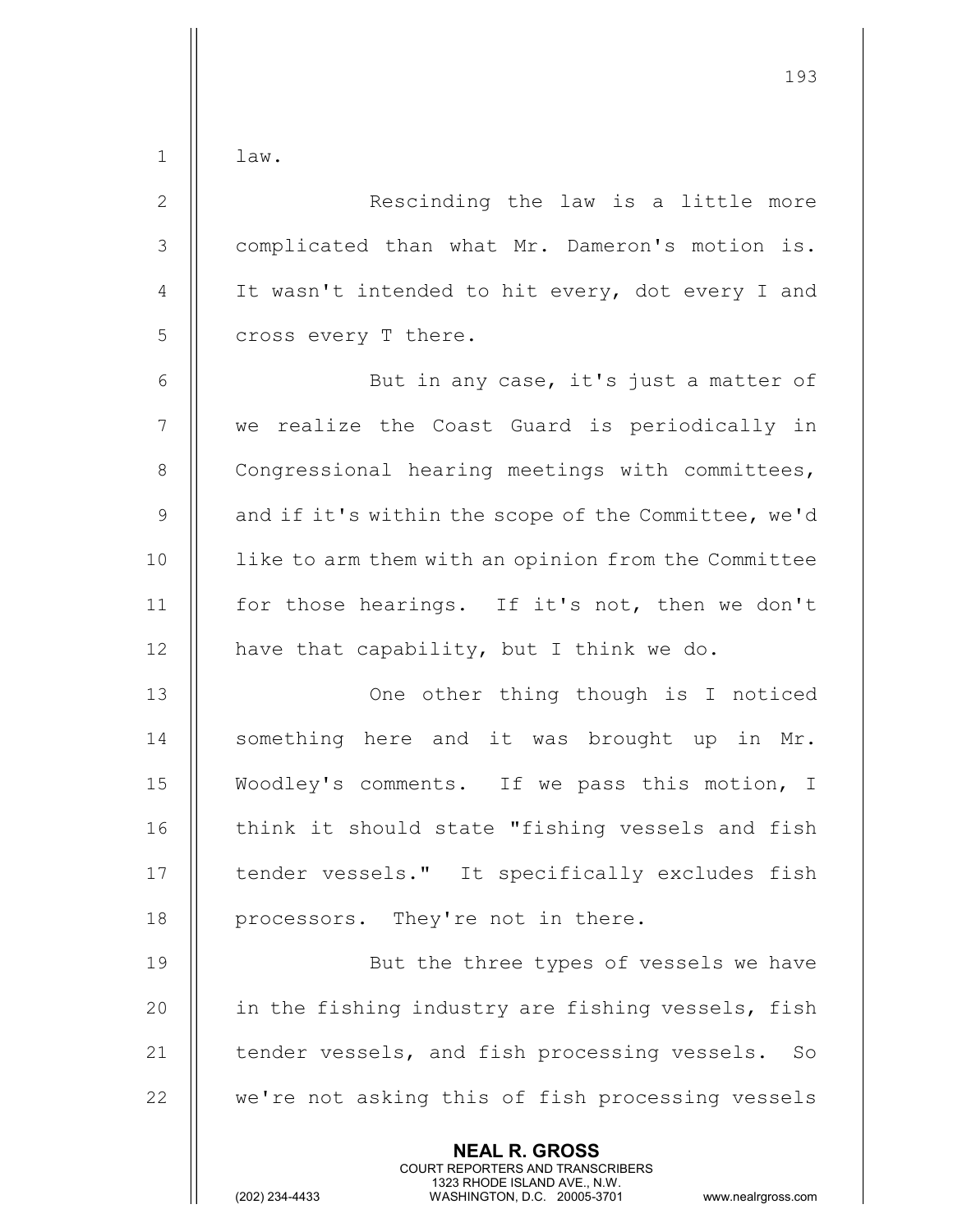law.

Rescinding the law is a little more complicated than what Mr. Dameron's motion is. It wasn't intended to hit every, dot every I and cross every T there.

But in any case, it's just a matter of we realize the Coast Guard is periodically in Congressional hearing meetings with committees, and if it's within the scope of the Committee, we'd like to arm them with an opinion from the Committee for those hearings. If it's not, then we don't have that capability, but I think we do.

One other thing though is I noticed something here and it was brought up in Mr. Woodley's comments. If we pass this motion, I think it should state "fishing vessels and fish tender vessels." It specifically excludes fish processors. They're not in there.

But the three types of vessels we have in the fishing industry are fishing vessels, fish tender vessels, and fish processing vessels. So we're not asking this of fish processing vessels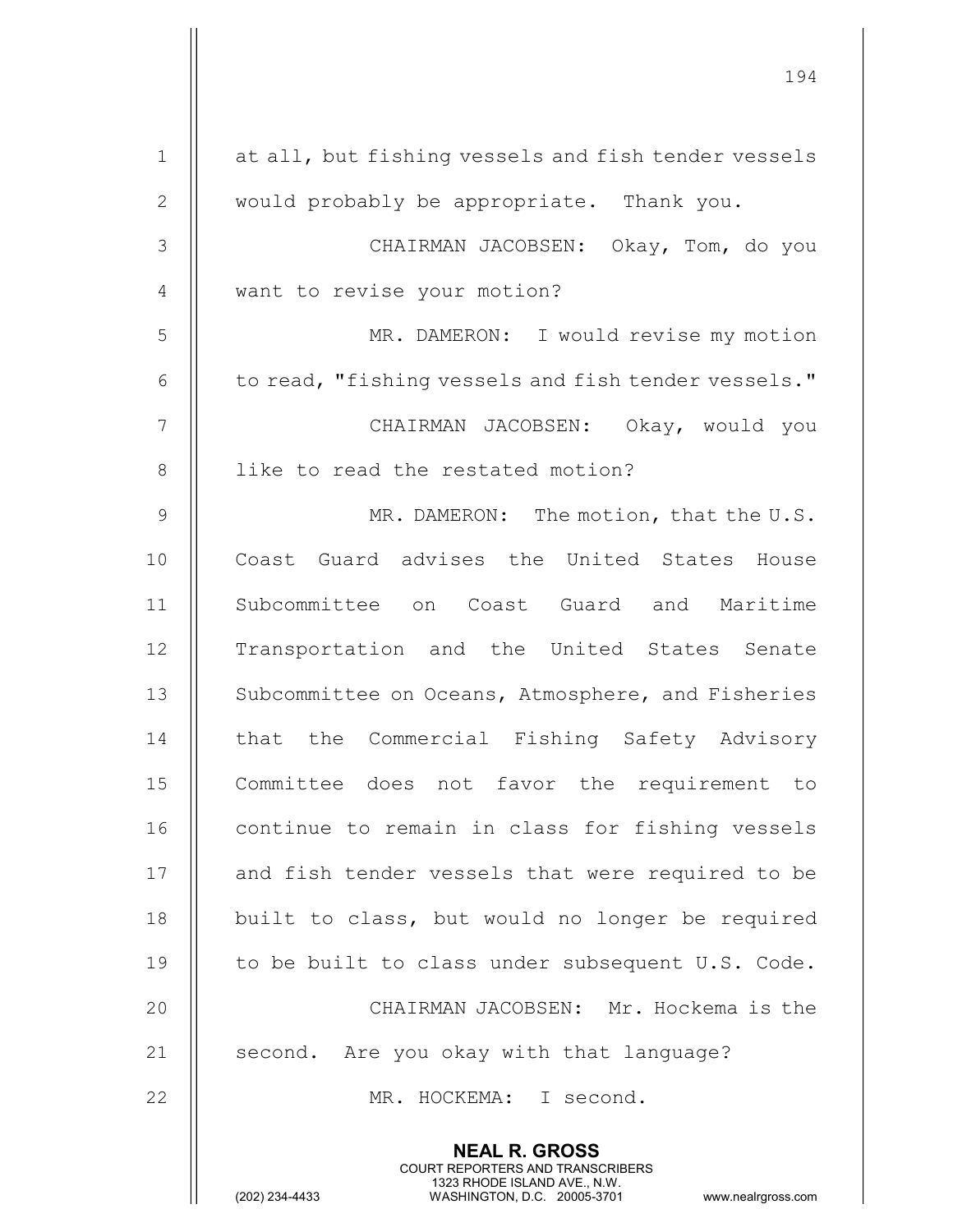at all, but fishing vessels and fish tender vessels would probably be appropriate. Thank you.

CHAIRMAN JACOBSEN: Okay, Tom, do you want to revise your motion?

MR. DAMERON: I would revise my motion to read, "fishing vessels and fish tender vessels."

CHAIRMAN JACOBSEN: Okay, would you like to read the restated motion?

MR. DAMERON: The motion, that the U.S. Coast Guard advises the United States House Subcommittee on Coast Guard and Maritime Transportation and the United States Senate Subcommittee on Oceans, Atmosphere, and Fisheries that the Commercial Fishing Safety Advisory Committee does not favor the requirement to continue to remain in class for fishing vessels and fish tender vessels that were required to be built to class, but would no longer be required to be built to class under subsequent U.S. Code.

CHAIRMAN JACOBSEN: Mr. Hockema is the second. Are you okay with that language?

MR. HOCKEMA: I second.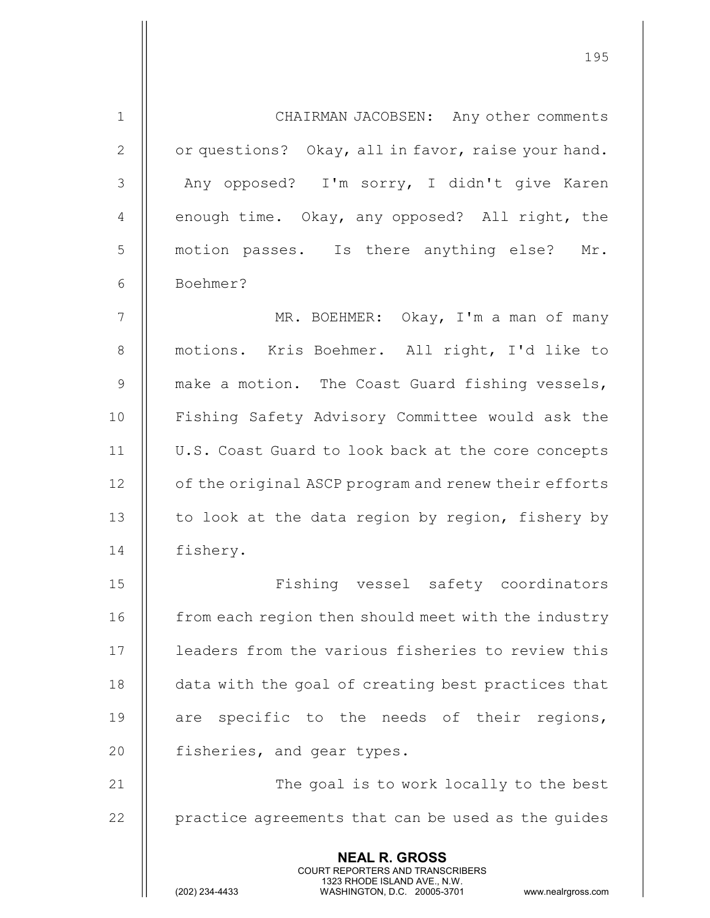CHAIRMAN JACOBSEN: Any other comments or questions? Okay, all in favor, raise your hand. Any opposed? I'm sorry, I didn't give Karen enough time. Okay, any opposed? All right, the motion passes. Is there anything else? Mr. Boehmer?

MR. BOEHMER: Okay, I'm a man of many motions. Kris Boehmer. All right, I'd like to make a motion. The Coast Guard fishing vessels, Fishing Safety Advisory Committee would ask the U.S. Coast Guard to look back at the core concepts of the original ASCP program and renew their efforts to look at the data region by region, fishery by fishery.

Fishing vessel safety coordinators from each region then should meet with the industry leaders from the various fisheries to review this data with the goal of creating best practices that are specific to the needs of their regions, fisheries, and gear types.

The goal is to work locally to the best practice agreements that can be used as the guides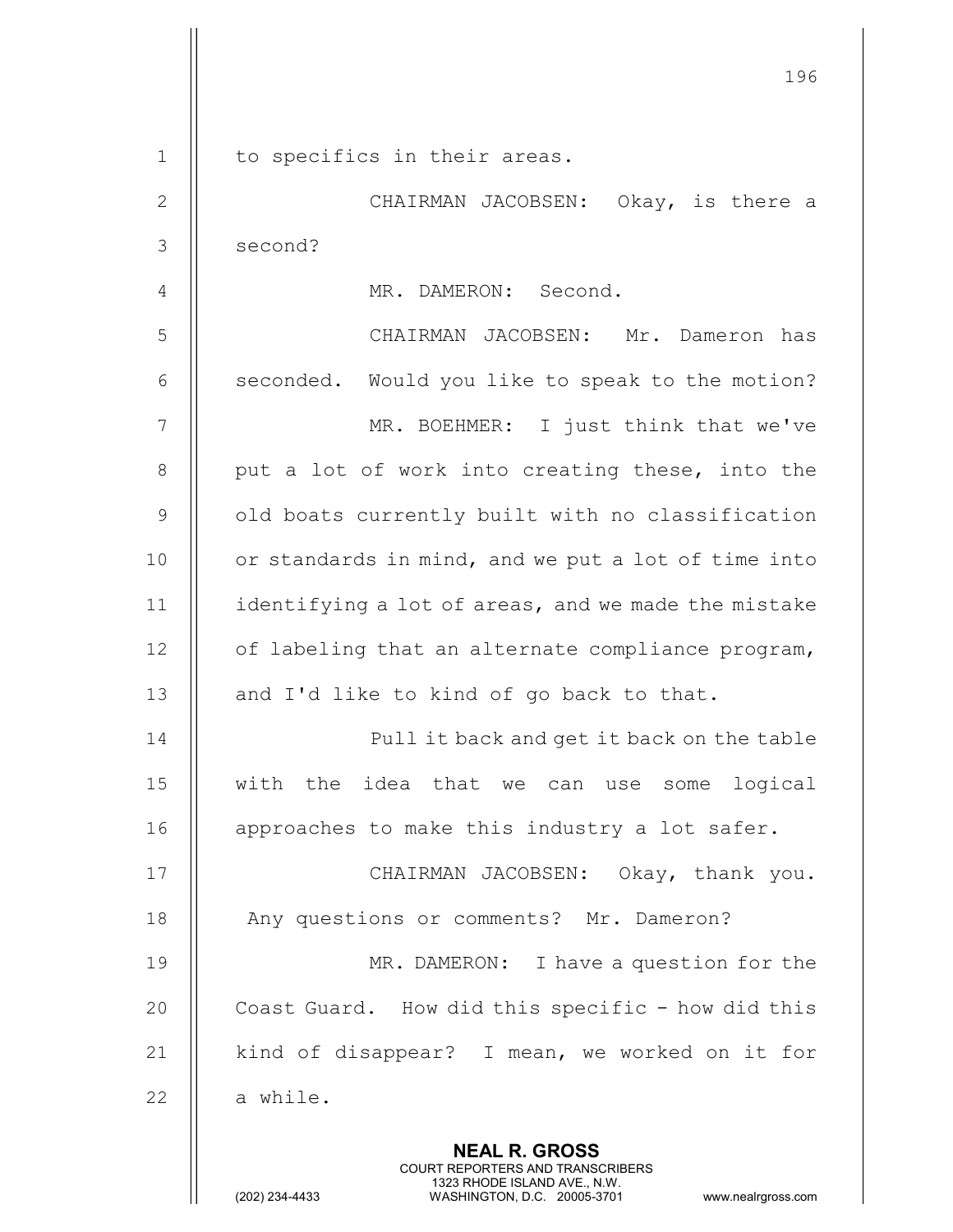to specifics in their areas.

CHAIRMAN JACOBSEN: Okay, is there a second?

MR. DAMERON: Second.

CHAIRMAN JACOBSEN: Mr. Dameron has seconded. Would you like to speak to the motion?

MR. BOEHMER: I just think that we've put a lot of work into creating these, into the old boats currently built with no classification or standards in mind, and we put a lot of time into identifying a lot of areas, and we made the mistake of labeling that an alternate compliance program, and I'd like to kind of go back to that.

Pull it back and get it back on the table with the idea that we can use some logical approaches to make this industry a lot safer.

CHAIRMAN JACOBSEN: Okay, thank you. Any questions or comments? Mr. Dameron?

MR. DAMERON: I have a question for the Coast Guard. How did this specific - how did this kind of disappear? I mean, we worked on it for a while.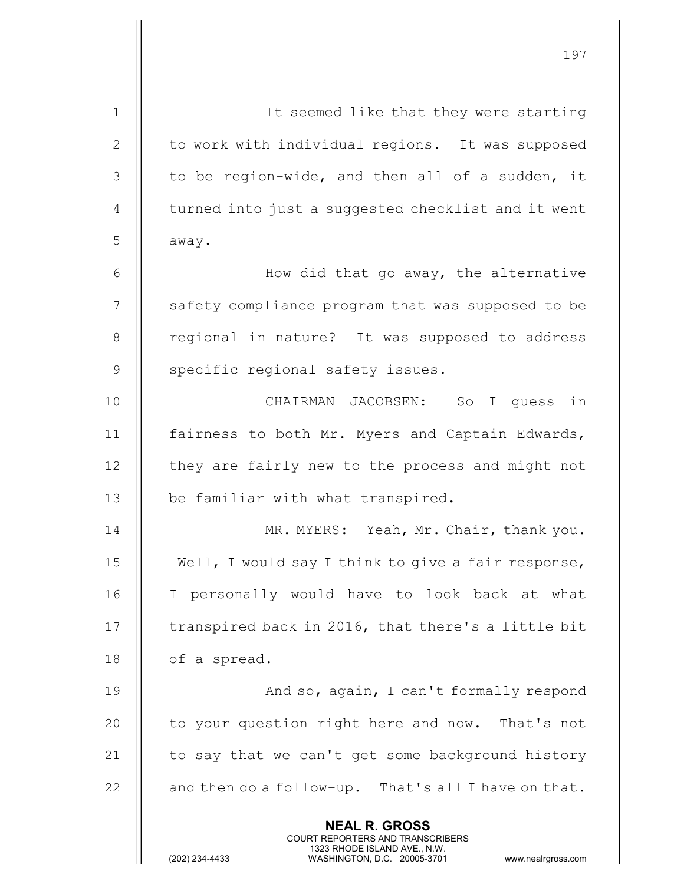It seemed like that they were starting to work with individual regions. It was supposed to be region-wide, and then all of a sudden, it turned into just a suggested checklist and it went away.

How did that go away, the alternative safety compliance program that was supposed to be regional in nature? It was supposed to address specific regional safety issues.

CHAIRMAN JACOBSEN: So I guess in fairness to both Mr. Myers and Captain Edwards, they are fairly new to the process and might not be familiar with what transpired.

MR. MYERS: Yeah, Mr. Chair, thank you. Well, I would say I think to give a fair response, I personally would have to look back at what transpired back in 2016, that there's a little bit of a spread.

And so, again, I can't formally respond to your question right here and now. That's not to say that we can't get some background history and then do a follow-up. That's all I have on that.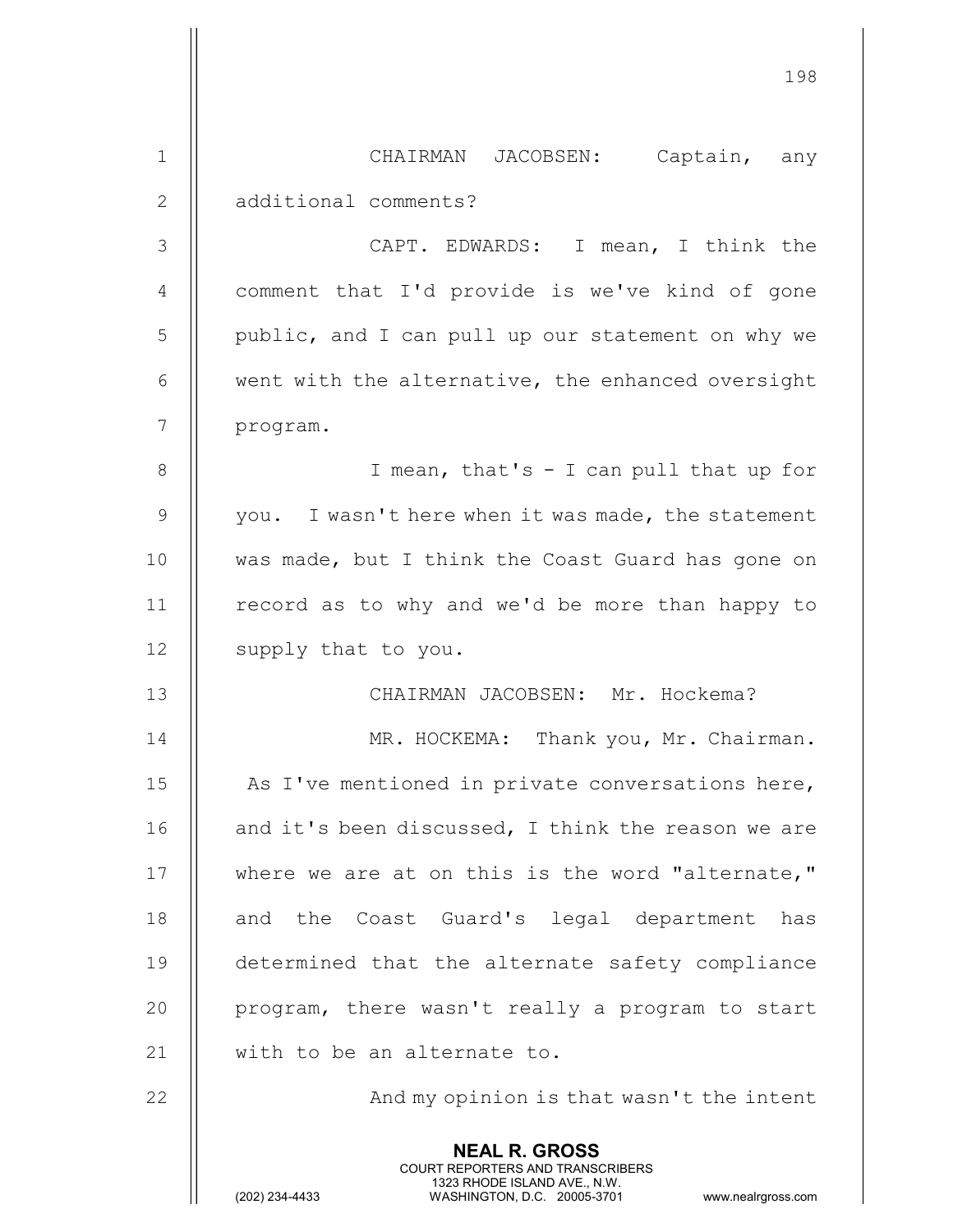CHAIRMAN JACOBSEN: Captain, any additional comments?

CAPT. EDWARDS: I mean, I think the comment that I'd provide is we've kind of gone public, and I can pull up our statement on why we went with the alternative, the enhanced oversight program.

I mean, that's - I can pull that up for you. I wasn't here when it was made, the statement was made, but I think the Coast Guard has gone on record as to why and we'd be more than happy to supply that to you.

CHAIRMAN JACOBSEN: Mr. Hockema?

MR. HOCKEMA: Thank you, Mr. Chairman. As I've mentioned in private conversations here, and it's been discussed, I think the reason we are where we are at on this is the word "alternate," and the Coast Guard's legal department has determined that the alternate safety compliance program, there wasn't really a program to start with to be an alternate to.

And my opinion is that wasn't the intent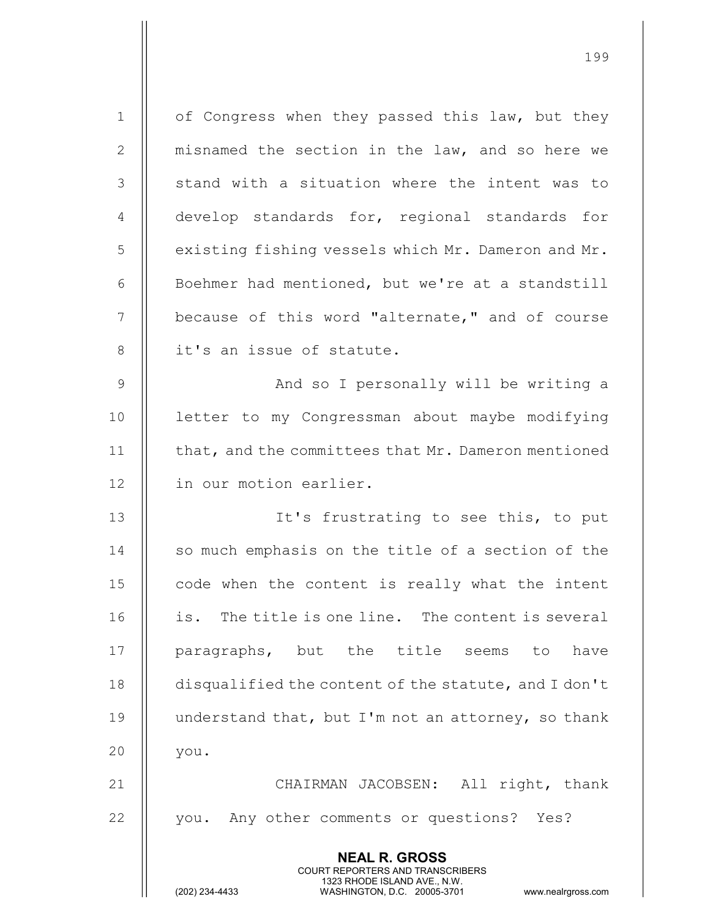of Congress when they passed this law, but they misnamed the section in the law, and so here we stand with a situation where the intent was to develop standards for, regional standards for existing fishing vessels which Mr. Dameron and Mr. Boehmer had mentioned, but we're at a standstill because of this word "alternate," and of course it's an issue of statute.

And so I personally will be writing a letter to my Congressman about maybe modifying that, and the committees that Mr. Dameron mentioned in our motion earlier.

It's frustrating to see this, to put so much emphasis on the title of a section of the code when the content is really what the intent is. The title is one line. The content is several paragraphs, but the title seems to have disqualified the content of the statute, and I don't understand that, but I'm not an attorney, so thank you.

CHAIRMAN JACOBSEN: All right, thank you. Any other comments or questions? Yes?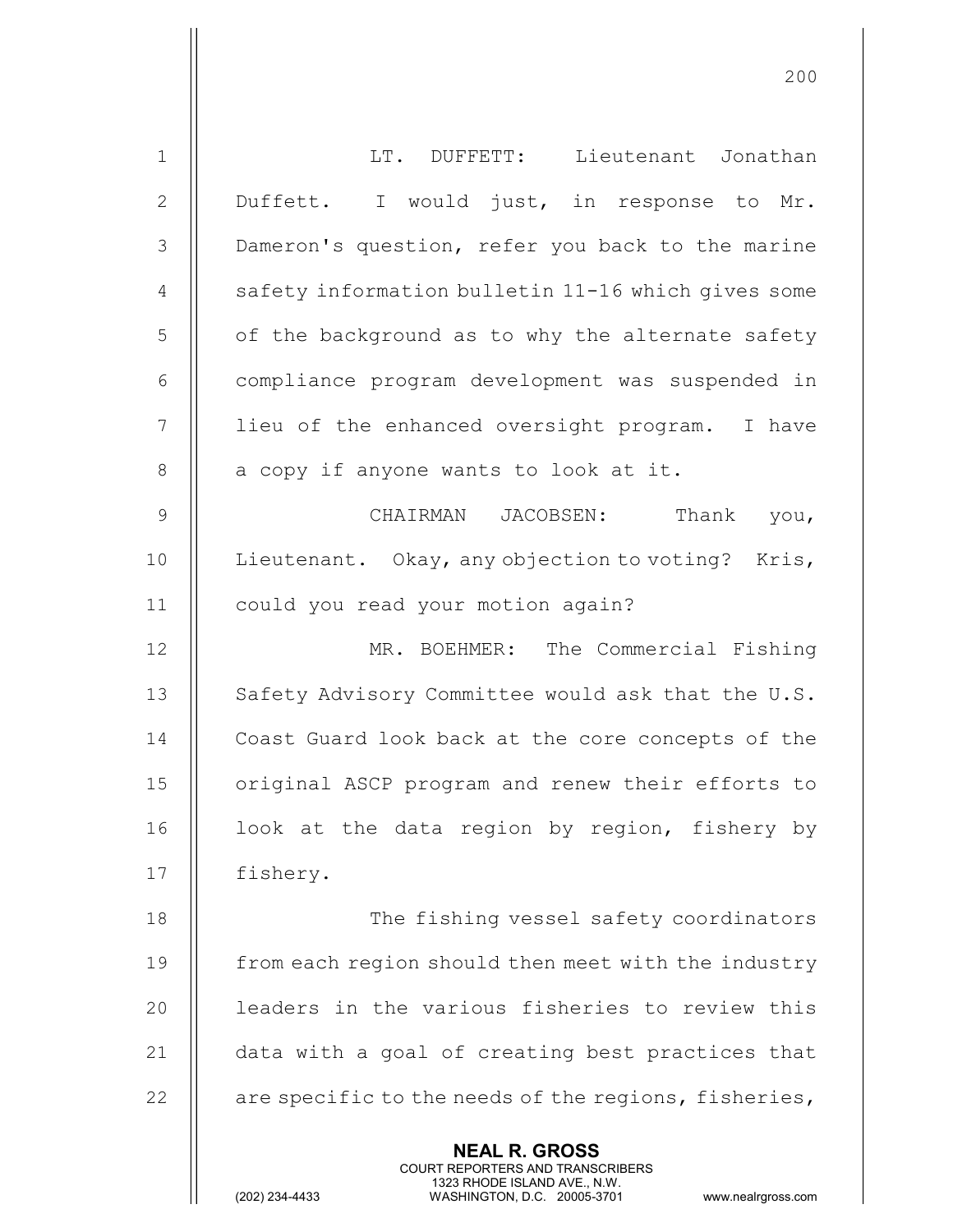LT. DUFFETT: Lieutenant Jonathan Duffett. I would just, in response to Mr. Dameron's question, refer you back to the marine safety information bulletin 11-16 which gives some of the background as to why the alternate safety compliance program development was suspended in lieu of the enhanced oversight program. I have a copy if anyone wants to look at it.

CHAIRMAN JACOBSEN: Thank you, Lieutenant. Okay, any objection to voting? Kris, could you read your motion again?

MR. BOEHMER: The Commercial Fishing Safety Advisory Committee would ask that the U.S. Coast Guard look back at the core concepts of the original ASCP program and renew their efforts to look at the data region by region, fishery by fishery.

The fishing vessel safety coordinators from each region should then meet with the industry leaders in the various fisheries to review this data with a goal of creating best practices that are specific to the needs of the regions, fisheries,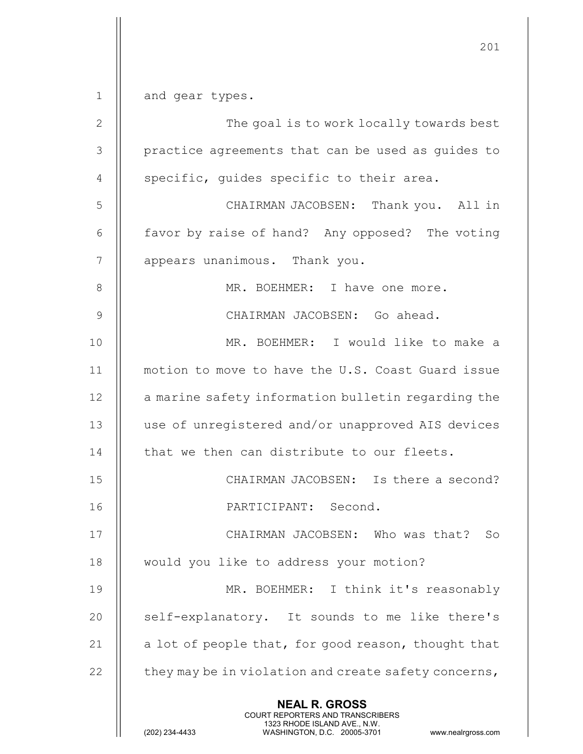and gear types.

The goal is to work locally towards best practice agreements that can be used as guides to specific, guides specific to their area.

CHAIRMAN JACOBSEN: Thank you. All in favor by raise of hand? Any opposed? The voting appears unanimous. Thank you.

MR. BOEHMER: I have one more.

CHAIRMAN JACOBSEN: Go ahead.

MR. BOEHMER: I would like to make a motion to move to have the U.S. Coast Guard issue a marine safety information bulletin regarding the use of unregistered and/or unapproved AIS devices that we then can distribute to our fleets.

CHAIRMAN JACOBSEN: Is there a second?

PARTICIPANT: Second.

CHAIRMAN JACOBSEN: Who was that? So would you like to address your motion?

MR. BOEHMER: I think it's reasonably self-explanatory. It sounds to me like there's a lot of people that, for good reason, thought that they may be in violation and create safety concerns,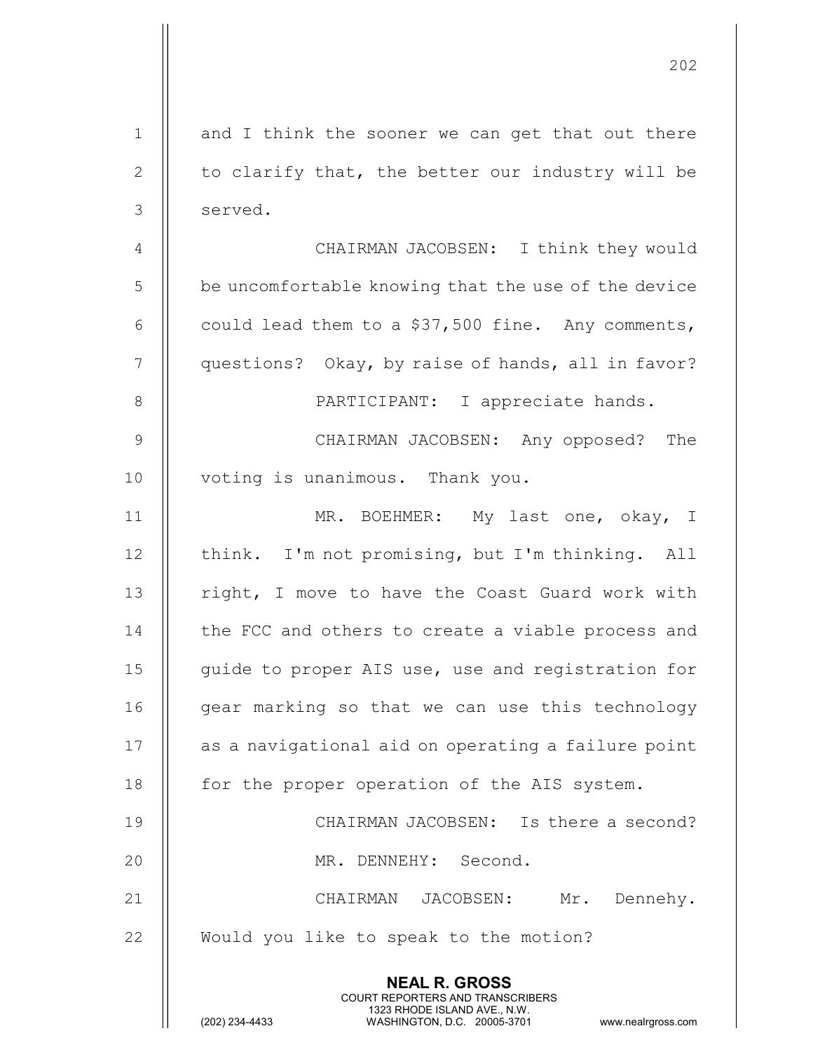and I think the sooner we can get that out there to clarify that, the better our industry will be served.

CHAIRMAN JACOBSEN: I think they would be uncomfortable knowing that the use of the device could lead them to a $37,500 fine. Any comments, questions? Okay, by raise of hands, all in favor?

PARTICIPANT: I appreciate hands.

CHAIRMAN JACOBSEN: Any opposed? The voting is unanimous. Thank you.

MR. BOEHMER: My last one, okay, I think. I'm not promising, but I'm thinking. All right, I move to have the Coast Guard work with the FCC and others to create a viable process and guide to proper AIS use, use and registration for gear marking so that we can use this technology as a navigational aid on operating a failure point for the proper operation of the AIS system.

CHAIRMAN JACOBSEN: Is there a second?

MR. DENNEHY: Second.

CHAIRMAN JACOBSEN: Mr. Dennehy. Would you like to speak to the motion?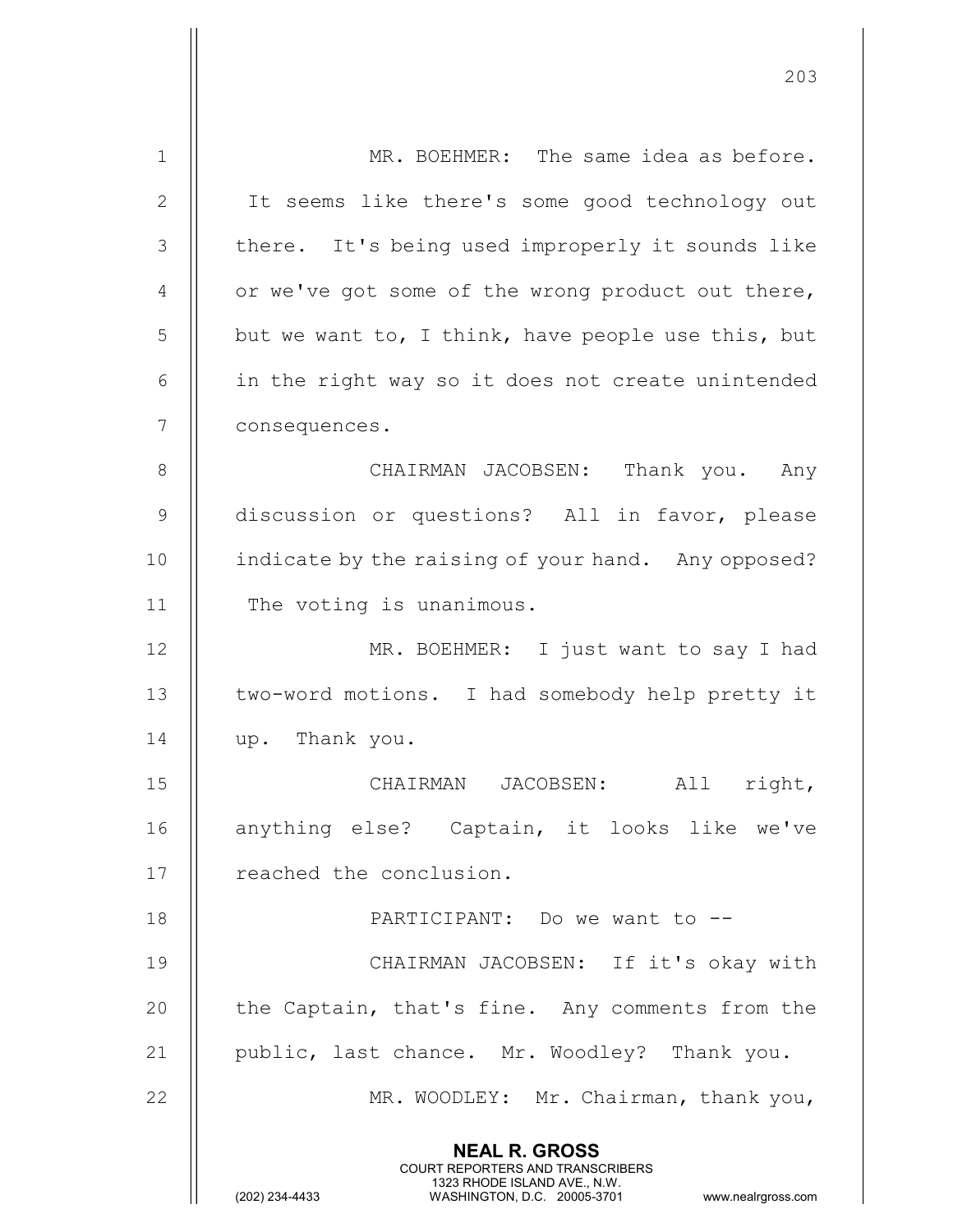MR. BOEHMER: The same idea as before. It seems like there's some good technology out there. It's being used improperly it sounds like or we've got some of the wrong product out there, but we want to, I think, have people use this, but in the right way so it does not create unintended consequences.

CHAIRMAN JACOBSEN: Thank you. Any discussion or questions? All in favor, please indicate by the raising of your hand. Any opposed? The voting is unanimous.

MR. BOEHMER: I just want to say I had two-word motions. I had somebody help pretty it up. Thank you.

CHAIRMAN JACOBSEN: All right, anything else? Captain, it looks like we've reached the conclusion.

PARTICIPANT: Do we want to --

CHAIRMAN JACOBSEN: If it's okay with the Captain, that's fine. Any comments from the public, last chance. Mr. Woodley? Thank you.

MR. WOODLEY: Mr. Chairman, thank you,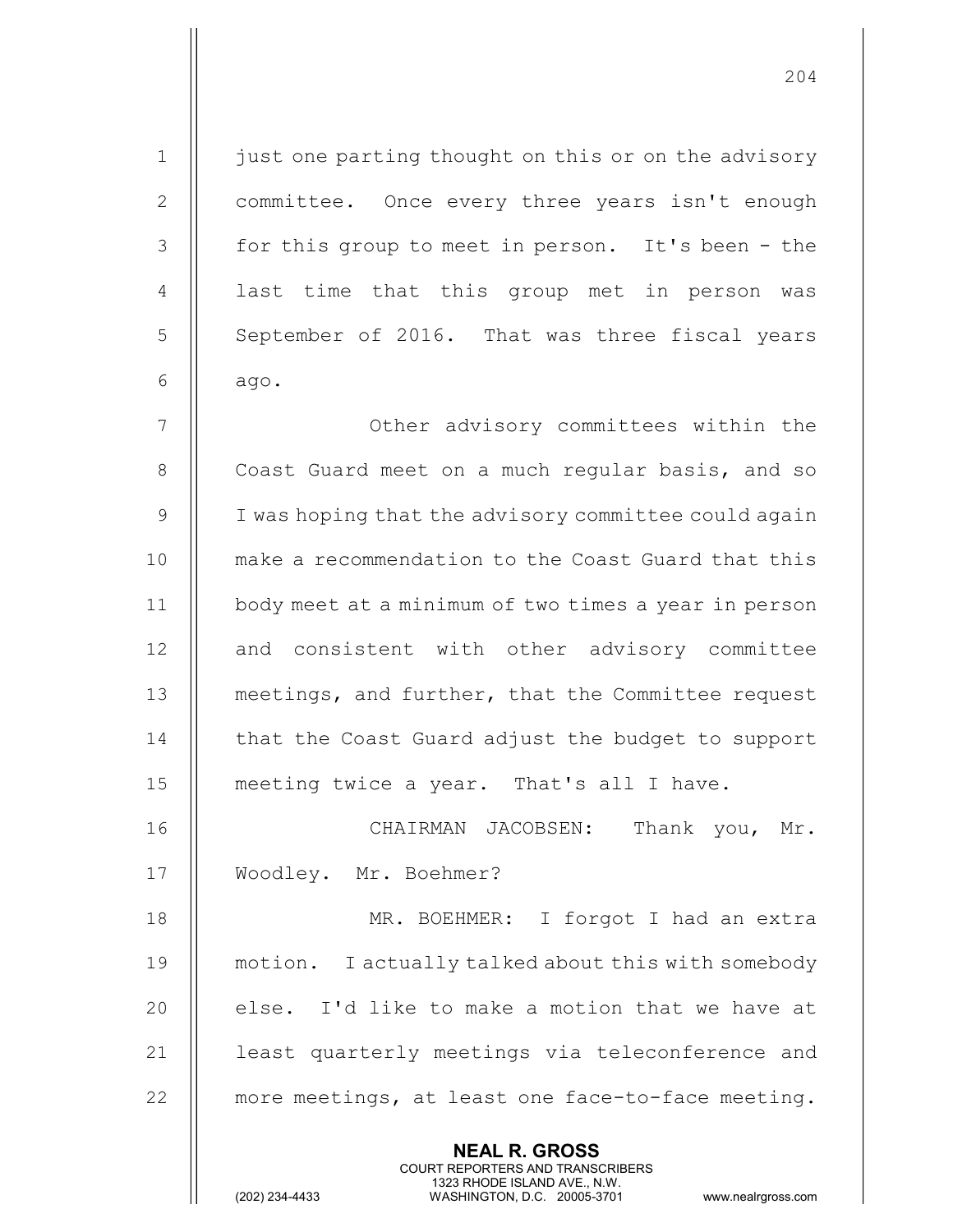just one parting thought on this or on the advisory committee. Once every three years isn't enough for this group to meet in person. It's been - the last time that this group met in person was September of 2016. That was three fiscal years ago.

Other advisory committees within the Coast Guard meet on a much regular basis, and so I was hoping that the advisory committee could again make a recommendation to the Coast Guard that this body meet at a minimum of two times a year in person and consistent with other advisory committee meetings, and further, that the Committee request that the Coast Guard adjust the budget to support meeting twice a year. That's all I have.

CHAIRMAN JACOBSEN: Thank you, Mr. Woodley. Mr. Boehmer?

MR. BOEHMER: I forgot I had an extra motion. I actually talked about this with somebody else. I'd like to make a motion that we have at least quarterly meetings via teleconference and more meetings, at least one face-to-face meeting.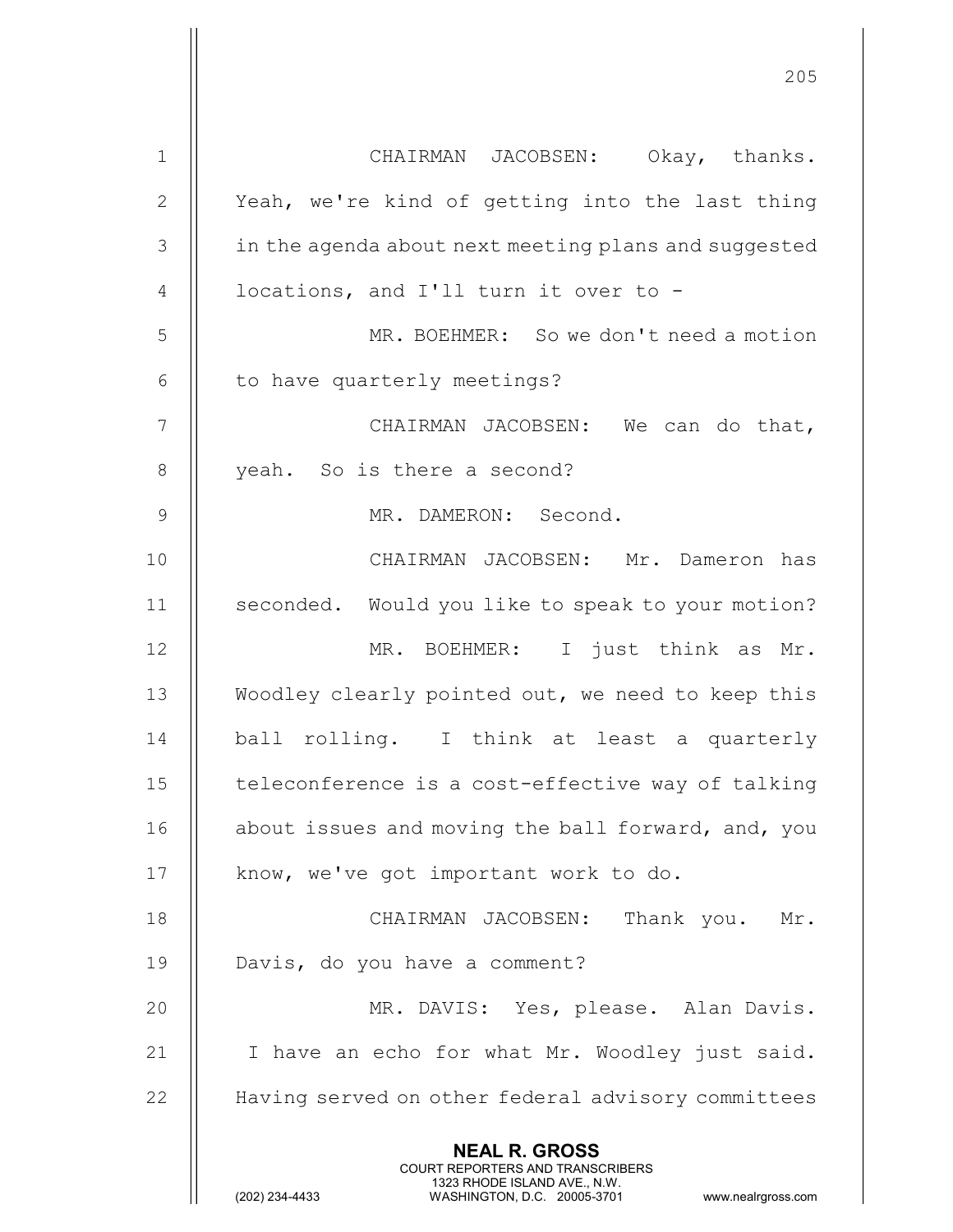CHAIRMAN JACOBSEN: Okay, thanks. Yeah, we're kind of getting into the last thing in the agenda about next meeting plans and suggested locations, and I'll turn it over to -

MR. BOEHMER: So we don't need a motion to have quarterly meetings?

CHAIRMAN JACOBSEN: We can do that, yeah. So is there a second?

MR. DAMERON: Second.

CHAIRMAN JACOBSEN: Mr. Dameron has seconded. Would you like to speak to your motion?

MR. BOEHMER: I just think as Mr. Woodley clearly pointed out, we need to keep this ball rolling. I think at least a quarterly teleconference is a cost-effective way of talking about issues and moving the ball forward, and, you know, we've got important work to do.

CHAIRMAN JACOBSEN: Thank you. Mr. Davis, do you have a comment?

MR. DAVIS: Yes, please. Alan Davis. I have an echo for what Mr. Woodley just said. Having served on other federal advisory committees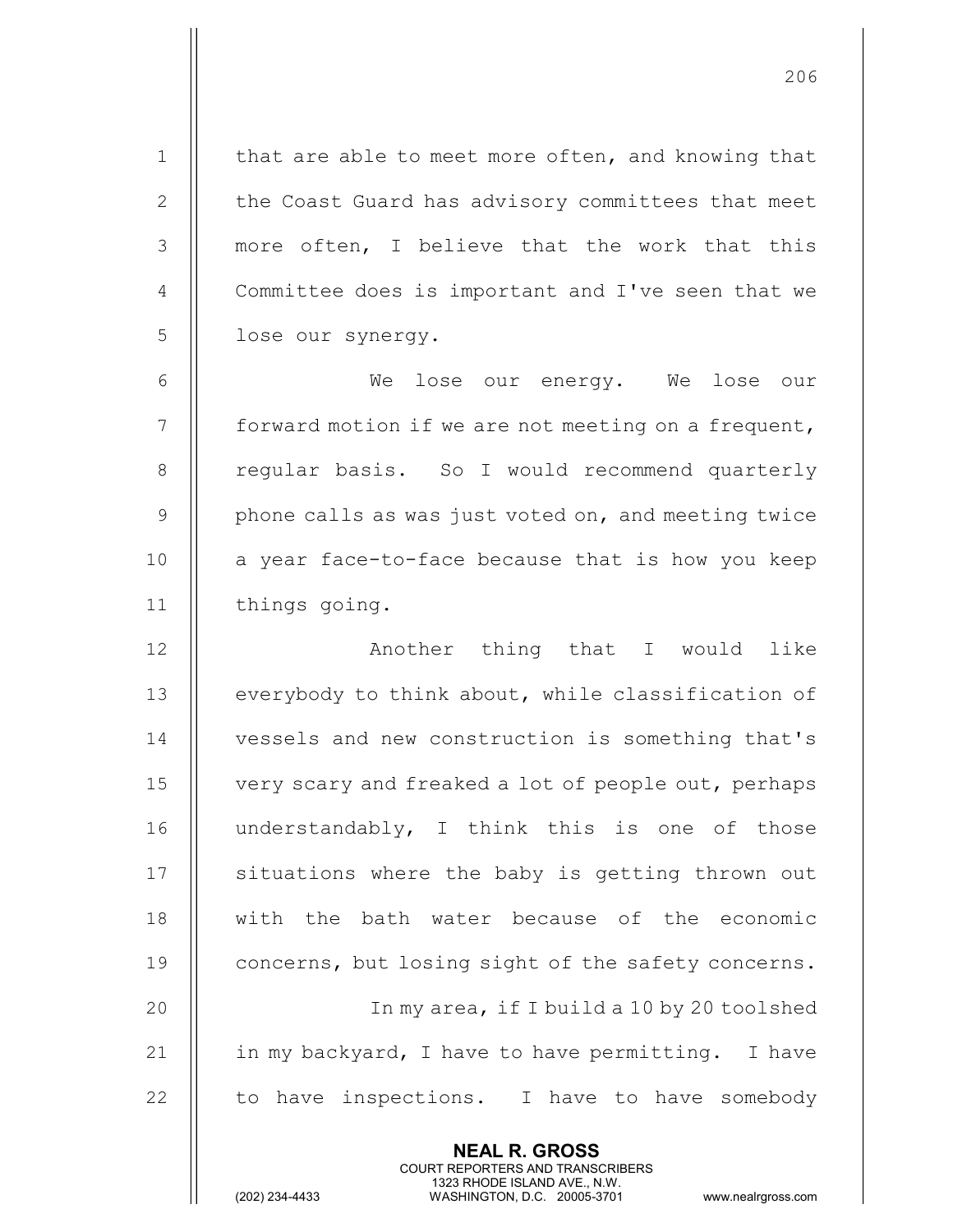that are able to meet more often, and knowing that the Coast Guard has advisory committees that meet more often, I believe that the work that this Committee does is important and I've seen that we lose our synergy.

We lose our energy. We lose our forward motion if we are not meeting on a frequent, regular basis. So I would recommend quarterly phone calls as was just voted on, and meeting twice a year face-to-face because that is how you keep things going.

Another thing that I would like everybody to think about, while classification of vessels and new construction is something that's very scary and freaked a lot of people out, perhaps understandably, I think this is one of those situations where the baby is getting thrown out with the bath water because of the economic concerns, but losing sight of the safety concerns.

In my area, if I build a 10 by 20 toolshed in my backyard, I have to have permitting. I have to have inspections. I have to have somebody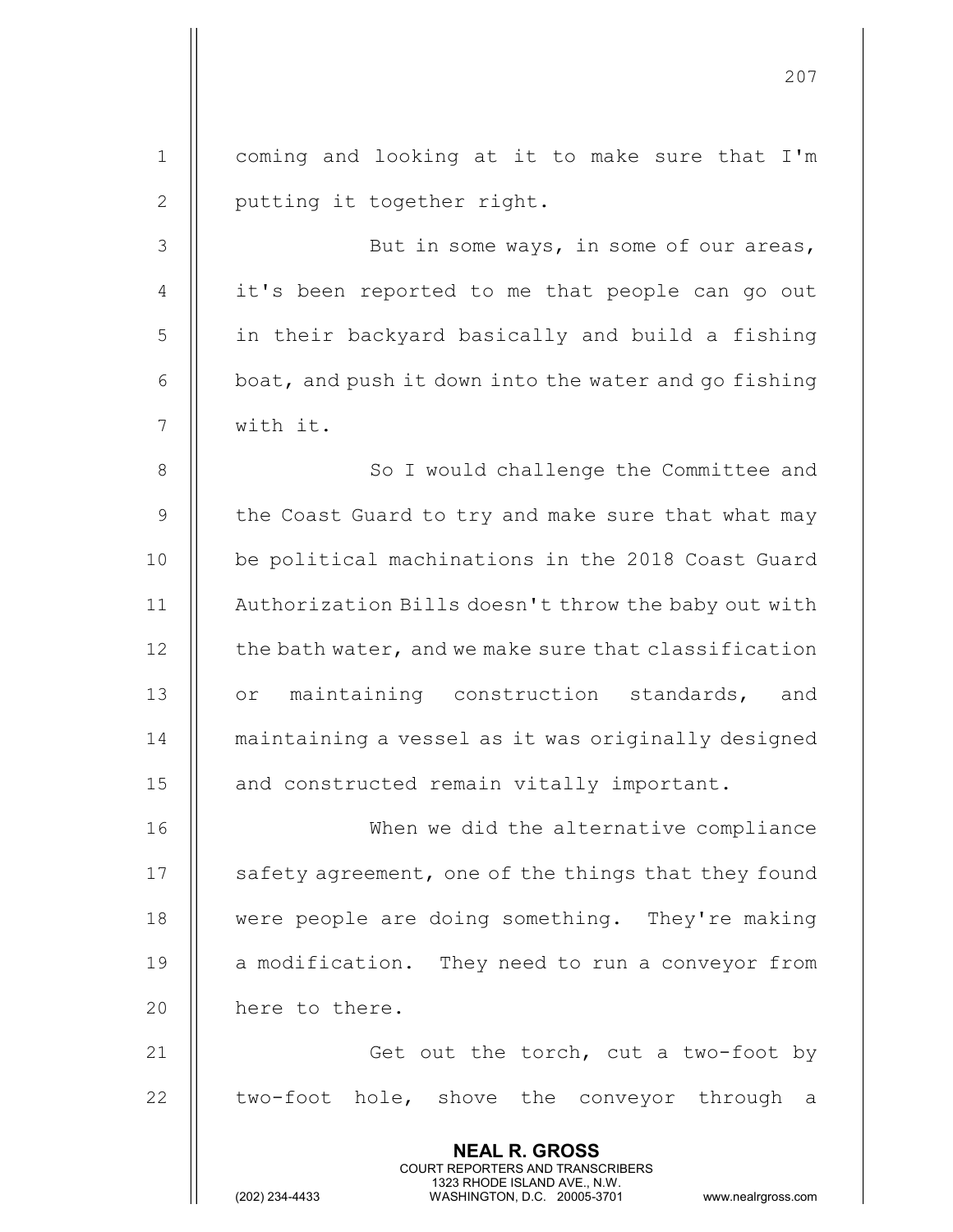coming and looking at it to make sure that I'm putting it together right.

But in some ways, in some of our areas, it's been reported to me that people can go out in their backyard basically and build a fishing boat, and push it down into the water and go fishing with it.

So I would challenge the Committee and the Coast Guard to try and make sure that what may be political machinations in the 2018 Coast Guard Authorization Bills doesn't throw the baby out with the bath water, and we make sure that classification or maintaining construction standards, and maintaining a vessel as it was originally designed and constructed remain vitally important.

When we did the alternative compliance safety agreement, one of the things that they found were people are doing something. They're making a modification. They need to run a conveyor from here to there.

Get out the torch, cut a two-foot by two-foot hole, shove the conveyor through a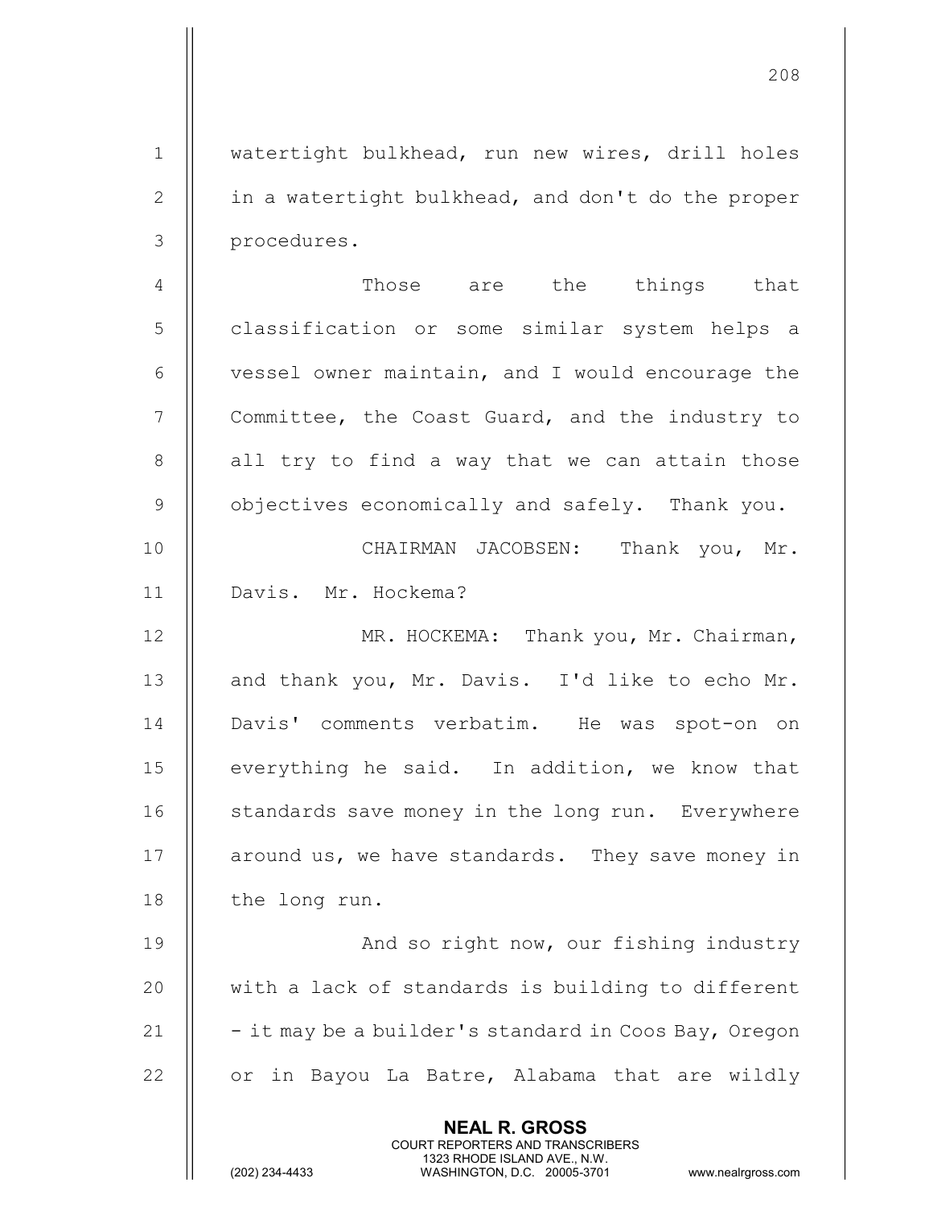watertight bulkhead, run new wires, drill holes in a watertight bulkhead, and don't do the proper procedures.

Those are the things that classification or some similar system helps a vessel owner maintain, and I would encourage the Committee, the Coast Guard, and the industry to all try to find a way that we can attain those objectives economically and safely. Thank you.

CHAIRMAN JACOBSEN: Thank you, Mr. Davis. Mr. Hockema?

MR. HOCKEMA: Thank you, Mr. Chairman, and thank you, Mr. Davis. I'd like to echo Mr. Davis' comments verbatim. He was spot-on on everything he said. In addition, we know that standards save money in the long run. Everywhere around us, we have standards. They save money in the long run.

And so right now, our fishing industry with a lack of standards is building to different - it may be a builder's standard in Coos Bay, Oregon or in Bayou La Batre, Alabama that are wildly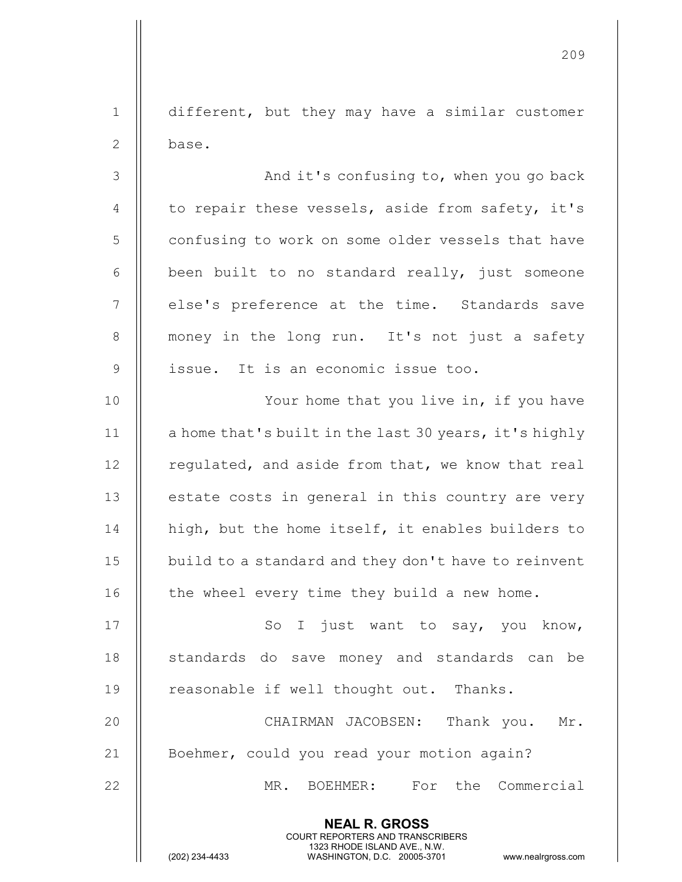different, but they may have a similar customer base.

And it's confusing to, when you go back to repair these vessels, aside from safety, it's confusing to work on some older vessels that have been built to no standard really, just someone else's preference at the time. Standards save money in the long run. It's not just a safety issue. It is an economic issue too.

Your home that you live in, if you have a home that's built in the last 30 years, it's highly regulated, and aside from that, we know that real estate costs in general in this country are very high, but the home itself, it enables builders to build to a standard and they don't have to reinvent the wheel every time they build a new home.

So I just want to say, you know, standards do save money and standards can be reasonable if well thought out. Thanks.

CHAIRMAN JACOBSEN: Thank you. Mr. Boehmer, could you read your motion again?

MR. BOEHMER: For the Commercial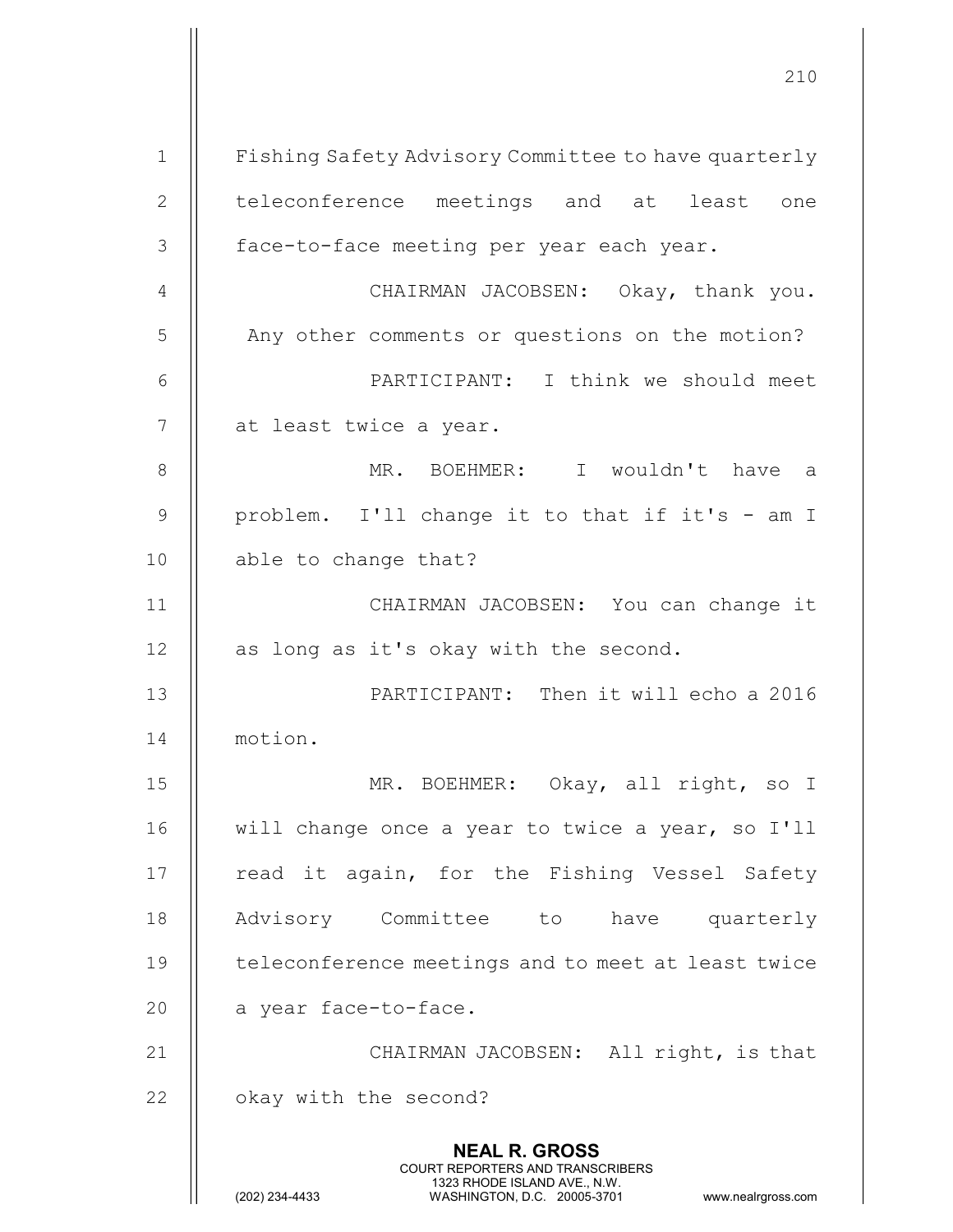Fishing Safety Advisory Committee to have quarterly teleconference meetings and at least one face-to-face meeting per year each year.

CHAIRMAN JACOBSEN: Okay, thank you. Any other comments or questions on the motion?

PARTICIPANT: I think we should meet at least twice a year.

MR. BOEHMER: I wouldn't have a problem. I'll change it to that if it's - am I able to change that?

CHAIRMAN JACOBSEN: You can change it as long as it's okay with the second.

PARTICIPANT: Then it will echo a 2016 motion.

MR. BOEHMER: Okay, all right, so I will change once a year to twice a year, so I'll read it again, for the Fishing Vessel Safety Advisory Committee to have quarterly teleconference meetings and to meet at least twice a year face-to-face.

CHAIRMAN JACOBSEN: All right, is that okay with the second?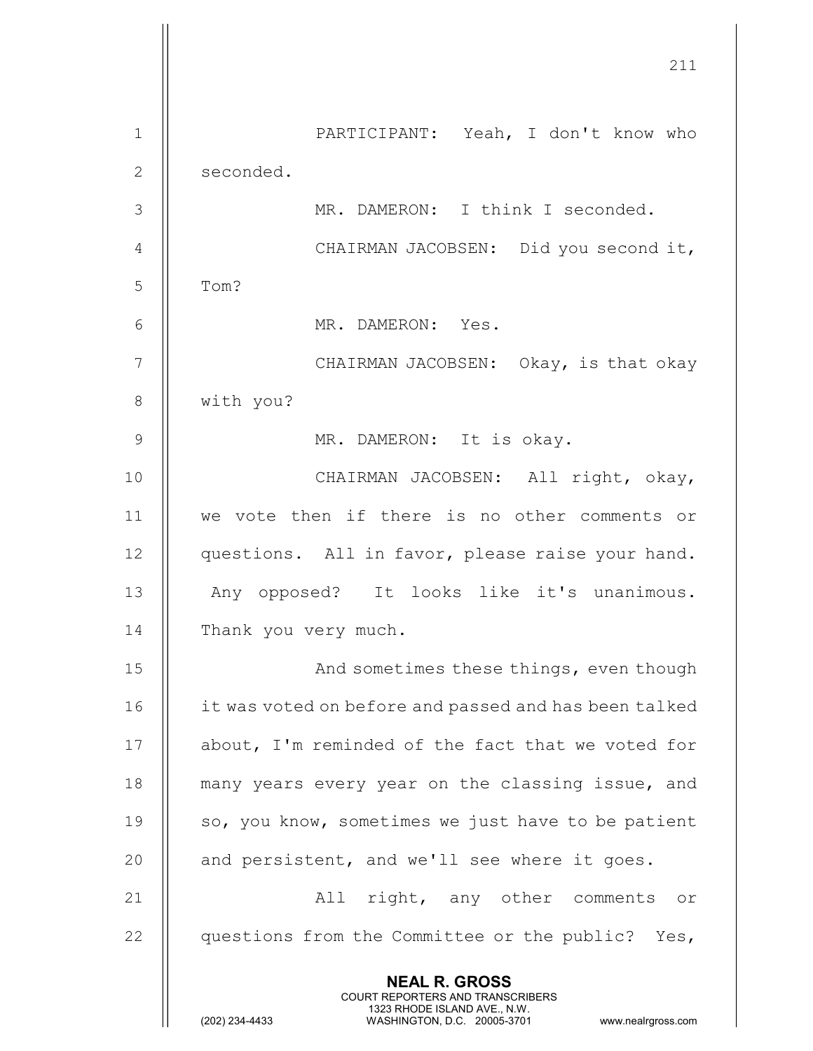PARTICIPANT: Yeah, I don't know who seconded.

MR. DAMERON: I think I seconded.

CHAIRMAN JACOBSEN: Did you second it, Tom?

MR. DAMERON: Yes.

CHAIRMAN JACOBSEN: Okay, is that okay with you?

MR. DAMERON: It is okay.

CHAIRMAN JACOBSEN: All right, okay, we vote then if there is no other comments or questions. All in favor, please raise your hand. Any opposed? It looks like it's unanimous. Thank you very much.

And sometimes these things, even though it was voted on before and passed and has been talked about, I'm reminded of the fact that we voted for many years every year on the classing issue, and so, you know, sometimes we just have to be patient and persistent, and we'll see where it goes.

All right, any other comments or questions from the Committee or the public? Yes,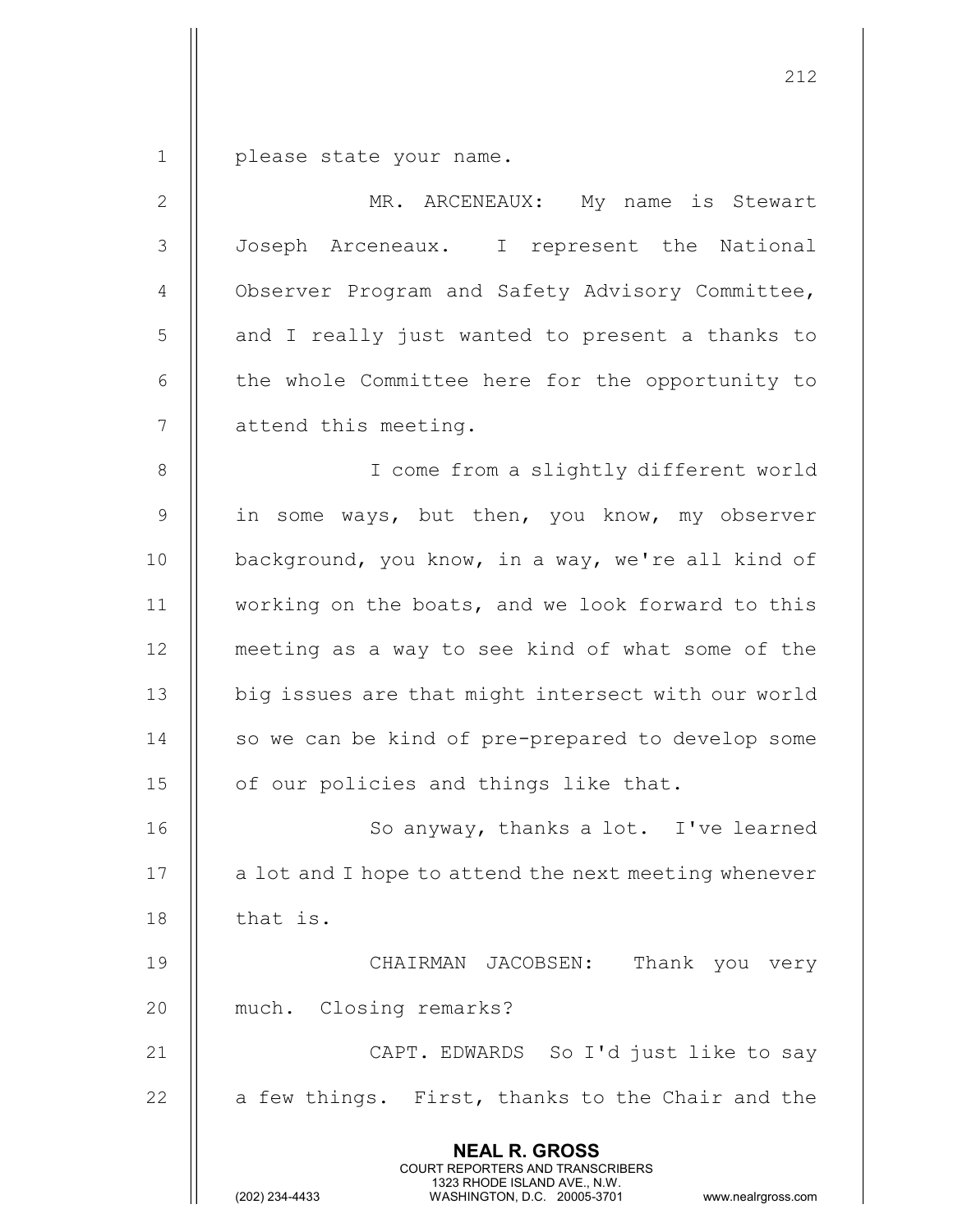please state your name.

MR. ARCENEAUX: My name is Stewart Joseph Arceneaux. I represent the National Observer Program and Safety Advisory Committee, and I really just wanted to present a thanks to the whole Committee here for the opportunity to attend this meeting.

I come from a slightly different world in some ways, but then, you know, my observer background, you know, in a way, we're all kind of working on the boats, and we look forward to this meeting as a way to see kind of what some of the big issues are that might intersect with our world so we can be kind of pre-prepared to develop some of our policies and things like that.

So anyway, thanks a lot. I've learned a lot and I hope to attend the next meeting whenever that is.

CHAIRMAN JACOBSEN: Thank you very much. Closing remarks?

CAPT. EDWARDS So I'd just like to say a few things. First, thanks to the Chair and the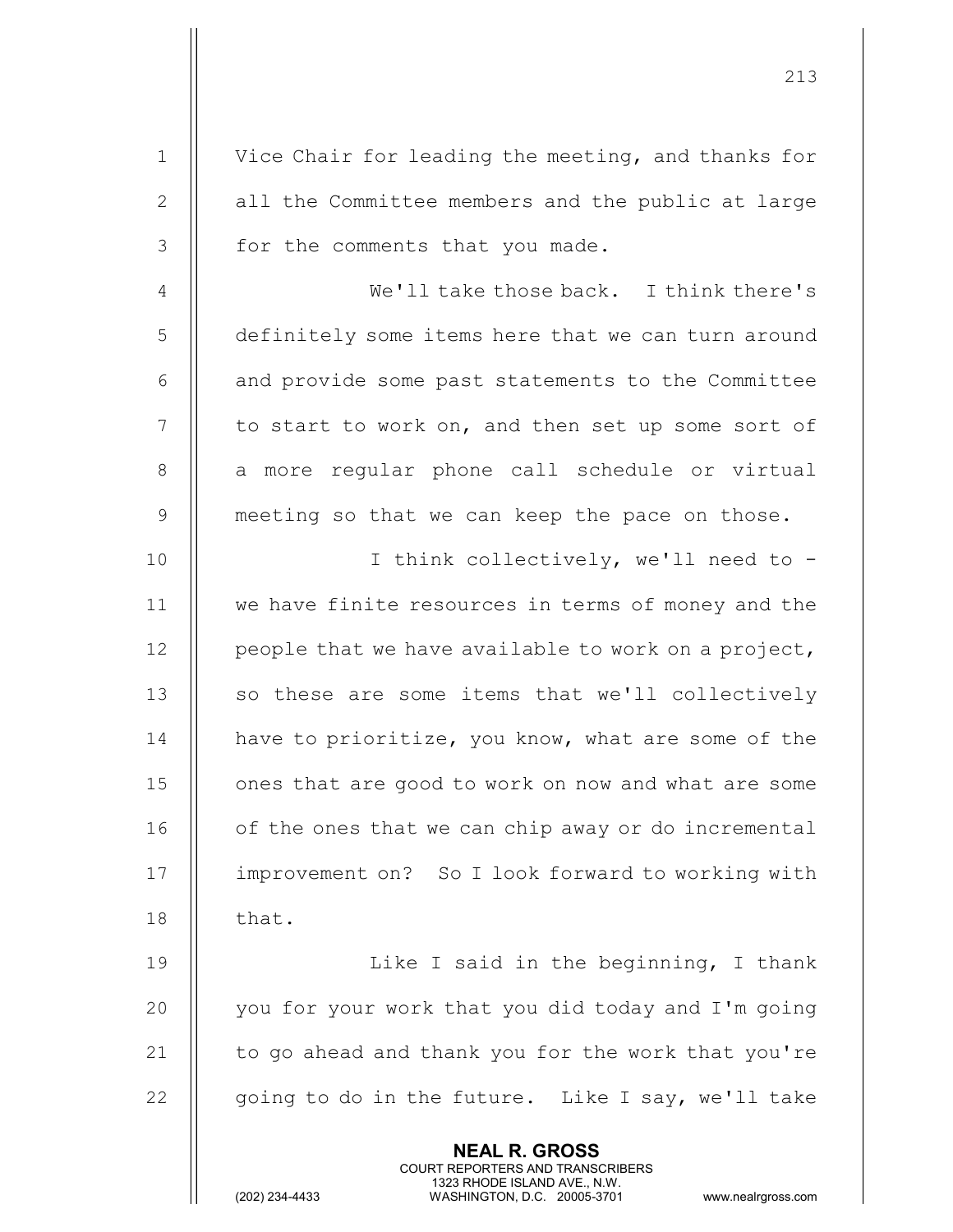Vice Chair for leading the meeting, and thanks for all the Committee members and the public at large for the comments that you made.

We'll take those back. I think there's definitely some items here that we can turn around and provide some past statements to the Committee to start to work on, and then set up some sort of a more regular phone call schedule or virtual meeting so that we can keep the pace on those.

I think collectively, we'll need to - we have finite resources in terms of money and the people that we have available to work on a project, so these are some items that we'll collectively have to prioritize, you know, what are some of the ones that are good to work on now and what are some of the ones that we can chip away or do incremental improvement on? So I look forward to working with that.

Like I said in the beginning, I thank you for your work that you did today and I'm going to go ahead and thank you for the work that you're going to do in the future. Like I say, we'll take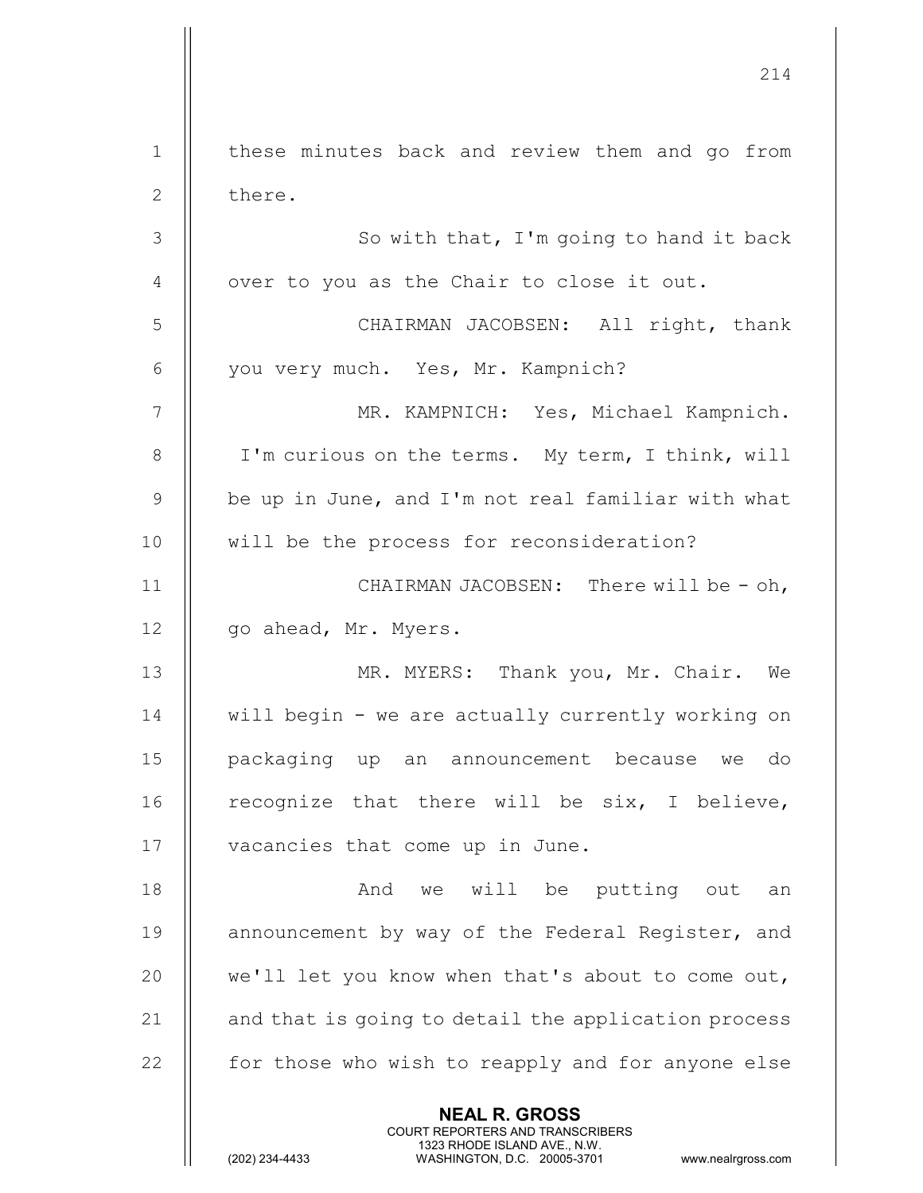these minutes back and review them and go from there.

So with that, I'm going to hand it back over to you as the Chair to close it out.

CHAIRMAN JACOBSEN: All right, thank you very much. Yes, Mr. Kampnich?

MR. KAMPNICH: Yes, Michael Kampnich. I'm curious on the terms. My term, I think, will be up in June, and I'm not real familiar with what will be the process for reconsideration?

CHAIRMAN JACOBSEN: There will be - oh, go ahead, Mr. Myers.

MR. MYERS: Thank you, Mr. Chair. We will begin - we are actually currently working on packaging up an announcement because we do recognize that there will be six, I believe, vacancies that come up in June.

And we will be putting out an announcement by way of the Federal Register, and we'll let you know when that's about to come out, and that is going to detail the application process for those who wish to reapply and for anyone else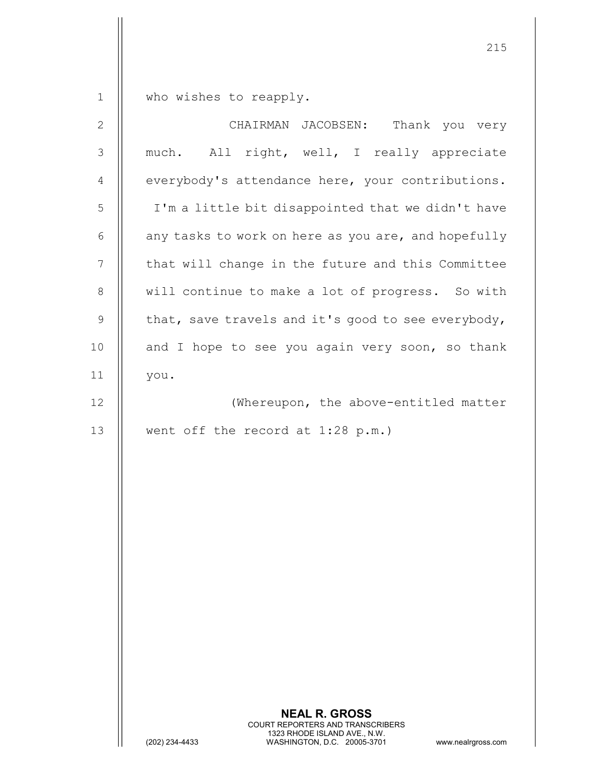who wishes to reapply.

CHAIRMAN JACOBSEN: Thank you very much. All right, well, I really appreciate everybody's attendance here, your contributions. I'm a little bit disappointed that we didn't have any tasks to work on here as you are, and hopefully that will change in the future and this Committee will continue to make a lot of progress. So with that, save travels and it's good to see everybody, and I hope to see you again very soon, so thank you.

(Whereupon, the above-entitled matter went off the record at 1:28 p.m.)